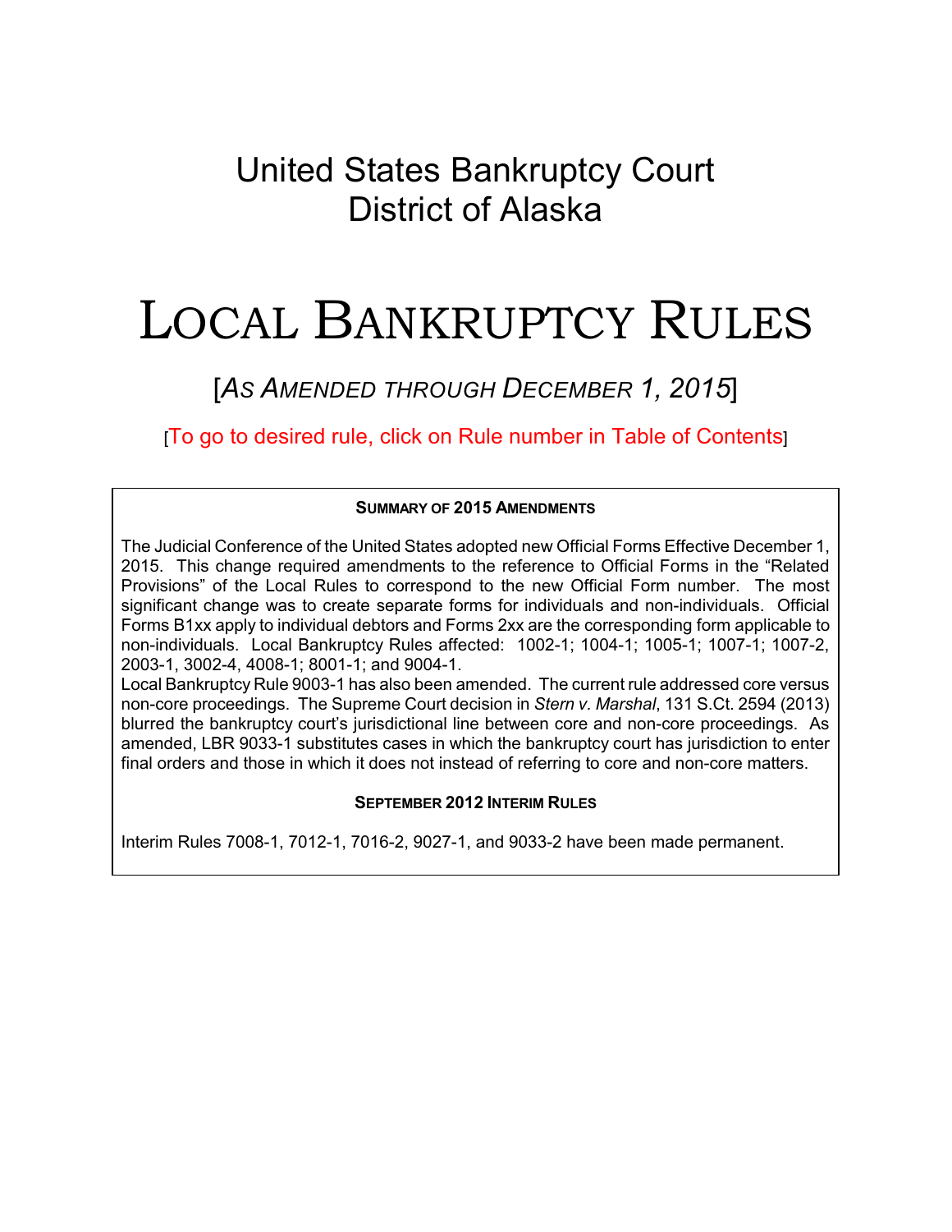# United States Bankruptcy Court
# District of Alaska

# LOCAL BANKRUPTCY RULES

## [*AS AMENDED THROUGH DECEMBER 1, 2015*]

[To go to desired rule, click on Rule number in Table of Contents]

**SUMMARY OF 2015 AMENDMENTS**

The Judicial Conference of the United States adopted new Official Forms Effective December 1, 2015. This change required amendments to the reference to Official Forms in the "Related Provisions" of the Local Rules to correspond to the new Official Form number. The most significant change was to create separate forms for individuals and non-individuals. Official Forms B1xx apply to individual debtors and Forms 2xx are the corresponding form applicable to non-individuals. Local Bankruptcy Rules affected: 1002-1; 1004-1; 1005-1; 1007-1; 1007-2, 2003-1, 3002-4, 4008-1; 8001-1; and 9004-1.

Local Bankruptcy Rule 9003-1 has also been amended. The current rule addressed core versus non-core proceedings. The Supreme Court decision in *Stern v. Marshal*, 131 S.Ct. 2594 (2013) blurred the bankruptcy court's jurisdictional line between core and non-core proceedings. As amended, LBR 9033-1 substitutes cases in which the bankruptcy court has jurisdiction to enter final orders and those in which it does not instead of referring to core and non-core matters.

**SEPTEMBER 2012 INTERIM RULES**

Interim Rules 7008-1, 7012-1, 7016-2, 9027-1, and 9033-2 have been made permanent.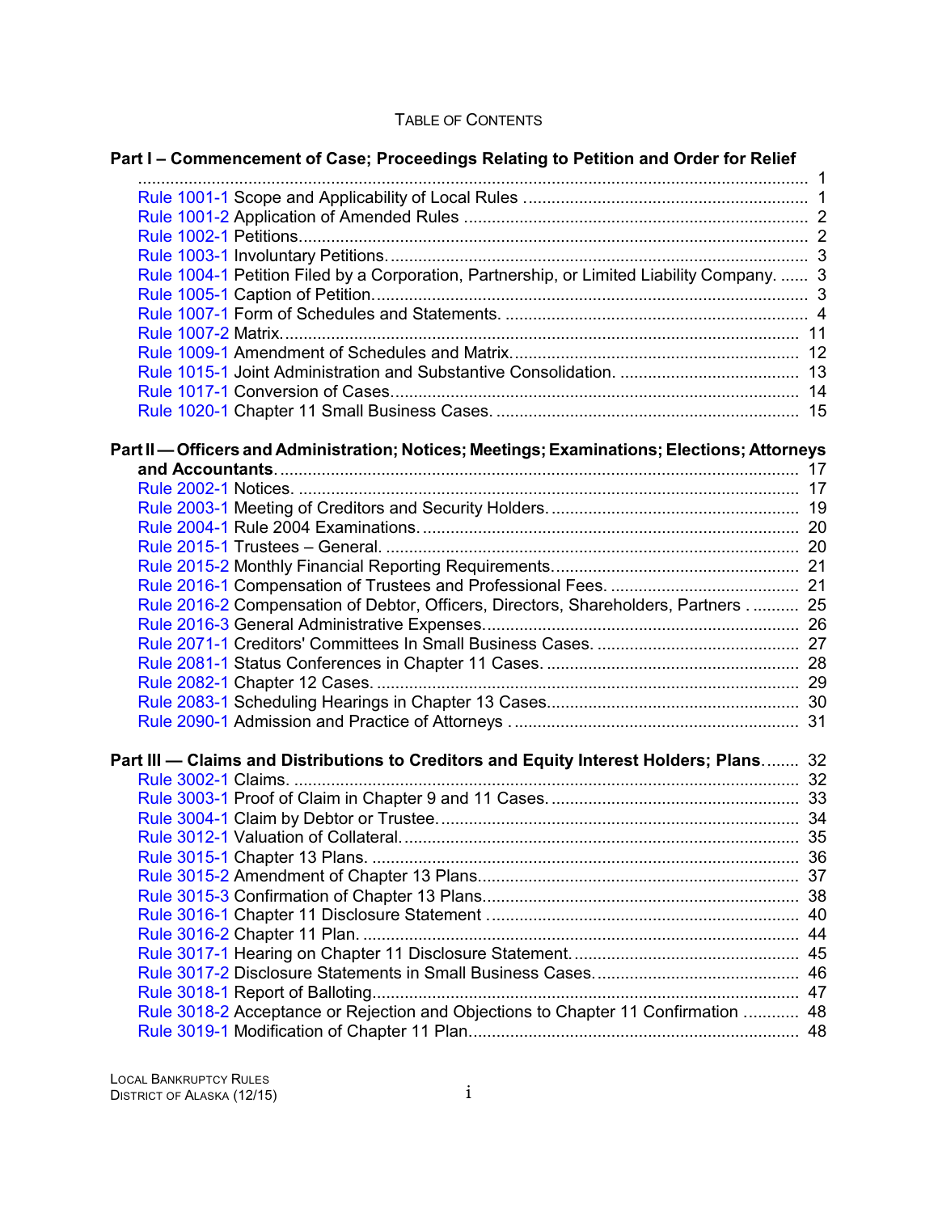# TABLE OF CONTENTS

**Part I – Commencement of Case; Proceedings Relating to Petition and Order for Relief** ..... 1

- Rule 1001-1 Scope and Applicability of Local Rules ..... 1
- Rule 1001-2 Application of Amended Rules ..... 2
- Rule 1002-1 Petitions. ..... 2
- Rule 1003-1 Involuntary Petitions. ..... 3
- Rule 1004-1 Petition Filed by a Corporation, Partnership, or Limited Liability Company. ..... 3
- Rule 1005-1 Caption of Petition. ..... 3
- Rule 1007-1 Form of Schedules and Statements. ..... 4
- Rule 1007-2 Matrix. ..... 11
- Rule 1009-1 Amendment of Schedules and Matrix. ..... 12
- Rule 1015-1 Joint Administration and Substantive Consolidation. ..... 13
- Rule 1017-1 Conversion of Cases. ..... 14
- Rule 1020-1 Chapter 11 Small Business Cases. ..... 15

**Part II — Officers and Administration; Notices; Meetings; Examinations; Elections; Attorneys and Accountants.** ..... 17

- Rule 2002-1 Notices. ..... 17
- Rule 2003-1 Meeting of Creditors and Security Holders. ..... 19
- Rule 2004-1 Rule 2004 Examinations. ..... 20
- Rule 2015-1 Trustees – General. ..... 20
- Rule 2015-2 Monthly Financial Reporting Requirements. ..... 21
- Rule 2016-1 Compensation of Trustees and Professional Fees. ..... 21
- Rule 2016-2 Compensation of Debtor, Officers, Directors, Shareholders, Partners ..... 25
- Rule 2016-3 General Administrative Expenses. ..... 26
- Rule 2071-1 Creditors' Committees In Small Business Cases. ..... 27
- Rule 2081-1 Status Conferences in Chapter 11 Cases. ..... 28
- Rule 2082-1 Chapter 12 Cases. ..... 29
- Rule 2083-1 Scheduling Hearings in Chapter 13 Cases. ..... 30
- Rule 2090-1 Admission and Practice of Attorneys ..... 31

**Part III — Claims and Distributions to Creditors and Equity Interest Holders; Plans.** ..... 32

- Rule 3002-1 Claims. ..... 32
- Rule 3003-1 Proof of Claim in Chapter 9 and 11 Cases. ..... 33
- Rule 3004-1 Claim by Debtor or Trustee. ..... 34
- Rule 3012-1 Valuation of Collateral. ..... 35
- Rule 3015-1 Chapter 13 Plans. ..... 36
- Rule 3015-2 Amendment of Chapter 13 Plans. ..... 37
- Rule 3015-3 Confirmation of Chapter 13 Plans. ..... 38
- Rule 3016-1 Chapter 11 Disclosure Statement ..... 40
- Rule 3016-2 Chapter 11 Plan. ..... 44
- Rule 3017-1 Hearing on Chapter 11 Disclosure Statement. ..... 45
- Rule 3017-2 Disclosure Statements in Small Business Cases. ..... 46
- Rule 3018-1 Report of Balloting ..... 47
- Rule 3018-2 Acceptance or Rejection and Objections to Chapter 11 Confirmation ..... 48
- Rule 3019-1 Modification of Chapter 11 Plan. ..... 48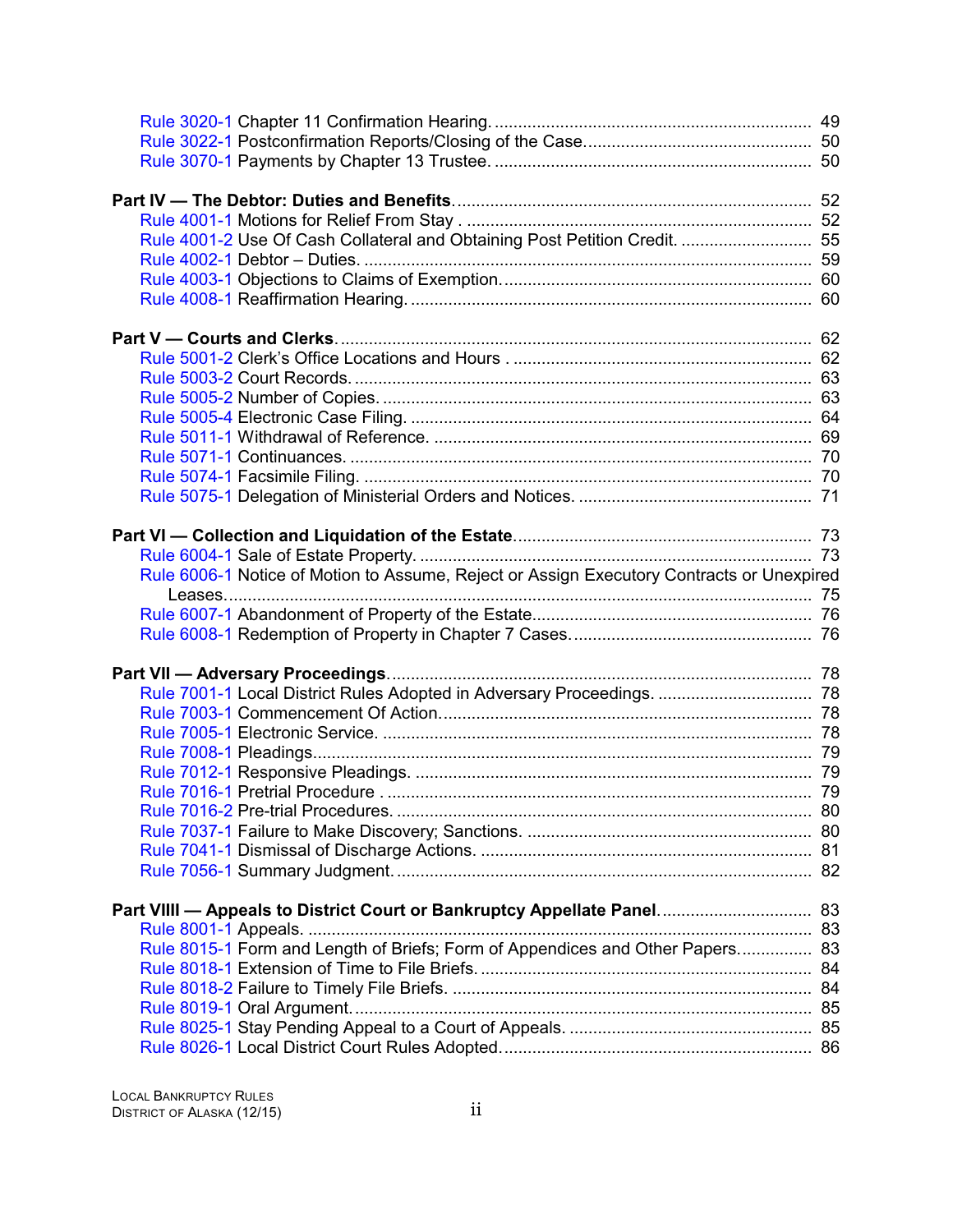Rule 3020-1 Chapter 11 Confirmation Hearing. .... 49
Rule 3022-1 Postconfirmation Reports/Closing of the Case. .... 50
Rule 3070-1 Payments by Chapter 13 Trustee. .... 50

**Part IV — The Debtor: Duties and Benefits**. .... 52
Rule 4001-1 Motions for Relief From Stay . .... 52
Rule 4001-2 Use Of Cash Collateral and Obtaining Post Petition Credit. .... 55
Rule 4002-1 Debtor – Duties. .... 59
Rule 4003-1 Objections to Claims of Exemption. .... 60
Rule 4008-1 Reaffirmation Hearing. .... 60

**Part V — Courts and Clerks**. .... 62
Rule 5001-2 Clerk's Office Locations and Hours . .... 62
Rule 5003-2 Court Records. .... 63
Rule 5005-2 Number of Copies. .... 63
Rule 5005-4 Electronic Case Filing. .... 64
Rule 5011-1 Withdrawal of Reference. .... 69
Rule 5071-1 Continuances. .... 70
Rule 5074-1 Facsimile Filing. .... 70
Rule 5075-1 Delegation of Ministerial Orders and Notices. .... 71

**Part VI — Collection and Liquidation of the Estate**. .... 73
Rule 6004-1 Sale of Estate Property. .... 73
Rule 6006-1 Notice of Motion to Assume, Reject or Assign Executory Contracts or Unexpired Leases. .... 75
Rule 6007-1 Abandonment of Property of the Estate. .... 76
Rule 6008-1 Redemption of Property in Chapter 7 Cases. .... 76

**Part VII — Adversary Proceedings**. .... 78
Rule 7001-1 Local District Rules Adopted in Adversary Proceedings. .... 78
Rule 7003-1 Commencement Of Action. .... 78
Rule 7005-1 Electronic Service. .... 78
Rule 7008-1 Pleadings. .... 79
Rule 7012-1 Responsive Pleadings. .... 79
Rule 7016-1 Pretrial Procedure . .... 79
Rule 7016-2 Pre-trial Procedures. .... 80
Rule 7037-1 Failure to Make Discovery; Sanctions. .... 80
Rule 7041-1 Dismissal of Discharge Actions. .... 81
Rule 7056-1 Summary Judgment. .... 82

**Part VIIII — Appeals to District Court or Bankruptcy Appellate Panel**. .... 83
Rule 8001-1 Appeals. .... 83
Rule 8015-1 Form and Length of Briefs; Form of Appendices and Other Papers. .... 83
Rule 8018-1 Extension of Time to File Briefs. .... 84
Rule 8018-2 Failure to Timely File Briefs. .... 84
Rule 8019-1 Oral Argument. .... 85
Rule 8025-1 Stay Pending Appeal to a Court of Appeals. .... 85
Rule 8026-1 Local District Court Rules Adopted. .... 86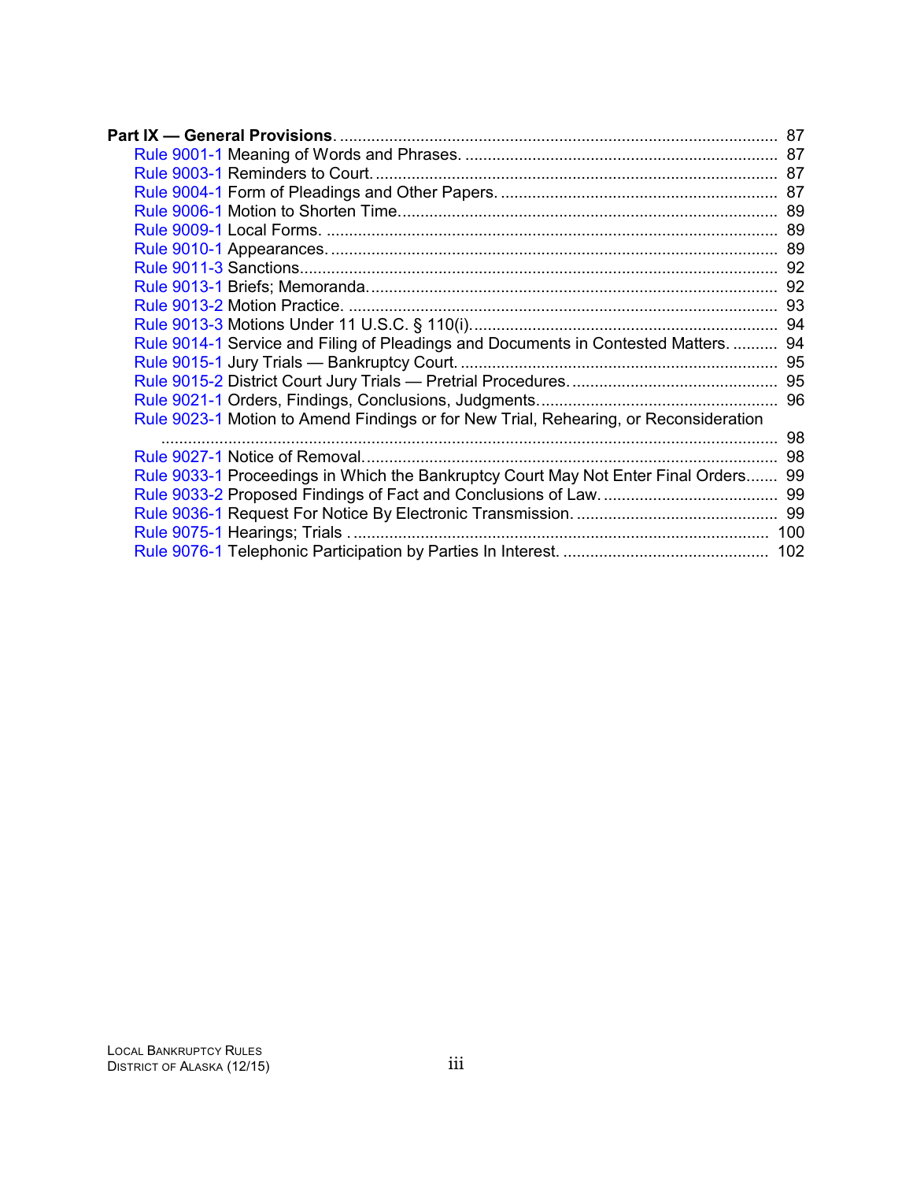**Part IX — General Provisions.** ........ 87

- Rule 9001-1 Meaning of Words and Phrases. ........ 87
- Rule 9003-1 Reminders to Court. ........ 87
- Rule 9004-1 Form of Pleadings and Other Papers. ........ 87
- Rule 9006-1 Motion to Shorten Time. ........ 89
- Rule 9009-1 Local Forms. ........ 89
- Rule 9010-1 Appearances. ........ 89
- Rule 9011-3 Sanctions. ........ 92
- Rule 9013-1 Briefs; Memoranda. ........ 92
- Rule 9013-2 Motion Practice. ........ 93
- Rule 9013-3 Motions Under 11 U.S.C. § 110(i). ........ 94
- Rule 9014-1 Service and Filing of Pleadings and Documents in Contested Matters. ........ 94
- Rule 9015-1 Jury Trials — Bankruptcy Court. ........ 95
- Rule 9015-2 District Court Jury Trials — Pretrial Procedures. ........ 95
- Rule 9021-1 Orders, Findings, Conclusions, Judgments. ........ 96
- Rule 9023-1 Motion to Amend Findings or for New Trial, Rehearing, or Reconsideration ........ 98
- Rule 9027-1 Notice of Removal. ........ 98
- Rule 9033-1 Proceedings in Which the Bankruptcy Court May Not Enter Final Orders ........ 99
- Rule 9033-2 Proposed Findings of Fact and Conclusions of Law. ........ 99
- Rule 9036-1 Request For Notice By Electronic Transmission. ........ 99
- Rule 9075-1 Hearings; Trials ........ 100
- Rule 9076-1 Telephonic Participation by Parties In Interest. ........ 102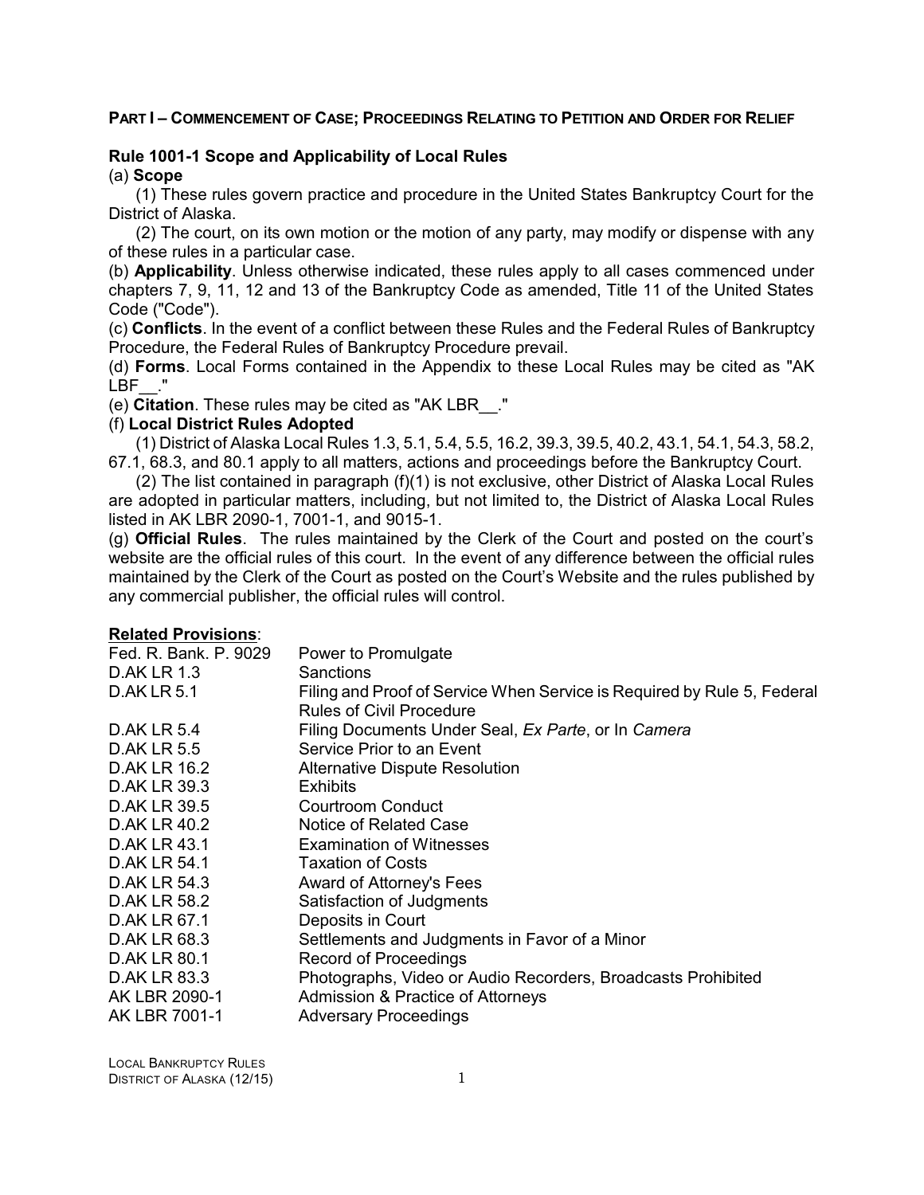## PART I – COMMENCEMENT OF CASE; PROCEEDINGS RELATING TO PETITION AND ORDER FOR RELIEF

### Rule 1001-1 Scope and Applicability of Local Rules

(a) **Scope**

(1) These rules govern practice and procedure in the United States Bankruptcy Court for the District of Alaska.

(2) The court, on its own motion or the motion of any party, may modify or dispense with any of these rules in a particular case.

(b) **Applicability**. Unless otherwise indicated, these rules apply to all cases commenced under chapters 7, 9, 11, 12 and 13 of the Bankruptcy Code as amended, Title 11 of the United States Code ("Code").

(c) **Conflicts**. In the event of a conflict between these Rules and the Federal Rules of Bankruptcy Procedure, the Federal Rules of Bankruptcy Procedure prevail.

(d) **Forms**. Local Forms contained in the Appendix to these Local Rules may be cited as "AK LBF__."

(e) **Citation**. These rules may be cited as "AK LBR__."

(f) **Local District Rules Adopted**

(1) District of Alaska Local Rules 1.3, 5.1, 5.4, 5.5, 16.2, 39.3, 39.5, 40.2, 43.1, 54.1, 54.3, 58.2, 67.1, 68.3, and 80.1 apply to all matters, actions and proceedings before the Bankruptcy Court.

(2) The list contained in paragraph (f)(1) is not exclusive, other District of Alaska Local Rules are adopted in particular matters, including, but not limited to, the District of Alaska Local Rules listed in AK LBR 2090-1, 7001-1, and 9015-1.

(g) **Official Rules**. The rules maintained by the Clerk of the Court and posted on the court's website are the official rules of this court. In the event of any difference between the official rules maintained by the Clerk of the Court as posted on the Court's Website and the rules published by any commercial publisher, the official rules will control.

**Related Provisions**:

| | |
|---|---|
| Fed. R. Bank. P. 9029 | Power to Promulgate |
| D.AK LR 1.3 | Sanctions |
| D.AK LR 5.1 | Filing and Proof of Service When Service is Required by Rule 5, Federal Rules of Civil Procedure |
| D.AK LR 5.4 | Filing Documents Under Seal, *Ex Parte*, or In *Camera* |
| D.AK LR 5.5 | Service Prior to an Event |
| D.AK LR 16.2 | Alternative Dispute Resolution |
| D.AK LR 39.3 | Exhibits |
| D.AK LR 39.5 | Courtroom Conduct |
| D.AK LR 40.2 | Notice of Related Case |
| D.AK LR 43.1 | Examination of Witnesses |
| D.AK LR 54.1 | Taxation of Costs |
| D.AK LR 54.3 | Award of Attorney's Fees |
| D.AK LR 58.2 | Satisfaction of Judgments |
| D.AK LR 67.1 | Deposits in Court |
| D.AK LR 68.3 | Settlements and Judgments in Favor of a Minor |
| D.AK LR 80.1 | Record of Proceedings |
| D.AK LR 83.3 | Photographs, Video or Audio Recorders, Broadcasts Prohibited |
| AK LBR 2090-1 | Admission & Practice of Attorneys |
| AK LBR 7001-1 | Adversary Proceedings |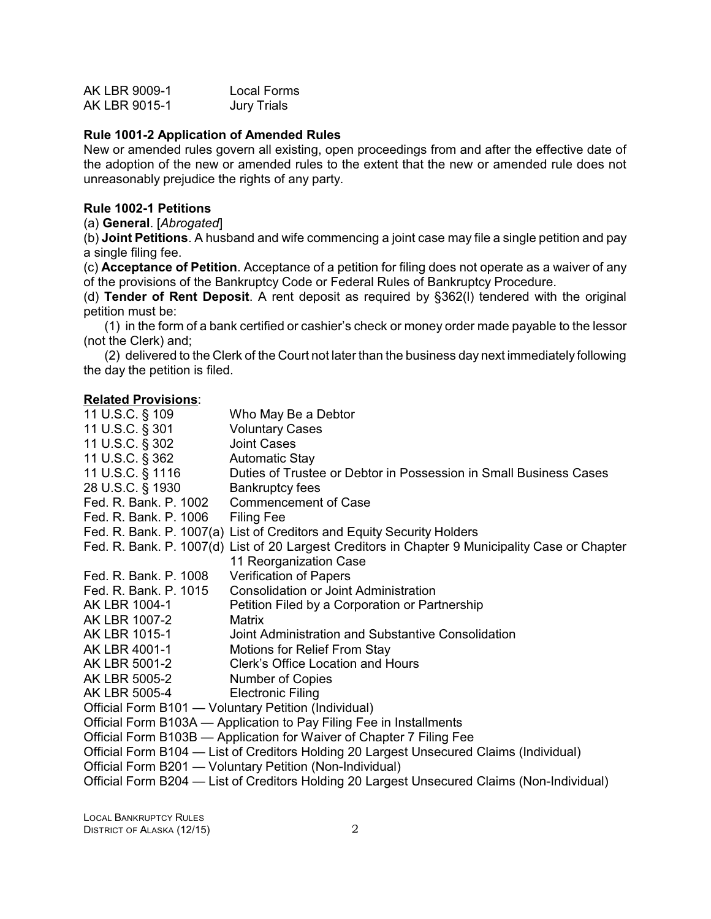| | |
|---|---|
| AK LBR 9009-1 | Local Forms |
| AK LBR 9015-1 | Jury Trials |

**Rule 1001-2 Application of Amended Rules**

New or amended rules govern all existing, open proceedings from and after the effective date of the adoption of the new or amended rules to the extent that the new or amended rule does not unreasonably prejudice the rights of any party.

**Rule 1002-1 Petitions**

(a) **General**. [*Abrogated*]

(b) **Joint Petitions**. A husband and wife commencing a joint case may file a single petition and pay a single filing fee.

(c) **Acceptance of Petition**. Acceptance of a petition for filing does not operate as a waiver of any of the provisions of the Bankruptcy Code or Federal Rules of Bankruptcy Procedure.

(d) **Tender of Rent Deposit**. A rent deposit as required by §362(l) tendered with the original petition must be:

(1) in the form of a bank certified or cashier's check or money order made payable to the lessor (not the Clerk) and;

(2) delivered to the Clerk of the Court not later than the business day next immediately following the day the petition is filed.

**Related Provisions**:

| | |
|---|---|
| 11 U.S.C. § 109 | Who May Be a Debtor |
| 11 U.S.C. § 301 | Voluntary Cases |
| 11 U.S.C. § 302 | Joint Cases |
| 11 U.S.C. § 362 | Automatic Stay |
| 11 U.S.C. § 1116 | Duties of Trustee or Debtor in Possession in Small Business Cases |
| 28 U.S.C. § 1930 | Bankruptcy fees |
| Fed. R. Bank. P. 1002 | Commencement of Case |
| Fed. R. Bank. P. 1006 | Filing Fee |
| Fed. R. Bank. P. 1007(a) | List of Creditors and Equity Security Holders |
| Fed. R. Bank. P. 1007(d) | List of 20 Largest Creditors in Chapter 9 Municipality Case or Chapter 11 Reorganization Case |
| Fed. R. Bank. P. 1008 | Verification of Papers |
| Fed. R. Bank. P. 1015 | Consolidation or Joint Administration |
| AK LBR 1004-1 | Petition Filed by a Corporation or Partnership |
| AK LBR 1007-2 | Matrix |
| AK LBR 1015-1 | Joint Administration and Substantive Consolidation |
| AK LBR 4001-1 | Motions for Relief From Stay |
| AK LBR 5001-2 | Clerk's Office Location and Hours |
| AK LBR 5005-2 | Number of Copies |
| AK LBR 5005-4 | Electronic Filing |

Official Form B101 — Voluntary Petition (Individual)

Official Form B103A — Application to Pay Filing Fee in Installments

Official Form B103B — Application for Waiver of Chapter 7 Filing Fee

Official Form B104 — List of Creditors Holding 20 Largest Unsecured Claims (Individual)

Official Form B201 — Voluntary Petition (Non-Individual)

Official Form B204 — List of Creditors Holding 20 Largest Unsecured Claims (Non-Individual)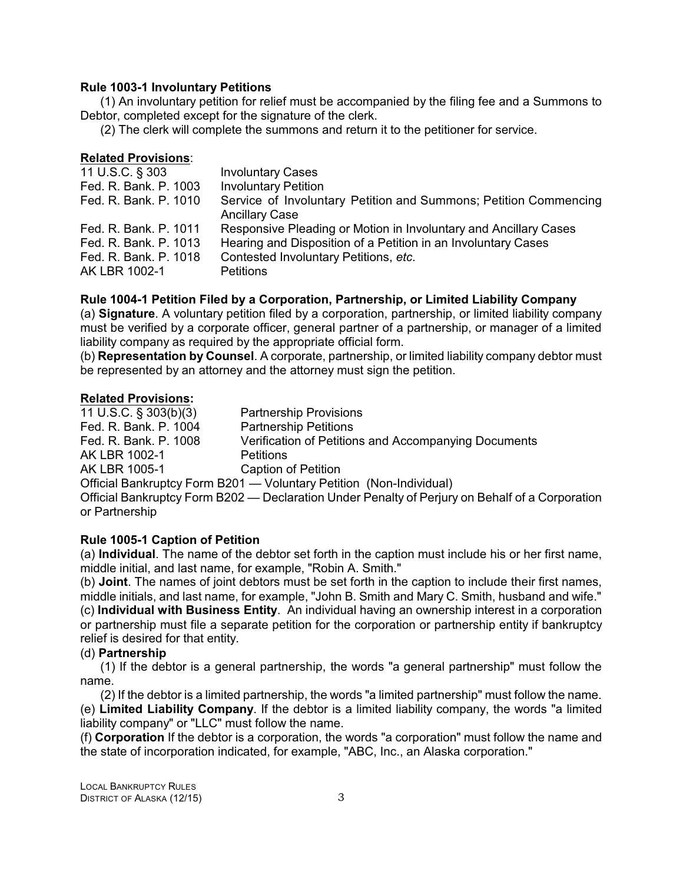**Rule 1003-1 Involuntary Petitions**

(1) An involuntary petition for relief must be accompanied by the filing fee and a Summons to Debtor, completed except for the signature of the clerk.

(2) The clerk will complete the summons and return it to the petitioner for service.

**Related Provisions**:

| | |
|---|---|
| 11 U.S.C. § 303 | Involuntary Cases |
| Fed. R. Bank. P. 1003 | Involuntary Petition |
| Fed. R. Bank. P. 1010 | Service of Involuntary Petition and Summons; Petition Commencing Ancillary Case |
| Fed. R. Bank. P. 1011 | Responsive Pleading or Motion in Involuntary and Ancillary Cases |
| Fed. R. Bank. P. 1013 | Hearing and Disposition of a Petition in an Involuntary Cases |
| Fed. R. Bank. P. 1018 | Contested Involuntary Petitions, *etc.* |
| AK LBR 1002-1 | Petitions |

**Rule 1004-1 Petition Filed by a Corporation, Partnership, or Limited Liability Company**

(a) **Signature**. A voluntary petition filed by a corporation, partnership, or limited liability company must be verified by a corporate officer, general partner of a partnership, or manager of a limited liability company as required by the appropriate official form.

(b) **Representation by Counsel**. A corporate, partnership, or limited liability company debtor must be represented by an attorney and the attorney must sign the petition.

**Related Provisions:**

| | |
|---|---|
| 11 U.S.C. § 303(b)(3) | Partnership Provisions |
| Fed. R. Bank. P. 1004 | Partnership Petitions |
| Fed. R. Bank. P. 1008 | Verification of Petitions and Accompanying Documents |
| AK LBR 1002-1 | Petitions |
| AK LBR 1005-1 | Caption of Petition |

Official Bankruptcy Form B201 — Voluntary Petition (Non-Individual)

Official Bankruptcy Form B202 — Declaration Under Penalty of Perjury on Behalf of a Corporation or Partnership

**Rule 1005-1 Caption of Petition**

(a) **Individual**. The name of the debtor set forth in the caption must include his or her first name, middle initial, and last name, for example, "Robin A. Smith."

(b) **Joint**. The names of joint debtors must be set forth in the caption to include their first names, middle initials, and last name, for example, "John B. Smith and Mary C. Smith, husband and wife."

(c) **Individual with Business Entity**. An individual having an ownership interest in a corporation or partnership must file a separate petition for the corporation or partnership entity if bankruptcy relief is desired for that entity.

(d) **Partnership**

(1) If the debtor is a general partnership, the words "a general partnership" must follow the name.

(2) If the debtor is a limited partnership, the words "a limited partnership" must follow the name.

(e) **Limited Liability Company**. If the debtor is a limited liability company, the words "a limited liability company" or "LLC" must follow the name.

(f) **Corporation** If the debtor is a corporation, the words "a corporation" must follow the name and the state of incorporation indicated, for example, "ABC, Inc., an Alaska corporation."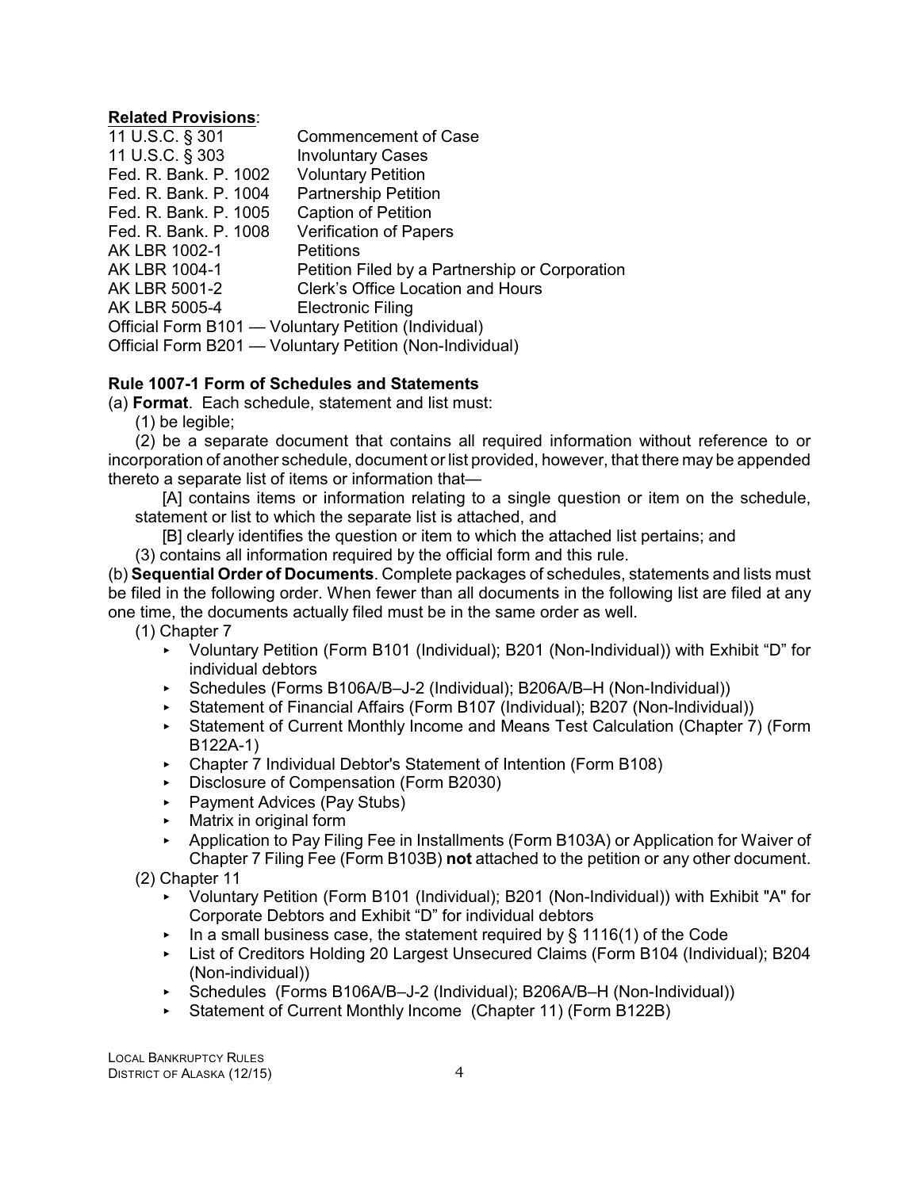**Related Provisions**:

| | |
|---|---|
| 11 U.S.C. § 301 | Commencement of Case |
| 11 U.S.C. § 303 | Involuntary Cases |
| Fed. R. Bank. P. 1002 | Voluntary Petition |
| Fed. R. Bank. P. 1004 | Partnership Petition |
| Fed. R. Bank. P. 1005 | Caption of Petition |
| Fed. R. Bank. P. 1008 | Verification of Papers |
| AK LBR 1002-1 | Petitions |
| AK LBR 1004-1 | Petition Filed by a Partnership or Corporation |
| AK LBR 5001-2 | Clerk's Office Location and Hours |
| AK LBR 5005-4 | Electronic Filing |

Official Form B101 — Voluntary Petition (Individual)
Official Form B201 — Voluntary Petition (Non-Individual)

**Rule 1007-1 Form of Schedules and Statements**

(a) **Format**. Each schedule, statement and list must:

(1) be legible;

(2) be a separate document that contains all required information without reference to or incorporation of another schedule, document or list provided, however, that there may be appended thereto a separate list of items or information that—

[A] contains items or information relating to a single question or item on the schedule, statement or list to which the separate list is attached, and

[B] clearly identifies the question or item to which the attached list pertains; and

(3) contains all information required by the official form and this rule.

(b) **Sequential Order of Documents**. Complete packages of schedules, statements and lists must be filed in the following order. When fewer than all documents in the following list are filed at any one time, the documents actually filed must be in the same order as well.

(1) Chapter 7

- Voluntary Petition (Form B101 (Individual); B201 (Non-Individual)) with Exhibit "D" for individual debtors
- Schedules (Forms B106A/B–J-2 (Individual); B206A/B–H (Non-Individual))
- Statement of Financial Affairs (Form B107 (Individual); B207 (Non-Individual))
- Statement of Current Monthly Income and Means Test Calculation (Chapter 7) (Form B122A-1)
- Chapter 7 Individual Debtor's Statement of Intention (Form B108)
- Disclosure of Compensation (Form B2030)
- Payment Advices (Pay Stubs)
- Matrix in original form
- Application to Pay Filing Fee in Installments (Form B103A) or Application for Waiver of Chapter 7 Filing Fee (Form B103B) **not** attached to the petition or any other document.

(2) Chapter 11

- Voluntary Petition (Form B101 (Individual); B201 (Non-Individual)) with Exhibit "A" for Corporate Debtors and Exhibit "D" for individual debtors
- In a small business case, the statement required by § 1116(1) of the Code
- List of Creditors Holding 20 Largest Unsecured Claims (Form B104 (Individual); B204 (Non-individual))
- Schedules (Forms B106A/B–J-2 (Individual); B206A/B–H (Non-Individual))
- Statement of Current Monthly Income (Chapter 11) (Form B122B)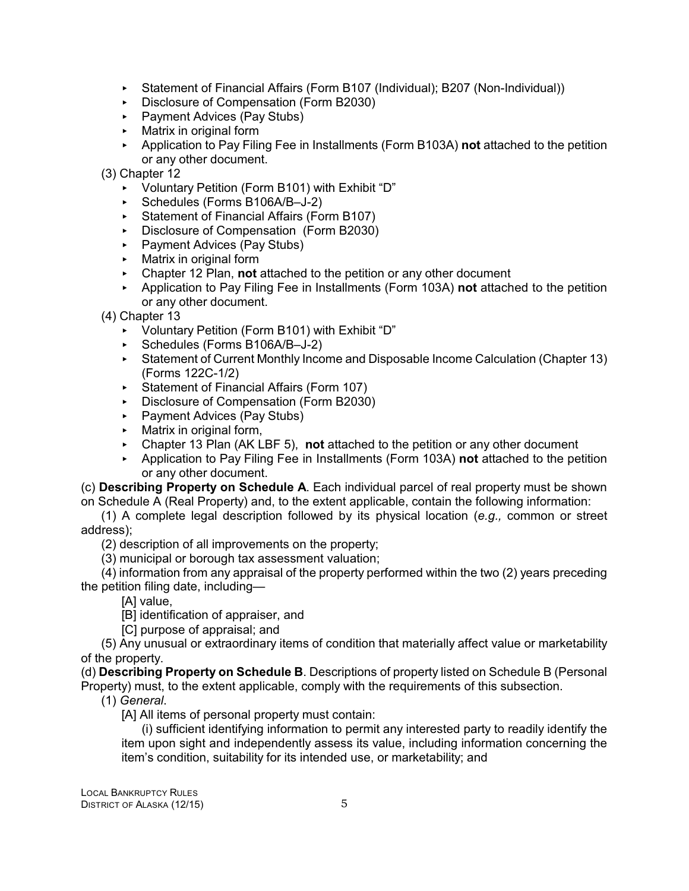- Statement of Financial Affairs (Form B107 (Individual); B207 (Non-Individual))
- Disclosure of Compensation (Form B2030)
- Payment Advices (Pay Stubs)
- Matrix in original form
- Application to Pay Filing Fee in Installments (Form B103A) **not** attached to the petition or any other document.

(3) Chapter 12

- Voluntary Petition (Form B101) with Exhibit "D"
- Schedules (Forms B106A/B–J-2)
- Statement of Financial Affairs (Form B107)
- Disclosure of Compensation (Form B2030)
- Payment Advices (Pay Stubs)
- Matrix in original form
- Chapter 12 Plan, **not** attached to the petition or any other document
- Application to Pay Filing Fee in Installments (Form 103A) **not** attached to the petition or any other document.

(4) Chapter 13

- Voluntary Petition (Form B101) with Exhibit "D"
- Schedules (Forms B106A/B–J-2)
- Statement of Current Monthly Income and Disposable Income Calculation (Chapter 13) (Forms 122C-1/2)
- Statement of Financial Affairs (Form 107)
- Disclosure of Compensation (Form B2030)
- Payment Advices (Pay Stubs)
- Matrix in original form,
- Chapter 13 Plan (AK LBF 5), **not** attached to the petition or any other document
- Application to Pay Filing Fee in Installments (Form 103A) **not** attached to the petition or any other document.

(c) **Describing Property on Schedule A**. Each individual parcel of real property must be shown on Schedule A (Real Property) and, to the extent applicable, contain the following information:

(1) A complete legal description followed by its physical location (*e.g.,* common or street address);

(2) description of all improvements on the property;

(3) municipal or borough tax assessment valuation;

(4) information from any appraisal of the property performed within the two (2) years preceding the petition filing date, including—

[A] value,

[B] identification of appraiser, and

[C] purpose of appraisal; and

(5) Any unusual or extraordinary items of condition that materially affect value or marketability of the property.

(d) **Describing Property on Schedule B**. Descriptions of property listed on Schedule B (Personal Property) must, to the extent applicable, comply with the requirements of this subsection.

(1) *General*.

[A] All items of personal property must contain:

(i) sufficient identifying information to permit any interested party to readily identify the item upon sight and independently assess its value, including information concerning the item's condition, suitability for its intended use, or marketability; and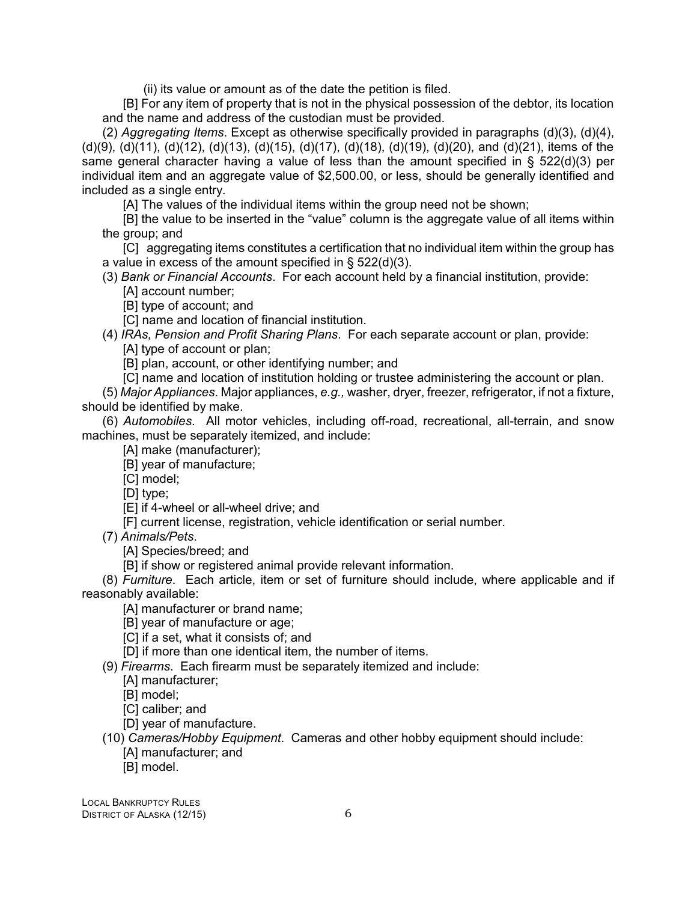(ii) its value or amount as of the date the petition is filed.

[B] For any item of property that is not in the physical possession of the debtor, its location and the name and address of the custodian must be provided.

(2) *Aggregating Items*. Except as otherwise specifically provided in paragraphs (d)(3), (d)(4), (d)(9), (d)(11), (d)(12), (d)(13), (d)(15), (d)(17), (d)(18), (d)(19), (d)(20), and (d)(21), items of the same general character having a value of less than the amount specified in § 522(d)(3) per individual item and an aggregate value of $2,500.00, or less, should be generally identified and included as a single entry.

[A] The values of the individual items within the group need not be shown;

[B] the value to be inserted in the "value" column is the aggregate value of all items within the group; and

[C] aggregating items constitutes a certification that no individual item within the group has a value in excess of the amount specified in § 522(d)(3).

(3) *Bank or Financial Accounts*. For each account held by a financial institution, provide:

[A] account number;

[B] type of account; and

[C] name and location of financial institution.

(4) *IRAs, Pension and Profit Sharing Plans*. For each separate account or plan, provide:

[A] type of account or plan;

[B] plan, account, or other identifying number; and

[C] name and location of institution holding or trustee administering the account or plan.

(5) *Major Appliances*. Major appliances, *e.g.,* washer, dryer, freezer, refrigerator, if not a fixture, should be identified by make.

(6) *Automobiles*. All motor vehicles, including off-road, recreational, all-terrain, and snow machines, must be separately itemized, and include:

[A] make (manufacturer);

[B] year of manufacture;

[C] model;

[D] type;

[E] if 4-wheel or all-wheel drive; and

[F] current license, registration, vehicle identification or serial number.

(7) *Animals/Pets*.

[A] Species/breed; and

[B] if show or registered animal provide relevant information.

(8) *Furniture*. Each article, item or set of furniture should include, where applicable and if reasonably available:

[A] manufacturer or brand name;

[B] year of manufacture or age;

[C] if a set, what it consists of; and

[D] if more than one identical item, the number of items.

(9) *Firearms*. Each firearm must be separately itemized and include:

[A] manufacturer;

[B] model;

[C] caliber; and

[D] year of manufacture.

(10) *Cameras/Hobby Equipment*. Cameras and other hobby equipment should include:

[A] manufacturer; and

[B] model.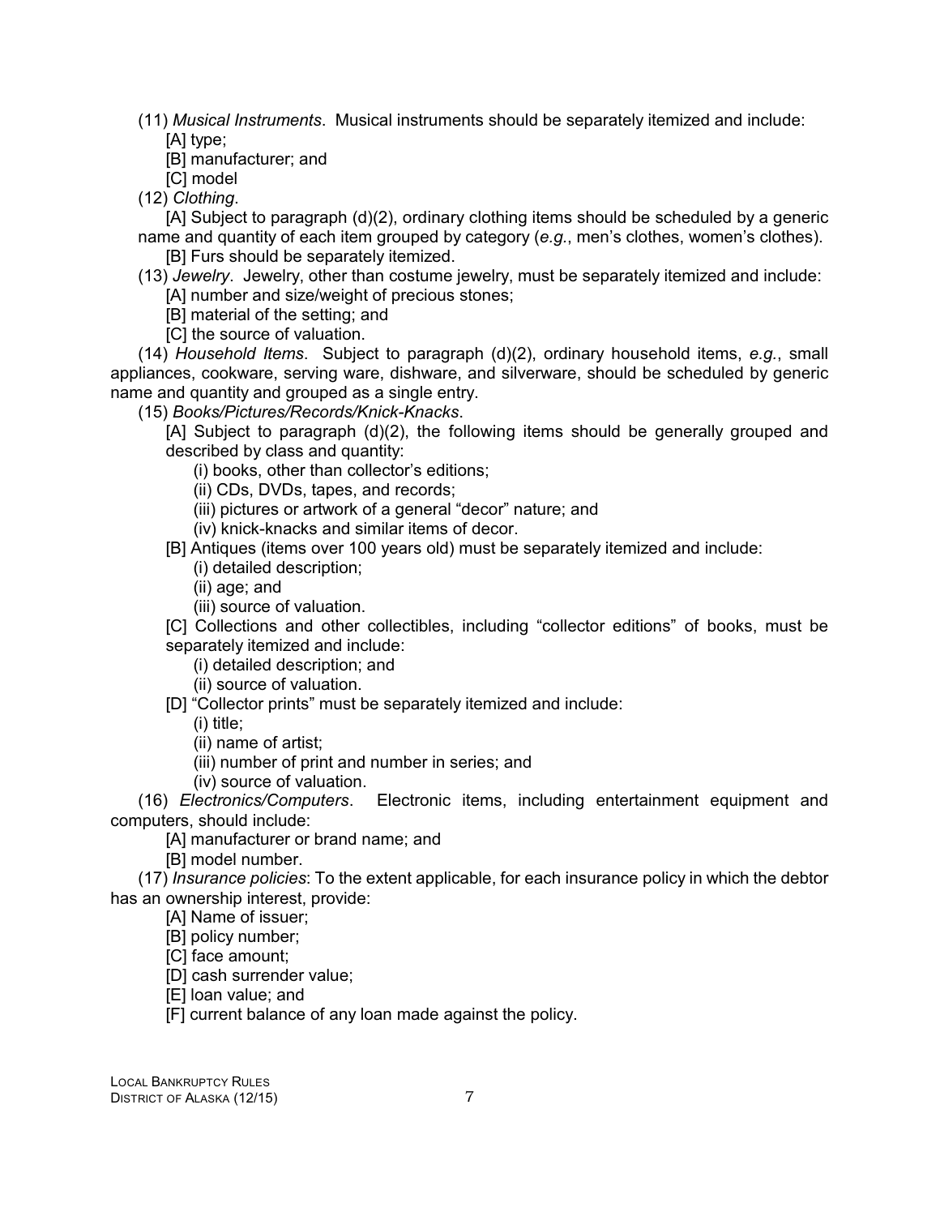(11) *Musical Instruments*. Musical instruments should be separately itemized and include:

[A] type;

[B] manufacturer; and

[C] model

(12) *Clothing*.

[A] Subject to paragraph (d)(2), ordinary clothing items should be scheduled by a generic name and quantity of each item grouped by category (*e.g.*, men's clothes, women's clothes).

[B] Furs should be separately itemized.

(13) *Jewelry*. Jewelry, other than costume jewelry, must be separately itemized and include:

[A] number and size/weight of precious stones;

[B] material of the setting; and

[C] the source of valuation.

(14) *Household Items*. Subject to paragraph (d)(2), ordinary household items, *e.g.*, small appliances, cookware, serving ware, dishware, and silverware, should be scheduled by generic name and quantity and grouped as a single entry.

(15) *Books/Pictures/Records/Knick-Knacks*.

[A] Subject to paragraph (d)(2), the following items should be generally grouped and described by class and quantity:

(i) books, other than collector's editions;

(ii) CDs, DVDs, tapes, and records;

(iii) pictures or artwork of a general "decor" nature; and

(iv) knick-knacks and similar items of decor.

[B] Antiques (items over 100 years old) must be separately itemized and include:

(i) detailed description;

(ii) age; and

(iii) source of valuation.

[C] Collections and other collectibles, including "collector editions" of books, must be separately itemized and include:

(i) detailed description; and

(ii) source of valuation.

[D] "Collector prints" must be separately itemized and include:

(i) title;

(ii) name of artist;

(iii) number of print and number in series; and

(iv) source of valuation.

(16) *Electronics/Computers*. Electronic items, including entertainment equipment and computers, should include:

[A] manufacturer or brand name; and

[B] model number.

(17) *Insurance policies*: To the extent applicable, for each insurance policy in which the debtor has an ownership interest, provide:

[A] Name of issuer;

[B] policy number;

[C] face amount;

[D] cash surrender value;

[E] loan value; and

[F] current balance of any loan made against the policy.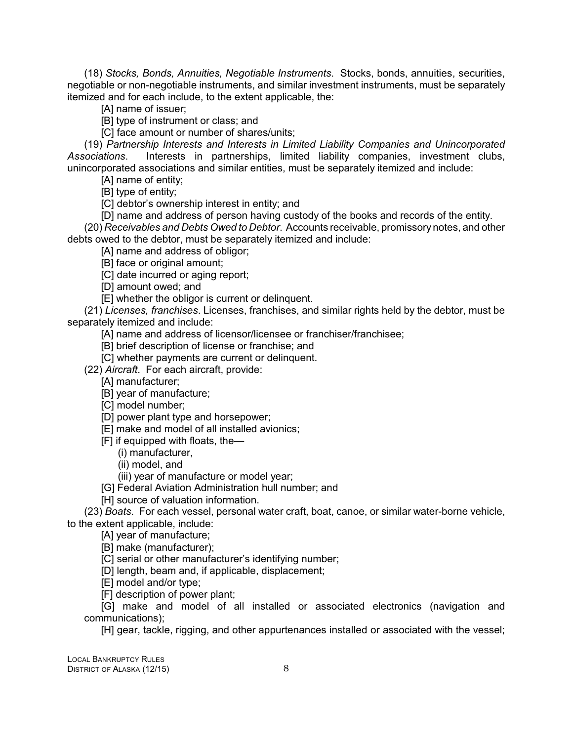(18) *Stocks, Bonds, Annuities, Negotiable Instruments*. Stocks, bonds, annuities, securities, negotiable or non-negotiable instruments, and similar investment instruments, must be separately itemized and for each include, to the extent applicable, the:

[A] name of issuer;

[B] type of instrument or class; and

[C] face amount or number of shares/units;

(19) *Partnership Interests and Interests in Limited Liability Companies and Unincorporated Associations*. Interests in partnerships, limited liability companies, investment clubs, unincorporated associations and similar entities, must be separately itemized and include:

[A] name of entity;

[B] type of entity;

[C] debtor's ownership interest in entity; and

[D] name and address of person having custody of the books and records of the entity.

(20) *Receivables and Debts Owed to Debtor*. Accounts receivable, promissory notes, and other debts owed to the debtor, must be separately itemized and include:

[A] name and address of obligor;

[B] face or original amount;

[C] date incurred or aging report;

[D] amount owed; and

[E] whether the obligor is current or delinquent.

(21) *Licenses, franchises*. Licenses, franchises, and similar rights held by the debtor, must be separately itemized and include:

[A] name and address of licensor/licensee or franchiser/franchisee;

[B] brief description of license or franchise; and

[C] whether payments are current or delinquent.

(22) *Aircraft*. For each aircraft, provide:

[A] manufacturer;

[B] year of manufacture;

[C] model number;

[D] power plant type and horsepower;

[E] make and model of all installed avionics;

[F] if equipped with floats, the—

(i) manufacturer,

(ii) model, and

(iii) year of manufacture or model year;

[G] Federal Aviation Administration hull number; and

[H] source of valuation information.

(23) *Boats*. For each vessel, personal water craft, boat, canoe, or similar water-borne vehicle, to the extent applicable, include:

[A] year of manufacture;

[B] make (manufacturer);

[C] serial or other manufacturer's identifying number;

[D] length, beam and, if applicable, displacement;

[E] model and/or type;

[F] description of power plant;

[G] make and model of all installed or associated electronics (navigation and communications);

[H] gear, tackle, rigging, and other appurtenances installed or associated with the vessel;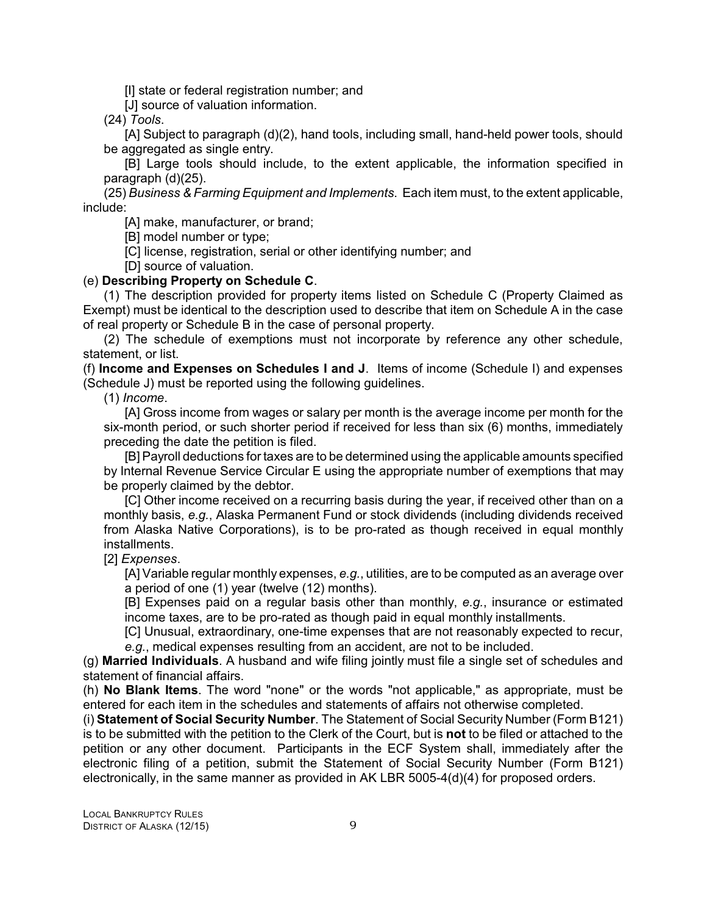[I] state or federal registration number; and

[J] source of valuation information.

(24) *Tools*.

[A] Subject to paragraph (d)(2), hand tools, including small, hand-held power tools, should be aggregated as single entry.

[B] Large tools should include, to the extent applicable, the information specified in paragraph (d)(25).

(25) *Business & Farming Equipment and Implements*. Each item must, to the extent applicable, include:

[A] make, manufacturer, or brand;

[B] model number or type;

[C] license, registration, serial or other identifying number; and

[D] source of valuation.

(e) **Describing Property on Schedule C**.

(1) The description provided for property items listed on Schedule C (Property Claimed as Exempt) must be identical to the description used to describe that item on Schedule A in the case of real property or Schedule B in the case of personal property.

(2) The schedule of exemptions must not incorporate by reference any other schedule, statement, or list.

(f) **Income and Expenses on Schedules I and J**. Items of income (Schedule I) and expenses (Schedule J) must be reported using the following guidelines.

(1) *Income*.

[A] Gross income from wages or salary per month is the average income per month for the six-month period, or such shorter period if received for less than six (6) months, immediately preceding the date the petition is filed.

[B] Payroll deductions for taxes are to be determined using the applicable amounts specified by Internal Revenue Service Circular E using the appropriate number of exemptions that may be properly claimed by the debtor.

[C] Other income received on a recurring basis during the year, if received other than on a monthly basis, *e.g.*, Alaska Permanent Fund or stock dividends (including dividends received from Alaska Native Corporations), is to be pro-rated as though received in equal monthly installments.

[2] *Expenses*.

[A] Variable regular monthly expenses, *e.g.*, utilities, are to be computed as an average over a period of one (1) year (twelve (12) months).

[B] Expenses paid on a regular basis other than monthly, *e.g.*, insurance or estimated income taxes, are to be pro-rated as though paid in equal monthly installments.

[C] Unusual, extraordinary, one-time expenses that are not reasonably expected to recur, *e.g.*, medical expenses resulting from an accident, are not to be included.

(g) **Married Individuals**. A husband and wife filing jointly must file a single set of schedules and statement of financial affairs.

(h) **No Blank Items**. The word "none" or the words "not applicable," as appropriate, must be entered for each item in the schedules and statements of affairs not otherwise completed.

(i) **Statement of Social Security Number**. The Statement of Social Security Number (Form B121) is to be submitted with the petition to the Clerk of the Court, but is **not** to be filed or attached to the petition or any other document. Participants in the ECF System shall, immediately after the electronic filing of a petition, submit the Statement of Social Security Number (Form B121) electronically, in the same manner as provided in AK LBR 5005-4(d)(4) for proposed orders.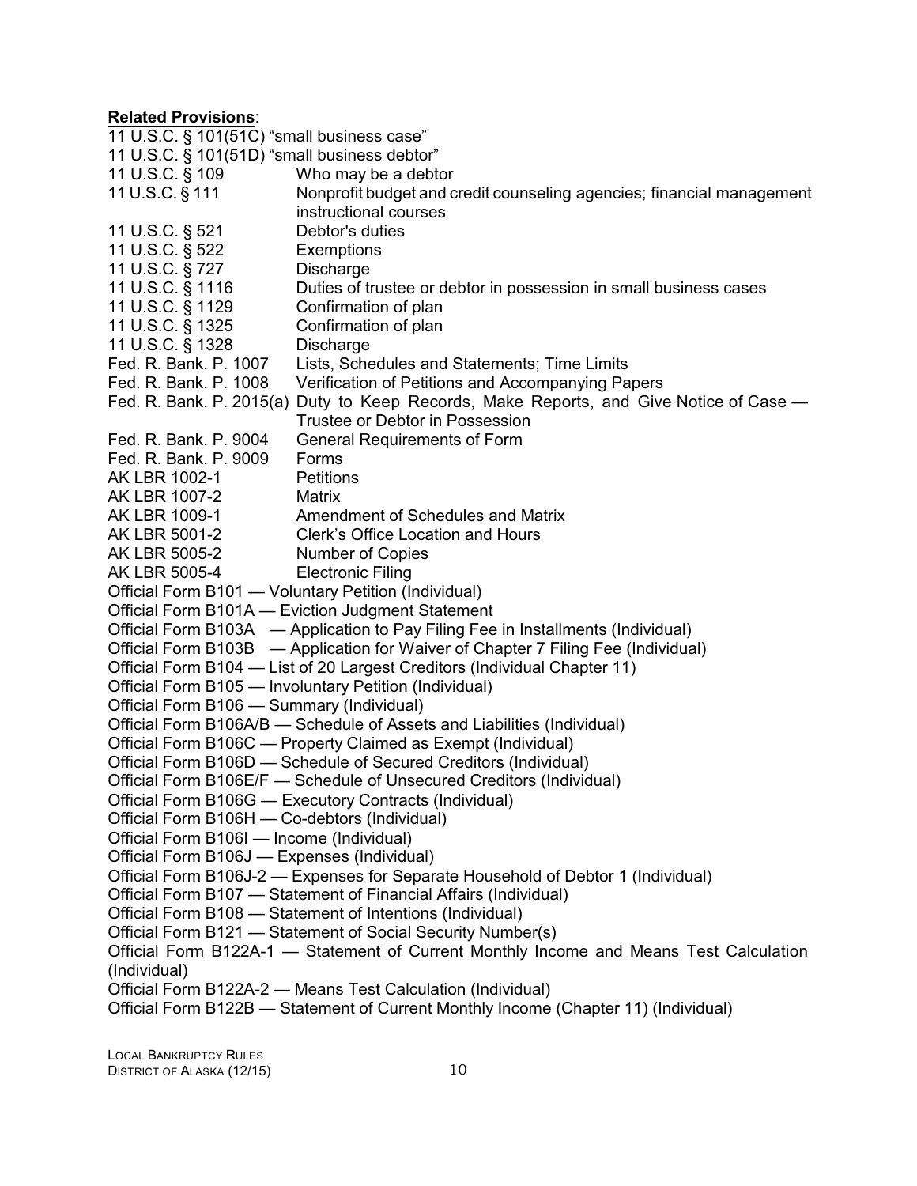**Related Provisions**:

11 U.S.C. § 101(51C) "small business case"
11 U.S.C. § 101(51D) "small business debtor"
11 U.S.C. § 109 Who may be a debtor
11 U.S.C. § 111 Nonprofit budget and credit counseling agencies; financial management instructional courses
11 U.S.C. § 521 Debtor's duties
11 U.S.C. § 522 Exemptions
11 U.S.C. § 727 Discharge
11 U.S.C. § 1116 Duties of trustee or debtor in possession in small business cases
11 U.S.C. § 1129 Confirmation of plan
11 U.S.C. § 1325 Confirmation of plan
11 U.S.C. § 1328 Discharge
Fed. R. Bank. P. 1007 Lists, Schedules and Statements; Time Limits
Fed. R. Bank. P. 1008 Verification of Petitions and Accompanying Papers
Fed. R. Bank. P. 2015(a) Duty to Keep Records, Make Reports, and Give Notice of Case — Trustee or Debtor in Possession
Fed. R. Bank. P. 9004 General Requirements of Form
Fed. R. Bank. P. 9009 Forms
AK LBR 1002-1 Petitions
AK LBR 1007-2 Matrix
AK LBR 1009-1 Amendment of Schedules and Matrix
AK LBR 5001-2 Clerk's Office Location and Hours
AK LBR 5005-2 Number of Copies
AK LBR 5005-4 Electronic Filing
Official Form B101 — Voluntary Petition (Individual)
Official Form B101A — Eviction Judgment Statement
Official Form B103A — Application to Pay Filing Fee in Installments (Individual)
Official Form B103B — Application for Waiver of Chapter 7 Filing Fee (Individual)
Official Form B104 — List of 20 Largest Creditors (Individual Chapter 11)
Official Form B105 — Involuntary Petition (Individual)
Official Form B106 — Summary (Individual)
Official Form B106A/B — Schedule of Assets and Liabilities (Individual)
Official Form B106C — Property Claimed as Exempt (Individual)
Official Form B106D — Schedule of Secured Creditors (Individual)
Official Form B106E/F — Schedule of Unsecured Creditors (Individual)
Official Form B106G — Executory Contracts (Individual)
Official Form B106H — Co-debtors (Individual)
Official Form B106I — Income (Individual)
Official Form B106J — Expenses (Individual)
Official Form B106J-2 — Expenses for Separate Household of Debtor 1 (Individual)
Official Form B107 — Statement of Financial Affairs (Individual)
Official Form B108 — Statement of Intentions (Individual)
Official Form B121 — Statement of Social Security Number(s)
Official Form B122A-1 — Statement of Current Monthly Income and Means Test Calculation (Individual)
Official Form B122A-2 — Means Test Calculation (Individual)
Official Form B122B — Statement of Current Monthly Income (Chapter 11) (Individual)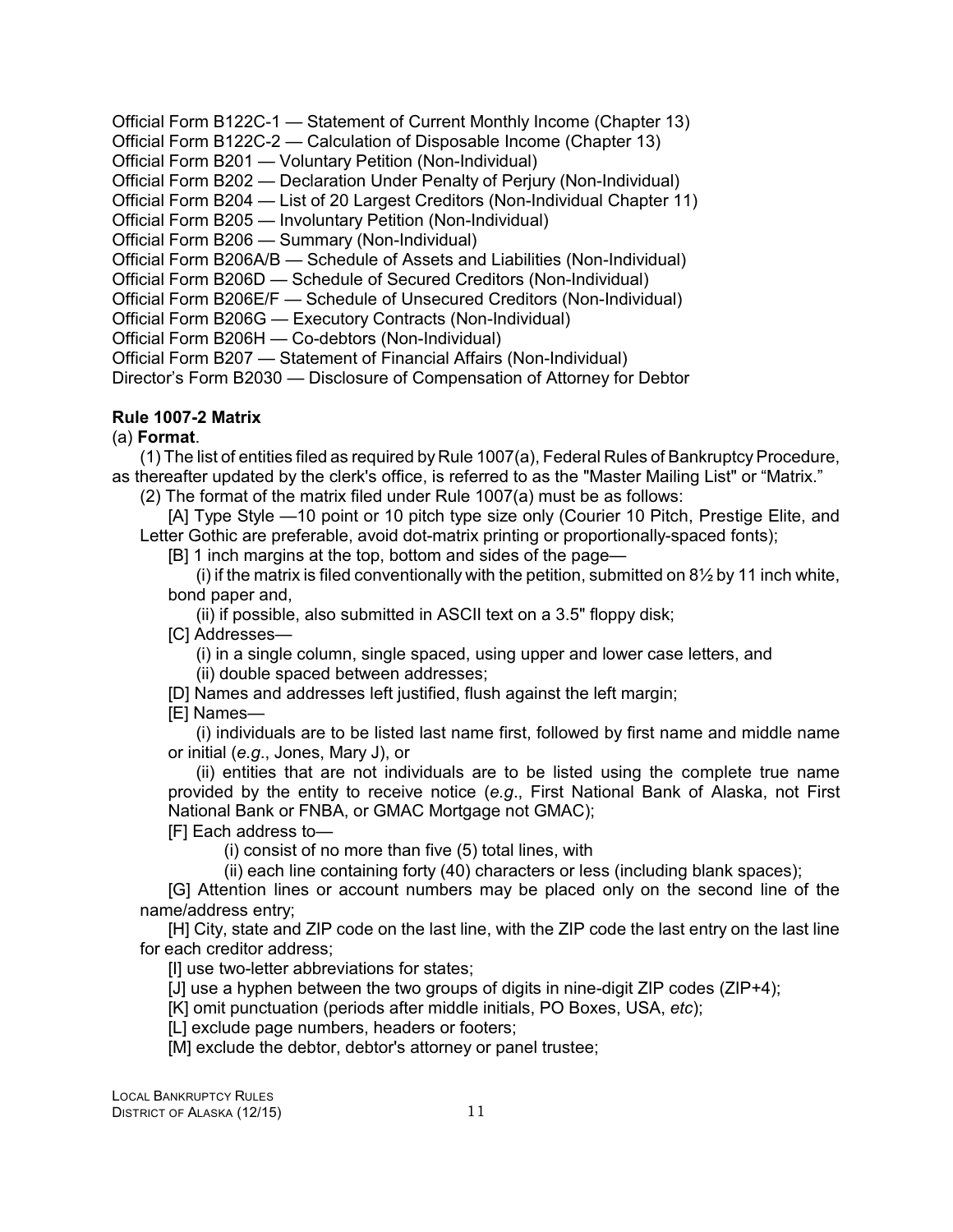Official Form B122C-1 — Statement of Current Monthly Income (Chapter 13)
Official Form B122C-2 — Calculation of Disposable Income (Chapter 13)
Official Form B201 — Voluntary Petition (Non-Individual)
Official Form B202 — Declaration Under Penalty of Perjury (Non-Individual)
Official Form B204 — List of 20 Largest Creditors (Non-Individual Chapter 11)
Official Form B205 — Involuntary Petition (Non-Individual)
Official Form B206 — Summary (Non-Individual)
Official Form B206A/B — Schedule of Assets and Liabilities (Non-Individual)
Official Form B206D — Schedule of Secured Creditors (Non-Individual)
Official Form B206E/F — Schedule of Unsecured Creditors (Non-Individual)
Official Form B206G — Executory Contracts (Non-Individual)
Official Form B206H — Co-debtors (Non-Individual)
Official Form B207 — Statement of Financial Affairs (Non-Individual)
Director's Form B2030 — Disclosure of Compensation of Attorney for Debtor

**Rule 1007-2 Matrix**

(a) **Format**.

(1) The list of entities filed as required by Rule 1007(a), Federal Rules of Bankruptcy Procedure, as thereafter updated by the clerk's office, is referred to as the "Master Mailing List" or "Matrix."

(2) The format of the matrix filed under Rule 1007(a) must be as follows:

[A] Type Style —10 point or 10 pitch type size only (Courier 10 Pitch, Prestige Elite, and Letter Gothic are preferable, avoid dot-matrix printing or proportionally-spaced fonts);

[B] 1 inch margins at the top, bottom and sides of the page—

(i) if the matrix is filed conventionally with the petition, submitted on 8½ by 11 inch white, bond paper and,

(ii) if possible, also submitted in ASCII text on a 3.5" floppy disk;

[C] Addresses—

(i) in a single column, single spaced, using upper and lower case letters, and

(ii) double spaced between addresses;

[D] Names and addresses left justified, flush against the left margin;

[E] Names—

(i) individuals are to be listed last name first, followed by first name and middle name or initial (*e.g*., Jones, Mary J), or

(ii) entities that are not individuals are to be listed using the complete true name provided by the entity to receive notice (*e.g*., First National Bank of Alaska, not First National Bank or FNBA, or GMAC Mortgage not GMAC);

[F] Each address to—

(i) consist of no more than five (5) total lines, with

(ii) each line containing forty (40) characters or less (including blank spaces);

[G] Attention lines or account numbers may be placed only on the second line of the name/address entry;

[H] City, state and ZIP code on the last line, with the ZIP code the last entry on the last line for each creditor address;

[I] use two-letter abbreviations for states;

[J] use a hyphen between the two groups of digits in nine-digit ZIP codes (ZIP+4);

[K] omit punctuation (periods after middle initials, PO Boxes, USA, *etc*);

[L] exclude page numbers, headers or footers;

[M] exclude the debtor, debtor's attorney or panel trustee;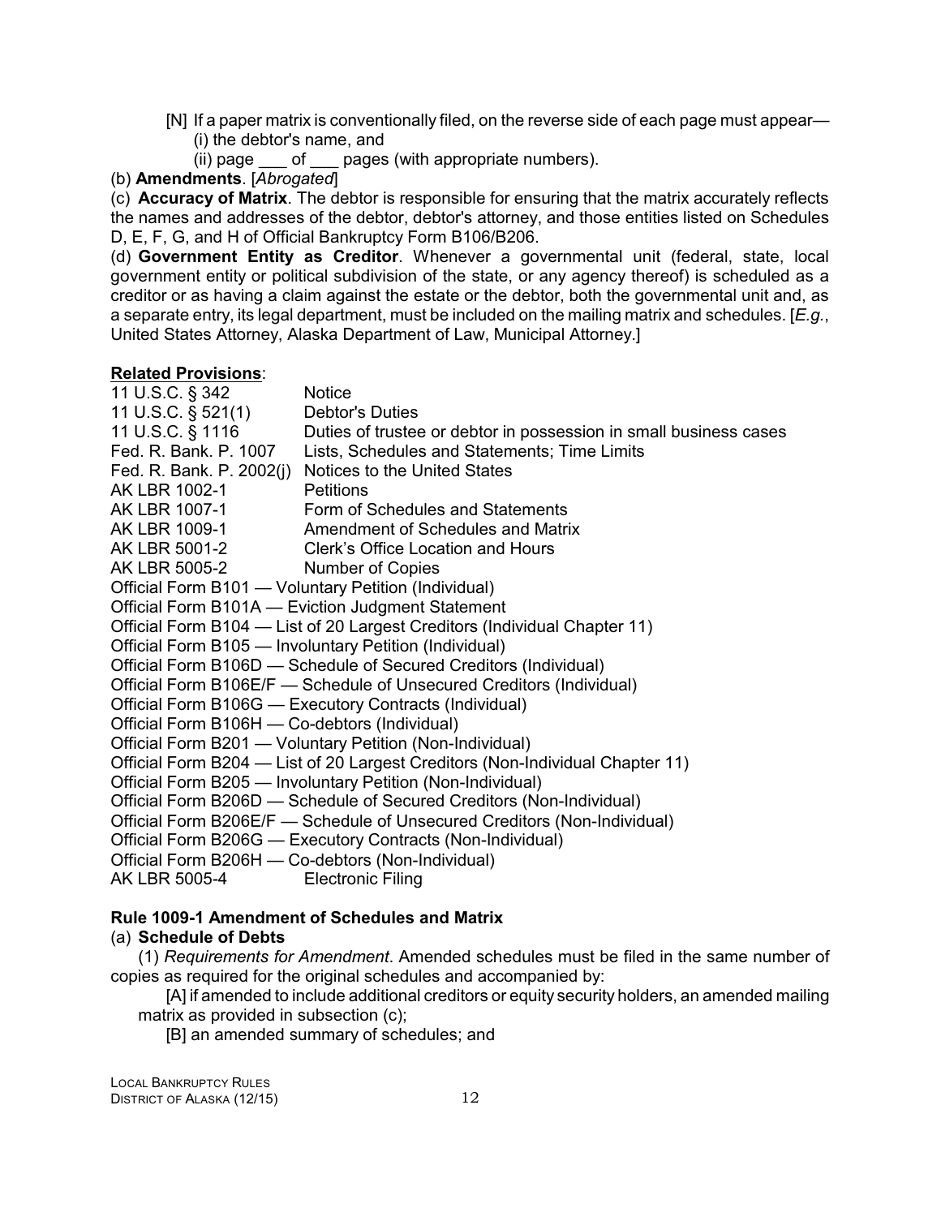[N] If a paper matrix is conventionally filed, on the reverse side of each page must appear—
(i) the debtor's name, and
(ii) page ___ of ___ pages (with appropriate numbers).

(b) **Amendments**. [*Abrogated*]

(c) **Accuracy of Matrix**. The debtor is responsible for ensuring that the matrix accurately reflects the names and addresses of the debtor, debtor's attorney, and those entities listed on Schedules D, E, F, G, and H of Official Bankruptcy Form B106/B206.

(d) **Government Entity as Creditor**. Whenever a governmental unit (federal, state, local government entity or political subdivision of the state, or any agency thereof) is scheduled as a creditor or as having a claim against the estate or the debtor, both the governmental unit and, as a separate entry, its legal department, must be included on the mailing matrix and schedules. [*E.g.*, United States Attorney, Alaska Department of Law, Municipal Attorney.]

**Related Provisions**:

| | |
|---|---|
| 11 U.S.C. § 342 | Notice |
| 11 U.S.C. § 521(1) | Debtor's Duties |
| 11 U.S.C. § 1116 | Duties of trustee or debtor in possession in small business cases |
| Fed. R. Bank. P. 1007 | Lists, Schedules and Statements; Time Limits |
| Fed. R. Bank. P. 2002(j) | Notices to the United States |
| AK LBR 1002-1 | Petitions |
| AK LBR 1007-1 | Form of Schedules and Statements |
| AK LBR 1009-1 | Amendment of Schedules and Matrix |
| AK LBR 5001-2 | Clerk's Office Location and Hours |
| AK LBR 5005-2 | Number of Copies |

Official Form B101 — Voluntary Petition (Individual)
Official Form B101A — Eviction Judgment Statement
Official Form B104 — List of 20 Largest Creditors (Individual Chapter 11)
Official Form B105 — Involuntary Petition (Individual)
Official Form B106D — Schedule of Secured Creditors (Individual)
Official Form B106E/F — Schedule of Unsecured Creditors (Individual)
Official Form B106G — Executory Contracts (Individual)
Official Form B106H — Co-debtors (Individual)
Official Form B201 — Voluntary Petition (Non-Individual)
Official Form B204 — List of 20 Largest Creditors (Non-Individual Chapter 11)
Official Form B205 — Involuntary Petition (Non-Individual)
Official Form B206D — Schedule of Secured Creditors (Non-Individual)
Official Form B206E/F — Schedule of Unsecured Creditors (Non-Individual)
Official Form B206G — Executory Contracts (Non-Individual)
Official Form B206H — Co-debtors (Non-Individual)
AK LBR 5005-4 Electronic Filing

### Rule 1009-1 Amendment of Schedules and Matrix

(a) **Schedule of Debts**

(1) *Requirements for Amendment*. Amended schedules must be filed in the same number of copies as required for the original schedules and accompanied by:

[A] if amended to include additional creditors or equity security holders, an amended mailing matrix as provided in subsection (c);

[B] an amended summary of schedules; and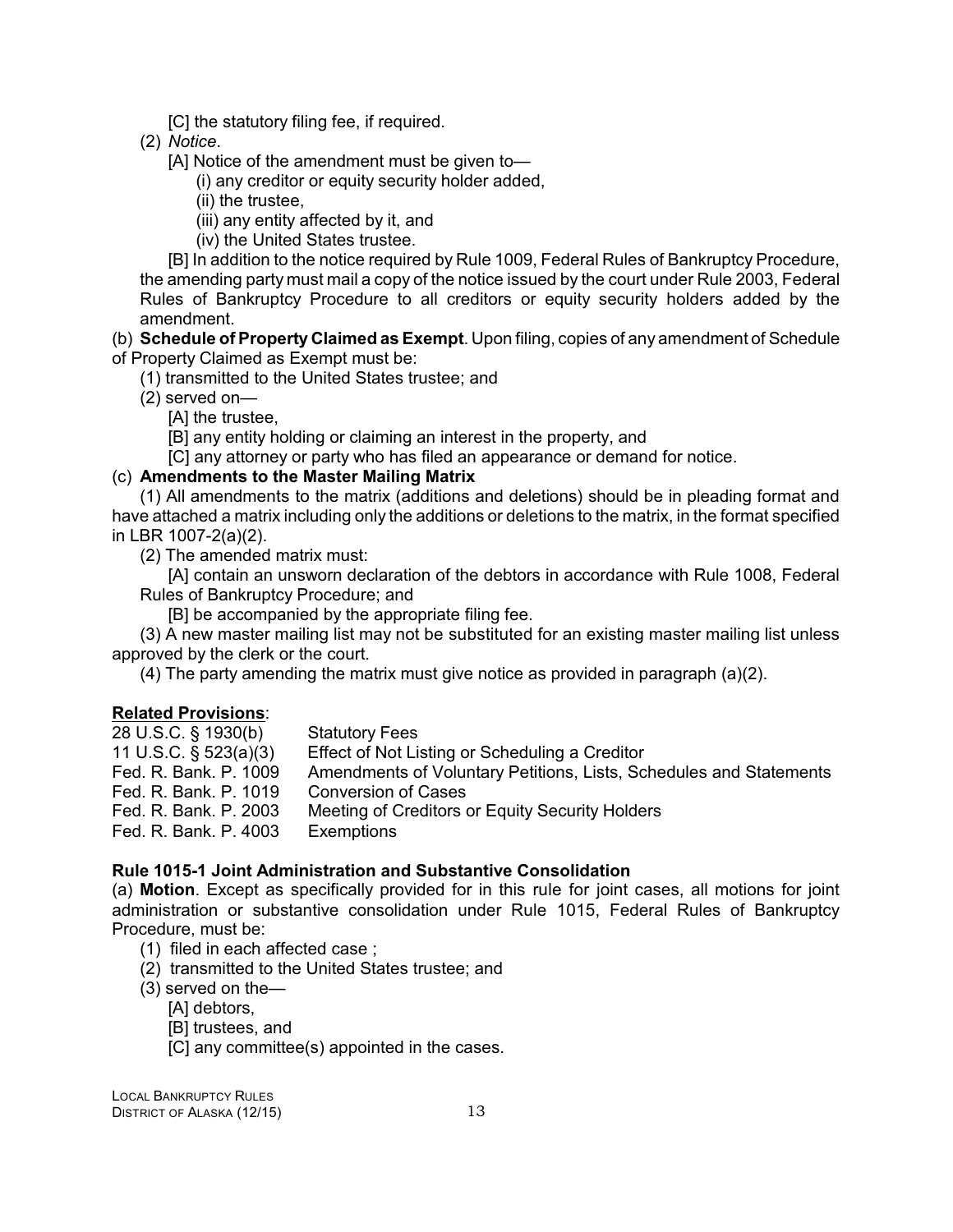[C] the statutory filing fee, if required.

(2) *Notice*.

[A] Notice of the amendment must be given to—

(i) any creditor or equity security holder added,

(ii) the trustee,

(iii) any entity affected by it, and

(iv) the United States trustee.

[B] In addition to the notice required by Rule 1009, Federal Rules of Bankruptcy Procedure, the amending party must mail a copy of the notice issued by the court under Rule 2003, Federal Rules of Bankruptcy Procedure to all creditors or equity security holders added by the amendment.

(b) **Schedule of Property Claimed as Exempt**. Upon filing, copies of any amendment of Schedule of Property Claimed as Exempt must be:

(1) transmitted to the United States trustee; and

(2) served on—

[A] the trustee,

[B] any entity holding or claiming an interest in the property, and

[C] any attorney or party who has filed an appearance or demand for notice.

(c) **Amendments to the Master Mailing Matrix**

(1) All amendments to the matrix (additions and deletions) should be in pleading format and have attached a matrix including only the additions or deletions to the matrix, in the format specified in LBR 1007-2(a)(2).

(2) The amended matrix must:

[A] contain an unsworn declaration of the debtors in accordance with Rule 1008, Federal Rules of Bankruptcy Procedure; and

[B] be accompanied by the appropriate filing fee.

(3) A new master mailing list may not be substituted for an existing master mailing list unless approved by the clerk or the court.

(4) The party amending the matrix must give notice as provided in paragraph (a)(2).

**Related Provisions**:

| | |
|---|---|
| 28 U.S.C. § 1930(b) | Statutory Fees |
| 11 U.S.C. § 523(a)(3) | Effect of Not Listing or Scheduling a Creditor |
| Fed. R. Bank. P. 1009 | Amendments of Voluntary Petitions, Lists, Schedules and Statements |
| Fed. R. Bank. P. 1019 | Conversion of Cases |
| Fed. R. Bank. P. 2003 | Meeting of Creditors or Equity Security Holders |
| Fed. R. Bank. P. 4003 | Exemptions |

### Rule 1015-1 Joint Administration and Substantive Consolidation

(a) **Motion**. Except as specifically provided for in this rule for joint cases, all motions for joint administration or substantive consolidation under Rule 1015, Federal Rules of Bankruptcy Procedure, must be:

(1) filed in each affected case ;

(2) transmitted to the United States trustee; and

(3) served on the—

[A] debtors,

[B] trustees, and

[C] any committee(s) appointed in the cases.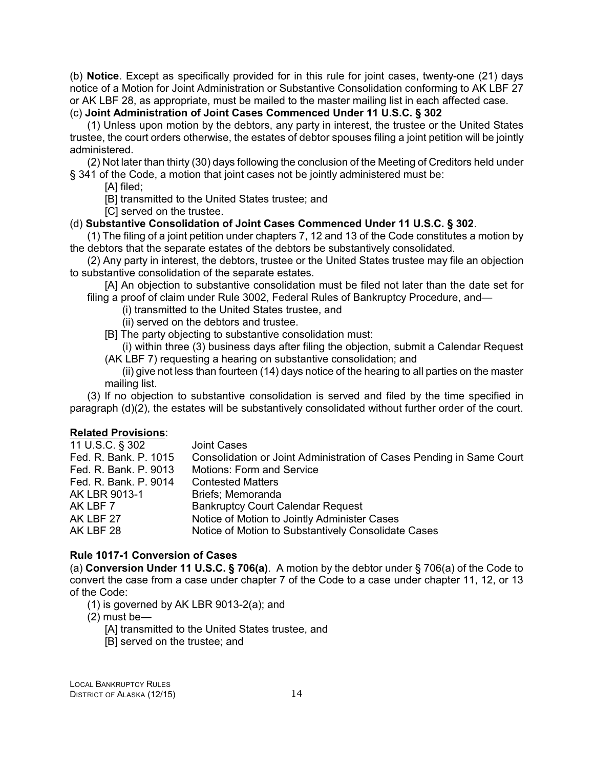(b) **Notice**. Except as specifically provided for in this rule for joint cases, twenty-one (21) days notice of a Motion for Joint Administration or Substantive Consolidation conforming to AK LBF 27 or AK LBF 28, as appropriate, must be mailed to the master mailing list in each affected case.

(c) **Joint Administration of Joint Cases Commenced Under 11 U.S.C. § 302**

(1) Unless upon motion by the debtors, any party in interest, the trustee or the United States trustee, the court orders otherwise, the estates of debtor spouses filing a joint petition will be jointly administered.

(2) Not later than thirty (30) days following the conclusion of the Meeting of Creditors held under § 341 of the Code, a motion that joint cases not be jointly administered must be:

[A] filed;

[B] transmitted to the United States trustee; and

[C] served on the trustee.

(d) **Substantive Consolidation of Joint Cases Commenced Under 11 U.S.C. § 302**.

(1) The filing of a joint petition under chapters 7, 12 and 13 of the Code constitutes a motion by the debtors that the separate estates of the debtors be substantively consolidated.

(2) Any party in interest, the debtors, trustee or the United States trustee may file an objection to substantive consolidation of the separate estates.

[A] An objection to substantive consolidation must be filed not later than the date set for filing a proof of claim under Rule 3002, Federal Rules of Bankruptcy Procedure, and—

(i) transmitted to the United States trustee, and

(ii) served on the debtors and trustee.

[B] The party objecting to substantive consolidation must:

(i) within three (3) business days after filing the objection, submit a Calendar Request (AK LBF 7) requesting a hearing on substantive consolidation; and

(ii) give not less than fourteen (14) days notice of the hearing to all parties on the master mailing list.

(3) If no objection to substantive consolidation is served and filed by the time specified in paragraph (d)(2), the estates will be substantively consolidated without further order of the court.

**Related Provisions**:

| | |
|---|---|
| 11 U.S.C. § 302 | Joint Cases |
| Fed. R. Bank. P. 1015 | Consolidation or Joint Administration of Cases Pending in Same Court |
| Fed. R. Bank. P. 9013 | Motions: Form and Service |
| Fed. R. Bank. P. 9014 | Contested Matters |
| AK LBR 9013-1 | Briefs; Memoranda |
| AK LBF 7 | Bankruptcy Court Calendar Request |
| AK LBF 27 | Notice of Motion to Jointly Administer Cases |
| AK LBF 28 | Notice of Motion to Substantively Consolidate Cases |

### Rule 1017-1 Conversion of Cases

(a) **Conversion Under 11 U.S.C. § 706(a)**. A motion by the debtor under § 706(a) of the Code to convert the case from a case under chapter 7 of the Code to a case under chapter 11, 12, or 13 of the Code:

(1) is governed by AK LBR 9013-2(a); and

(2) must be—

[A] transmitted to the United States trustee, and

[B] served on the trustee; and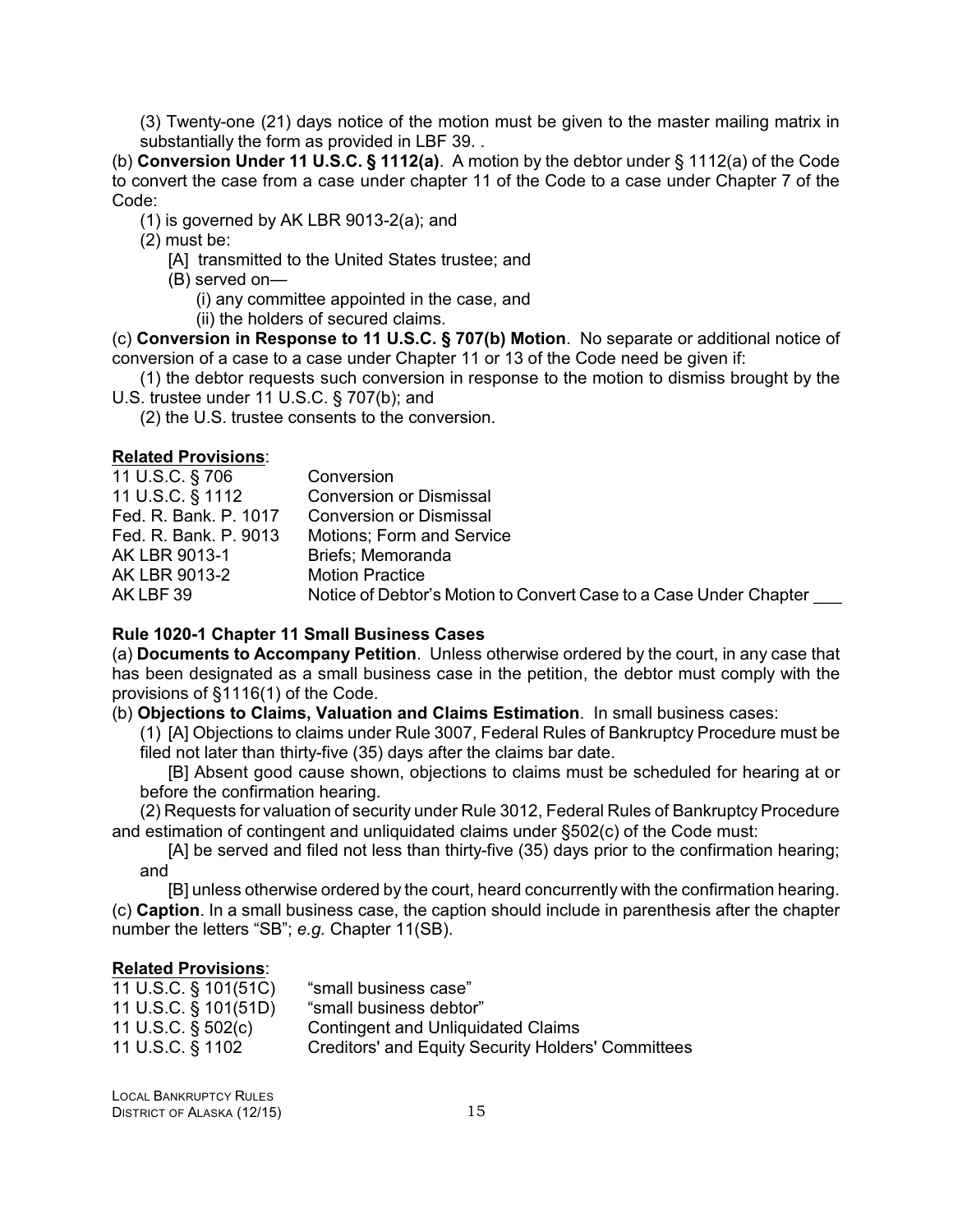(3) Twenty-one (21) days notice of the motion must be given to the master mailing matrix in substantially the form as provided in LBF 39. .

(b) **Conversion Under 11 U.S.C. § 1112(a)**. A motion by the debtor under § 1112(a) of the Code to convert the case from a case under chapter 11 of the Code to a case under Chapter 7 of the Code:

(1) is governed by AK LBR 9013-2(a); and

(2) must be:

[A] transmitted to the United States trustee; and

(B) served on—

(i) any committee appointed in the case, and

(ii) the holders of secured claims.

(c) **Conversion in Response to 11 U.S.C. § 707(b) Motion**. No separate or additional notice of conversion of a case to a case under Chapter 11 or 13 of the Code need be given if:

(1) the debtor requests such conversion in response to the motion to dismiss brought by the U.S. trustee under 11 U.S.C. § 707(b); and

(2) the U.S. trustee consents to the conversion.

**Related Provisions**:

| | |
|---|---|
| 11 U.S.C. § 706 | Conversion |
| 11 U.S.C. § 1112 | Conversion or Dismissal |
| Fed. R. Bank. P. 1017 | Conversion or Dismissal |
| Fed. R. Bank. P. 9013 | Motions; Form and Service |
| AK LBR 9013-1 | Briefs; Memoranda |
| AK LBR 9013-2 | Motion Practice |
| AK LBF 39 | Notice of Debtor's Motion to Convert Case to a Case Under Chapter ___ |

**Rule 1020-1 Chapter 11 Small Business Cases**

(a) **Documents to Accompany Petition**. Unless otherwise ordered by the court, in any case that has been designated as a small business case in the petition, the debtor must comply with the provisions of §1116(1) of the Code.

(b) **Objections to Claims, Valuation and Claims Estimation**. In small business cases:

(1) [A] Objections to claims under Rule 3007, Federal Rules of Bankruptcy Procedure must be filed not later than thirty-five (35) days after the claims bar date.

[B] Absent good cause shown, objections to claims must be scheduled for hearing at or before the confirmation hearing.

(2) Requests for valuation of security under Rule 3012, Federal Rules of Bankruptcy Procedure and estimation of contingent and unliquidated claims under §502(c) of the Code must:

[A] be served and filed not less than thirty-five (35) days prior to the confirmation hearing; and

[B] unless otherwise ordered by the court, heard concurrently with the confirmation hearing.

(c) **Caption**. In a small business case, the caption should include in parenthesis after the chapter number the letters "SB"; *e.g.* Chapter 11(SB).

**Related Provisions**:

| | |
|---|---|
| 11 U.S.C. § 101(51C) | "small business case" |
| 11 U.S.C. § 101(51D) | "small business debtor" |
| 11 U.S.C. § 502(c) | Contingent and Unliquidated Claims |
| 11 U.S.C. § 1102 | Creditors' and Equity Security Holders' Committees |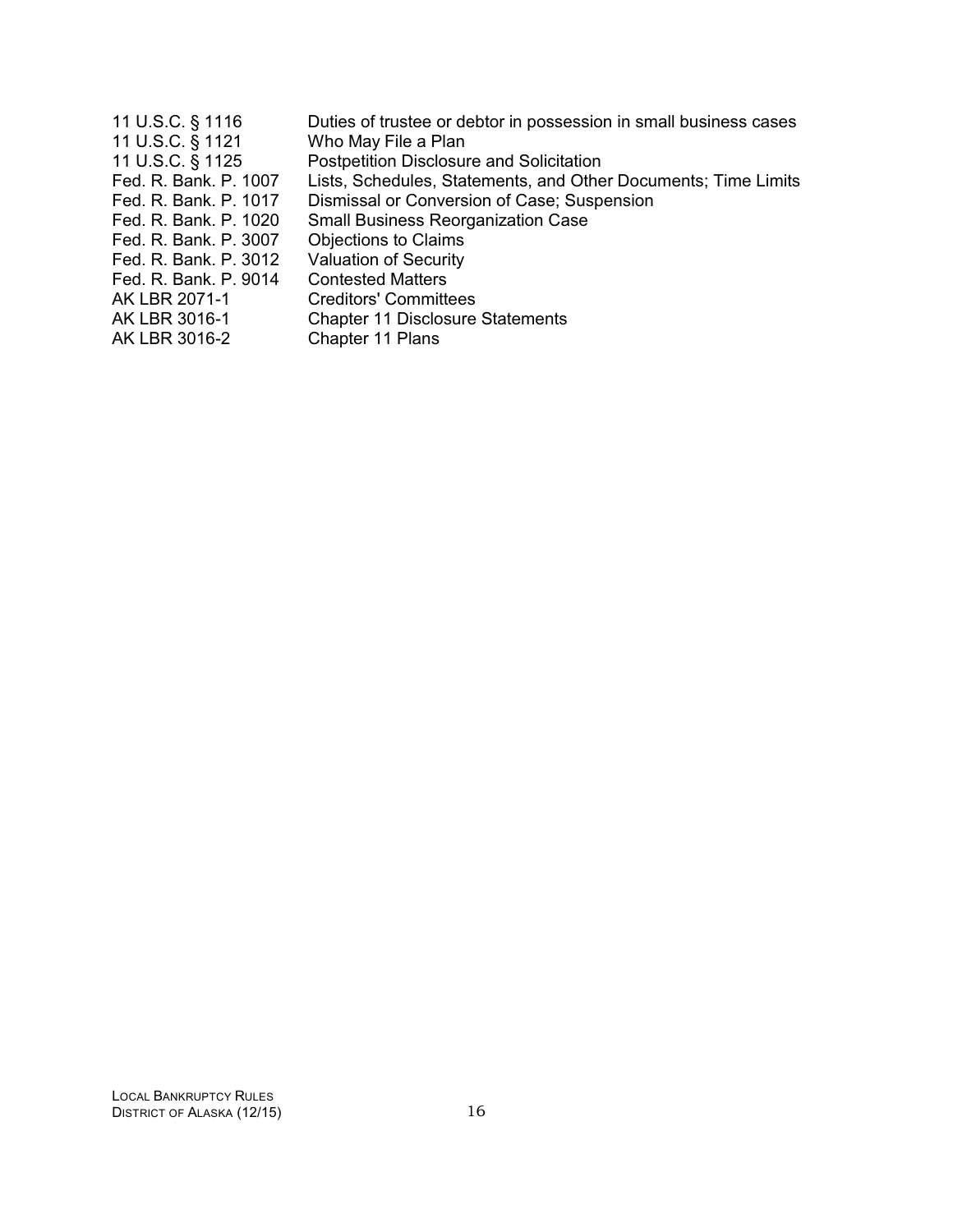| | |
|---|---|
| 11 U.S.C. § 1116 | Duties of trustee or debtor in possession in small business cases |
| 11 U.S.C. § 1121 | Who May File a Plan |
| 11 U.S.C. § 1125 | Postpetition Disclosure and Solicitation |
| Fed. R. Bank. P. 1007 | Lists, Schedules, Statements, and Other Documents; Time Limits |
| Fed. R. Bank. P. 1017 | Dismissal or Conversion of Case; Suspension |
| Fed. R. Bank. P. 1020 | Small Business Reorganization Case |
| Fed. R. Bank. P. 3007 | Objections to Claims |
| Fed. R. Bank. P. 3012 | Valuation of Security |
| Fed. R. Bank. P. 9014 | Contested Matters |
| AK LBR 2071-1 | Creditors' Committees |
| AK LBR 3016-1 | Chapter 11 Disclosure Statements |
| AK LBR 3016-2 | Chapter 11 Plans |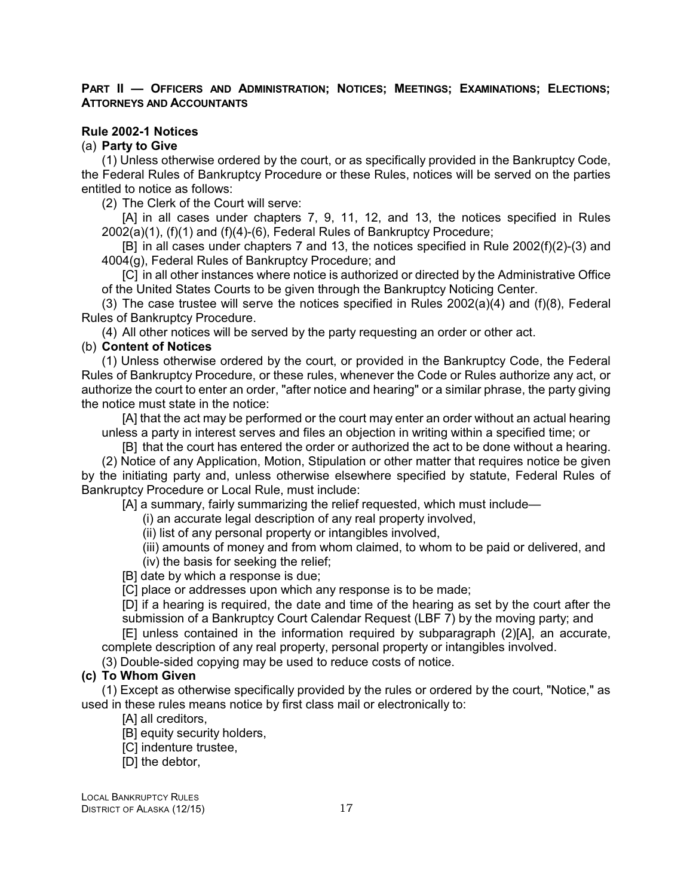## PART II — OFFICERS AND ADMINISTRATION; NOTICES; MEETINGS; EXAMINATIONS; ELECTIONS; ATTORNEYS AND ACCOUNTANTS

### Rule 2002-1 Notices

(a) **Party to Give**

(1) Unless otherwise ordered by the court, or as specifically provided in the Bankruptcy Code, the Federal Rules of Bankruptcy Procedure or these Rules, notices will be served on the parties entitled to notice as follows:

(2) The Clerk of the Court will serve:

[A] in all cases under chapters 7, 9, 11, 12, and 13, the notices specified in Rules 2002(a)(1), (f)(1) and (f)(4)-(6), Federal Rules of Bankruptcy Procedure;

[B] in all cases under chapters 7 and 13, the notices specified in Rule 2002(f)(2)-(3) and 4004(g), Federal Rules of Bankruptcy Procedure; and

[C] in all other instances where notice is authorized or directed by the Administrative Office of the United States Courts to be given through the Bankruptcy Noticing Center.

(3) The case trustee will serve the notices specified in Rules 2002(a)(4) and (f)(8), Federal Rules of Bankruptcy Procedure.

(4) All other notices will be served by the party requesting an order or other act.

(b) **Content of Notices**

(1) Unless otherwise ordered by the court, or provided in the Bankruptcy Code, the Federal Rules of Bankruptcy Procedure, or these rules, whenever the Code or Rules authorize any act, or authorize the court to enter an order, "after notice and hearing" or a similar phrase, the party giving the notice must state in the notice:

[A] that the act may be performed or the court may enter an order without an actual hearing unless a party in interest serves and files an objection in writing within a specified time; or

[B] that the court has entered the order or authorized the act to be done without a hearing.

(2) Notice of any Application, Motion, Stipulation or other matter that requires notice be given by the initiating party and, unless otherwise elsewhere specified by statute, Federal Rules of Bankruptcy Procedure or Local Rule, must include:

[A] a summary, fairly summarizing the relief requested, which must include—

(i) an accurate legal description of any real property involved,

(ii) list of any personal property or intangibles involved,

(iii) amounts of money and from whom claimed, to whom to be paid or delivered, and

(iv) the basis for seeking the relief;

[B] date by which a response is due;

[C] place or addresses upon which any response is to be made;

[D] if a hearing is required, the date and time of the hearing as set by the court after the submission of a Bankruptcy Court Calendar Request (LBF 7) by the moving party; and

[E] unless contained in the information required by subparagraph (2)[A], an accurate, complete description of any real property, personal property or intangibles involved.

(3) Double-sided copying may be used to reduce costs of notice.

**(c) To Whom Given**

(1) Except as otherwise specifically provided by the rules or ordered by the court, "Notice," as used in these rules means notice by first class mail or electronically to:

[A] all creditors,

[B] equity security holders,

[C] indenture trustee,

[D] the debtor,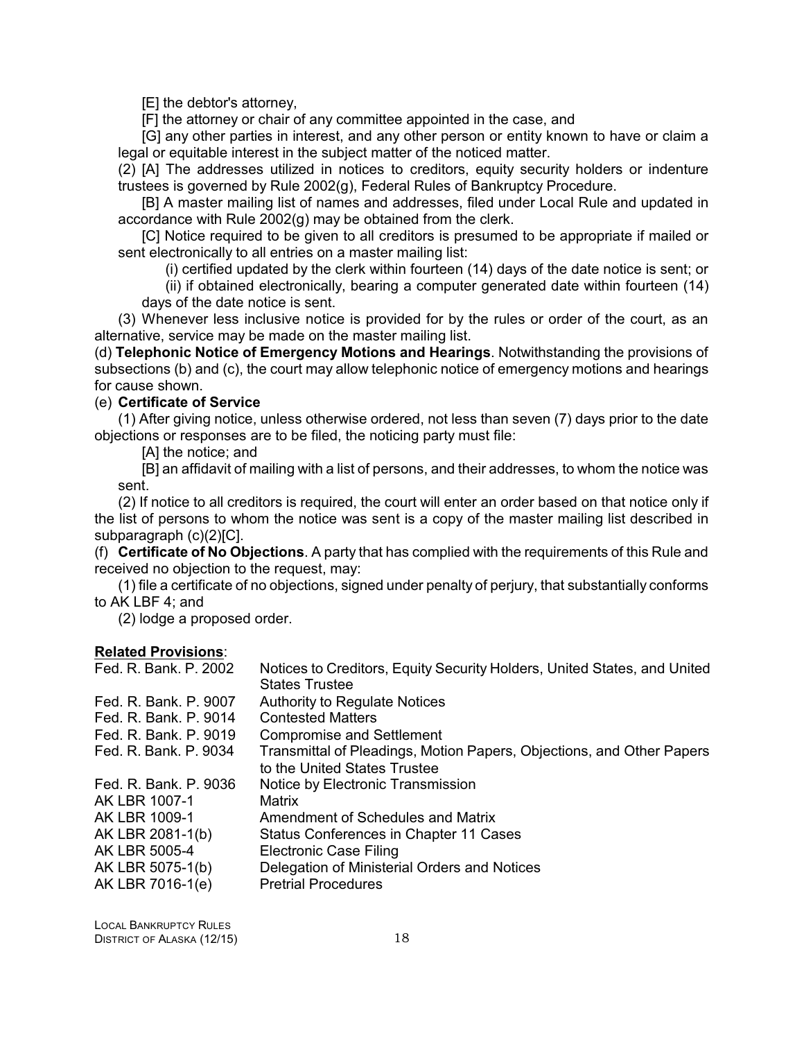[E] the debtor's attorney,

[F] the attorney or chair of any committee appointed in the case, and

[G] any other parties in interest, and any other person or entity known to have or claim a legal or equitable interest in the subject matter of the noticed matter.

(2) [A] The addresses utilized in notices to creditors, equity security holders or indenture trustees is governed by Rule 2002(g), Federal Rules of Bankruptcy Procedure.

[B] A master mailing list of names and addresses, filed under Local Rule and updated in accordance with Rule 2002(g) may be obtained from the clerk.

[C] Notice required to be given to all creditors is presumed to be appropriate if mailed or sent electronically to all entries on a master mailing list:

(i) certified updated by the clerk within fourteen (14) days of the date notice is sent; or

(ii) if obtained electronically, bearing a computer generated date within fourteen (14) days of the date notice is sent.

(3) Whenever less inclusive notice is provided for by the rules or order of the court, as an alternative, service may be made on the master mailing list.

(d) **Telephonic Notice of Emergency Motions and Hearings**. Notwithstanding the provisions of subsections (b) and (c), the court may allow telephonic notice of emergency motions and hearings for cause shown.

(e) **Certificate of Service**

(1) After giving notice, unless otherwise ordered, not less than seven (7) days prior to the date objections or responses are to be filed, the noticing party must file:

[A] the notice; and

[B] an affidavit of mailing with a list of persons, and their addresses, to whom the notice was sent.

(2) If notice to all creditors is required, the court will enter an order based on that notice only if the list of persons to whom the notice was sent is a copy of the master mailing list described in subparagraph (c)(2)[C].

(f) **Certificate of No Objections**. A party that has complied with the requirements of this Rule and received no objection to the request, may:

(1) file a certificate of no objections, signed under penalty of perjury, that substantially conforms to AK LBF 4; and

(2) lodge a proposed order.

**Related Provisions**:

| | |
|---|---|
| Fed. R. Bank. P. 2002 | Notices to Creditors, Equity Security Holders, United States, and United States Trustee |
| Fed. R. Bank. P. 9007 | Authority to Regulate Notices |
| Fed. R. Bank. P. 9014 | Contested Matters |
| Fed. R. Bank. P. 9019 | Compromise and Settlement |
| Fed. R. Bank. P. 9034 | Transmittal of Pleadings, Motion Papers, Objections, and Other Papers to the United States Trustee |
| Fed. R. Bank. P. 9036 | Notice by Electronic Transmission |
| AK LBR 1007-1 | Matrix |
| AK LBR 1009-1 | Amendment of Schedules and Matrix |
| AK LBR 2081-1(b) | Status Conferences in Chapter 11 Cases |
| AK LBR 5005-4 | Electronic Case Filing |
| AK LBR 5075-1(b) | Delegation of Ministerial Orders and Notices |
| AK LBR 7016-1(e) | Pretrial Procedures |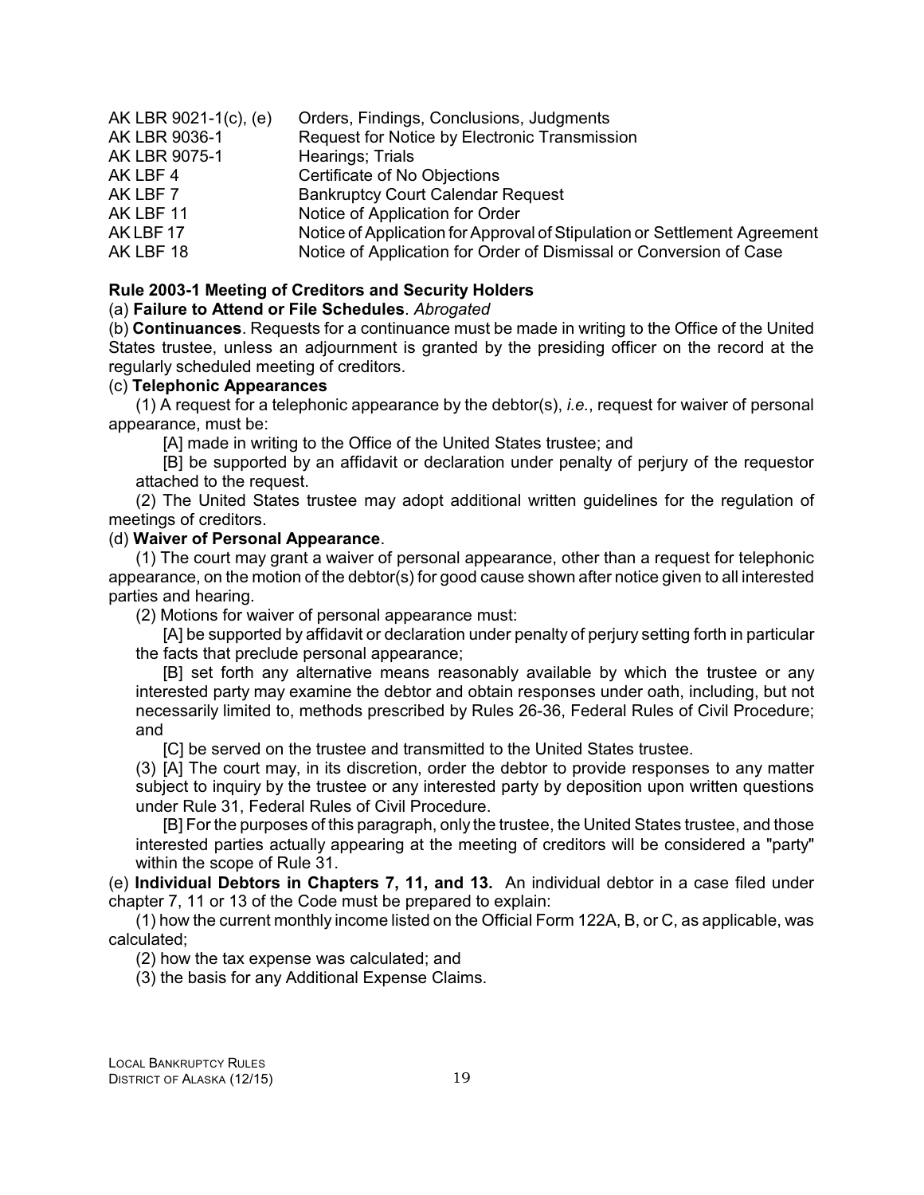| | |
|---|---|
| AK LBR 9021-1(c), (e) | Orders, Findings, Conclusions, Judgments |
| AK LBR 9036-1 | Request for Notice by Electronic Transmission |
| AK LBR 9075-1 | Hearings; Trials |
| AK LBF 4 | Certificate of No Objections |
| AK LBF 7 | Bankruptcy Court Calendar Request |
| AK LBF 11 | Notice of Application for Order |
| AK LBF 17 | Notice of Application for Approval of Stipulation or Settlement Agreement |
| AK LBF 18 | Notice of Application for Order of Dismissal or Conversion of Case |

**Rule 2003-1 Meeting of Creditors and Security Holders**

(a) **Failure to Attend or File Schedules**. *Abrogated*

(b) **Continuances**. Requests for a continuance must be made in writing to the Office of the United States trustee, unless an adjournment is granted by the presiding officer on the record at the regularly scheduled meeting of creditors.

(c) **Telephonic Appearances**

(1) A request for a telephonic appearance by the debtor(s), *i.e.*, request for waiver of personal appearance, must be:

[A] made in writing to the Office of the United States trustee; and

[B] be supported by an affidavit or declaration under penalty of perjury of the requestor attached to the request.

(2) The United States trustee may adopt additional written guidelines for the regulation of meetings of creditors.

(d) **Waiver of Personal Appearance**.

(1) The court may grant a waiver of personal appearance, other than a request for telephonic appearance, on the motion of the debtor(s) for good cause shown after notice given to all interested parties and hearing.

(2) Motions for waiver of personal appearance must:

[A] be supported by affidavit or declaration under penalty of perjury setting forth in particular the facts that preclude personal appearance;

[B] set forth any alternative means reasonably available by which the trustee or any interested party may examine the debtor and obtain responses under oath, including, but not necessarily limited to, methods prescribed by Rules 26-36, Federal Rules of Civil Procedure; and

[C] be served on the trustee and transmitted to the United States trustee.

(3) [A] The court may, in its discretion, order the debtor to provide responses to any matter subject to inquiry by the trustee or any interested party by deposition upon written questions under Rule 31, Federal Rules of Civil Procedure.

[B] For the purposes of this paragraph, only the trustee, the United States trustee, and those interested parties actually appearing at the meeting of creditors will be considered a "party" within the scope of Rule 31.

(e) **Individual Debtors in Chapters 7, 11, and 13.** An individual debtor in a case filed under chapter 7, 11 or 13 of the Code must be prepared to explain:

(1) how the current monthly income listed on the Official Form 122A, B, or C, as applicable, was calculated;

(2) how the tax expense was calculated; and

(3) the basis for any Additional Expense Claims.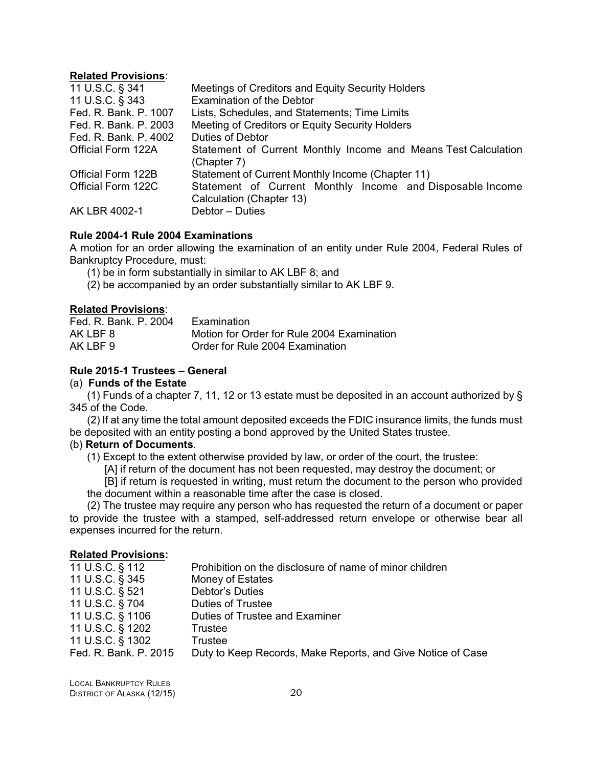**Related Provisions**:

| | |
|---|---|
| 11 U.S.C. § 341 | Meetings of Creditors and Equity Security Holders |
| 11 U.S.C. § 343 | Examination of the Debtor |
| Fed. R. Bank. P. 1007 | Lists, Schedules, and Statements; Time Limits |
| Fed. R. Bank. P. 2003 | Meeting of Creditors or Equity Security Holders |
| Fed. R. Bank. P. 4002 | Duties of Debtor |
| Official Form 122A | Statement of Current Monthly Income and Means Test Calculation (Chapter 7) |
| Official Form 122B | Statement of Current Monthly Income (Chapter 11) |
| Official Form 122C | Statement of Current Monthly Income and Disposable Income Calculation (Chapter 13) |
| AK LBR 4002-1 | Debtor – Duties |

**Rule 2004-1 Rule 2004 Examinations**

A motion for an order allowing the examination of an entity under Rule 2004, Federal Rules of Bankruptcy Procedure, must:

(1) be in form substantially in similar to AK LBF 8; and

(2) be accompanied by an order substantially similar to AK LBF 9.

**Related Provisions**:

| | |
|---|---|
| Fed. R. Bank. P. 2004 | Examination |
| AK LBF 8 | Motion for Order for Rule 2004 Examination |
| AK LBF 9 | Order for Rule 2004 Examination |

**Rule 2015-1 Trustees – General**

(a) **Funds of the Estate**

(1) Funds of a chapter 7, 11, 12 or 13 estate must be deposited in an account authorized by § 345 of the Code.

(2) If at any time the total amount deposited exceeds the FDIC insurance limits, the funds must be deposited with an entity posting a bond approved by the United States trustee.

(b) **Return of Documents**.

(1) Except to the extent otherwise provided by law, or order of the court, the trustee:

[A] if return of the document has not been requested, may destroy the document; or

[B] if return is requested in writing, must return the document to the person who provided the document within a reasonable time after the case is closed.

(2) The trustee may require any person who has requested the return of a document or paper to provide the trustee with a stamped, self-addressed return envelope or otherwise bear all expenses incurred for the return.

**Related Provisions:**

| | |
|---|---|
| 11 U.S.C. § 112 | Prohibition on the disclosure of name of minor children |
| 11 U.S.C. § 345 | Money of Estates |
| 11 U.S.C. § 521 | Debtor's Duties |
| 11 U.S.C. § 704 | Duties of Trustee |
| 11 U.S.C. § 1106 | Duties of Trustee and Examiner |
| 11 U.S.C. § 1202 | Trustee |
| 11 U.S.C. § 1302 | Trustee |
| Fed. R. Bank. P. 2015 | Duty to Keep Records, Make Reports, and Give Notice of Case |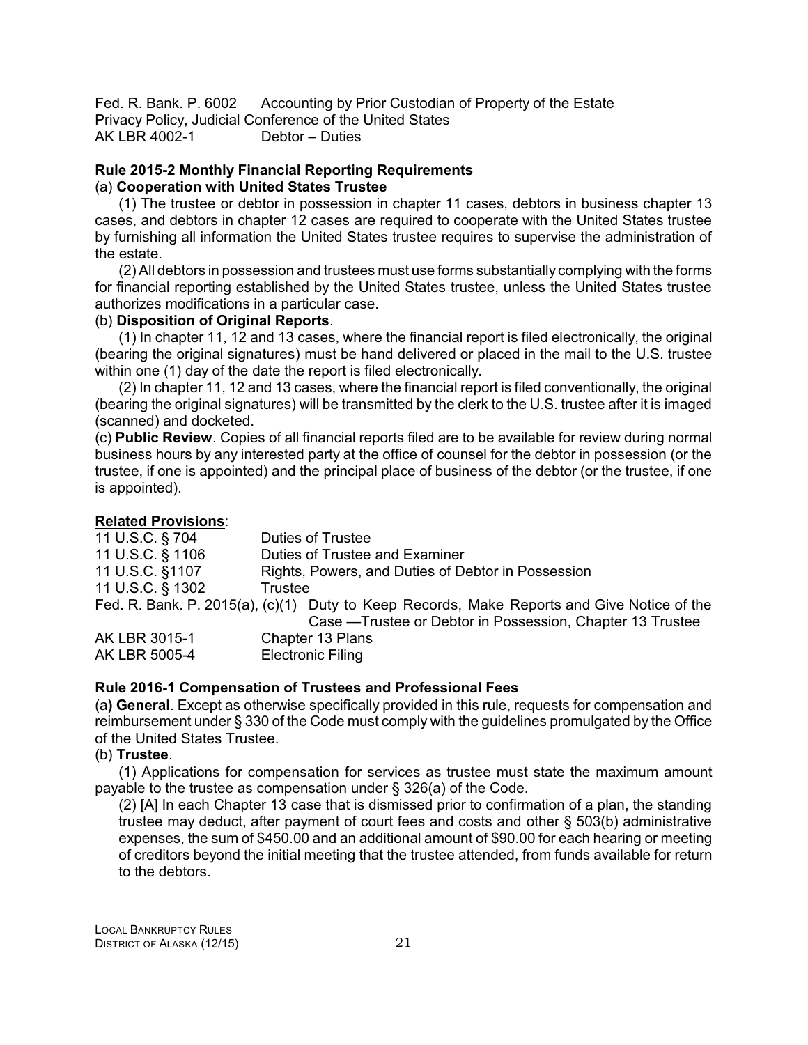Fed. R. Bank. P. 6002 Accounting by Prior Custodian of Property of the Estate
Privacy Policy, Judicial Conference of the United States
AK LBR 4002-1 Debtor – Duties

### Rule 2015-2 Monthly Financial Reporting Requirements

(a) **Cooperation with United States Trustee**

(1) The trustee or debtor in possession in chapter 11 cases, debtors in business chapter 13 cases, and debtors in chapter 12 cases are required to cooperate with the United States trustee by furnishing all information the United States trustee requires to supervise the administration of the estate.

(2) All debtors in possession and trustees must use forms substantially complying with the forms for financial reporting established by the United States trustee, unless the United States trustee authorizes modifications in a particular case.

(b) **Disposition of Original Reports**.

(1) In chapter 11, 12 and 13 cases, where the financial report is filed electronically, the original (bearing the original signatures) must be hand delivered or placed in the mail to the U.S. trustee within one (1) day of the date the report is filed electronically.

(2) In chapter 11, 12 and 13 cases, where the financial report is filed conventionally, the original (bearing the original signatures) will be transmitted by the clerk to the U.S. trustee after it is imaged (scanned) and docketed.

(c) **Public Review**. Copies of all financial reports filed are to be available for review during normal business hours by any interested party at the office of counsel for the debtor in possession (or the trustee, if one is appointed) and the principal place of business of the debtor (or the trustee, if one is appointed).

**Related Provisions**:

| | |
|---|---|
| 11 U.S.C. § 704 | Duties of Trustee |
| 11 U.S.C. § 1106 | Duties of Trustee and Examiner |
| 11 U.S.C. §1107 | Rights, Powers, and Duties of Debtor in Possession |
| 11 U.S.C. § 1302 | Trustee |
| Fed. R. Bank. P. 2015(a), (c)(1) | Duty to Keep Records, Make Reports and Give Notice of the Case —Trustee or Debtor in Possession, Chapter 13 Trustee |
| AK LBR 3015-1 | Chapter 13 Plans |
| AK LBR 5005-4 | Electronic Filing |

### Rule 2016-1 Compensation of Trustees and Professional Fees

(a**) General**. Except as otherwise specifically provided in this rule, requests for compensation and reimbursement under § 330 of the Code must comply with the guidelines promulgated by the Office of the United States Trustee.

(b) **Trustee**.

(1) Applications for compensation for services as trustee must state the maximum amount payable to the trustee as compensation under § 326(a) of the Code.

(2) [A] In each Chapter 13 case that is dismissed prior to confirmation of a plan, the standing trustee may deduct, after payment of court fees and costs and other § 503(b) administrative expenses, the sum of $450.00 and an additional amount of $90.00 for each hearing or meeting of creditors beyond the initial meeting that the trustee attended, from funds available for return to the debtors.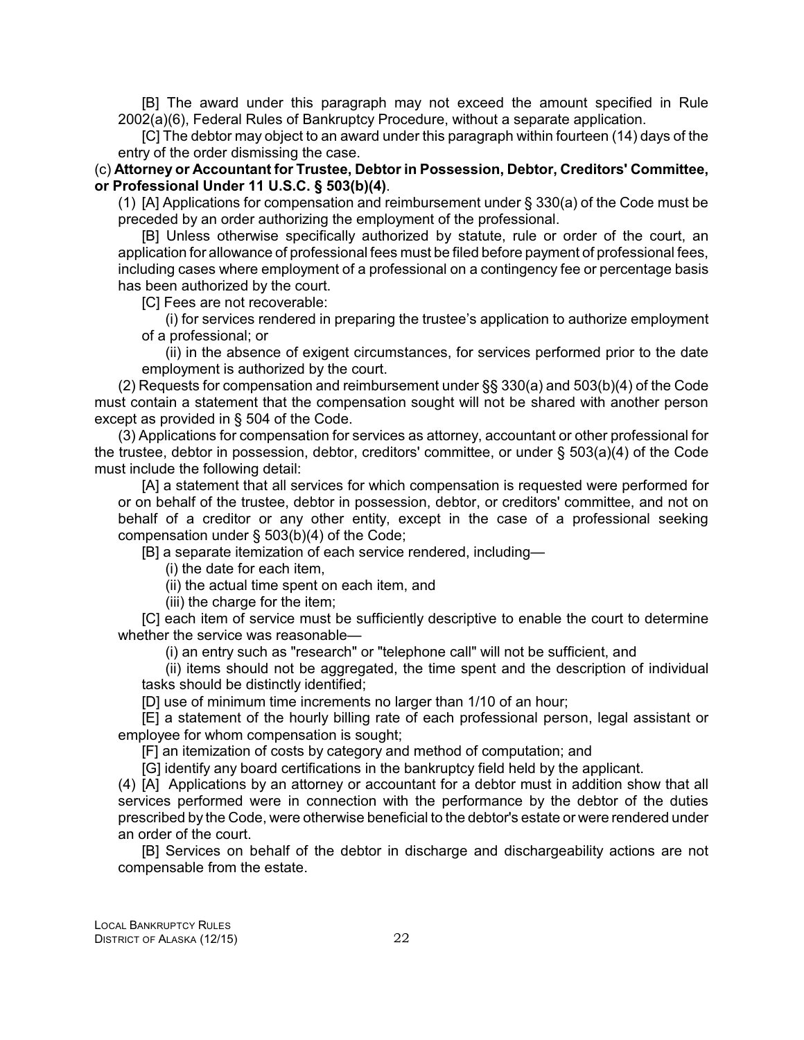[B] The award under this paragraph may not exceed the amount specified in Rule 2002(a)(6), Federal Rules of Bankruptcy Procedure, without a separate application.

[C] The debtor may object to an award under this paragraph within fourteen (14) days of the entry of the order dismissing the case.

(c) **Attorney or Accountant for Trustee, Debtor in Possession, Debtor, Creditors' Committee, or Professional Under 11 U.S.C. § 503(b)(4)**.

(1) [A] Applications for compensation and reimbursement under § 330(a) of the Code must be preceded by an order authorizing the employment of the professional.

[B] Unless otherwise specifically authorized by statute, rule or order of the court, an application for allowance of professional fees must be filed before payment of professional fees, including cases where employment of a professional on a contingency fee or percentage basis has been authorized by the court.

[C] Fees are not recoverable:

(i) for services rendered in preparing the trustee's application to authorize employment of a professional; or

(ii) in the absence of exigent circumstances, for services performed prior to the date employment is authorized by the court.

(2) Requests for compensation and reimbursement under §§ 330(a) and 503(b)(4) of the Code must contain a statement that the compensation sought will not be shared with another person except as provided in § 504 of the Code.

(3) Applications for compensation for services as attorney, accountant or other professional for the trustee, debtor in possession, debtor, creditors' committee, or under § 503(a)(4) of the Code must include the following detail:

[A] a statement that all services for which compensation is requested were performed for or on behalf of the trustee, debtor in possession, debtor, or creditors' committee, and not on behalf of a creditor or any other entity, except in the case of a professional seeking compensation under § 503(b)(4) of the Code;

[B] a separate itemization of each service rendered, including—

(i) the date for each item,

(ii) the actual time spent on each item, and

(iii) the charge for the item;

[C] each item of service must be sufficiently descriptive to enable the court to determine whether the service was reasonable—

(i) an entry such as "research" or "telephone call" will not be sufficient, and

(ii) items should not be aggregated, the time spent and the description of individual tasks should be distinctly identified;

[D] use of minimum time increments no larger than 1/10 of an hour;

[E] a statement of the hourly billing rate of each professional person, legal assistant or employee for whom compensation is sought;

[F] an itemization of costs by category and method of computation; and

[G] identify any board certifications in the bankruptcy field held by the applicant.

(4) [A] Applications by an attorney or accountant for a debtor must in addition show that all services performed were in connection with the performance by the debtor of the duties prescribed by the Code, were otherwise beneficial to the debtor's estate or were rendered under an order of the court.

[B] Services on behalf of the debtor in discharge and dischargeability actions are not compensable from the estate.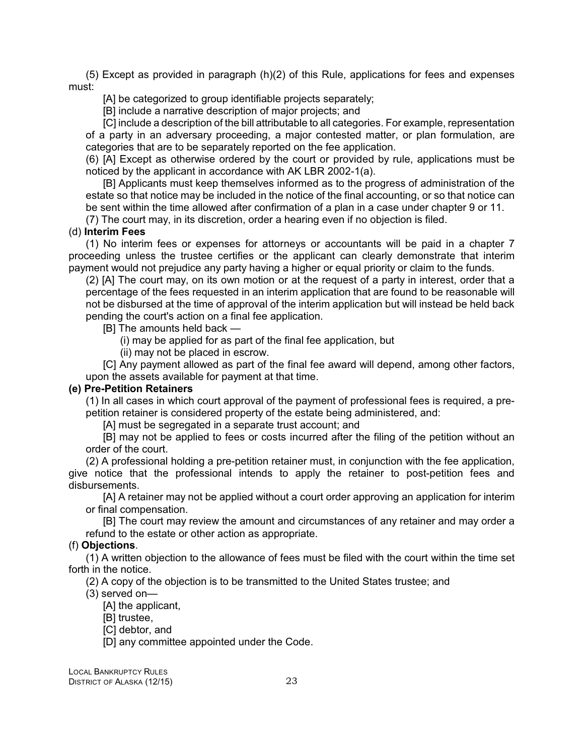(5) Except as provided in paragraph (h)(2) of this Rule, applications for fees and expenses must:

[A] be categorized to group identifiable projects separately;

[B] include a narrative description of major projects; and

[C] include a description of the bill attributable to all categories. For example, representation of a party in an adversary proceeding, a major contested matter, or plan formulation, are categories that are to be separately reported on the fee application.

(6) [A] Except as otherwise ordered by the court or provided by rule, applications must be noticed by the applicant in accordance with AK LBR 2002-1(a).

[B] Applicants must keep themselves informed as to the progress of administration of the estate so that notice may be included in the notice of the final accounting, or so that notice can be sent within the time allowed after confirmation of a plan in a case under chapter 9 or 11.

(7) The court may, in its discretion, order a hearing even if no objection is filed.

(d) **Interim Fees**

(1) No interim fees or expenses for attorneys or accountants will be paid in a chapter 7 proceeding unless the trustee certifies or the applicant can clearly demonstrate that interim payment would not prejudice any party having a higher or equal priority or claim to the funds.

(2) [A] The court may, on its own motion or at the request of a party in interest, order that a percentage of the fees requested in an interim application that are found to be reasonable will not be disbursed at the time of approval of the interim application but will instead be held back pending the court's action on a final fee application.

[B] The amounts held back —

(i) may be applied for as part of the final fee application, but

(ii) may not be placed in escrow.

[C] Any payment allowed as part of the final fee award will depend, among other factors, upon the assets available for payment at that time.

**(e) Pre-Petition Retainers**

(1) In all cases in which court approval of the payment of professional fees is required, a pre-petition retainer is considered property of the estate being administered, and:

[A] must be segregated in a separate trust account; and

[B] may not be applied to fees or costs incurred after the filing of the petition without an order of the court.

(2) A professional holding a pre-petition retainer must, in conjunction with the fee application, give notice that the professional intends to apply the retainer to post-petition fees and disbursements.

[A] A retainer may not be applied without a court order approving an application for interim or final compensation.

[B] The court may review the amount and circumstances of any retainer and may order a refund to the estate or other action as appropriate.

(f) **Objections**.

(1) A written objection to the allowance of fees must be filed with the court within the time set forth in the notice.

(2) A copy of the objection is to be transmitted to the United States trustee; and

(3) served on—

[A] the applicant,

[B] trustee,

[C] debtor, and

[D] any committee appointed under the Code.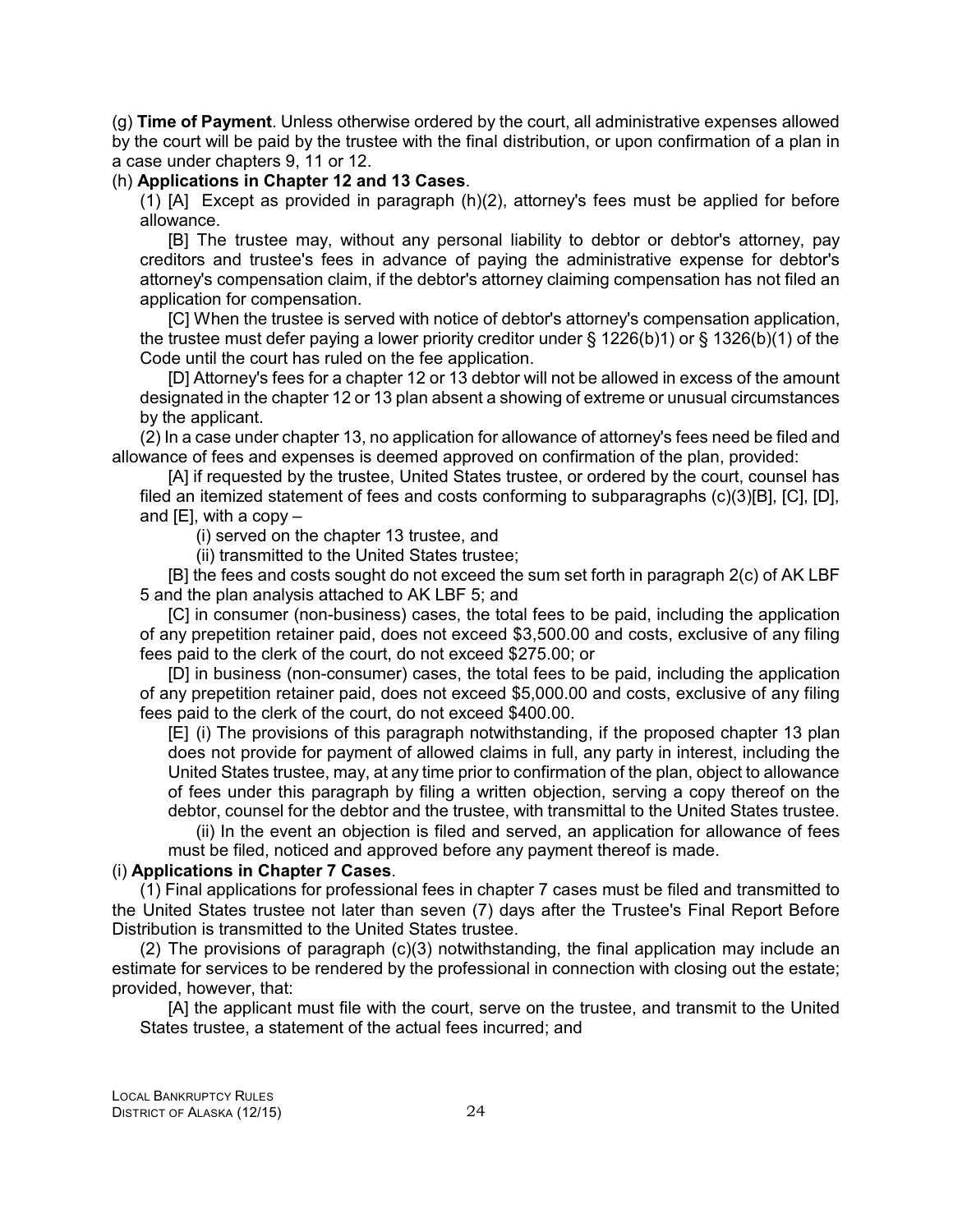(g) **Time of Payment**. Unless otherwise ordered by the court, all administrative expenses allowed by the court will be paid by the trustee with the final distribution, or upon confirmation of a plan in a case under chapters 9, 11 or 12.

(h) **Applications in Chapter 12 and 13 Cases**.

(1) [A] Except as provided in paragraph (h)(2), attorney's fees must be applied for before allowance.

[B] The trustee may, without any personal liability to debtor or debtor's attorney, pay creditors and trustee's fees in advance of paying the administrative expense for debtor's attorney's compensation claim, if the debtor's attorney claiming compensation has not filed an application for compensation.

[C] When the trustee is served with notice of debtor's attorney's compensation application, the trustee must defer paying a lower priority creditor under § 1226(b)1) or § 1326(b)(1) of the Code until the court has ruled on the fee application.

[D] Attorney's fees for a chapter 12 or 13 debtor will not be allowed in excess of the amount designated in the chapter 12 or 13 plan absent a showing of extreme or unusual circumstances by the applicant.

(2) In a case under chapter 13, no application for allowance of attorney's fees need be filed and allowance of fees and expenses is deemed approved on confirmation of the plan, provided:

[A] if requested by the trustee, United States trustee, or ordered by the court, counsel has filed an itemized statement of fees and costs conforming to subparagraphs (c)(3)[B], [C], [D], and [E], with a copy –

(i) served on the chapter 13 trustee, and

(ii) transmitted to the United States trustee;

[B] the fees and costs sought do not exceed the sum set forth in paragraph 2(c) of AK LBF 5 and the plan analysis attached to AK LBF 5; and

[C] in consumer (non-business) cases, the total fees to be paid, including the application of any prepetition retainer paid, does not exceed $3,500.00 and costs, exclusive of any filing fees paid to the clerk of the court, do not exceed $275.00; or

[D] in business (non-consumer) cases, the total fees to be paid, including the application of any prepetition retainer paid, does not exceed $5,000.00 and costs, exclusive of any filing fees paid to the clerk of the court, do not exceed $400.00.

[E] (i) The provisions of this paragraph notwithstanding, if the proposed chapter 13 plan does not provide for payment of allowed claims in full, any party in interest, including the United States trustee, may, at any time prior to confirmation of the plan, object to allowance of fees under this paragraph by filing a written objection, serving a copy thereof on the debtor, counsel for the debtor and the trustee, with transmittal to the United States trustee.

(ii) In the event an objection is filed and served, an application for allowance of fees must be filed, noticed and approved before any payment thereof is made.

(i) **Applications in Chapter 7 Cases**.

(1) Final applications for professional fees in chapter 7 cases must be filed and transmitted to the United States trustee not later than seven (7) days after the Trustee's Final Report Before Distribution is transmitted to the United States trustee.

(2) The provisions of paragraph (c)(3) notwithstanding, the final application may include an estimate for services to be rendered by the professional in connection with closing out the estate; provided, however, that:

[A] the applicant must file with the court, serve on the trustee, and transmit to the United States trustee, a statement of the actual fees incurred; and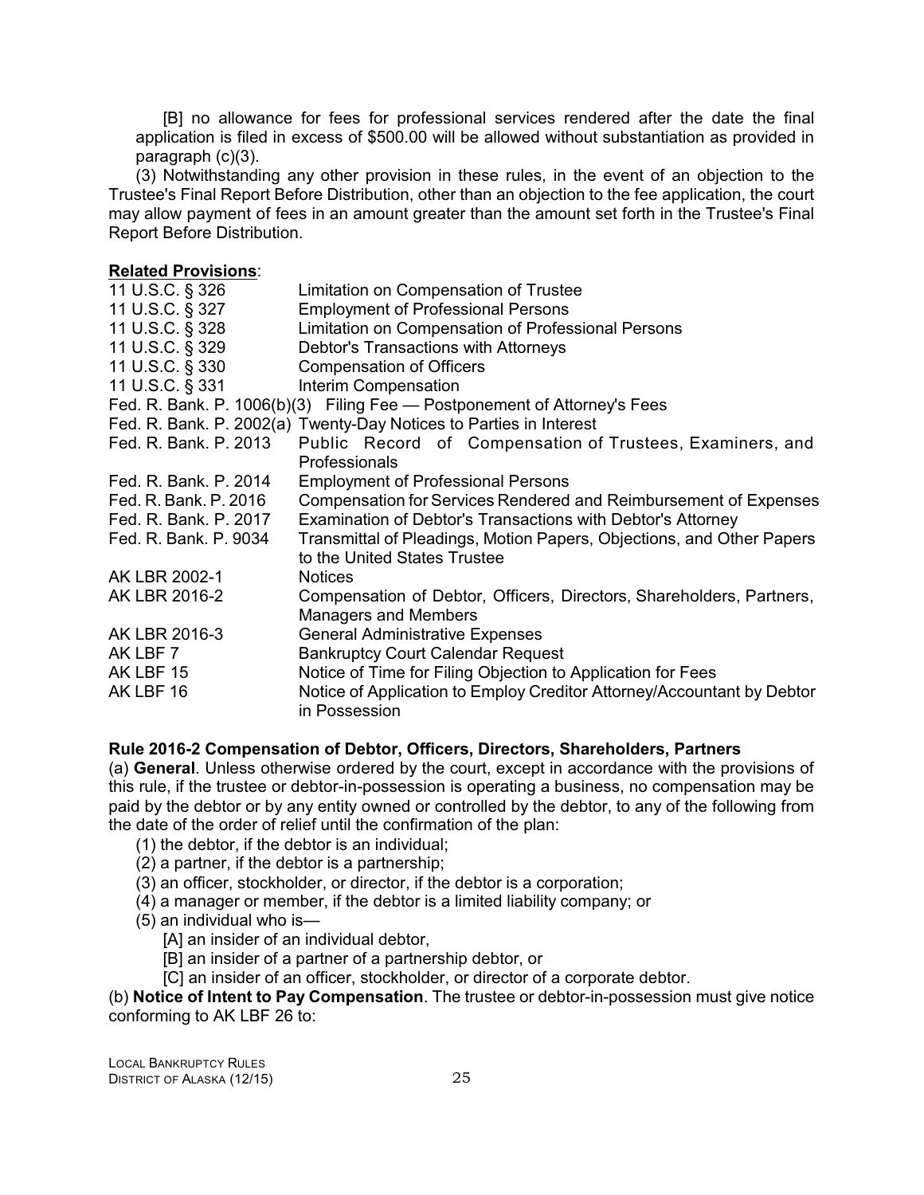[B] no allowance for fees for professional services rendered after the date the final application is filed in excess of $500.00 will be allowed without substantiation as provided in paragraph (c)(3).

(3) Notwithstanding any other provision in these rules, in the event of an objection to the Trustee's Final Report Before Distribution, other than an objection to the fee application, the court may allow payment of fees in an amount greater than the amount set forth in the Trustee's Final Report Before Distribution.

**Related Provisions**:

| | |
|---|---|
| 11 U.S.C. § 326 | Limitation on Compensation of Trustee |
| 11 U.S.C. § 327 | Employment of Professional Persons |
| 11 U.S.C. § 328 | Limitation on Compensation of Professional Persons |
| 11 U.S.C. § 329 | Debtor's Transactions with Attorneys |
| 11 U.S.C. § 330 | Compensation of Officers |
| 11 U.S.C. § 331 | Interim Compensation |
| Fed. R. Bank. P. 1006(b)(3) | Filing Fee — Postponement of Attorney's Fees |
| Fed. R. Bank. P. 2002(a) | Twenty-Day Notices to Parties in Interest |
| Fed. R. Bank. P. 2013 | Public Record of Compensation of Trustees, Examiners, and Professionals |
| Fed. R. Bank. P. 2014 | Employment of Professional Persons |
| Fed. R. Bank. P. 2016 | Compensation for Services Rendered and Reimbursement of Expenses |
| Fed. R. Bank. P. 2017 | Examination of Debtor's Transactions with Debtor's Attorney |
| Fed. R. Bank. P. 9034 | Transmittal of Pleadings, Motion Papers, Objections, and Other Papers to the United States Trustee |
| AK LBR 2002-1 | Notices |
| AK LBR 2016-2 | Compensation of Debtor, Officers, Directors, Shareholders, Partners, Managers and Members |
| AK LBR 2016-3 | General Administrative Expenses |
| AK LBF 7 | Bankruptcy Court Calendar Request |
| AK LBF 15 | Notice of Time for Filing Objection to Application for Fees |
| AK LBF 16 | Notice of Application to Employ Creditor Attorney/Accountant by Debtor in Possession |

**Rule 2016-2 Compensation of Debtor, Officers, Directors, Shareholders, Partners**

(a) **General**. Unless otherwise ordered by the court, except in accordance with the provisions of this rule, if the trustee or debtor-in-possession is operating a business, no compensation may be paid by the debtor or by any entity owned or controlled by the debtor, to any of the following from the date of the order of relief until the confirmation of the plan:

(1) the debtor, if the debtor is an individual;

(2) a partner, if the debtor is a partnership;

(3) an officer, stockholder, or director, if the debtor is a corporation;

(4) a manager or member, if the debtor is a limited liability company; or

(5) an individual who is—

[A] an insider of an individual debtor,

[B] an insider of a partner of a partnership debtor, or

[C] an insider of an officer, stockholder, or director of a corporate debtor.

(b) **Notice of Intent to Pay Compensation**. The trustee or debtor-in-possession must give notice conforming to AK LBF 26 to: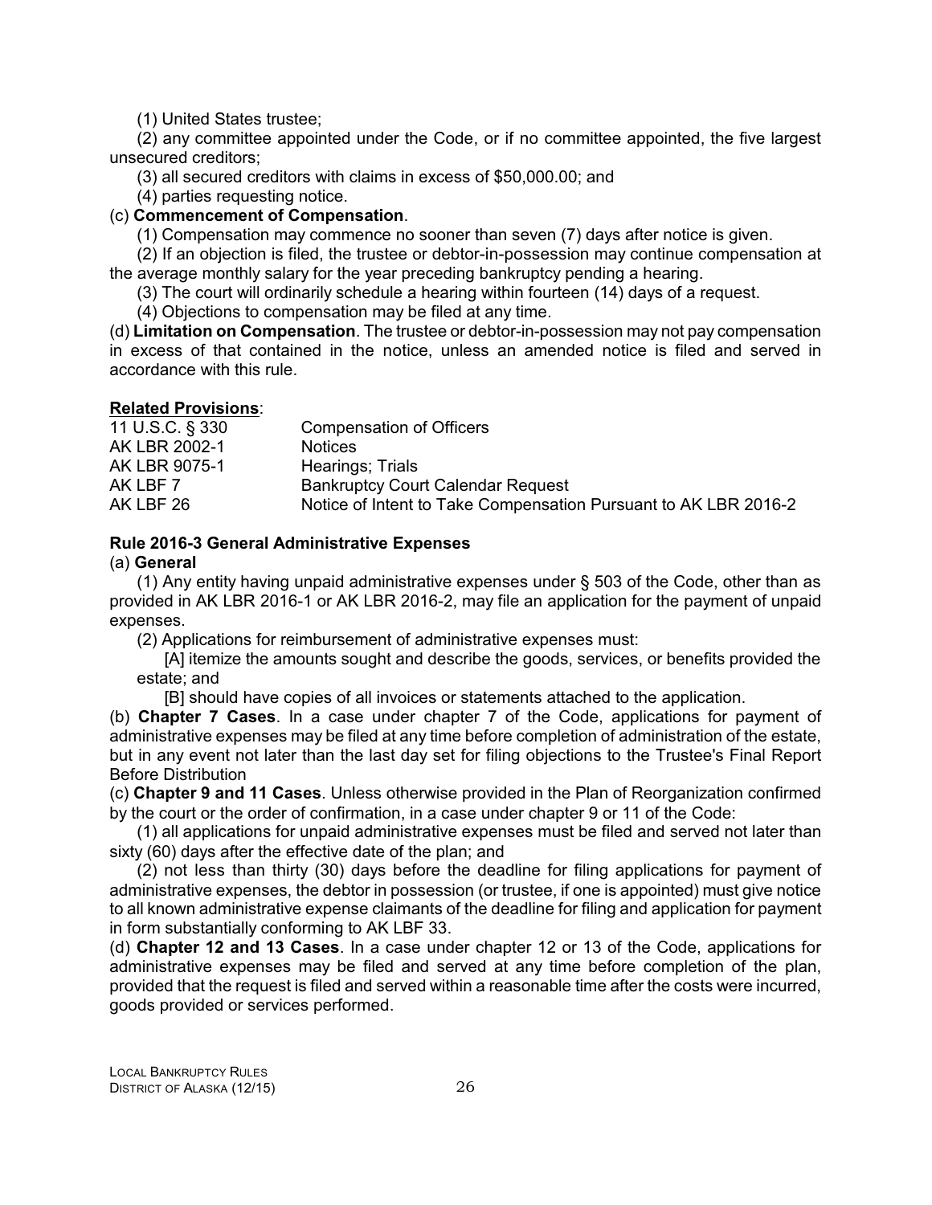(1) United States trustee;

(2) any committee appointed under the Code, or if no committee appointed, the five largest unsecured creditors;

(3) all secured creditors with claims in excess of $50,000.00; and

(4) parties requesting notice.

(c) **Commencement of Compensation**.

(1) Compensation may commence no sooner than seven (7) days after notice is given.

(2) If an objection is filed, the trustee or debtor-in-possession may continue compensation at the average monthly salary for the year preceding bankruptcy pending a hearing.

(3) The court will ordinarily schedule a hearing within fourteen (14) days of a request.

(4) Objections to compensation may be filed at any time.

(d) **Limitation on Compensation**. The trustee or debtor-in-possession may not pay compensation in excess of that contained in the notice, unless an amended notice is filed and served in accordance with this rule.

**Related Provisions**:

| | |
|---|---|
| 11 U.S.C. § 330 | Compensation of Officers |
| AK LBR 2002-1 | Notices |
| AK LBR 9075-1 | Hearings; Trials |
| AK LBF 7 | Bankruptcy Court Calendar Request |
| AK LBF 26 | Notice of Intent to Take Compensation Pursuant to AK LBR 2016-2 |

### Rule 2016-3 General Administrative Expenses

(a) **General**

(1) Any entity having unpaid administrative expenses under § 503 of the Code, other than as provided in AK LBR 2016-1 or AK LBR 2016-2, may file an application for the payment of unpaid expenses.

(2) Applications for reimbursement of administrative expenses must:

[A] itemize the amounts sought and describe the goods, services, or benefits provided the estate; and

[B] should have copies of all invoices or statements attached to the application.

(b) **Chapter 7 Cases**. In a case under chapter 7 of the Code, applications for payment of administrative expenses may be filed at any time before completion of administration of the estate, but in any event not later than the last day set for filing objections to the Trustee's Final Report Before Distribution

(c) **Chapter 9 and 11 Cases**. Unless otherwise provided in the Plan of Reorganization confirmed by the court or the order of confirmation, in a case under chapter 9 or 11 of the Code:

(1) all applications for unpaid administrative expenses must be filed and served not later than sixty (60) days after the effective date of the plan; and

(2) not less than thirty (30) days before the deadline for filing applications for payment of administrative expenses, the debtor in possession (or trustee, if one is appointed) must give notice to all known administrative expense claimants of the deadline for filing and application for payment in form substantially conforming to AK LBF 33.

(d) **Chapter 12 and 13 Cases**. In a case under chapter 12 or 13 of the Code, applications for administrative expenses may be filed and served at any time before completion of the plan, provided that the request is filed and served within a reasonable time after the costs were incurred, goods provided or services performed.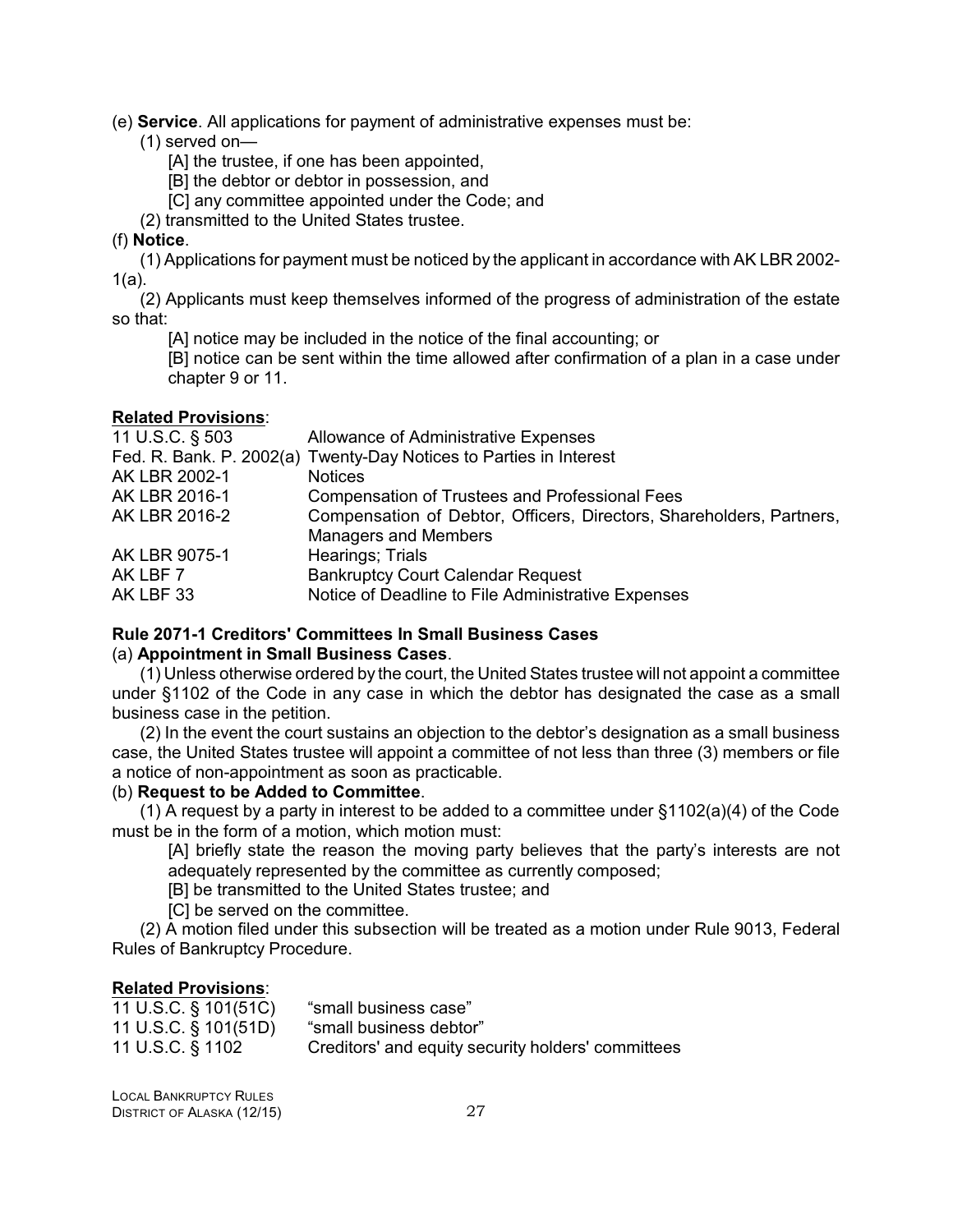(e) **Service**. All applications for payment of administrative expenses must be:

(1) served on—

[A] the trustee, if one has been appointed,

[B] the debtor or debtor in possession, and

[C] any committee appointed under the Code; and

(2) transmitted to the United States trustee.

(f) **Notice**.

(1) Applications for payment must be noticed by the applicant in accordance with AK LBR 2002-1(a).

(2) Applicants must keep themselves informed of the progress of administration of the estate so that:

[A] notice may be included in the notice of the final accounting; or

[B] notice can be sent within the time allowed after confirmation of a plan in a case under chapter 9 or 11.

**Related Provisions**:

| | |
|---|---|
| 11 U.S.C. § 503 | Allowance of Administrative Expenses |
| Fed. R. Bank. P. 2002(a) | Twenty-Day Notices to Parties in Interest |
| AK LBR 2002-1 | Notices |
| AK LBR 2016-1 | Compensation of Trustees and Professional Fees |
| AK LBR 2016-2 | Compensation of Debtor, Officers, Directors, Shareholders, Partners, Managers and Members |
| AK LBR 9075-1 | Hearings; Trials |
| AK LBF 7 | Bankruptcy Court Calendar Request |
| AK LBF 33 | Notice of Deadline to File Administrative Expenses |

### Rule 2071-1 Creditors' Committees In Small Business Cases

(a) **Appointment in Small Business Cases**.

(1) Unless otherwise ordered by the court, the United States trustee will not appoint a committee under §1102 of the Code in any case in which the debtor has designated the case as a small business case in the petition.

(2) In the event the court sustains an objection to the debtor's designation as a small business case, the United States trustee will appoint a committee of not less than three (3) members or file a notice of non-appointment as soon as practicable.

(b) **Request to be Added to Committee**.

(1) A request by a party in interest to be added to a committee under §1102(a)(4) of the Code must be in the form of a motion, which motion must:

[A] briefly state the reason the moving party believes that the party's interests are not adequately represented by the committee as currently composed;

[B] be transmitted to the United States trustee; and

[C] be served on the committee.

(2) A motion filed under this subsection will be treated as a motion under Rule 9013, Federal Rules of Bankruptcy Procedure.

**Related Provisions**:

| | |
|---|---|
| 11 U.S.C. § 101(51C) | "small business case" |
| 11 U.S.C. § 101(51D) | "small business debtor" |
| 11 U.S.C. § 1102 | Creditors' and equity security holders' committees |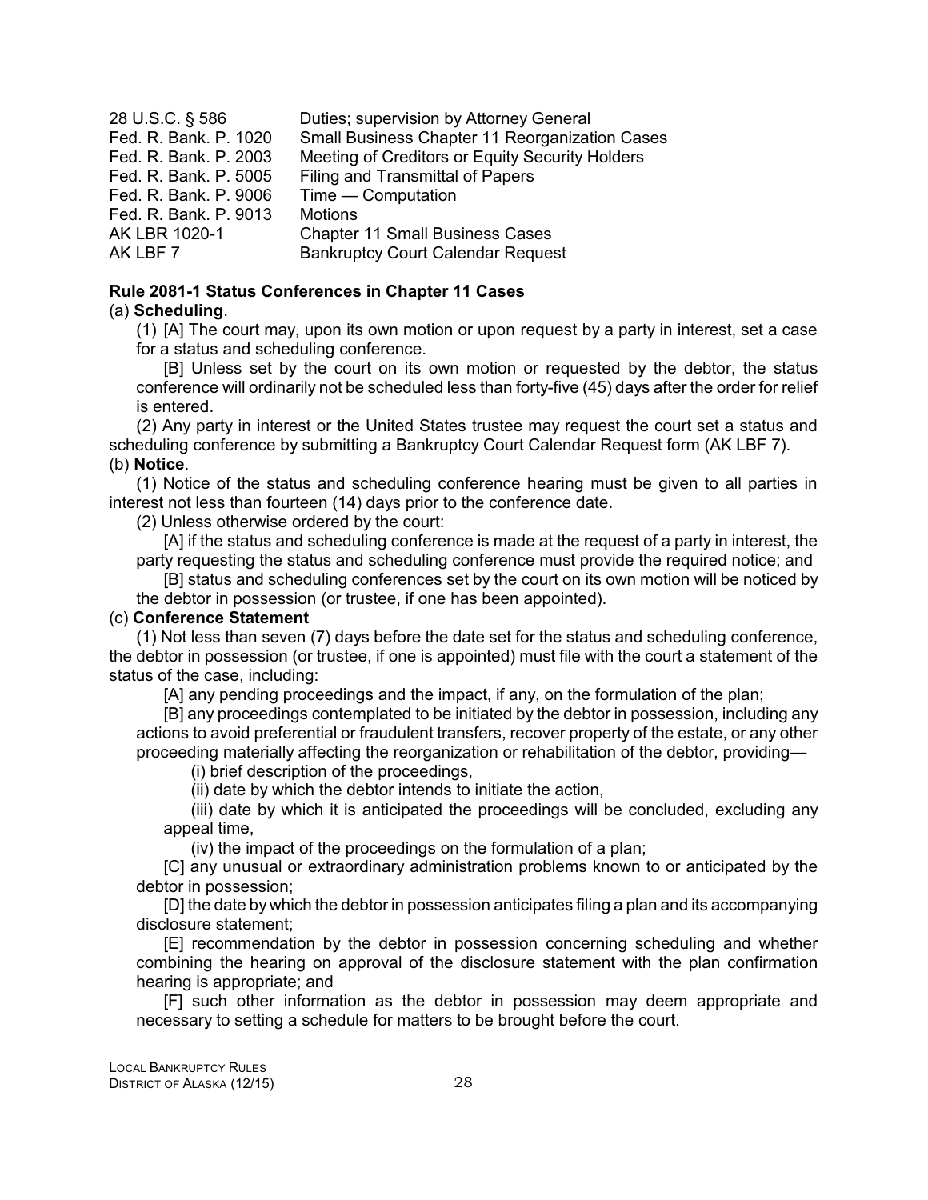| | |
|---|---|
| 28 U.S.C. § 586 | Duties; supervision by Attorney General |
| Fed. R. Bank. P. 1020 | Small Business Chapter 11 Reorganization Cases |
| Fed. R. Bank. P. 2003 | Meeting of Creditors or Equity Security Holders |
| Fed. R. Bank. P. 5005 | Filing and Transmittal of Papers |
| Fed. R. Bank. P. 9006 | Time — Computation |
| Fed. R. Bank. P. 9013 | Motions |
| AK LBR 1020-1 | Chapter 11 Small Business Cases |
| AK LBF 7 | Bankruptcy Court Calendar Request |

**Rule 2081-1 Status Conferences in Chapter 11 Cases**

(a) **Scheduling**.

(1) [A] The court may, upon its own motion or upon request by a party in interest, set a case for a status and scheduling conference.

[B] Unless set by the court on its own motion or requested by the debtor, the status conference will ordinarily not be scheduled less than forty-five (45) days after the order for relief is entered.

(2) Any party in interest or the United States trustee may request the court set a status and scheduling conference by submitting a Bankruptcy Court Calendar Request form (AK LBF 7).

(b) **Notice**.

(1) Notice of the status and scheduling conference hearing must be given to all parties in interest not less than fourteen (14) days prior to the conference date.

(2) Unless otherwise ordered by the court:

[A] if the status and scheduling conference is made at the request of a party in interest, the party requesting the status and scheduling conference must provide the required notice; and

[B] status and scheduling conferences set by the court on its own motion will be noticed by the debtor in possession (or trustee, if one has been appointed).

(c) **Conference Statement**

(1) Not less than seven (7) days before the date set for the status and scheduling conference, the debtor in possession (or trustee, if one is appointed) must file with the court a statement of the status of the case, including:

[A] any pending proceedings and the impact, if any, on the formulation of the plan;

[B] any proceedings contemplated to be initiated by the debtor in possession, including any actions to avoid preferential or fraudulent transfers, recover property of the estate, or any other proceeding materially affecting the reorganization or rehabilitation of the debtor, providing—

(i) brief description of the proceedings,

(ii) date by which the debtor intends to initiate the action,

(iii) date by which it is anticipated the proceedings will be concluded, excluding any appeal time,

(iv) the impact of the proceedings on the formulation of a plan;

[C] any unusual or extraordinary administration problems known to or anticipated by the debtor in possession;

[D] the date by which the debtor in possession anticipates filing a plan and its accompanying disclosure statement;

[E] recommendation by the debtor in possession concerning scheduling and whether combining the hearing on approval of the disclosure statement with the plan confirmation hearing is appropriate; and

[F] such other information as the debtor in possession may deem appropriate and necessary to setting a schedule for matters to be brought before the court.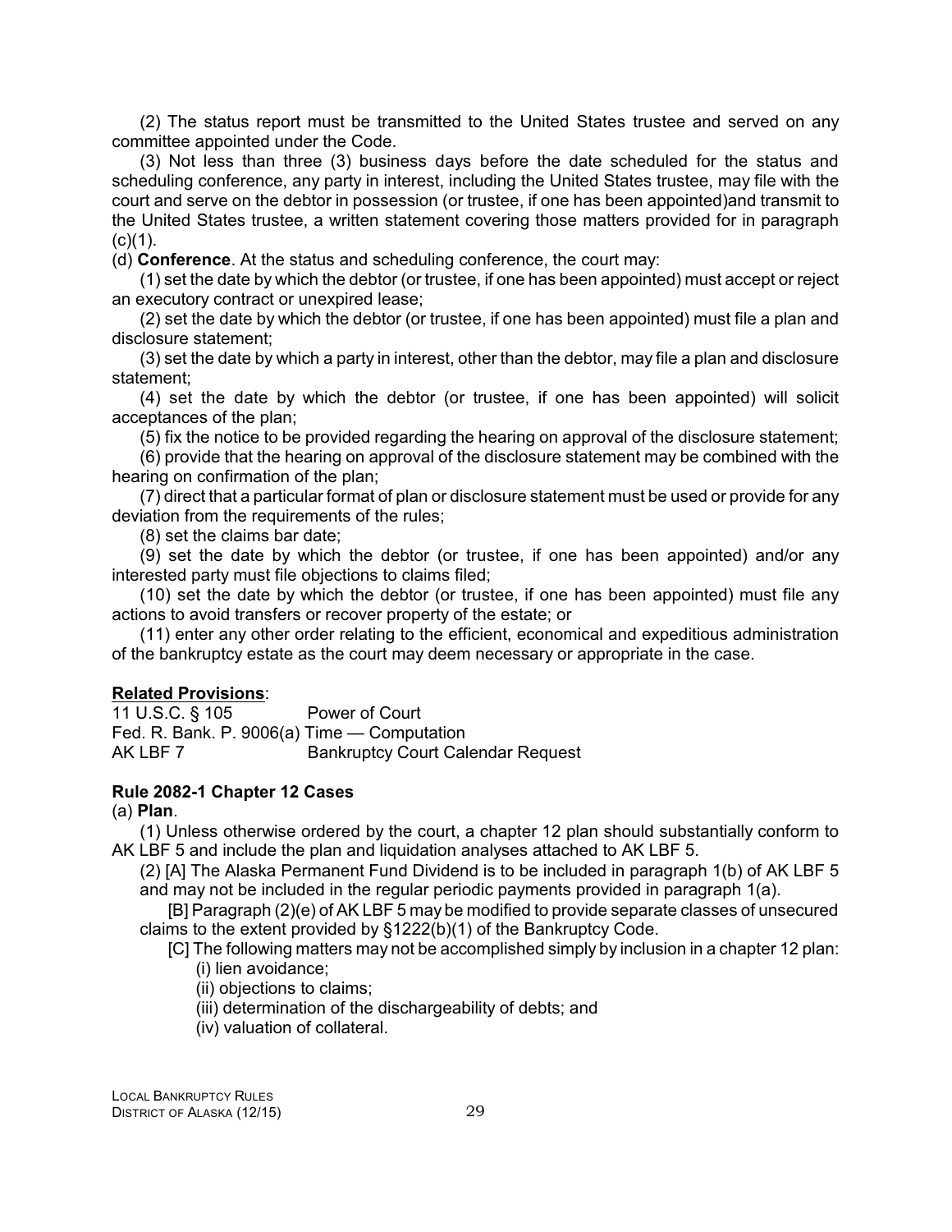(2) The status report must be transmitted to the United States trustee and served on any committee appointed under the Code.

(3) Not less than three (3) business days before the date scheduled for the status and scheduling conference, any party in interest, including the United States trustee, may file with the court and serve on the debtor in possession (or trustee, if one has been appointed)and transmit to the United States trustee, a written statement covering those matters provided for in paragraph (c)(1).

(d) **Conference**. At the status and scheduling conference, the court may:

(1) set the date by which the debtor (or trustee, if one has been appointed) must accept or reject an executory contract or unexpired lease;

(2) set the date by which the debtor (or trustee, if one has been appointed) must file a plan and disclosure statement;

(3) set the date by which a party in interest, other than the debtor, may file a plan and disclosure statement;

(4) set the date by which the debtor (or trustee, if one has been appointed) will solicit acceptances of the plan;

(5) fix the notice to be provided regarding the hearing on approval of the disclosure statement;

(6) provide that the hearing on approval of the disclosure statement may be combined with the hearing on confirmation of the plan;

(7) direct that a particular format of plan or disclosure statement must be used or provide for any deviation from the requirements of the rules;

(8) set the claims bar date;

(9) set the date by which the debtor (or trustee, if one has been appointed) and/or any interested party must file objections to claims filed;

(10) set the date by which the debtor (or trustee, if one has been appointed) must file any actions to avoid transfers or recover property of the estate; or

(11) enter any other order relating to the efficient, economical and expeditious administration of the bankruptcy estate as the court may deem necessary or appropriate in the case.

**Related Provisions**:

| | |
|---|---|
| 11 U.S.C. § 105 | Power of Court |
| Fed. R. Bank. P. 9006(a) | Time — Computation |
| AK LBF 7 | Bankruptcy Court Calendar Request |

**Rule 2082-1 Chapter 12 Cases**

(a) **Plan**.

(1) Unless otherwise ordered by the court, a chapter 12 plan should substantially conform to AK LBF 5 and include the plan and liquidation analyses attached to AK LBF 5.

(2) [A] The Alaska Permanent Fund Dividend is to be included in paragraph 1(b) of AK LBF 5 and may not be included in the regular periodic payments provided in paragraph 1(a).

[B] Paragraph (2)(e) of AK LBF 5 may be modified to provide separate classes of unsecured claims to the extent provided by §1222(b)(1) of the Bankruptcy Code.

[C] The following matters may not be accomplished simply by inclusion in a chapter 12 plan:

(i) lien avoidance;

(ii) objections to claims;

(iii) determination of the dischargeability of debts; and

(iv) valuation of collateral.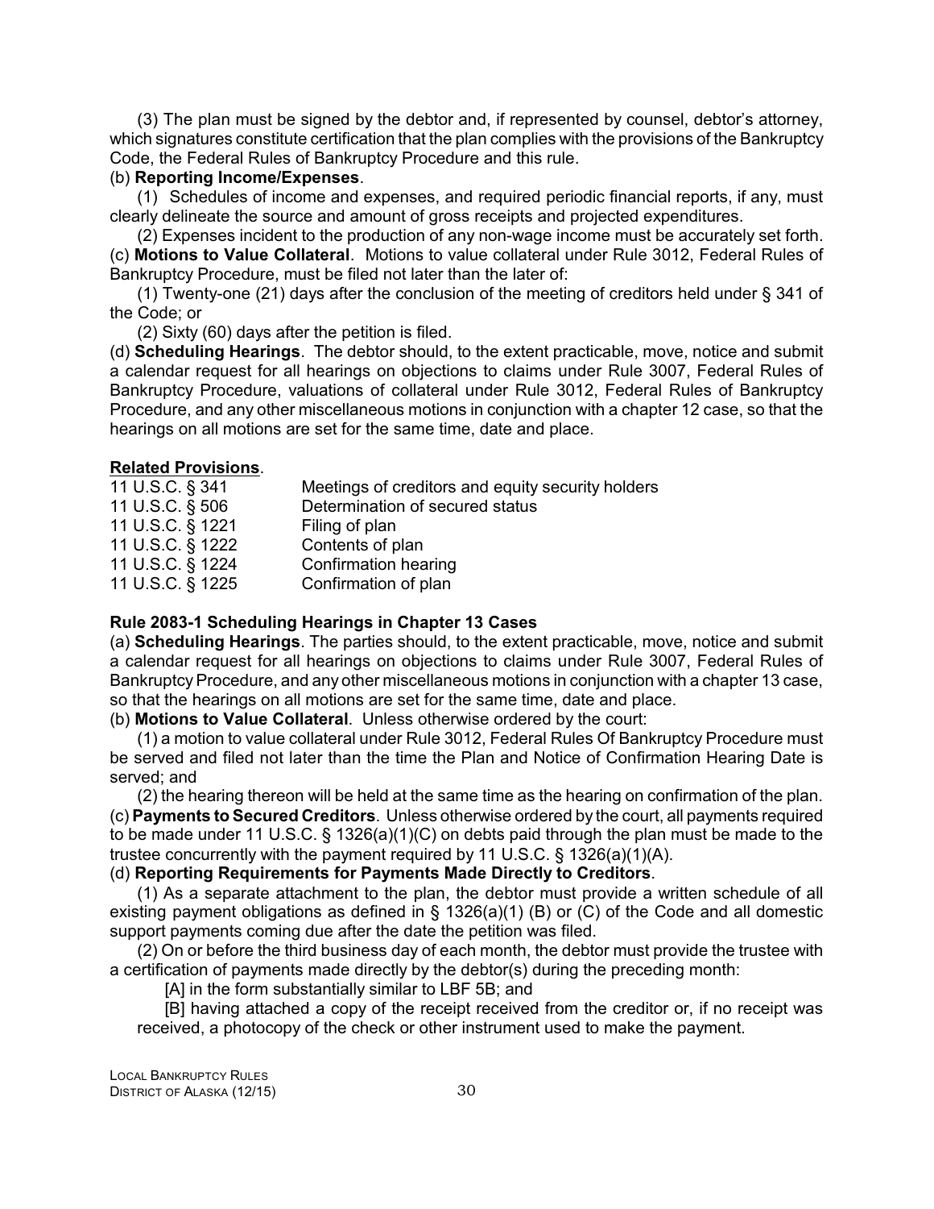(3) The plan must be signed by the debtor and, if represented by counsel, debtor's attorney, which signatures constitute certification that the plan complies with the provisions of the Bankruptcy Code, the Federal Rules of Bankruptcy Procedure and this rule.

(b) **Reporting Income/Expenses**.

(1) Schedules of income and expenses, and required periodic financial reports, if any, must clearly delineate the source and amount of gross receipts and projected expenditures.

(2) Expenses incident to the production of any non-wage income must be accurately set forth.

(c) **Motions to Value Collateral**. Motions to value collateral under Rule 3012, Federal Rules of Bankruptcy Procedure, must be filed not later than the later of:

(1) Twenty-one (21) days after the conclusion of the meeting of creditors held under § 341 of the Code; or

(2) Sixty (60) days after the petition is filed.

(d) **Scheduling Hearings**. The debtor should, to the extent practicable, move, notice and submit a calendar request for all hearings on objections to claims under Rule 3007, Federal Rules of Bankruptcy Procedure, valuations of collateral under Rule 3012, Federal Rules of Bankruptcy Procedure, and any other miscellaneous motions in conjunction with a chapter 12 case, so that the hearings on all motions are set for the same time, date and place.

**Related Provisions**.

| | |
|---|---|
| 11 U.S.C. § 341 | Meetings of creditors and equity security holders |
| 11 U.S.C. § 506 | Determination of secured status |
| 11 U.S.C. § 1221 | Filing of plan |
| 11 U.S.C. § 1222 | Contents of plan |
| 11 U.S.C. § 1224 | Confirmation hearing |
| 11 U.S.C. § 1225 | Confirmation of plan |

**Rule 2083-1 Scheduling Hearings in Chapter 13 Cases**

(a) **Scheduling Hearings**. The parties should, to the extent practicable, move, notice and submit a calendar request for all hearings on objections to claims under Rule 3007, Federal Rules of Bankruptcy Procedure, and any other miscellaneous motions in conjunction with a chapter 13 case, so that the hearings on all motions are set for the same time, date and place.

(b) **Motions to Value Collateral**. Unless otherwise ordered by the court:

(1) a motion to value collateral under Rule 3012, Federal Rules Of Bankruptcy Procedure must be served and filed not later than the time the Plan and Notice of Confirmation Hearing Date is served; and

(2) the hearing thereon will be held at the same time as the hearing on confirmation of the plan.

(c) **Payments to Secured Creditors**. Unless otherwise ordered by the court, all payments required to be made under 11 U.S.C. § 1326(a)(1)(C) on debts paid through the plan must be made to the trustee concurrently with the payment required by 11 U.S.C. § 1326(a)(1)(A).

(d) **Reporting Requirements for Payments Made Directly to Creditors**.

(1) As a separate attachment to the plan, the debtor must provide a written schedule of all existing payment obligations as defined in § 1326(a)(1) (B) or (C) of the Code and all domestic support payments coming due after the date the petition was filed.

(2) On or before the third business day of each month, the debtor must provide the trustee with a certification of payments made directly by the debtor(s) during the preceding month:

[A] in the form substantially similar to LBF 5B; and

[B] having attached a copy of the receipt received from the creditor or, if no receipt was received, a photocopy of the check or other instrument used to make the payment.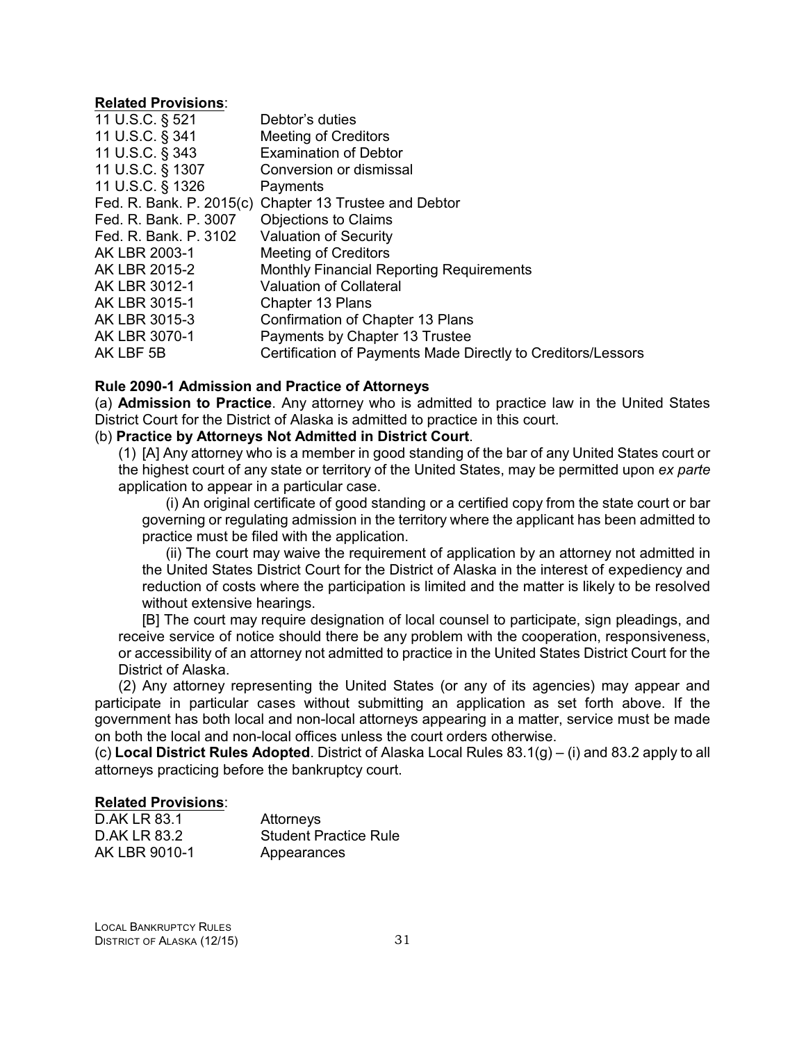**Related Provisions**:

| | |
|---|---|
| 11 U.S.C. § 521 | Debtor's duties |
| 11 U.S.C. § 341 | Meeting of Creditors |
| 11 U.S.C. § 343 | Examination of Debtor |
| 11 U.S.C. § 1307 | Conversion or dismissal |
| 11 U.S.C. § 1326 | Payments |
| Fed. R. Bank. P. 2015(c) | Chapter 13 Trustee and Debtor |
| Fed. R. Bank. P. 3007 | Objections to Claims |
| Fed. R. Bank. P. 3102 | Valuation of Security |
| AK LBR 2003-1 | Meeting of Creditors |
| AK LBR 2015-2 | Monthly Financial Reporting Requirements |
| AK LBR 3012-1 | Valuation of Collateral |
| AK LBR 3015-1 | Chapter 13 Plans |
| AK LBR 3015-3 | Confirmation of Chapter 13 Plans |
| AK LBR 3070-1 | Payments by Chapter 13 Trustee |
| AK LBF 5B | Certification of Payments Made Directly to Creditors/Lessors |

**Rule 2090-1 Admission and Practice of Attorneys**

(a) **Admission to Practice**. Any attorney who is admitted to practice law in the United States District Court for the District of Alaska is admitted to practice in this court.

(b) **Practice by Attorneys Not Admitted in District Court**.

(1) [A] Any attorney who is a member in good standing of the bar of any United States court or the highest court of any state or territory of the United States, may be permitted upon *ex parte* application to appear in a particular case.

(i) An original certificate of good standing or a certified copy from the state court or bar governing or regulating admission in the territory where the applicant has been admitted to practice must be filed with the application.

(ii) The court may waive the requirement of application by an attorney not admitted in the United States District Court for the District of Alaska in the interest of expediency and reduction of costs where the participation is limited and the matter is likely to be resolved without extensive hearings.

[B] The court may require designation of local counsel to participate, sign pleadings, and receive service of notice should there be any problem with the cooperation, responsiveness, or accessibility of an attorney not admitted to practice in the United States District Court for the District of Alaska.

(2) Any attorney representing the United States (or any of its agencies) may appear and participate in particular cases without submitting an application as set forth above. If the government has both local and non-local attorneys appearing in a matter, service must be made on both the local and non-local offices unless the court orders otherwise.

(c) **Local District Rules Adopted**. District of Alaska Local Rules 83.1(g) – (i) and 83.2 apply to all attorneys practicing before the bankruptcy court.

**Related Provisions**:

| | |
|---|---|
| D.AK LR 83.1 | Attorneys |
| D.AK LR 83.2 | Student Practice Rule |
| AK LBR 9010-1 | Appearances |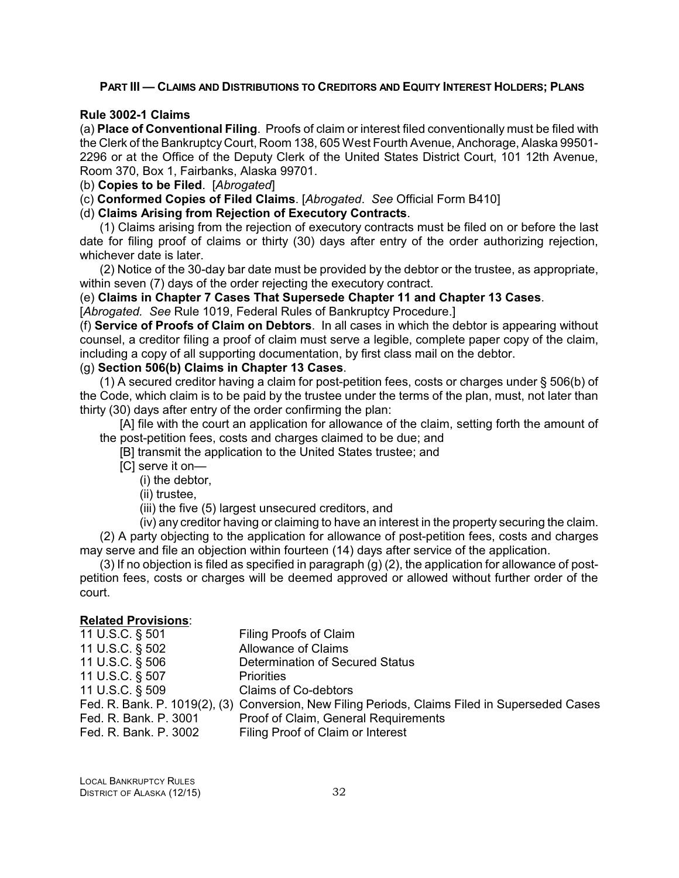## PART III — CLAIMS AND DISTRIBUTIONS TO CREDITORS AND EQUITY INTEREST HOLDERS; PLANS

### Rule 3002-1 Claims

(a) **Place of Conventional Filing**. Proofs of claim or interest filed conventionally must be filed with the Clerk of the Bankruptcy Court, Room 138, 605 West Fourth Avenue, Anchorage, Alaska 99501-2296 or at the Office of the Deputy Clerk of the United States District Court, 101 12th Avenue, Room 370, Box 1, Fairbanks, Alaska 99701.

(b) **Copies to be Filed**. [*Abrogated*]

(c) **Conformed Copies of Filed Claims**. [*Abrogated*. *See* Official Form B410]

(d) **Claims Arising from Rejection of Executory Contracts**.

(1) Claims arising from the rejection of executory contracts must be filed on or before the last date for filing proof of claims or thirty (30) days after entry of the order authorizing rejection, whichever date is later.

(2) Notice of the 30-day bar date must be provided by the debtor or the trustee, as appropriate, within seven (7) days of the order rejecting the executory contract.

(e) **Claims in Chapter 7 Cases That Supersede Chapter 11 and Chapter 13 Cases**.
[*Abrogated. See* Rule 1019, Federal Rules of Bankruptcy Procedure.]

(f) **Service of Proofs of Claim on Debtors**. In all cases in which the debtor is appearing without counsel, a creditor filing a proof of claim must serve a legible, complete paper copy of the claim, including a copy of all supporting documentation, by first class mail on the debtor.

(g) **Section 506(b) Claims in Chapter 13 Cases**.

(1) A secured creditor having a claim for post-petition fees, costs or charges under § 506(b) of the Code, which claim is to be paid by the trustee under the terms of the plan, must, not later than thirty (30) days after entry of the order confirming the plan:

[A] file with the court an application for allowance of the claim, setting forth the amount of the post-petition fees, costs and charges claimed to be due; and

[B] transmit the application to the United States trustee; and

[C] serve it on—

(i) the debtor,

(ii) trustee,

(iii) the five (5) largest unsecured creditors, and

(iv) any creditor having or claiming to have an interest in the property securing the claim.

(2) A party objecting to the application for allowance of post-petition fees, costs and charges may serve and file an objection within fourteen (14) days after service of the application.

(3) If no objection is filed as specified in paragraph (g) (2), the application for allowance of post-petition fees, costs or charges will be deemed approved or allowed without further order of the court.

**Related Provisions**:

| | |
|---|---|
| 11 U.S.C. § 501 | Filing Proofs of Claim |
| 11 U.S.C. § 502 | Allowance of Claims |
| 11 U.S.C. § 506 | Determination of Secured Status |
| 11 U.S.C. § 507 | Priorities |
| 11 U.S.C. § 509 | Claims of Co-debtors |
| Fed. R. Bank. P. 1019(2), (3) | Conversion, New Filing Periods, Claims Filed in Superseded Cases |
| Fed. R. Bank. P. 3001 | Proof of Claim, General Requirements |
| Fed. R. Bank. P. 3002 | Filing Proof of Claim or Interest |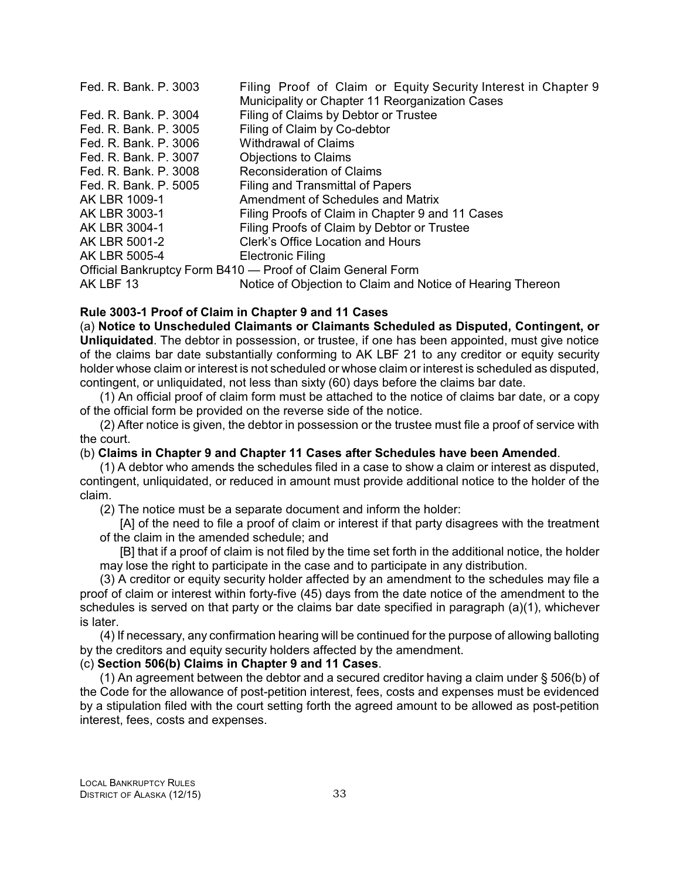| | |
|---|---|
| Fed. R. Bank. P. 3003 | Filing Proof of Claim or Equity Security Interest in Chapter 9 Municipality or Chapter 11 Reorganization Cases |
| Fed. R. Bank. P. 3004 | Filing of Claims by Debtor or Trustee |
| Fed. R. Bank. P. 3005 | Filing of Claim by Co-debtor |
| Fed. R. Bank. P. 3006 | Withdrawal of Claims |
| Fed. R. Bank. P. 3007 | Objections to Claims |
| Fed. R. Bank. P. 3008 | Reconsideration of Claims |
| Fed. R. Bank. P. 5005 | Filing and Transmittal of Papers |
| AK LBR 1009-1 | Amendment of Schedules and Matrix |
| AK LBR 3003-1 | Filing Proofs of Claim in Chapter 9 and 11 Cases |
| AK LBR 3004-1 | Filing Proofs of Claim by Debtor or Trustee |
| AK LBR 5001-2 | Clerk's Office Location and Hours |
| AK LBR 5005-4 | Electronic Filing |

Official Bankruptcy Form B410 — Proof of Claim General Form

| | |
|---|---|
| AK LBF 13 | Notice of Objection to Claim and Notice of Hearing Thereon |

**Rule 3003-1 Proof of Claim in Chapter 9 and 11 Cases**

(a) **Notice to Unscheduled Claimants or Claimants Scheduled as Disputed, Contingent, or Unliquidated**. The debtor in possession, or trustee, if one has been appointed, must give notice of the claims bar date substantially conforming to AK LBF 21 to any creditor or equity security holder whose claim or interest is not scheduled or whose claim or interest is scheduled as disputed, contingent, or unliquidated, not less than sixty (60) days before the claims bar date.

(1) An official proof of claim form must be attached to the notice of claims bar date, or a copy of the official form be provided on the reverse side of the notice.

(2) After notice is given, the debtor in possession or the trustee must file a proof of service with the court.

(b) **Claims in Chapter 9 and Chapter 11 Cases after Schedules have been Amended**.

(1) A debtor who amends the schedules filed in a case to show a claim or interest as disputed, contingent, unliquidated, or reduced in amount must provide additional notice to the holder of the claim.

(2) The notice must be a separate document and inform the holder:

[A] of the need to file a proof of claim or interest if that party disagrees with the treatment of the claim in the amended schedule; and

[B] that if a proof of claim is not filed by the time set forth in the additional notice, the holder may lose the right to participate in the case and to participate in any distribution.

(3) A creditor or equity security holder affected by an amendment to the schedules may file a proof of claim or interest within forty-five (45) days from the date notice of the amendment to the schedules is served on that party or the claims bar date specified in paragraph (a)(1), whichever is later.

(4) If necessary, any confirmation hearing will be continued for the purpose of allowing balloting by the creditors and equity security holders affected by the amendment.

(c) **Section 506(b) Claims in Chapter 9 and 11 Cases**.

(1) An agreement between the debtor and a secured creditor having a claim under § 506(b) of the Code for the allowance of post-petition interest, fees, costs and expenses must be evidenced by a stipulation filed with the court setting forth the agreed amount to be allowed as post-petition interest, fees, costs and expenses.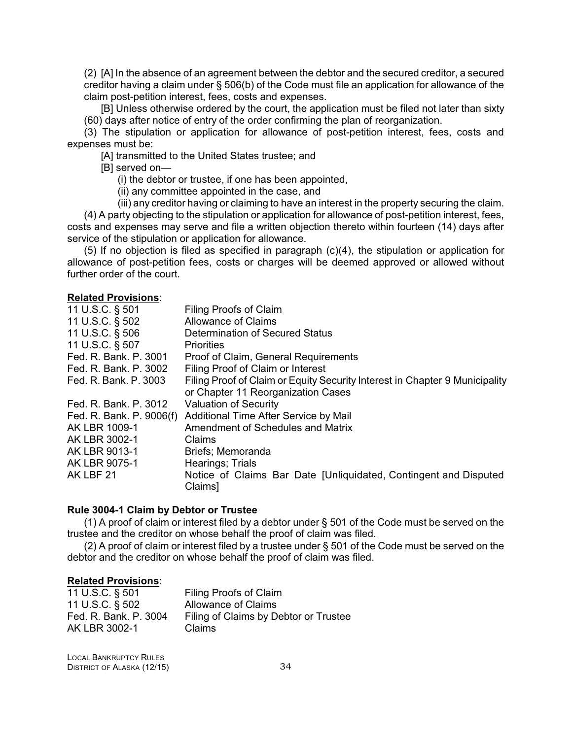(2) [A] In the absence of an agreement between the debtor and the secured creditor, a secured creditor having a claim under § 506(b) of the Code must file an application for allowance of the claim post-petition interest, fees, costs and expenses.

[B] Unless otherwise ordered by the court, the application must be filed not later than sixty (60) days after notice of entry of the order confirming the plan of reorganization.

(3) The stipulation or application for allowance of post-petition interest, fees, costs and expenses must be:

[A] transmitted to the United States trustee; and

[B] served on—

(i) the debtor or trustee, if one has been appointed,

(ii) any committee appointed in the case, and

(iii) any creditor having or claiming to have an interest in the property securing the claim.

(4) A party objecting to the stipulation or application for allowance of post-petition interest, fees, costs and expenses may serve and file a written objection thereto within fourteen (14) days after service of the stipulation or application for allowance.

(5) If no objection is filed as specified in paragraph (c)(4), the stipulation or application for allowance of post-petition fees, costs or charges will be deemed approved or allowed without further order of the court.

**Related Provisions**:

| | |
|---|---|
| 11 U.S.C. § 501 | Filing Proofs of Claim |
| 11 U.S.C. § 502 | Allowance of Claims |
| 11 U.S.C. § 506 | Determination of Secured Status |
| 11 U.S.C. § 507 | Priorities |
| Fed. R. Bank. P. 3001 | Proof of Claim, General Requirements |
| Fed. R. Bank. P. 3002 | Filing Proof of Claim or Interest |
| Fed. R. Bank. P. 3003 | Filing Proof of Claim or Equity Security Interest in Chapter 9 Municipality or Chapter 11 Reorganization Cases |
| Fed. R. Bank. P. 3012 | Valuation of Security |
| Fed. R. Bank. P. 9006(f) | Additional Time After Service by Mail |
| AK LBR 1009-1 | Amendment of Schedules and Matrix |
| AK LBR 3002-1 | Claims |
| AK LBR 9013-1 | Briefs; Memoranda |
| AK LBR 9075-1 | Hearings; Trials |
| AK LBF 21 | Notice of Claims Bar Date [Unliquidated, Contingent and Disputed Claims] |

### Rule 3004-1 Claim by Debtor or Trustee

(1) A proof of claim or interest filed by a debtor under § 501 of the Code must be served on the trustee and the creditor on whose behalf the proof of claim was filed.

(2) A proof of claim or interest filed by a trustee under § 501 of the Code must be served on the debtor and the creditor on whose behalf the proof of claim was filed.

**Related Provisions**:

| | |
|---|---|
| 11 U.S.C. § 501 | Filing Proofs of Claim |
| 11 U.S.C. § 502 | Allowance of Claims |
| Fed. R. Bank. P. 3004 | Filing of Claims by Debtor or Trustee |
| AK LBR 3002-1 | Claims |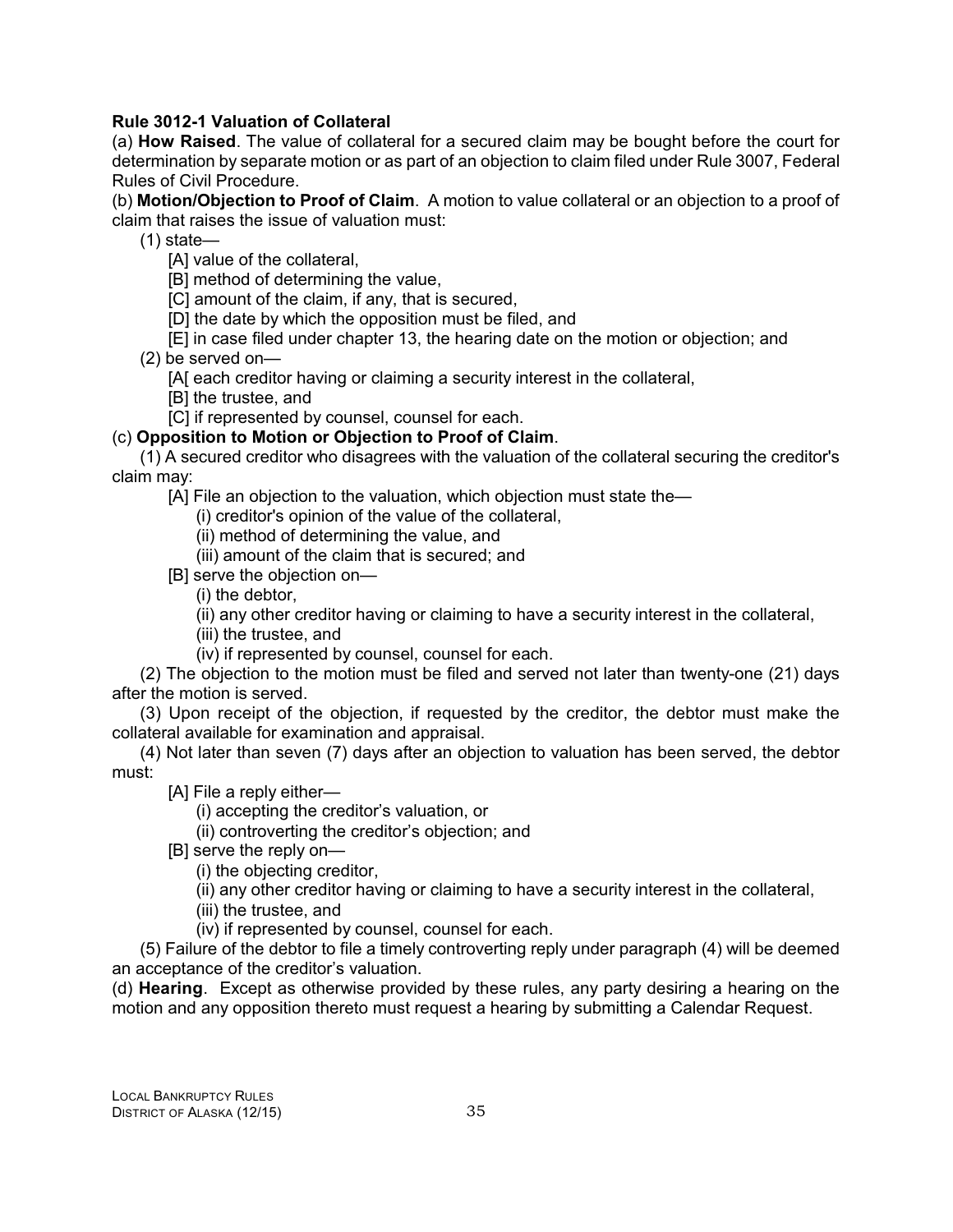**Rule 3012-1 Valuation of Collateral**

(a) **How Raised**. The value of collateral for a secured claim may be bought before the court for determination by separate motion or as part of an objection to claim filed under Rule 3007, Federal Rules of Civil Procedure.

(b) **Motion/Objection to Proof of Claim**. A motion to value collateral or an objection to a proof of claim that raises the issue of valuation must:

(1) state—

[A] value of the collateral,

[B] method of determining the value,

[C] amount of the claim, if any, that is secured,

[D] the date by which the opposition must be filed, and

[E] in case filed under chapter 13, the hearing date on the motion or objection; and

(2) be served on—

[A[ each creditor having or claiming a security interest in the collateral,

[B] the trustee, and

[C] if represented by counsel, counsel for each.

(c) **Opposition to Motion or Objection to Proof of Claim**.

(1) A secured creditor who disagrees with the valuation of the collateral securing the creditor's claim may:

[A] File an objection to the valuation, which objection must state the—

(i) creditor's opinion of the value of the collateral,

(ii) method of determining the value, and

(iii) amount of the claim that is secured; and

[B] serve the objection on—

(i) the debtor,

(ii) any other creditor having or claiming to have a security interest in the collateral,

(iii) the trustee, and

(iv) if represented by counsel, counsel for each.

(2) The objection to the motion must be filed and served not later than twenty-one (21) days after the motion is served.

(3) Upon receipt of the objection, if requested by the creditor, the debtor must make the collateral available for examination and appraisal.

(4) Not later than seven (7) days after an objection to valuation has been served, the debtor must:

[A] File a reply either—

(i) accepting the creditor's valuation, or

(ii) controverting the creditor's objection; and

[B] serve the reply on—

(i) the objecting creditor,

(ii) any other creditor having or claiming to have a security interest in the collateral,

(iii) the trustee, and

(iv) if represented by counsel, counsel for each.

(5) Failure of the debtor to file a timely controverting reply under paragraph (4) will be deemed an acceptance of the creditor's valuation.

(d) **Hearing**. Except as otherwise provided by these rules, any party desiring a hearing on the motion and any opposition thereto must request a hearing by submitting a Calendar Request.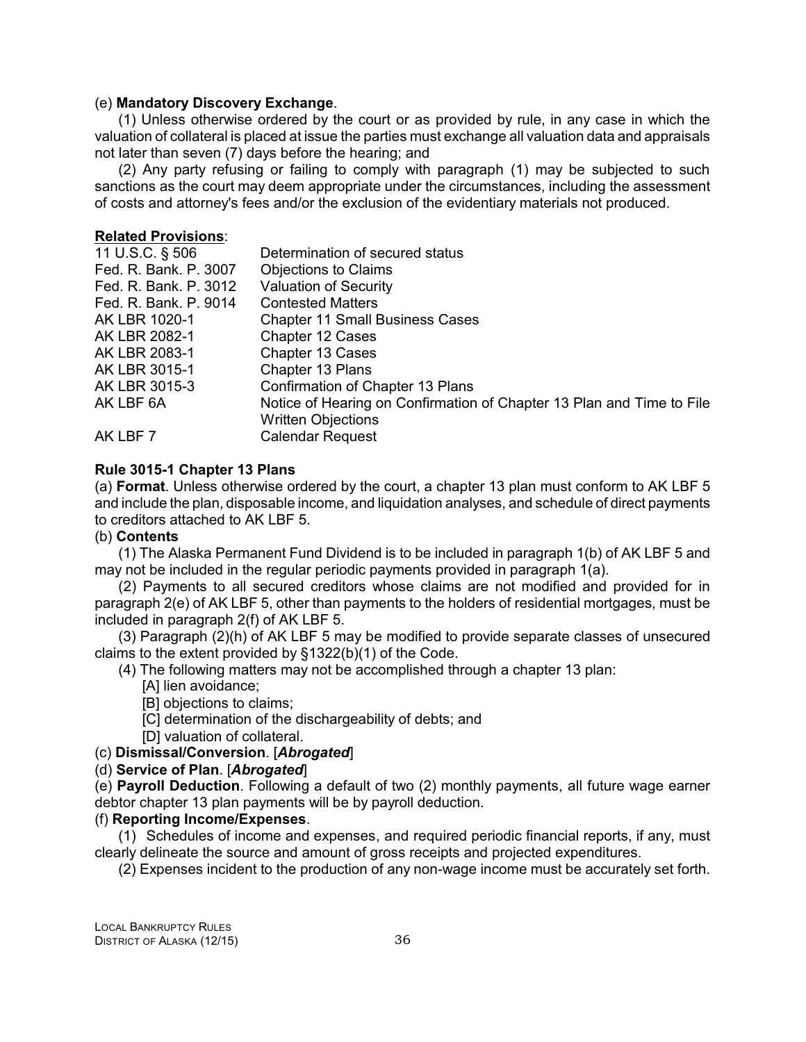(e) **Mandatory Discovery Exchange**.

(1) Unless otherwise ordered by the court or as provided by rule, in any case in which the valuation of collateral is placed at issue the parties must exchange all valuation data and appraisals not later than seven (7) days before the hearing; and

(2) Any party refusing or failing to comply with paragraph (1) may be subjected to such sanctions as the court may deem appropriate under the circumstances, including the assessment of costs and attorney's fees and/or the exclusion of the evidentiary materials not produced.

**Related Provisions**:

| | |
|---|---|
| 11 U.S.C. § 506 | Determination of secured status |
| Fed. R. Bank. P. 3007 | Objections to Claims |
| Fed. R. Bank. P. 3012 | Valuation of Security |
| Fed. R. Bank. P. 9014 | Contested Matters |
| AK LBR 1020-1 | Chapter 11 Small Business Cases |
| AK LBR 2082-1 | Chapter 12 Cases |
| AK LBR 2083-1 | Chapter 13 Cases |
| AK LBR 3015-1 | Chapter 13 Plans |
| AK LBR 3015-3 | Confirmation of Chapter 13 Plans |
| AK LBF 6A | Notice of Hearing on Confirmation of Chapter 13 Plan and Time to File Written Objections |
| AK LBF 7 | Calendar Request |

### Rule 3015-1 Chapter 13 Plans

(a) **Format**. Unless otherwise ordered by the court, a chapter 13 plan must conform to AK LBF 5 and include the plan, disposable income, and liquidation analyses, and schedule of direct payments to creditors attached to AK LBF 5.

(b) **Contents**

(1) The Alaska Permanent Fund Dividend is to be included in paragraph 1(b) of AK LBF 5 and may not be included in the regular periodic payments provided in paragraph 1(a).

(2) Payments to all secured creditors whose claims are not modified and provided for in paragraph 2(e) of AK LBF 5, other than payments to the holders of residential mortgages, must be included in paragraph 2(f) of AK LBF 5.

(3) Paragraph (2)(h) of AK LBF 5 may be modified to provide separate classes of unsecured claims to the extent provided by §1322(b)(1) of the Code.

(4) The following matters may not be accomplished through a chapter 13 plan:

[A] lien avoidance;

[B] objections to claims;

[C] determination of the dischargeability of debts; and

[D] valuation of collateral.

(c) **Dismissal/Conversion**. [***Abrogated***]

(d) **Service of Plan**. [***Abrogated***]

(e) **Payroll Deduction**. Following a default of two (2) monthly payments, all future wage earner debtor chapter 13 plan payments will be by payroll deduction.

(f) **Reporting Income/Expenses**.

(1) Schedules of income and expenses, and required periodic financial reports, if any, must clearly delineate the source and amount of gross receipts and projected expenditures.

(2) Expenses incident to the production of any non-wage income must be accurately set forth.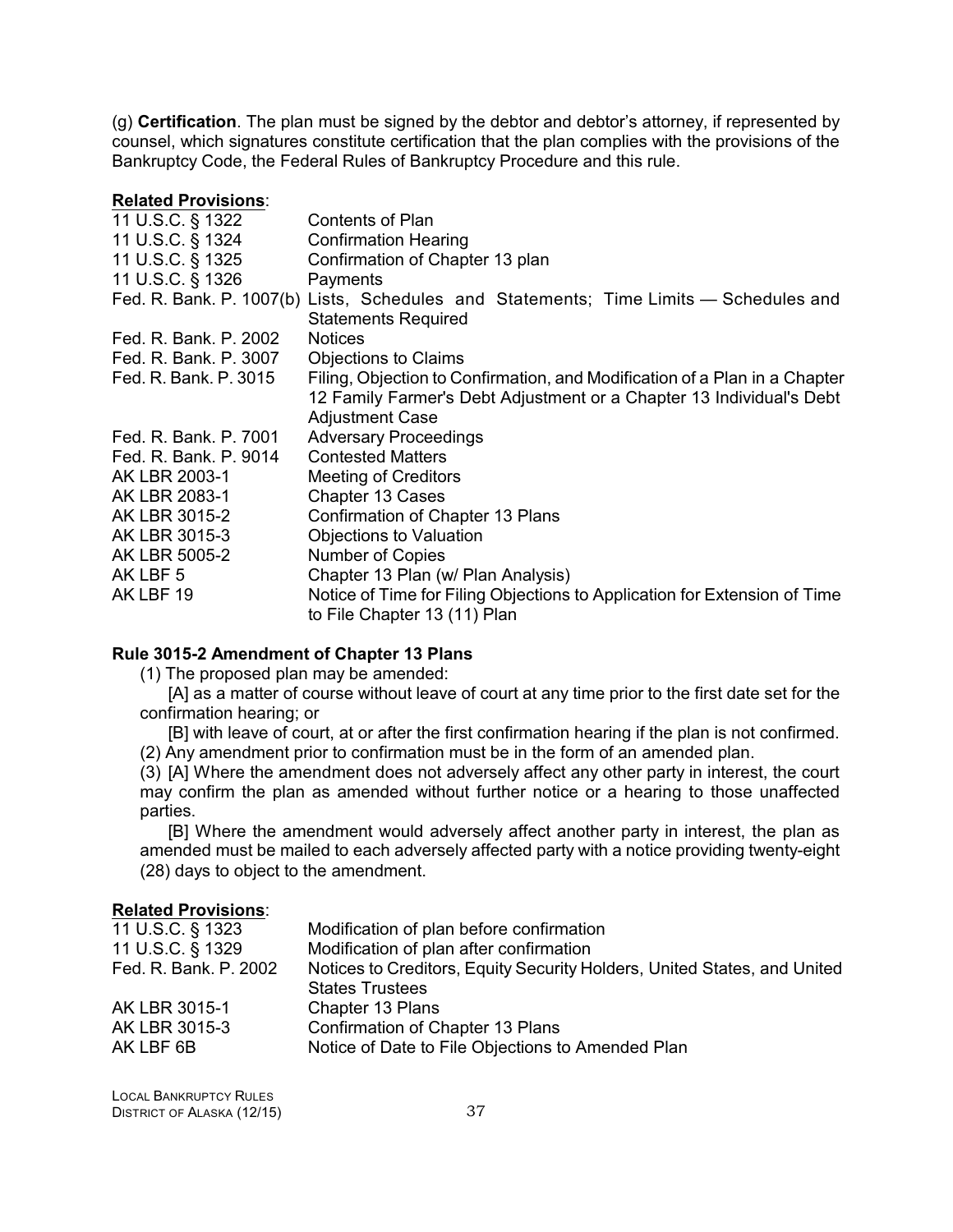(g) **Certification**. The plan must be signed by the debtor and debtor's attorney, if represented by counsel, which signatures constitute certification that the plan complies with the provisions of the Bankruptcy Code, the Federal Rules of Bankruptcy Procedure and this rule.

**Related Provisions**:

| | |
|---|---|
| 11 U.S.C. § 1322 | Contents of Plan |
| 11 U.S.C. § 1324 | Confirmation Hearing |
| 11 U.S.C. § 1325 | Confirmation of Chapter 13 plan |
| 11 U.S.C. § 1326 | Payments |
| Fed. R. Bank. P. 1007(b) | Lists, Schedules and Statements; Time Limits — Schedules and Statements Required |
| Fed. R. Bank. P. 2002 | Notices |
| Fed. R. Bank. P. 3007 | Objections to Claims |
| Fed. R. Bank. P. 3015 | Filing, Objection to Confirmation, and Modification of a Plan in a Chapter 12 Family Farmer's Debt Adjustment or a Chapter 13 Individual's Debt Adjustment Case |
| Fed. R. Bank. P. 7001 | Adversary Proceedings |
| Fed. R. Bank. P. 9014 | Contested Matters |
| AK LBR 2003-1 | Meeting of Creditors |
| AK LBR 2083-1 | Chapter 13 Cases |
| AK LBR 3015-2 | Confirmation of Chapter 13 Plans |
| AK LBR 3015-3 | Objections to Valuation |
| AK LBR 5005-2 | Number of Copies |
| AK LBF 5 | Chapter 13 Plan (w/ Plan Analysis) |
| AK LBF 19 | Notice of Time for Filing Objections to Application for Extension of Time to File Chapter 13 (11) Plan |

**Rule 3015-2 Amendment of Chapter 13 Plans**

(1) The proposed plan may be amended:

[A] as a matter of course without leave of court at any time prior to the first date set for the confirmation hearing; or

[B] with leave of court, at or after the first confirmation hearing if the plan is not confirmed.

(2) Any amendment prior to confirmation must be in the form of an amended plan.

(3) [A] Where the amendment does not adversely affect any other party in interest, the court may confirm the plan as amended without further notice or a hearing to those unaffected parties.

[B] Where the amendment would adversely affect another party in interest, the plan as amended must be mailed to each adversely affected party with a notice providing twenty-eight (28) days to object to the amendment.

**Related Provisions**:

| | |
|---|---|
| 11 U.S.C. § 1323 | Modification of plan before confirmation |
| 11 U.S.C. § 1329 | Modification of plan after confirmation |
| Fed. R. Bank. P. 2002 | Notices to Creditors, Equity Security Holders, United States, and United States Trustees |
| AK LBR 3015-1 | Chapter 13 Plans |
| AK LBR 3015-3 | Confirmation of Chapter 13 Plans |
| AK LBF 6B | Notice of Date to File Objections to Amended Plan |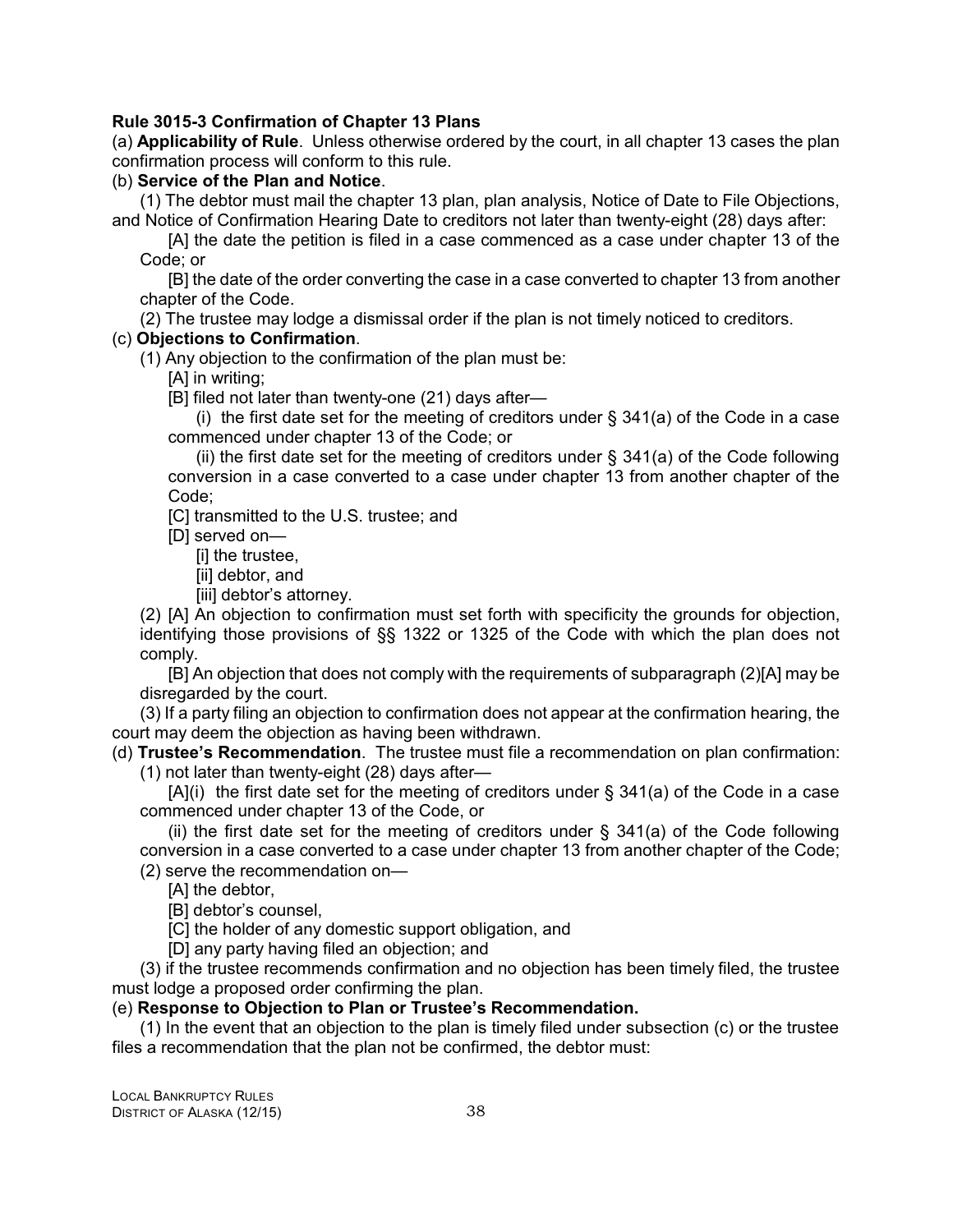**Rule 3015-3 Confirmation of Chapter 13 Plans**

(a) **Applicability of Rule**. Unless otherwise ordered by the court, in all chapter 13 cases the plan confirmation process will conform to this rule.

(b) **Service of the Plan and Notice**.

(1) The debtor must mail the chapter 13 plan, plan analysis, Notice of Date to File Objections, and Notice of Confirmation Hearing Date to creditors not later than twenty-eight (28) days after:

[A] the date the petition is filed in a case commenced as a case under chapter 13 of the Code; or

[B] the date of the order converting the case in a case converted to chapter 13 from another chapter of the Code.

(2) The trustee may lodge a dismissal order if the plan is not timely noticed to creditors.

(c) **Objections to Confirmation**.

(1) Any objection to the confirmation of the plan must be:

[A] in writing;

[B] filed not later than twenty-one (21) days after—

(i) the first date set for the meeting of creditors under § 341(a) of the Code in a case commenced under chapter 13 of the Code; or

(ii) the first date set for the meeting of creditors under § 341(a) of the Code following conversion in a case converted to a case under chapter 13 from another chapter of the Code;

[C] transmitted to the U.S. trustee; and

[D] served on—

[i] the trustee,

[ii] debtor, and

[iii] debtor's attorney.

(2) [A] An objection to confirmation must set forth with specificity the grounds for objection, identifying those provisions of §§ 1322 or 1325 of the Code with which the plan does not comply.

[B] An objection that does not comply with the requirements of subparagraph (2)[A] may be disregarded by the court.

(3) If a party filing an objection to confirmation does not appear at the confirmation hearing, the court may deem the objection as having been withdrawn.

(d) **Trustee's Recommendation**. The trustee must file a recommendation on plan confirmation:

(1) not later than twenty-eight (28) days after—

[A](i) the first date set for the meeting of creditors under § 341(a) of the Code in a case commenced under chapter 13 of the Code, or

(ii) the first date set for the meeting of creditors under § 341(a) of the Code following conversion in a case converted to a case under chapter 13 from another chapter of the Code;

(2) serve the recommendation on—

[A] the debtor,

[B] debtor's counsel,

[C] the holder of any domestic support obligation, and

[D] any party having filed an objection; and

(3) if the trustee recommends confirmation and no objection has been timely filed, the trustee must lodge a proposed order confirming the plan.

(e) **Response to Objection to Plan or Trustee's Recommendation.**

(1) In the event that an objection to the plan is timely filed under subsection (c) or the trustee files a recommendation that the plan not be confirmed, the debtor must: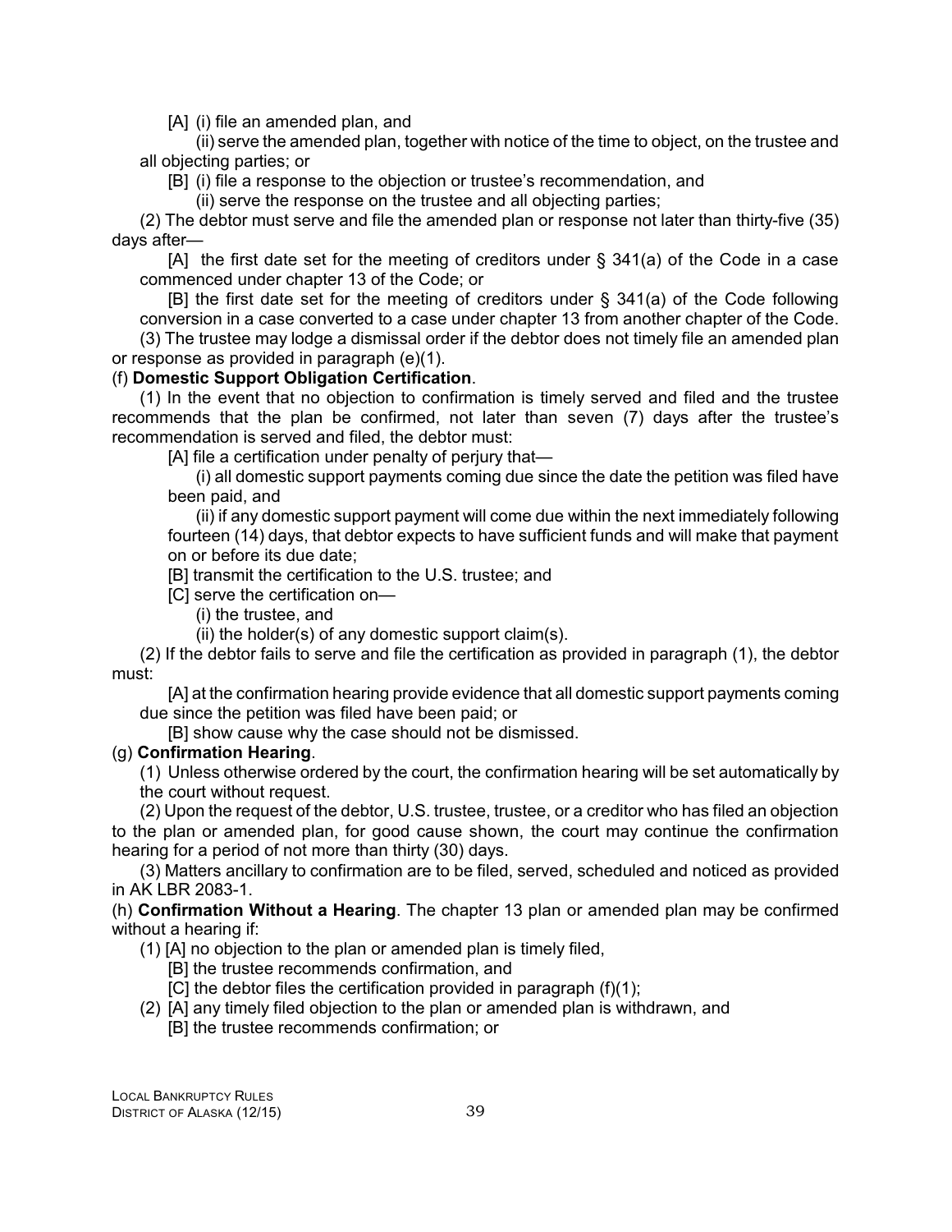[A] (i) file an amended plan, and

(ii) serve the amended plan, together with notice of the time to object, on the trustee and all objecting parties; or

[B] (i) file a response to the objection or trustee's recommendation, and

(ii) serve the response on the trustee and all objecting parties;

(2) The debtor must serve and file the amended plan or response not later than thirty-five (35) days after—

[A] the first date set for the meeting of creditors under § 341(a) of the Code in a case commenced under chapter 13 of the Code; or

[B] the first date set for the meeting of creditors under § 341(a) of the Code following conversion in a case converted to a case under chapter 13 from another chapter of the Code.

(3) The trustee may lodge a dismissal order if the debtor does not timely file an amended plan or response as provided in paragraph (e)(1).

(f) **Domestic Support Obligation Certification**.

(1) In the event that no objection to confirmation is timely served and filed and the trustee recommends that the plan be confirmed, not later than seven (7) days after the trustee's recommendation is served and filed, the debtor must:

[A] file a certification under penalty of perjury that—

(i) all domestic support payments coming due since the date the petition was filed have been paid, and

(ii) if any domestic support payment will come due within the next immediately following fourteen (14) days, that debtor expects to have sufficient funds and will make that payment on or before its due date;

[B] transmit the certification to the U.S. trustee; and

[C] serve the certification on—

(i) the trustee, and

(ii) the holder(s) of any domestic support claim(s).

(2) If the debtor fails to serve and file the certification as provided in paragraph (1), the debtor must:

[A] at the confirmation hearing provide evidence that all domestic support payments coming due since the petition was filed have been paid; or

[B] show cause why the case should not be dismissed.

(g) **Confirmation Hearing**.

(1) Unless otherwise ordered by the court, the confirmation hearing will be set automatically by the court without request.

(2) Upon the request of the debtor, U.S. trustee, trustee, or a creditor who has filed an objection to the plan or amended plan, for good cause shown, the court may continue the confirmation hearing for a period of not more than thirty (30) days.

(3) Matters ancillary to confirmation are to be filed, served, scheduled and noticed as provided in AK LBR 2083-1.

(h) **Confirmation Without a Hearing**. The chapter 13 plan or amended plan may be confirmed without a hearing if:

(1) [A] no objection to the plan or amended plan is timely filed,

[B] the trustee recommends confirmation, and

[C] the debtor files the certification provided in paragraph (f)(1);

(2) [A] any timely filed objection to the plan or amended plan is withdrawn, and

[B] the trustee recommends confirmation; or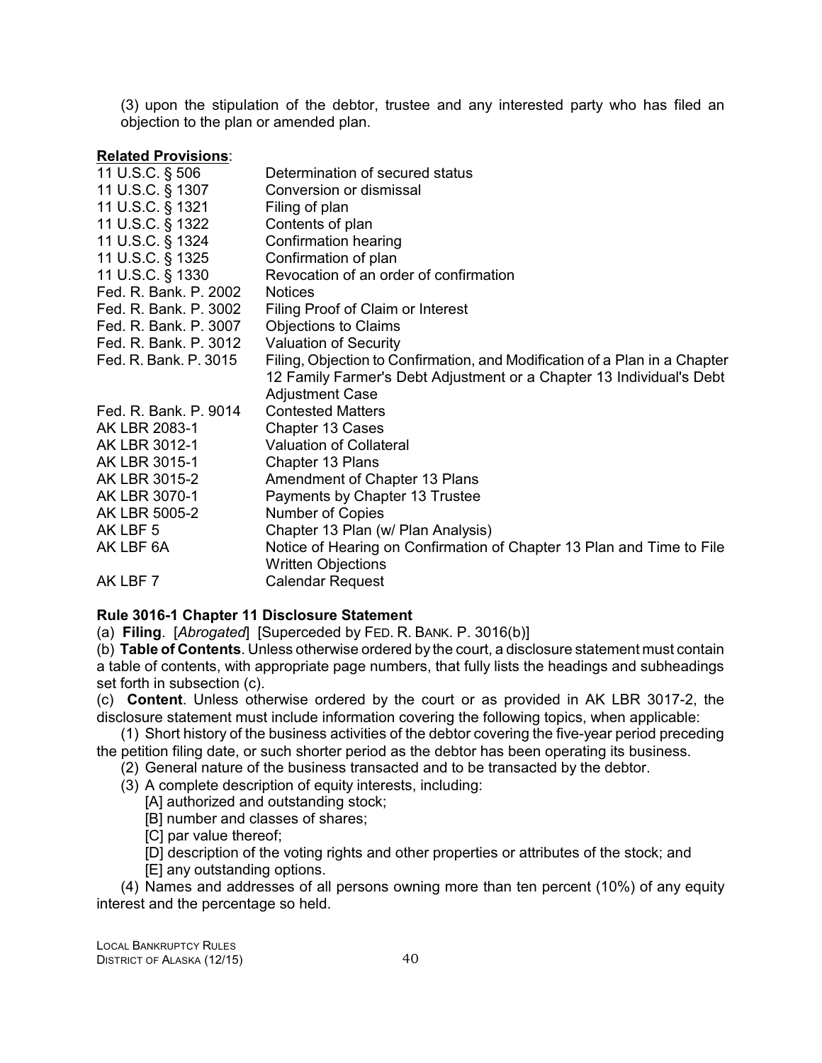(3) upon the stipulation of the debtor, trustee and any interested party who has filed an objection to the plan or amended plan.

**Related Provisions**:

| | |
|---|---|
| 11 U.S.C. § 506 | Determination of secured status |
| 11 U.S.C. § 1307 | Conversion or dismissal |
| 11 U.S.C. § 1321 | Filing of plan |
| 11 U.S.C. § 1322 | Contents of plan |
| 11 U.S.C. § 1324 | Confirmation hearing |
| 11 U.S.C. § 1325 | Confirmation of plan |
| 11 U.S.C. § 1330 | Revocation of an order of confirmation |
| Fed. R. Bank. P. 2002 | Notices |
| Fed. R. Bank. P. 3002 | Filing Proof of Claim or Interest |
| Fed. R. Bank. P. 3007 | Objections to Claims |
| Fed. R. Bank. P. 3012 | Valuation of Security |
| Fed. R. Bank. P. 3015 | Filing, Objection to Confirmation, and Modification of a Plan in a Chapter 12 Family Farmer's Debt Adjustment or a Chapter 13 Individual's Debt Adjustment Case |
| Fed. R. Bank. P. 9014 | Contested Matters |
| AK LBR 2083-1 | Chapter 13 Cases |
| AK LBR 3012-1 | Valuation of Collateral |
| AK LBR 3015-1 | Chapter 13 Plans |
| AK LBR 3015-2 | Amendment of Chapter 13 Plans |
| AK LBR 3070-1 | Payments by Chapter 13 Trustee |
| AK LBR 5005-2 | Number of Copies |
| AK LBF 5 | Chapter 13 Plan (w/ Plan Analysis) |
| AK LBF 6A | Notice of Hearing on Confirmation of Chapter 13 Plan and Time to File Written Objections |
| AK LBF 7 | Calendar Request |

**Rule 3016-1 Chapter 11 Disclosure Statement**

(a) **Filing**. [*Abrogated*] [Superceded by FED. R. BANK. P. 3016(b)]

(b) **Table of Contents**. Unless otherwise ordered by the court, a disclosure statement must contain a table of contents, with appropriate page numbers, that fully lists the headings and subheadings set forth in subsection (c).

(c) **Content**. Unless otherwise ordered by the court or as provided in AK LBR 3017-2, the disclosure statement must include information covering the following topics, when applicable:

(1) Short history of the business activities of the debtor covering the five-year period preceding the petition filing date, or such shorter period as the debtor has been operating its business.

(2) General nature of the business transacted and to be transacted by the debtor.

(3) A complete description of equity interests, including:

[A] authorized and outstanding stock;

[B] number and classes of shares;

[C] par value thereof;

[D] description of the voting rights and other properties or attributes of the stock; and

[E] any outstanding options.

(4) Names and addresses of all persons owning more than ten percent (10%) of any equity interest and the percentage so held.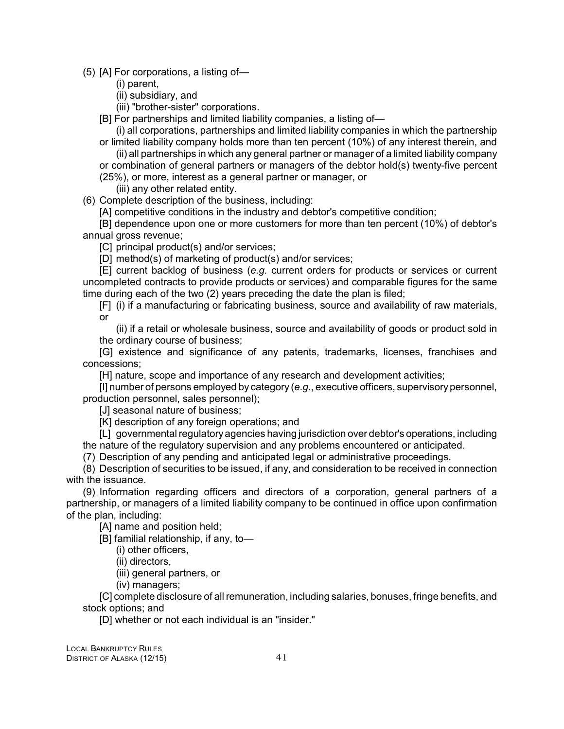(5) [A] For corporations, a listing of—

(i) parent,

(ii) subsidiary, and

(iii) "brother-sister" corporations.

[B] For partnerships and limited liability companies, a listing of—

(i) all corporations, partnerships and limited liability companies in which the partnership or limited liability company holds more than ten percent (10%) of any interest therein, and

(ii) all partnerships in which any general partner or manager of a limited liability company or combination of general partners or managers of the debtor hold(s) twenty-five percent (25%), or more, interest as a general partner or manager, or

(iii) any other related entity.

(6) Complete description of the business, including:

[A] competitive conditions in the industry and debtor's competitive condition;

[B] dependence upon one or more customers for more than ten percent (10%) of debtor's annual gross revenue;

[C] principal product(s) and/or services;

[D] method(s) of marketing of product(s) and/or services;

[E] current backlog of business (*e.g.* current orders for products or services or current uncompleted contracts to provide products or services) and comparable figures for the same time during each of the two (2) years preceding the date the plan is filed;

[F] (i) if a manufacturing or fabricating business, source and availability of raw materials, or

(ii) if a retail or wholesale business, source and availability of goods or product sold in the ordinary course of business;

[G] existence and significance of any patents, trademarks, licenses, franchises and concessions;

[H] nature, scope and importance of any research and development activities;

[I] number of persons employed by category (*e.g.*, executive officers, supervisory personnel, production personnel, sales personnel);

[J] seasonal nature of business;

[K] description of any foreign operations; and

[L] governmental regulatory agencies having jurisdiction over debtor's operations, including the nature of the regulatory supervision and any problems encountered or anticipated.

(7) Description of any pending and anticipated legal or administrative proceedings.

(8) Description of securities to be issued, if any, and consideration to be received in connection with the issuance.

(9) Information regarding officers and directors of a corporation, general partners of a partnership, or managers of a limited liability company to be continued in office upon confirmation of the plan, including:

[A] name and position held;

[B] familial relationship, if any, to—

(i) other officers,

(ii) directors,

(iii) general partners, or

(iv) managers;

[C] complete disclosure of all remuneration, including salaries, bonuses, fringe benefits, and stock options; and

[D] whether or not each individual is an "insider."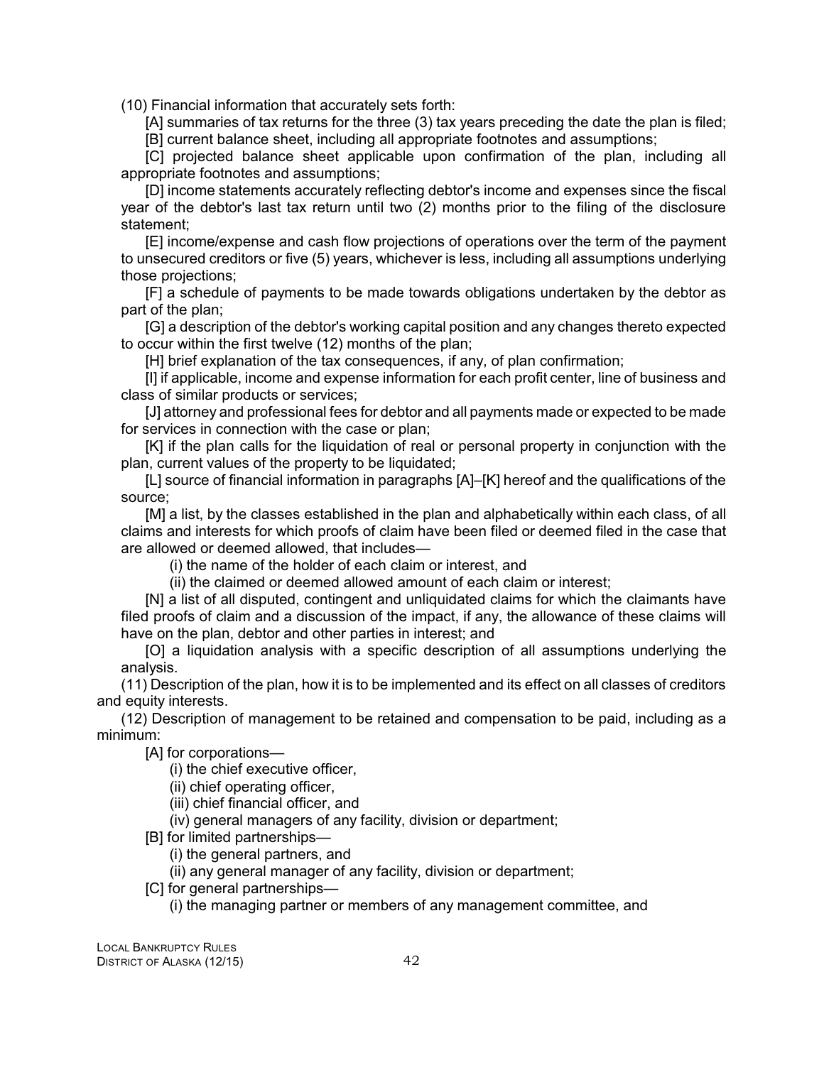(10) Financial information that accurately sets forth:

[A] summaries of tax returns for the three (3) tax years preceding the date the plan is filed;

[B] current balance sheet, including all appropriate footnotes and assumptions;

[C] projected balance sheet applicable upon confirmation of the plan, including all appropriate footnotes and assumptions;

[D] income statements accurately reflecting debtor's income and expenses since the fiscal year of the debtor's last tax return until two (2) months prior to the filing of the disclosure statement;

[E] income/expense and cash flow projections of operations over the term of the payment to unsecured creditors or five (5) years, whichever is less, including all assumptions underlying those projections;

[F] a schedule of payments to be made towards obligations undertaken by the debtor as part of the plan;

[G] a description of the debtor's working capital position and any changes thereto expected to occur within the first twelve (12) months of the plan;

[H] brief explanation of the tax consequences, if any, of plan confirmation;

[I] if applicable, income and expense information for each profit center, line of business and class of similar products or services;

[J] attorney and professional fees for debtor and all payments made or expected to be made for services in connection with the case or plan;

[K] if the plan calls for the liquidation of real or personal property in conjunction with the plan, current values of the property to be liquidated;

[L] source of financial information in paragraphs [A]–[K] hereof and the qualifications of the source;

[M] a list, by the classes established in the plan and alphabetically within each class, of all claims and interests for which proofs of claim have been filed or deemed filed in the case that are allowed or deemed allowed, that includes—

(i) the name of the holder of each claim or interest, and

(ii) the claimed or deemed allowed amount of each claim or interest;

[N] a list of all disputed, contingent and unliquidated claims for which the claimants have filed proofs of claim and a discussion of the impact, if any, the allowance of these claims will have on the plan, debtor and other parties in interest; and

[O] a liquidation analysis with a specific description of all assumptions underlying the analysis.

(11) Description of the plan, how it is to be implemented and its effect on all classes of creditors and equity interests.

(12) Description of management to be retained and compensation to be paid, including as a minimum:

[A] for corporations—

(i) the chief executive officer,

(ii) chief operating officer,

(iii) chief financial officer, and

(iv) general managers of any facility, division or department;

[B] for limited partnerships—

(i) the general partners, and

(ii) any general manager of any facility, division or department;

[C] for general partnerships—

(i) the managing partner or members of any management committee, and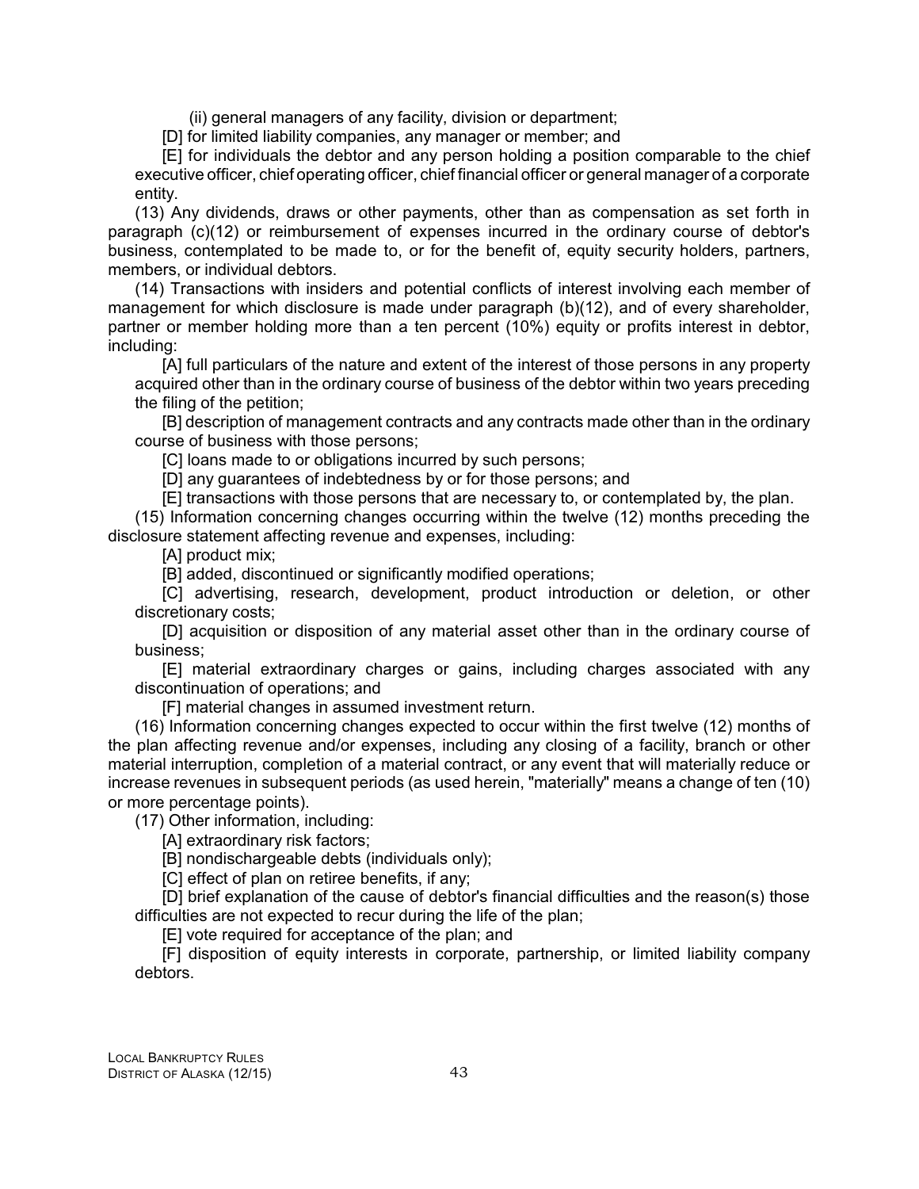(ii) general managers of any facility, division or department;

[D] for limited liability companies, any manager or member; and

[E] for individuals the debtor and any person holding a position comparable to the chief executive officer, chief operating officer, chief financial officer or general manager of a corporate entity.

(13) Any dividends, draws or other payments, other than as compensation as set forth in paragraph (c)(12) or reimbursement of expenses incurred in the ordinary course of debtor's business, contemplated to be made to, or for the benefit of, equity security holders, partners, members, or individual debtors.

(14) Transactions with insiders and potential conflicts of interest involving each member of management for which disclosure is made under paragraph (b)(12), and of every shareholder, partner or member holding more than a ten percent (10%) equity or profits interest in debtor, including:

[A] full particulars of the nature and extent of the interest of those persons in any property acquired other than in the ordinary course of business of the debtor within two years preceding the filing of the petition;

[B] description of management contracts and any contracts made other than in the ordinary course of business with those persons;

[C] loans made to or obligations incurred by such persons;

[D] any guarantees of indebtedness by or for those persons; and

[E] transactions with those persons that are necessary to, or contemplated by, the plan.

(15) Information concerning changes occurring within the twelve (12) months preceding the disclosure statement affecting revenue and expenses, including:

[A] product mix;

[B] added, discontinued or significantly modified operations;

[C] advertising, research, development, product introduction or deletion, or other discretionary costs;

[D] acquisition or disposition of any material asset other than in the ordinary course of business;

[E] material extraordinary charges or gains, including charges associated with any discontinuation of operations; and

[F] material changes in assumed investment return.

(16) Information concerning changes expected to occur within the first twelve (12) months of the plan affecting revenue and/or expenses, including any closing of a facility, branch or other material interruption, completion of a material contract, or any event that will materially reduce or increase revenues in subsequent periods (as used herein, "materially" means a change of ten (10) or more percentage points).

(17) Other information, including:

[A] extraordinary risk factors;

[B] nondischargeable debts (individuals only);

[C] effect of plan on retiree benefits, if any;

[D] brief explanation of the cause of debtor's financial difficulties and the reason(s) those difficulties are not expected to recur during the life of the plan;

[E] vote required for acceptance of the plan; and

[F] disposition of equity interests in corporate, partnership, or limited liability company debtors.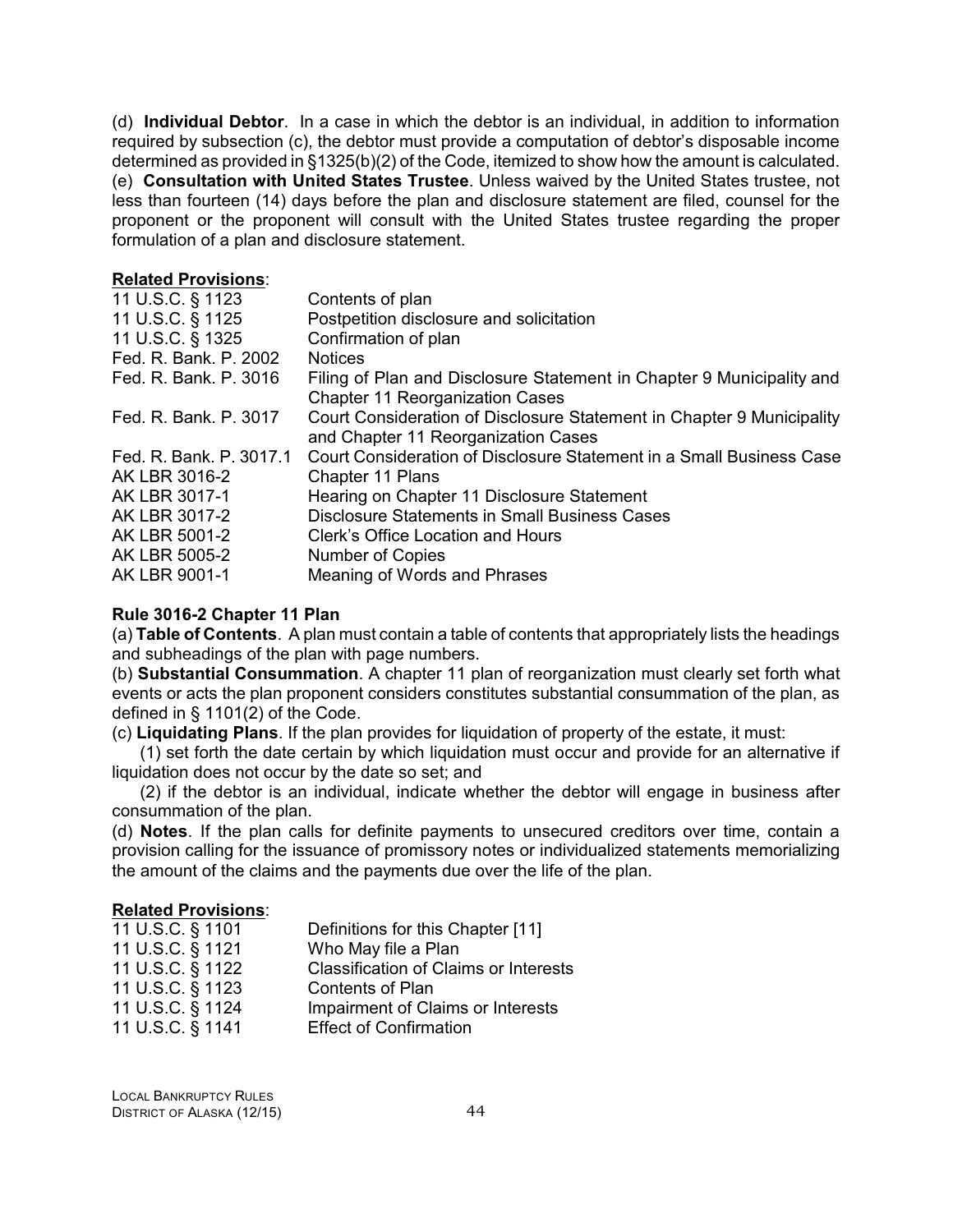(d) **Individual Debtor**. In a case in which the debtor is an individual, in addition to information required by subsection (c), the debtor must provide a computation of debtor's disposable income determined as provided in §1325(b)(2) of the Code, itemized to show how the amount is calculated.

(e) **Consultation with United States Trustee**. Unless waived by the United States trustee, not less than fourteen (14) days before the plan and disclosure statement are filed, counsel for the proponent or the proponent will consult with the United States trustee regarding the proper formulation of a plan and disclosure statement.

**Related Provisions**:

| | |
|---|---|
| 11 U.S.C. § 1123 | Contents of plan |
| 11 U.S.C. § 1125 | Postpetition disclosure and solicitation |
| 11 U.S.C. § 1325 | Confirmation of plan |
| Fed. R. Bank. P. 2002 | Notices |
| Fed. R. Bank. P. 3016 | Filing of Plan and Disclosure Statement in Chapter 9 Municipality and Chapter 11 Reorganization Cases |
| Fed. R. Bank. P. 3017 | Court Consideration of Disclosure Statement in Chapter 9 Municipality and Chapter 11 Reorganization Cases |
| Fed. R. Bank. P. 3017.1 | Court Consideration of Disclosure Statement in a Small Business Case |
| AK LBR 3016-2 | Chapter 11 Plans |
| AK LBR 3017-1 | Hearing on Chapter 11 Disclosure Statement |
| AK LBR 3017-2 | Disclosure Statements in Small Business Cases |
| AK LBR 5001-2 | Clerk's Office Location and Hours |
| AK LBR 5005-2 | Number of Copies |
| AK LBR 9001-1 | Meaning of Words and Phrases |

### Rule 3016-2 Chapter 11 Plan

(a) **Table of Contents**. A plan must contain a table of contents that appropriately lists the headings and subheadings of the plan with page numbers.

(b) **Substantial Consummation**. A chapter 11 plan of reorganization must clearly set forth what events or acts the plan proponent considers constitutes substantial consummation of the plan, as defined in § 1101(2) of the Code.

(c) **Liquidating Plans**. If the plan provides for liquidation of property of the estate, it must:

(1) set forth the date certain by which liquidation must occur and provide for an alternative if liquidation does not occur by the date so set; and

(2) if the debtor is an individual, indicate whether the debtor will engage in business after consummation of the plan.

(d) **Notes**. If the plan calls for definite payments to unsecured creditors over time, contain a provision calling for the issuance of promissory notes or individualized statements memorializing the amount of the claims and the payments due over the life of the plan.

**Related Provisions**:

| | |
|---|---|
| 11 U.S.C. § 1101 | Definitions for this Chapter [11] |
| 11 U.S.C. § 1121 | Who May file a Plan |
| 11 U.S.C. § 1122 | Classification of Claims or Interests |
| 11 U.S.C. § 1123 | Contents of Plan |
| 11 U.S.C. § 1124 | Impairment of Claims or Interests |
| 11 U.S.C. § 1141 | Effect of Confirmation |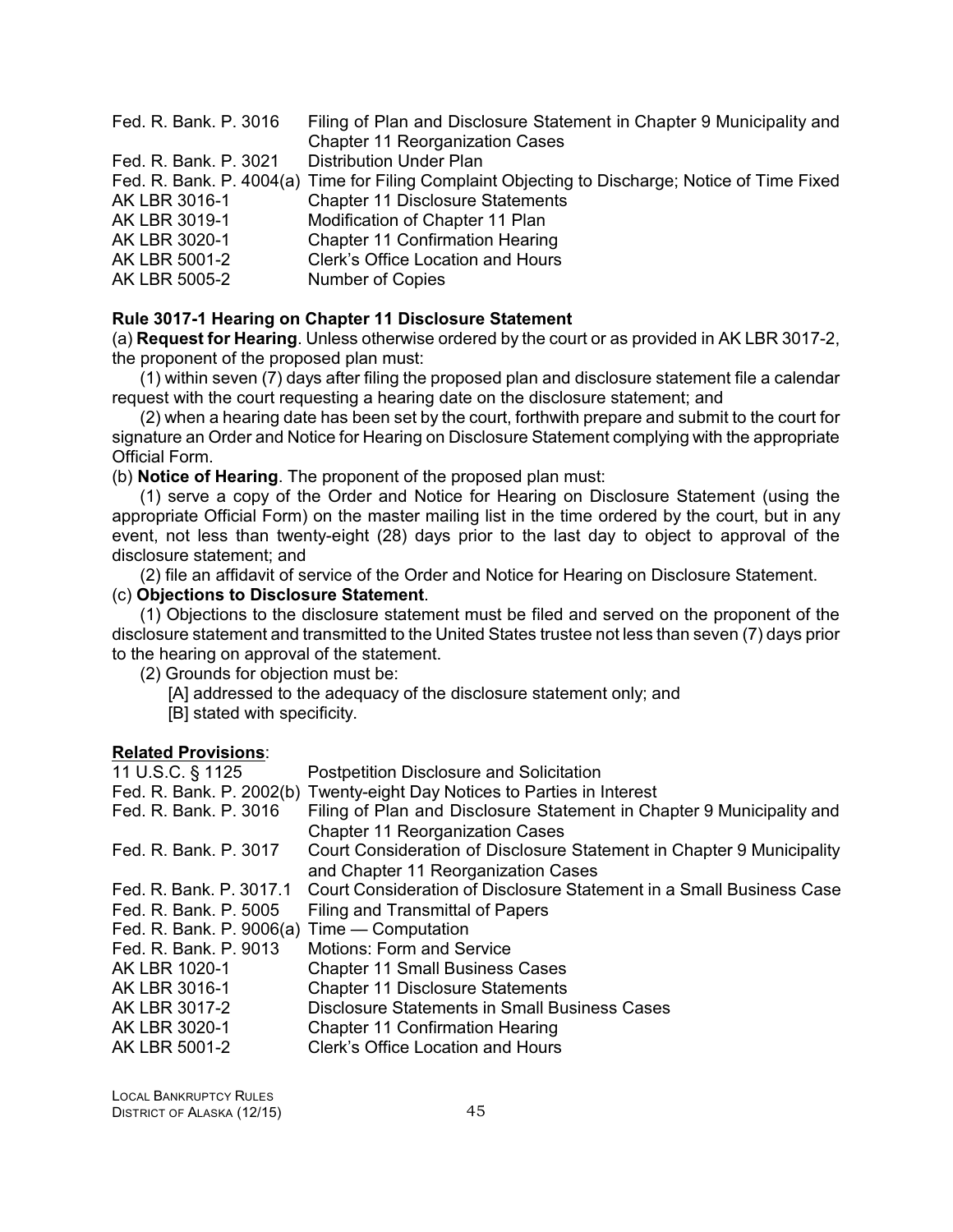| | |
|---|---|
| Fed. R. Bank. P. 3016 | Filing of Plan and Disclosure Statement in Chapter 9 Municipality and Chapter 11 Reorganization Cases |
| Fed. R. Bank. P. 3021 | Distribution Under Plan |
| Fed. R. Bank. P. 4004(a) | Time for Filing Complaint Objecting to Discharge; Notice of Time Fixed |
| AK LBR 3016-1 | Chapter 11 Disclosure Statements |
| AK LBR 3019-1 | Modification of Chapter 11 Plan |
| AK LBR 3020-1 | Chapter 11 Confirmation Hearing |
| AK LBR 5001-2 | Clerk's Office Location and Hours |
| AK LBR 5005-2 | Number of Copies |

**Rule 3017-1 Hearing on Chapter 11 Disclosure Statement**

(a) **Request for Hearing**. Unless otherwise ordered by the court or as provided in AK LBR 3017-2, the proponent of the proposed plan must:

(1) within seven (7) days after filing the proposed plan and disclosure statement file a calendar request with the court requesting a hearing date on the disclosure statement; and

(2) when a hearing date has been set by the court, forthwith prepare and submit to the court for signature an Order and Notice for Hearing on Disclosure Statement complying with the appropriate Official Form.

(b) **Notice of Hearing**. The proponent of the proposed plan must:

(1) serve a copy of the Order and Notice for Hearing on Disclosure Statement (using the appropriate Official Form) on the master mailing list in the time ordered by the court, but in any event, not less than twenty-eight (28) days prior to the last day to object to approval of the disclosure statement; and

(2) file an affidavit of service of the Order and Notice for Hearing on Disclosure Statement.

(c) **Objections to Disclosure Statement**.

(1) Objections to the disclosure statement must be filed and served on the proponent of the disclosure statement and transmitted to the United States trustee not less than seven (7) days prior to the hearing on approval of the statement.

(2) Grounds for objection must be:

[A] addressed to the adequacy of the disclosure statement only; and

[B] stated with specificity.

**Related Provisions**:

| | |
|---|---|
| 11 U.S.C. § 1125 | Postpetition Disclosure and Solicitation |
| Fed. R. Bank. P. 2002(b) | Twenty-eight Day Notices to Parties in Interest |
| Fed. R. Bank. P. 3016 | Filing of Plan and Disclosure Statement in Chapter 9 Municipality and Chapter 11 Reorganization Cases |
| Fed. R. Bank. P. 3017 | Court Consideration of Disclosure Statement in Chapter 9 Municipality and Chapter 11 Reorganization Cases |
| Fed. R. Bank. P. 3017.1 | Court Consideration of Disclosure Statement in a Small Business Case |
| Fed. R. Bank. P. 5005 | Filing and Transmittal of Papers |
| Fed. R. Bank. P. 9006(a) | Time — Computation |
| Fed. R. Bank. P. 9013 | Motions: Form and Service |
| AK LBR 1020-1 | Chapter 11 Small Business Cases |
| AK LBR 3016-1 | Chapter 11 Disclosure Statements |
| AK LBR 3017-2 | Disclosure Statements in Small Business Cases |
| AK LBR 3020-1 | Chapter 11 Confirmation Hearing |
| AK LBR 5001-2 | Clerk's Office Location and Hours |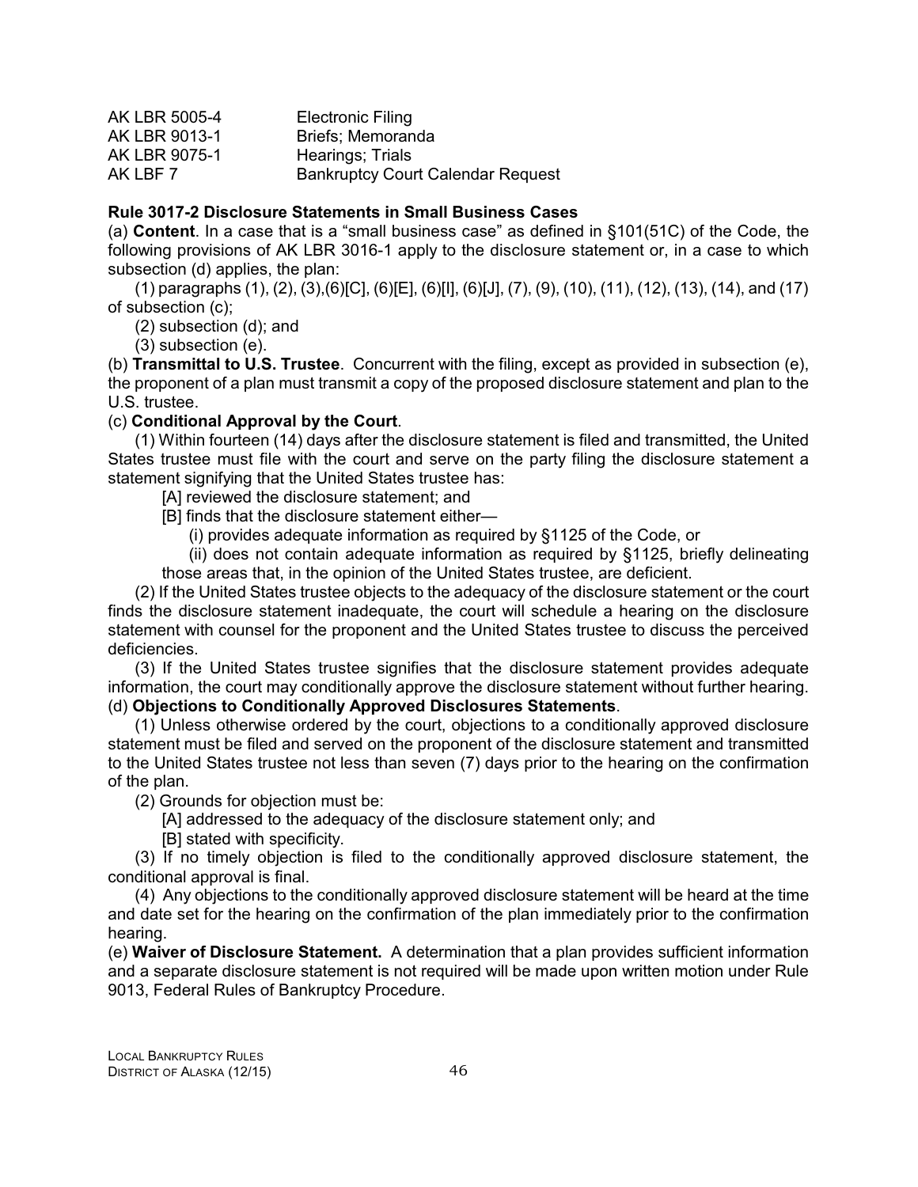| | |
|---|---|
| AK LBR 5005-4 | Electronic Filing |
| AK LBR 9013-1 | Briefs; Memoranda |
| AK LBR 9075-1 | Hearings; Trials |
| AK LBF 7 | Bankruptcy Court Calendar Request |

**Rule 3017-2 Disclosure Statements in Small Business Cases**

(a) **Content**. In a case that is a "small business case" as defined in §101(51C) of the Code, the following provisions of AK LBR 3016-1 apply to the disclosure statement or, in a case to which subsection (d) applies, the plan:

(1) paragraphs (1), (2), (3),(6)[C], (6)[E], (6)[I], (6)[J], (7), (9), (10), (11), (12), (13), (14), and (17) of subsection (c);

(2) subsection (d); and

(3) subsection (e).

(b) **Transmittal to U.S. Trustee**. Concurrent with the filing, except as provided in subsection (e), the proponent of a plan must transmit a copy of the proposed disclosure statement and plan to the U.S. trustee.

(c) **Conditional Approval by the Court**.

(1) Within fourteen (14) days after the disclosure statement is filed and transmitted, the United States trustee must file with the court and serve on the party filing the disclosure statement a statement signifying that the United States trustee has:

[A] reviewed the disclosure statement; and

[B] finds that the disclosure statement either—

(i) provides adequate information as required by §1125 of the Code, or

(ii) does not contain adequate information as required by §1125, briefly delineating those areas that, in the opinion of the United States trustee, are deficient.

(2) If the United States trustee objects to the adequacy of the disclosure statement or the court finds the disclosure statement inadequate, the court will schedule a hearing on the disclosure statement with counsel for the proponent and the United States trustee to discuss the perceived deficiencies.

(3) If the United States trustee signifies that the disclosure statement provides adequate information, the court may conditionally approve the disclosure statement without further hearing.

(d) **Objections to Conditionally Approved Disclosures Statements**.

(1) Unless otherwise ordered by the court, objections to a conditionally approved disclosure statement must be filed and served on the proponent of the disclosure statement and transmitted to the United States trustee not less than seven (7) days prior to the hearing on the confirmation of the plan.

(2) Grounds for objection must be:

[A] addressed to the adequacy of the disclosure statement only; and

[B] stated with specificity.

(3) If no timely objection is filed to the conditionally approved disclosure statement, the conditional approval is final.

(4) Any objections to the conditionally approved disclosure statement will be heard at the time and date set for the hearing on the confirmation of the plan immediately prior to the confirmation hearing.

(e) **Waiver of Disclosure Statement.** A determination that a plan provides sufficient information and a separate disclosure statement is not required will be made upon written motion under Rule 9013, Federal Rules of Bankruptcy Procedure.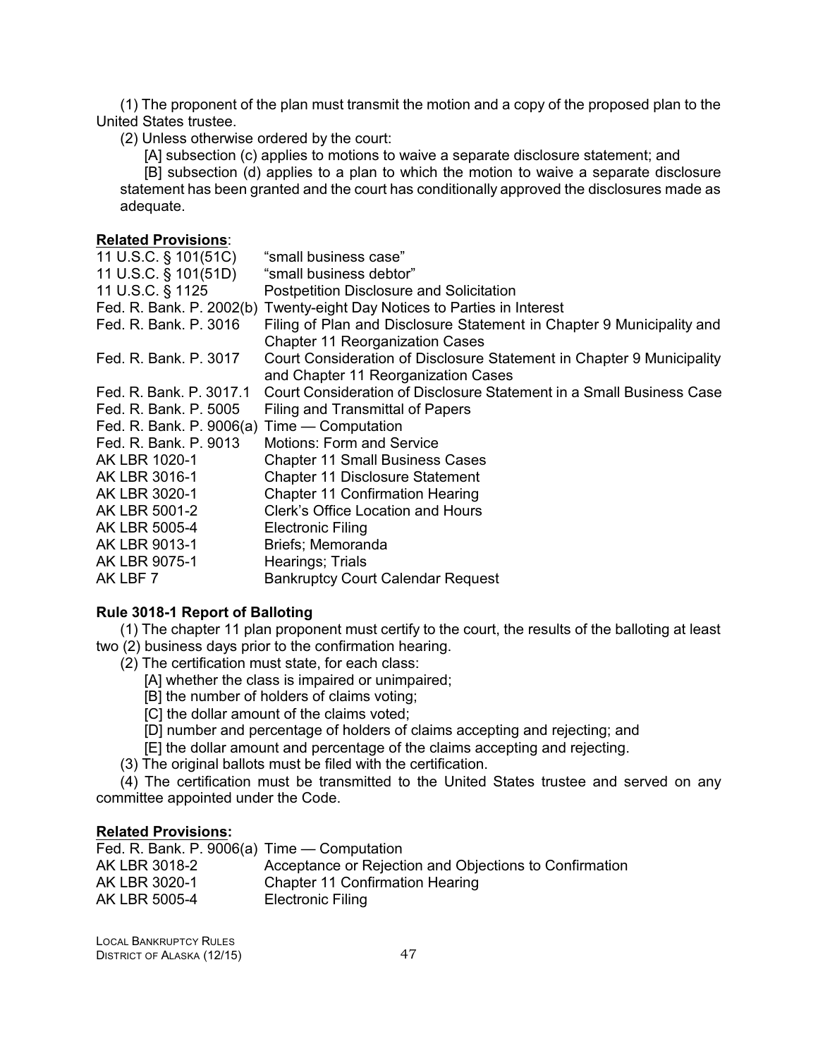(1) The proponent of the plan must transmit the motion and a copy of the proposed plan to the United States trustee.

(2) Unless otherwise ordered by the court:

[A] subsection (c) applies to motions to waive a separate disclosure statement; and

[B] subsection (d) applies to a plan to which the motion to waive a separate disclosure statement has been granted and the court has conditionally approved the disclosures made as adequate.

**Related Provisions**:

| | |
|---|---|
| 11 U.S.C. § 101(51C) | "small business case" |
| 11 U.S.C. § 101(51D) | "small business debtor" |
| 11 U.S.C. § 1125 | Postpetition Disclosure and Solicitation |
| Fed. R. Bank. P. 2002(b) | Twenty-eight Day Notices to Parties in Interest |
| Fed. R. Bank. P. 3016 | Filing of Plan and Disclosure Statement in Chapter 9 Municipality and Chapter 11 Reorganization Cases |
| Fed. R. Bank. P. 3017 | Court Consideration of Disclosure Statement in Chapter 9 Municipality and Chapter 11 Reorganization Cases |
| Fed. R. Bank. P. 3017.1 | Court Consideration of Disclosure Statement in a Small Business Case |
| Fed. R. Bank. P. 5005 | Filing and Transmittal of Papers |
| Fed. R. Bank. P. 9006(a) | Time — Computation |
| Fed. R. Bank. P. 9013 | Motions: Form and Service |
| AK LBR 1020-1 | Chapter 11 Small Business Cases |
| AK LBR 3016-1 | Chapter 11 Disclosure Statement |
| AK LBR 3020-1 | Chapter 11 Confirmation Hearing |
| AK LBR 5001-2 | Clerk's Office Location and Hours |
| AK LBR 5005-4 | Electronic Filing |
| AK LBR 9013-1 | Briefs; Memoranda |
| AK LBR 9075-1 | Hearings; Trials |
| AK LBF 7 | Bankruptcy Court Calendar Request |

### Rule 3018-1 Report of Balloting

(1) The chapter 11 plan proponent must certify to the court, the results of the balloting at least two (2) business days prior to the confirmation hearing.

(2) The certification must state, for each class:

[A] whether the class is impaired or unimpaired;

[B] the number of holders of claims voting;

[C] the dollar amount of the claims voted;

[D] number and percentage of holders of claims accepting and rejecting; and

[E] the dollar amount and percentage of the claims accepting and rejecting.

(3) The original ballots must be filed with the certification.

(4) The certification must be transmitted to the United States trustee and served on any committee appointed under the Code.

**Related Provisions:**

| | |
|---|---|
| Fed. R. Bank. P. 9006(a) | Time — Computation |
| AK LBR 3018-2 | Acceptance or Rejection and Objections to Confirmation |
| AK LBR 3020-1 | Chapter 11 Confirmation Hearing |
| AK LBR 5005-4 | Electronic Filing |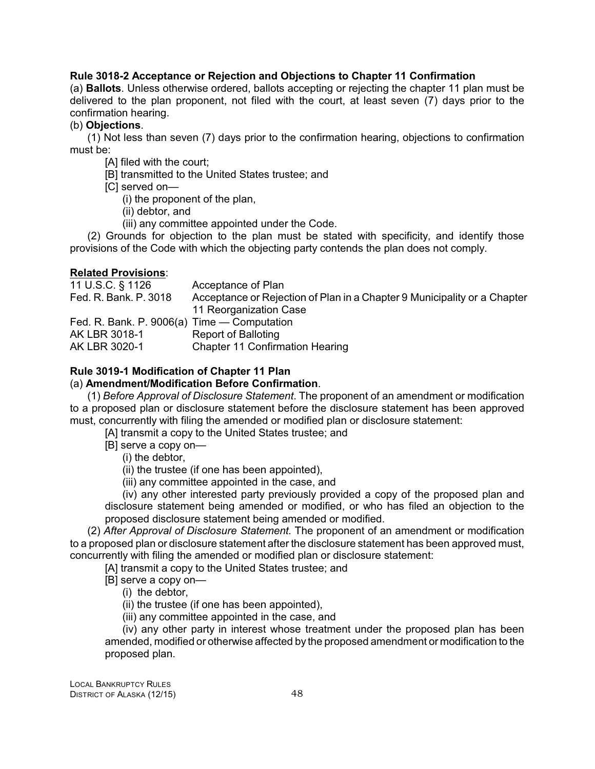**Rule 3018-2 Acceptance or Rejection and Objections to Chapter 11 Confirmation**

(a) **Ballots**. Unless otherwise ordered, ballots accepting or rejecting the chapter 11 plan must be delivered to the plan proponent, not filed with the court, at least seven (7) days prior to the confirmation hearing.

(b) **Objections**.

(1) Not less than seven (7) days prior to the confirmation hearing, objections to confirmation must be:

[A] filed with the court;

[B] transmitted to the United States trustee; and

[C] served on—

(i) the proponent of the plan,

(ii) debtor, and

(iii) any committee appointed under the Code.

(2) Grounds for objection to the plan must be stated with specificity, and identify those provisions of the Code with which the objecting party contends the plan does not comply.

**Related Provisions**:

| | |
|---|---|
| 11 U.S.C. § 1126 | Acceptance of Plan |
| Fed. R. Bank. P. 3018 | Acceptance or Rejection of Plan in a Chapter 9 Municipality or a Chapter 11 Reorganization Case |
| Fed. R. Bank. P. 9006(a) | Time — Computation |
| AK LBR 3018-1 | Report of Balloting |
| AK LBR 3020-1 | Chapter 11 Confirmation Hearing |

**Rule 3019-1 Modification of Chapter 11 Plan**

(a) **Amendment/Modification Before Confirmation**.

(1) *Before Approval of Disclosure Statement*. The proponent of an amendment or modification to a proposed plan or disclosure statement before the disclosure statement has been approved must, concurrently with filing the amended or modified plan or disclosure statement:

[A] transmit a copy to the United States trustee; and

[B] serve a copy on—

(i) the debtor,

(ii) the trustee (if one has been appointed),

(iii) any committee appointed in the case, and

(iv) any other interested party previously provided a copy of the proposed plan and disclosure statement being amended or modified, or who has filed an objection to the proposed disclosure statement being amended or modified.

(2) *After Approval of Disclosure Statement*. The proponent of an amendment or modification to a proposed plan or disclosure statement after the disclosure statement has been approved must, concurrently with filing the amended or modified plan or disclosure statement:

[A] transmit a copy to the United States trustee; and

[B] serve a copy on—

(i) the debtor,

(ii) the trustee (if one has been appointed),

(iii) any committee appointed in the case, and

(iv) any other party in interest whose treatment under the proposed plan has been amended, modified or otherwise affected by the proposed amendment or modification to the proposed plan.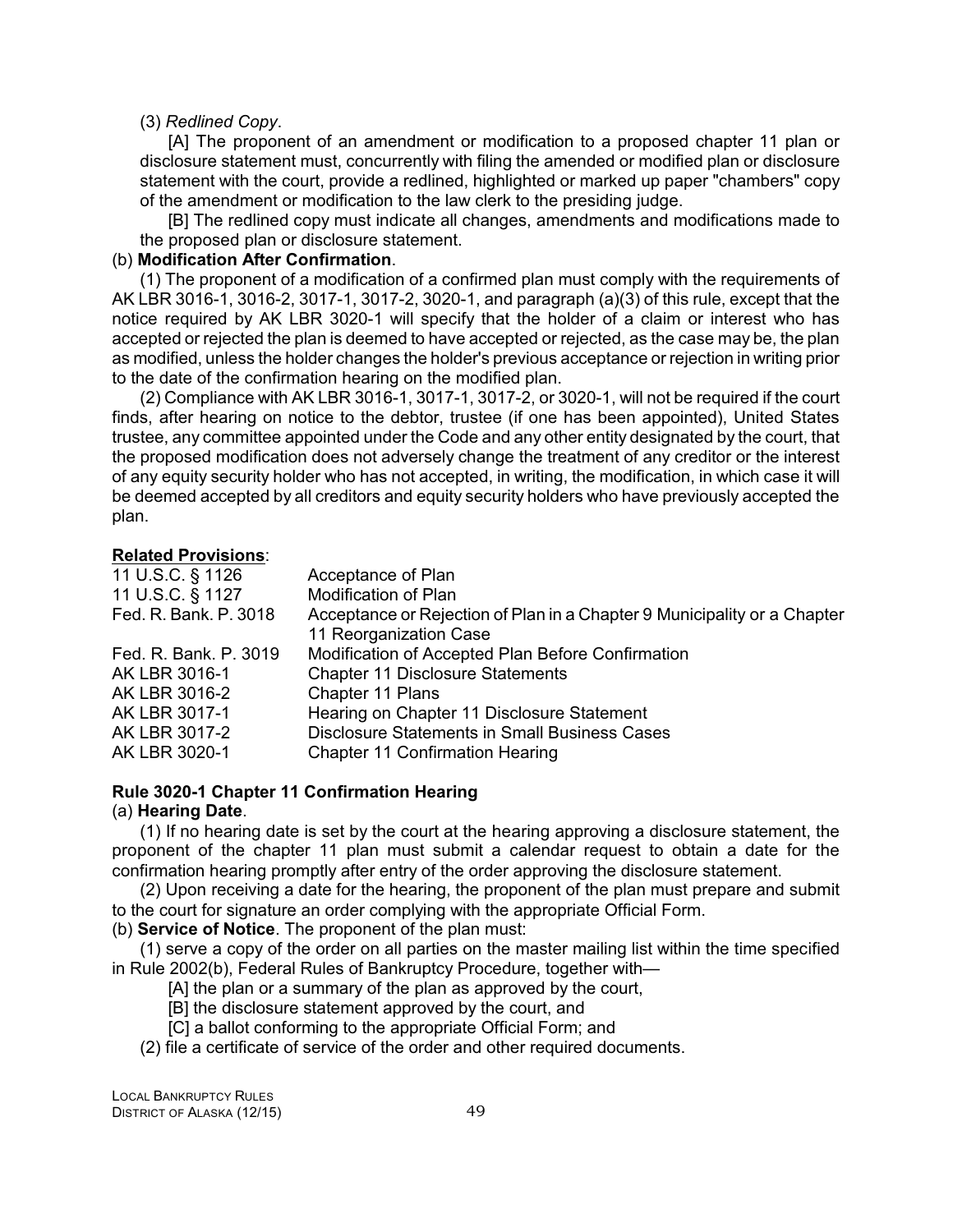(3) *Redlined Copy*.

[A] The proponent of an amendment or modification to a proposed chapter 11 plan or disclosure statement must, concurrently with filing the amended or modified plan or disclosure statement with the court, provide a redlined, highlighted or marked up paper "chambers" copy of the amendment or modification to the law clerk to the presiding judge.

[B] The redlined copy must indicate all changes, amendments and modifications made to the proposed plan or disclosure statement.

(b) **Modification After Confirmation**.

(1) The proponent of a modification of a confirmed plan must comply with the requirements of AK LBR 3016-1, 3016-2, 3017-1, 3017-2, 3020-1, and paragraph (a)(3) of this rule, except that the notice required by AK LBR 3020-1 will specify that the holder of a claim or interest who has accepted or rejected the plan is deemed to have accepted or rejected, as the case may be, the plan as modified, unless the holder changes the holder's previous acceptance or rejection in writing prior to the date of the confirmation hearing on the modified plan.

(2) Compliance with AK LBR 3016-1, 3017-1, 3017-2, or 3020-1, will not be required if the court finds, after hearing on notice to the debtor, trustee (if one has been appointed), United States trustee, any committee appointed under the Code and any other entity designated by the court, that the proposed modification does not adversely change the treatment of any creditor or the interest of any equity security holder who has not accepted, in writing, the modification, in which case it will be deemed accepted by all creditors and equity security holders who have previously accepted the plan.

**Related Provisions**:

| | |
|---|---|
| 11 U.S.C. § 1126 | Acceptance of Plan |
| 11 U.S.C. § 1127 | Modification of Plan |
| Fed. R. Bank. P. 3018 | Acceptance or Rejection of Plan in a Chapter 9 Municipality or a Chapter 11 Reorganization Case |
| Fed. R. Bank. P. 3019 | Modification of Accepted Plan Before Confirmation |
| AK LBR 3016-1 | Chapter 11 Disclosure Statements |
| AK LBR 3016-2 | Chapter 11 Plans |
| AK LBR 3017-1 | Hearing on Chapter 11 Disclosure Statement |
| AK LBR 3017-2 | Disclosure Statements in Small Business Cases |
| AK LBR 3020-1 | Chapter 11 Confirmation Hearing |

### Rule 3020-1 Chapter 11 Confirmation Hearing

(a) **Hearing Date**.

(1) If no hearing date is set by the court at the hearing approving a disclosure statement, the proponent of the chapter 11 plan must submit a calendar request to obtain a date for the confirmation hearing promptly after entry of the order approving the disclosure statement.

(2) Upon receiving a date for the hearing, the proponent of the plan must prepare and submit to the court for signature an order complying with the appropriate Official Form.

(b) **Service of Notice**. The proponent of the plan must:

(1) serve a copy of the order on all parties on the master mailing list within the time specified in Rule 2002(b), Federal Rules of Bankruptcy Procedure, together with—

[A] the plan or a summary of the plan as approved by the court,

[B] the disclosure statement approved by the court, and

[C] a ballot conforming to the appropriate Official Form; and

(2) file a certificate of service of the order and other required documents.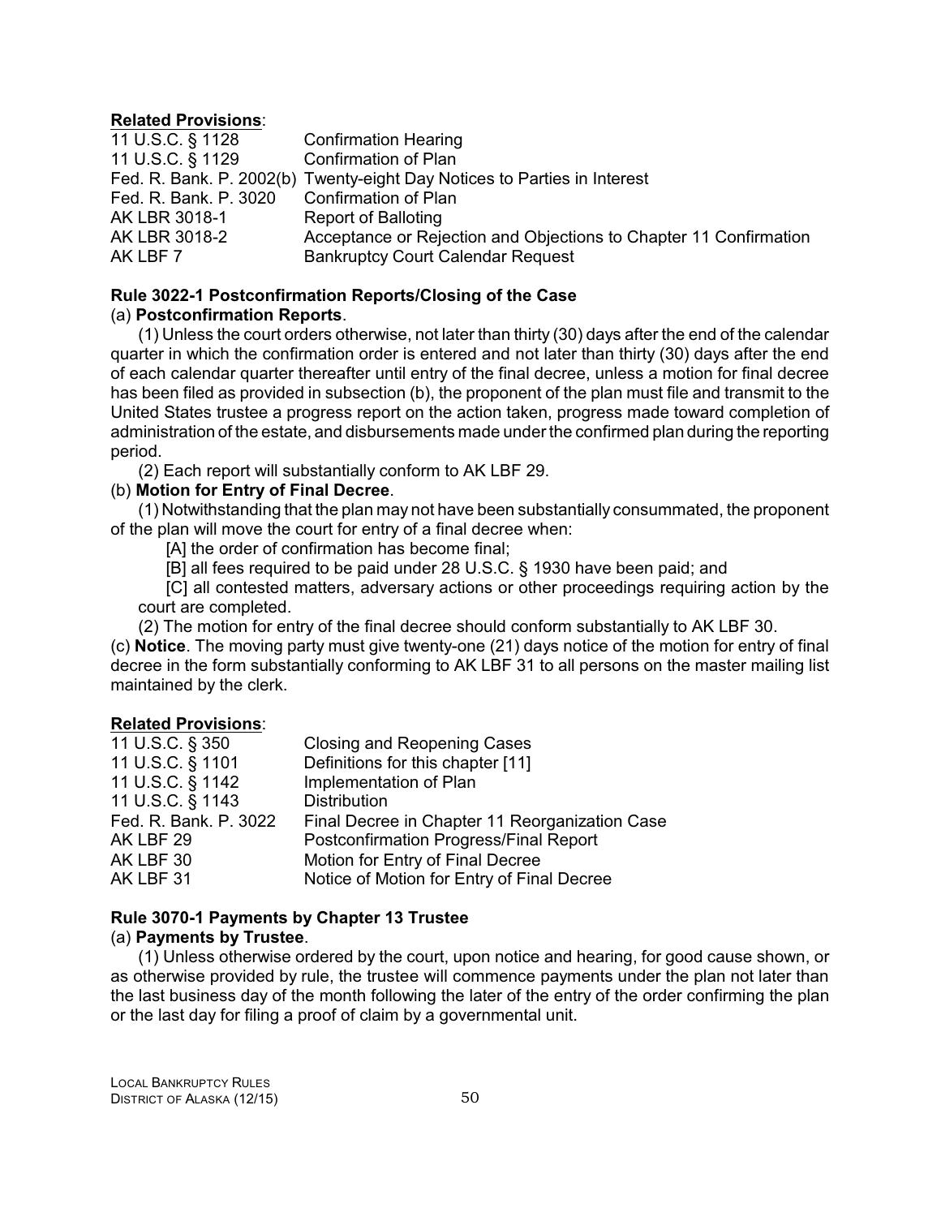**Related Provisions**:

| | |
|---|---|
| 11 U.S.C. § 1128 | Confirmation Hearing |
| 11 U.S.C. § 1129 | Confirmation of Plan |
| Fed. R. Bank. P. 2002(b) | Twenty-eight Day Notices to Parties in Interest |
| Fed. R. Bank. P. 3020 | Confirmation of Plan |
| AK LBR 3018-1 | Report of Balloting |
| AK LBR 3018-2 | Acceptance or Rejection and Objections to Chapter 11 Confirmation |
| AK LBF 7 | Bankruptcy Court Calendar Request |

**Rule 3022-1 Postconfirmation Reports/Closing of the Case**

(a) **Postconfirmation Reports**.

(1) Unless the court orders otherwise, not later than thirty (30) days after the end of the calendar quarter in which the confirmation order is entered and not later than thirty (30) days after the end of each calendar quarter thereafter until entry of the final decree, unless a motion for final decree has been filed as provided in subsection (b), the proponent of the plan must file and transmit to the United States trustee a progress report on the action taken, progress made toward completion of administration of the estate, and disbursements made under the confirmed plan during the reporting period.

(2) Each report will substantially conform to AK LBF 29.

(b) **Motion for Entry of Final Decree**.

(1) Notwithstanding that the plan may not have been substantially consummated, the proponent of the plan will move the court for entry of a final decree when:

[A] the order of confirmation has become final;

[B] all fees required to be paid under 28 U.S.C. § 1930 have been paid; and

[C] all contested matters, adversary actions or other proceedings requiring action by the court are completed.

(2) The motion for entry of the final decree should conform substantially to AK LBF 30.

(c) **Notice**. The moving party must give twenty-one (21) days notice of the motion for entry of final decree in the form substantially conforming to AK LBF 31 to all persons on the master mailing list maintained by the clerk.

**Related Provisions**:

| | |
|---|---|
| 11 U.S.C. § 350 | Closing and Reopening Cases |
| 11 U.S.C. § 1101 | Definitions for this chapter [11] |
| 11 U.S.C. § 1142 | Implementation of Plan |
| 11 U.S.C. § 1143 | Distribution |
| Fed. R. Bank. P. 3022 | Final Decree in Chapter 11 Reorganization Case |
| AK LBF 29 | Postconfirmation Progress/Final Report |
| AK LBF 30 | Motion for Entry of Final Decree |
| AK LBF 31 | Notice of Motion for Entry of Final Decree |

**Rule 3070-1 Payments by Chapter 13 Trustee**

(a) **Payments by Trustee**.

(1) Unless otherwise ordered by the court, upon notice and hearing, for good cause shown, or as otherwise provided by rule, the trustee will commence payments under the plan not later than the last business day of the month following the later of the entry of the order confirming the plan or the last day for filing a proof of claim by a governmental unit.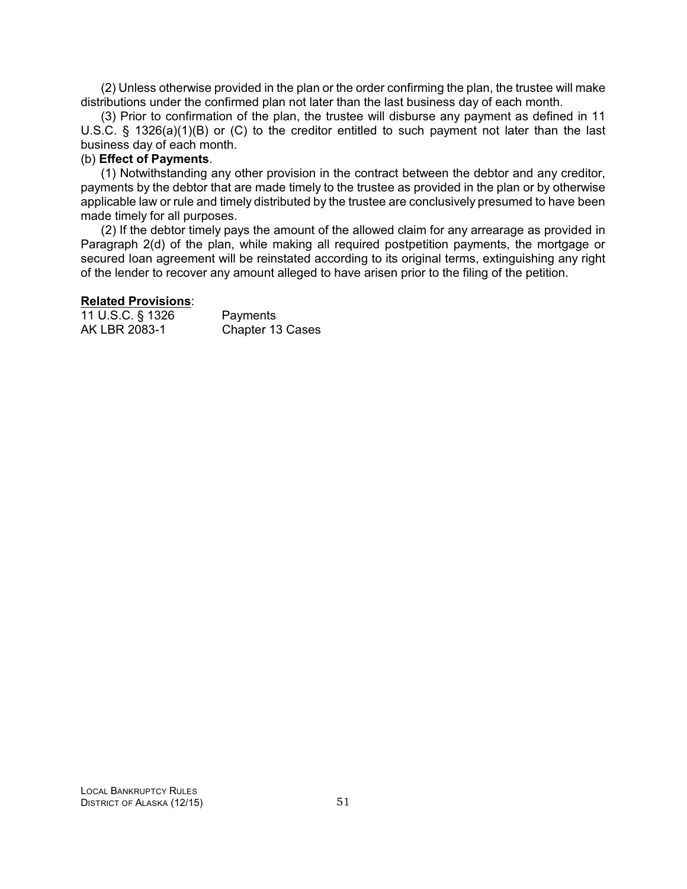(2) Unless otherwise provided in the plan or the order confirming the plan, the trustee will make distributions under the confirmed plan not later than the last business day of each month.

(3) Prior to confirmation of the plan, the trustee will disburse any payment as defined in 11 U.S.C. § 1326(a)(1)(B) or (C) to the creditor entitled to such payment not later than the last business day of each month.

(b) **Effect of Payments**.

(1) Notwithstanding any other provision in the contract between the debtor and any creditor, payments by the debtor that are made timely to the trustee as provided in the plan or by otherwise applicable law or rule and timely distributed by the trustee are conclusively presumed to have been made timely for all purposes.

(2) If the debtor timely pays the amount of the allowed claim for any arrearage as provided in Paragraph 2(d) of the plan, while making all required postpetition payments, the mortgage or secured loan agreement will be reinstated according to its original terms, extinguishing any right of the lender to recover any amount alleged to have arisen prior to the filing of the petition.

**Related Provisions**:

| | |
|---|---|
| 11 U.S.C. § 1326 | Payments |
| AK LBR 2083-1 | Chapter 13 Cases |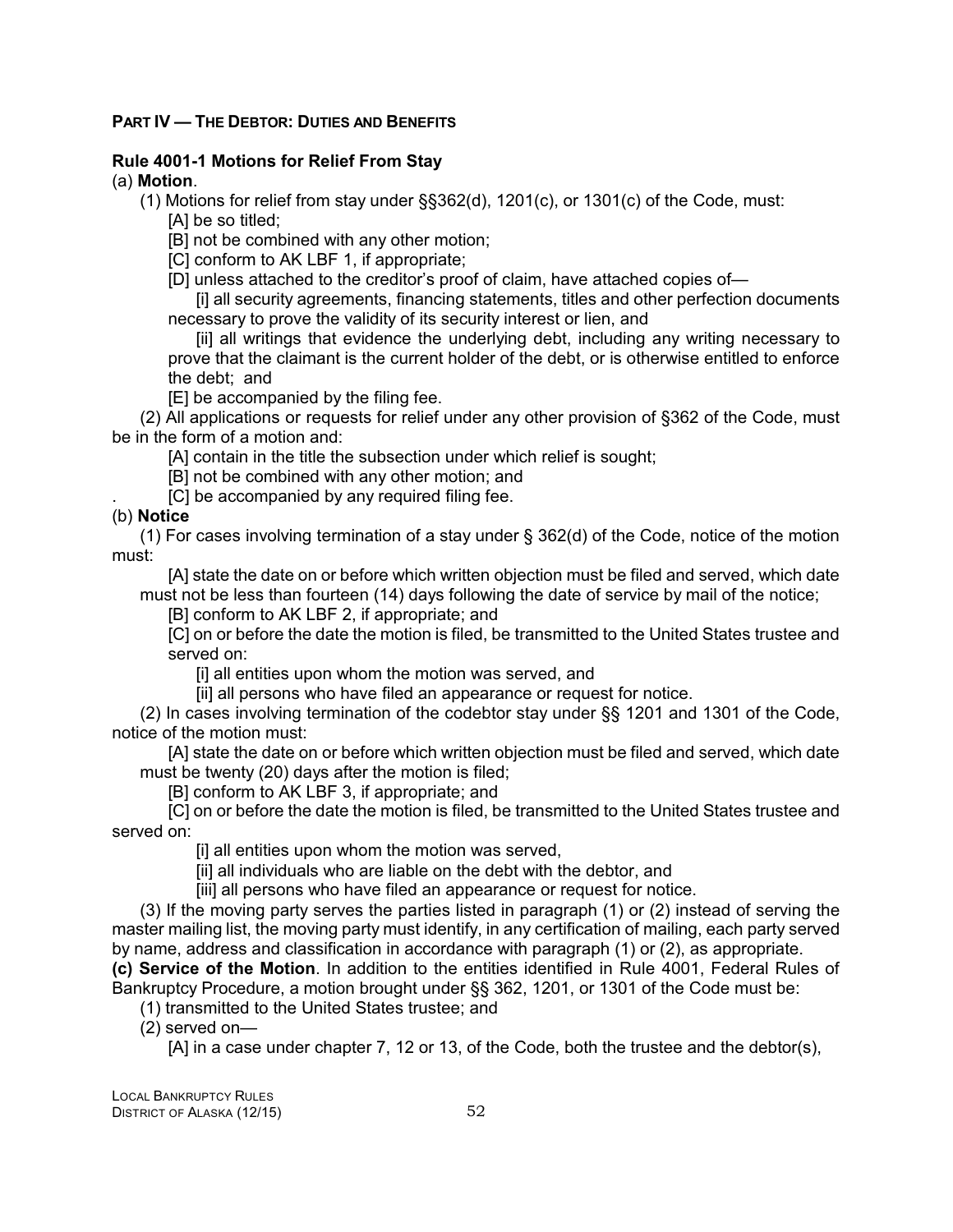**PART IV — THE DEBTOR: DUTIES AND BENEFITS**

**Rule 4001-1 Motions for Relief From Stay**

(a) **Motion**.

(1) Motions for relief from stay under §§362(d), 1201(c), or 1301(c) of the Code, must:

[A] be so titled;

[B] not be combined with any other motion;

[C] conform to AK LBF 1, if appropriate;

[D] unless attached to the creditor's proof of claim, have attached copies of—

[i] all security agreements, financing statements, titles and other perfection documents necessary to prove the validity of its security interest or lien, and

[ii] all writings that evidence the underlying debt, including any writing necessary to prove that the claimant is the current holder of the debt, or is otherwise entitled to enforce the debt; and

[E] be accompanied by the filing fee.

(2) All applications or requests for relief under any other provision of §362 of the Code, must be in the form of a motion and:

[A] contain in the title the subsection under which relief is sought;

[B] not be combined with any other motion; and

. [C] be accompanied by any required filing fee.

(b) **Notice**

(1) For cases involving termination of a stay under § 362(d) of the Code, notice of the motion must:

[A] state the date on or before which written objection must be filed and served, which date must not be less than fourteen (14) days following the date of service by mail of the notice;

[B] conform to AK LBF 2, if appropriate; and

[C] on or before the date the motion is filed, be transmitted to the United States trustee and served on:

[i] all entities upon whom the motion was served, and

[ii] all persons who have filed an appearance or request for notice.

(2) In cases involving termination of the codebtor stay under §§ 1201 and 1301 of the Code, notice of the motion must:

[A] state the date on or before which written objection must be filed and served, which date must be twenty (20) days after the motion is filed;

[B] conform to AK LBF 3, if appropriate; and

[C] on or before the date the motion is filed, be transmitted to the United States trustee and served on:

[i] all entities upon whom the motion was served,

[ii] all individuals who are liable on the debt with the debtor, and

[iii] all persons who have filed an appearance or request for notice.

(3) If the moving party serves the parties listed in paragraph (1) or (2) instead of serving the master mailing list, the moving party must identify, in any certification of mailing, each party served by name, address and classification in accordance with paragraph (1) or (2), as appropriate.

**(c) Service of the Motion**. In addition to the entities identified in Rule 4001, Federal Rules of Bankruptcy Procedure, a motion brought under §§ 362, 1201, or 1301 of the Code must be:

(1) transmitted to the United States trustee; and

(2) served on—

[A] in a case under chapter 7, 12 or 13, of the Code, both the trustee and the debtor(s),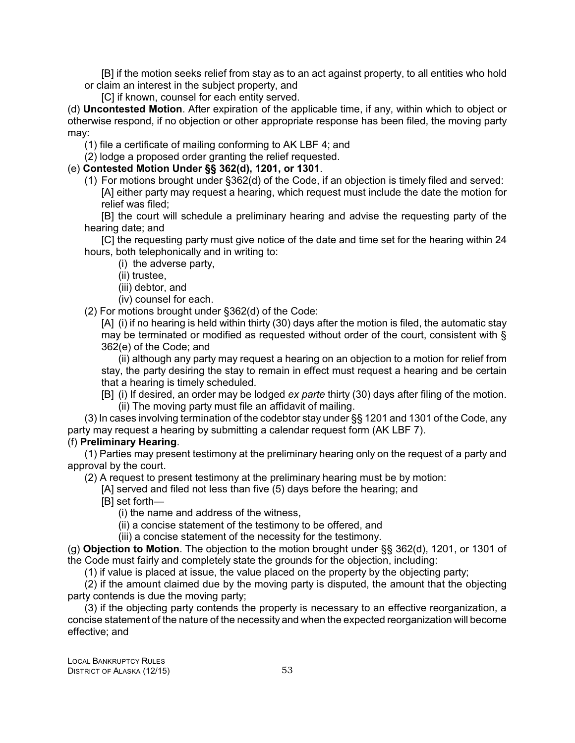[B] if the motion seeks relief from stay as to an act against property, to all entities who hold or claim an interest in the subject property, and

[C] if known, counsel for each entity served.

(d) **Uncontested Motion**. After expiration of the applicable time, if any, within which to object or otherwise respond, if no objection or other appropriate response has been filed, the moving party may:

(1) file a certificate of mailing conforming to AK LBF 4; and

(2) lodge a proposed order granting the relief requested.

(e) **Contested Motion Under §§ 362(d), 1201, or 1301**.

(1) For motions brought under §362(d) of the Code, if an objection is timely filed and served:

[A] either party may request a hearing, which request must include the date the motion for relief was filed;

[B] the court will schedule a preliminary hearing and advise the requesting party of the hearing date; and

[C] the requesting party must give notice of the date and time set for the hearing within 24 hours, both telephonically and in writing to:

(i) the adverse party,

(ii) trustee,

(iii) debtor, and

(iv) counsel for each.

(2) For motions brought under §362(d) of the Code:

[A] (i) if no hearing is held within thirty (30) days after the motion is filed, the automatic stay may be terminated or modified as requested without order of the court, consistent with § 362(e) of the Code; and

(ii) although any party may request a hearing on an objection to a motion for relief from stay, the party desiring the stay to remain in effect must request a hearing and be certain that a hearing is timely scheduled.

[B] (i) If desired, an order may be lodged *ex parte* thirty (30) days after filing of the motion.

(ii) The moving party must file an affidavit of mailing.

(3) In cases involving termination of the codebtor stay under §§ 1201 and 1301 of the Code, any party may request a hearing by submitting a calendar request form (AK LBF 7).

(f) **Preliminary Hearing**.

(1) Parties may present testimony at the preliminary hearing only on the request of a party and approval by the court.

(2) A request to present testimony at the preliminary hearing must be by motion:

[A] served and filed not less than five (5) days before the hearing; and

[B] set forth—

(i) the name and address of the witness,

(ii) a concise statement of the testimony to be offered, and

(iii) a concise statement of the necessity for the testimony.

(g) **Objection to Motion**. The objection to the motion brought under §§ 362(d), 1201, or 1301 of the Code must fairly and completely state the grounds for the objection, including:

(1) if value is placed at issue, the value placed on the property by the objecting party;

(2) if the amount claimed due by the moving party is disputed, the amount that the objecting party contends is due the moving party;

(3) if the objecting party contends the property is necessary to an effective reorganization, a concise statement of the nature of the necessity and when the expected reorganization will become effective; and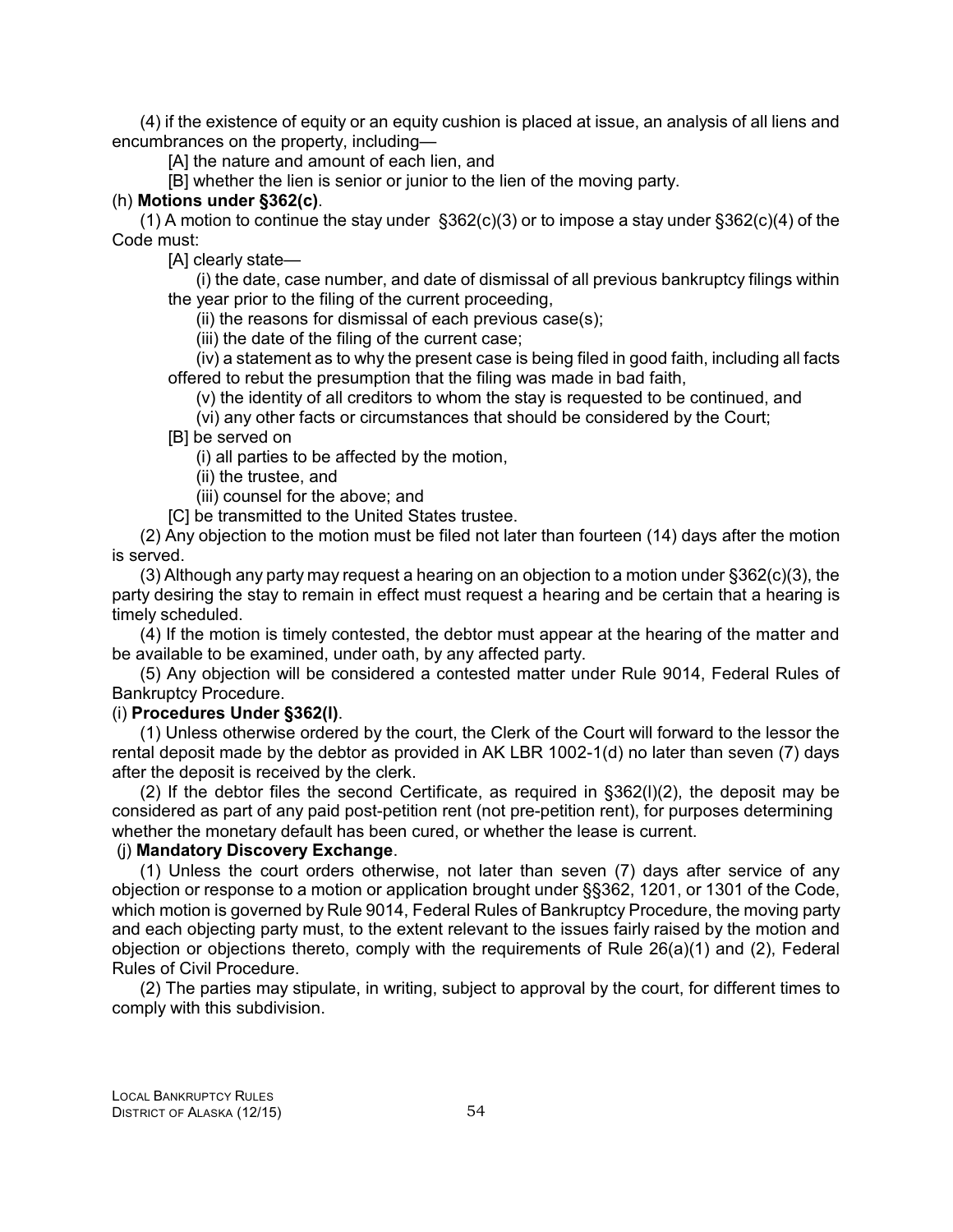(4) if the existence of equity or an equity cushion is placed at issue, an analysis of all liens and encumbrances on the property, including—

[A] the nature and amount of each lien, and

[B] whether the lien is senior or junior to the lien of the moving party.

(h) **Motions under §362(c)**.

(1) A motion to continue the stay under §362(c)(3) or to impose a stay under §362(c)(4) of the Code must:

[A] clearly state—

(i) the date, case number, and date of dismissal of all previous bankruptcy filings within the year prior to the filing of the current proceeding,

(ii) the reasons for dismissal of each previous case(s);

(iii) the date of the filing of the current case;

(iv) a statement as to why the present case is being filed in good faith, including all facts offered to rebut the presumption that the filing was made in bad faith,

(v) the identity of all creditors to whom the stay is requested to be continued, and

(vi) any other facts or circumstances that should be considered by the Court;

[B] be served on

(i) all parties to be affected by the motion,

(ii) the trustee, and

(iii) counsel for the above; and

[C] be transmitted to the United States trustee.

(2) Any objection to the motion must be filed not later than fourteen (14) days after the motion is served.

(3) Although any party may request a hearing on an objection to a motion under §362(c)(3), the party desiring the stay to remain in effect must request a hearing and be certain that a hearing is timely scheduled.

(4) If the motion is timely contested, the debtor must appear at the hearing of the matter and be available to be examined, under oath, by any affected party.

(5) Any objection will be considered a contested matter under Rule 9014, Federal Rules of Bankruptcy Procedure.

(i) **Procedures Under §362(l)**.

(1) Unless otherwise ordered by the court, the Clerk of the Court will forward to the lessor the rental deposit made by the debtor as provided in AK LBR 1002-1(d) no later than seven (7) days after the deposit is received by the clerk.

(2) If the debtor files the second Certificate, as required in §362(l)(2), the deposit may be considered as part of any paid post-petition rent (not pre-petition rent), for purposes determining whether the monetary default has been cured, or whether the lease is current.

(j) **Mandatory Discovery Exchange**.

(1) Unless the court orders otherwise, not later than seven (7) days after service of any objection or response to a motion or application brought under §§362, 1201, or 1301 of the Code, which motion is governed by Rule 9014, Federal Rules of Bankruptcy Procedure, the moving party and each objecting party must, to the extent relevant to the issues fairly raised by the motion and objection or objections thereto, comply with the requirements of Rule 26(a)(1) and (2), Federal Rules of Civil Procedure.

(2) The parties may stipulate, in writing, subject to approval by the court, for different times to comply with this subdivision.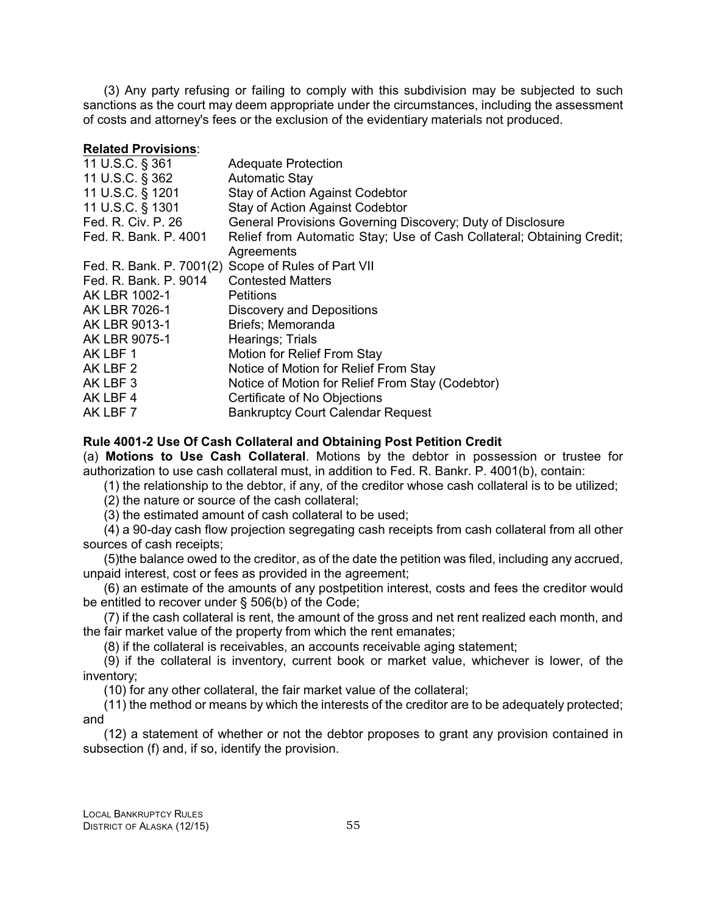(3) Any party refusing or failing to comply with this subdivision may be subjected to such sanctions as the court may deem appropriate under the circumstances, including the assessment of costs and attorney's fees or the exclusion of the evidentiary materials not produced.

**Related Provisions**:

| | |
|---|---|
| 11 U.S.C. § 361 | Adequate Protection |
| 11 U.S.C. § 362 | Automatic Stay |
| 11 U.S.C. § 1201 | Stay of Action Against Codebtor |
| 11 U.S.C. § 1301 | Stay of Action Against Codebtor |
| Fed. R. Civ. P. 26 | General Provisions Governing Discovery; Duty of Disclosure |
| Fed. R. Bank. P. 4001 | Relief from Automatic Stay; Use of Cash Collateral; Obtaining Credit; Agreements |
| Fed. R. Bank. P. 7001(2) | Scope of Rules of Part VII |
| Fed. R. Bank. P. 9014 | Contested Matters |
| AK LBR 1002-1 | Petitions |
| AK LBR 7026-1 | Discovery and Depositions |
| AK LBR 9013-1 | Briefs; Memoranda |
| AK LBR 9075-1 | Hearings; Trials |
| AK LBF 1 | Motion for Relief From Stay |
| AK LBF 2 | Notice of Motion for Relief From Stay |
| AK LBF 3 | Notice of Motion for Relief From Stay (Codebtor) |
| AK LBF 4 | Certificate of No Objections |
| AK LBF 7 | Bankruptcy Court Calendar Request |

### Rule 4001-2 Use Of Cash Collateral and Obtaining Post Petition Credit

(a) **Motions to Use Cash Collateral**. Motions by the debtor in possession or trustee for authorization to use cash collateral must, in addition to Fed. R. Bankr. P. 4001(b), contain:

(1) the relationship to the debtor, if any, of the creditor whose cash collateral is to be utilized;

(2) the nature or source of the cash collateral;

(3) the estimated amount of cash collateral to be used;

(4) a 90-day cash flow projection segregating cash receipts from cash collateral from all other sources of cash receipts;

(5)the balance owed to the creditor, as of the date the petition was filed, including any accrued, unpaid interest, cost or fees as provided in the agreement;

(6) an estimate of the amounts of any postpetition interest, costs and fees the creditor would be entitled to recover under § 506(b) of the Code;

(7) if the cash collateral is rent, the amount of the gross and net rent realized each month, and the fair market value of the property from which the rent emanates;

(8) if the collateral is receivables, an accounts receivable aging statement;

(9) if the collateral is inventory, current book or market value, whichever is lower, of the inventory;

(10) for any other collateral, the fair market value of the collateral;

(11) the method or means by which the interests of the creditor are to be adequately protected; and

(12) a statement of whether or not the debtor proposes to grant any provision contained in subsection (f) and, if so, identify the provision.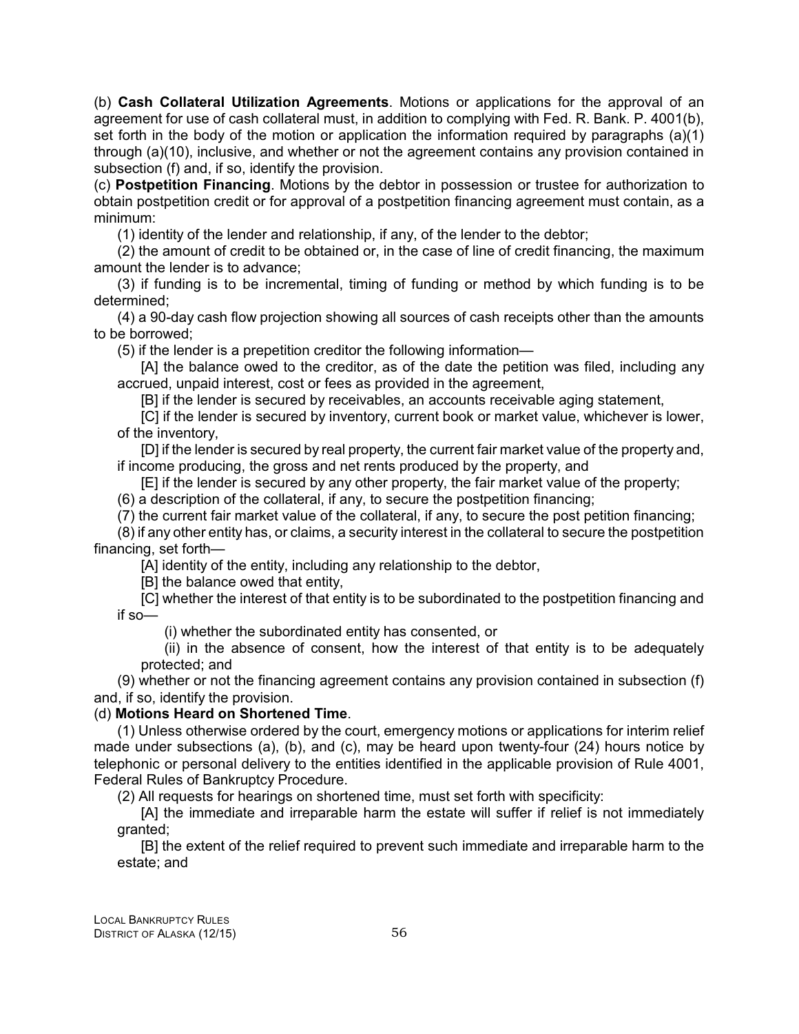(b) **Cash Collateral Utilization Agreements**. Motions or applications for the approval of an agreement for use of cash collateral must, in addition to complying with Fed. R. Bank. P. 4001(b), set forth in the body of the motion or application the information required by paragraphs (a)(1) through (a)(10), inclusive, and whether or not the agreement contains any provision contained in subsection (f) and, if so, identify the provision.

(c) **Postpetition Financing**. Motions by the debtor in possession or trustee for authorization to obtain postpetition credit or for approval of a postpetition financing agreement must contain, as a minimum:

(1) identity of the lender and relationship, if any, of the lender to the debtor;

(2) the amount of credit to be obtained or, in the case of line of credit financing, the maximum amount the lender is to advance;

(3) if funding is to be incremental, timing of funding or method by which funding is to be determined;

(4) a 90-day cash flow projection showing all sources of cash receipts other than the amounts to be borrowed;

(5) if the lender is a prepetition creditor the following information—

[A] the balance owed to the creditor, as of the date the petition was filed, including any accrued, unpaid interest, cost or fees as provided in the agreement,

[B] if the lender is secured by receivables, an accounts receivable aging statement,

[C] if the lender is secured by inventory, current book or market value, whichever is lower, of the inventory,

[D] if the lender is secured by real property, the current fair market value of the property and, if income producing, the gross and net rents produced by the property, and

[E] if the lender is secured by any other property, the fair market value of the property;

(6) a description of the collateral, if any, to secure the postpetition financing;

(7) the current fair market value of the collateral, if any, to secure the post petition financing;

(8) if any other entity has, or claims, a security interest in the collateral to secure the postpetition financing, set forth—

[A] identity of the entity, including any relationship to the debtor,

[B] the balance owed that entity,

[C] whether the interest of that entity is to be subordinated to the postpetition financing and if so—

(i) whether the subordinated entity has consented, or

(ii) in the absence of consent, how the interest of that entity is to be adequately protected; and

(9) whether or not the financing agreement contains any provision contained in subsection (f) and, if so, identify the provision.

(d) **Motions Heard on Shortened Time**.

(1) Unless otherwise ordered by the court, emergency motions or applications for interim relief made under subsections (a), (b), and (c), may be heard upon twenty-four (24) hours notice by telephonic or personal delivery to the entities identified in the applicable provision of Rule 4001, Federal Rules of Bankruptcy Procedure.

(2) All requests for hearings on shortened time, must set forth with specificity:

[A] the immediate and irreparable harm the estate will suffer if relief is not immediately granted;

[B] the extent of the relief required to prevent such immediate and irreparable harm to the estate; and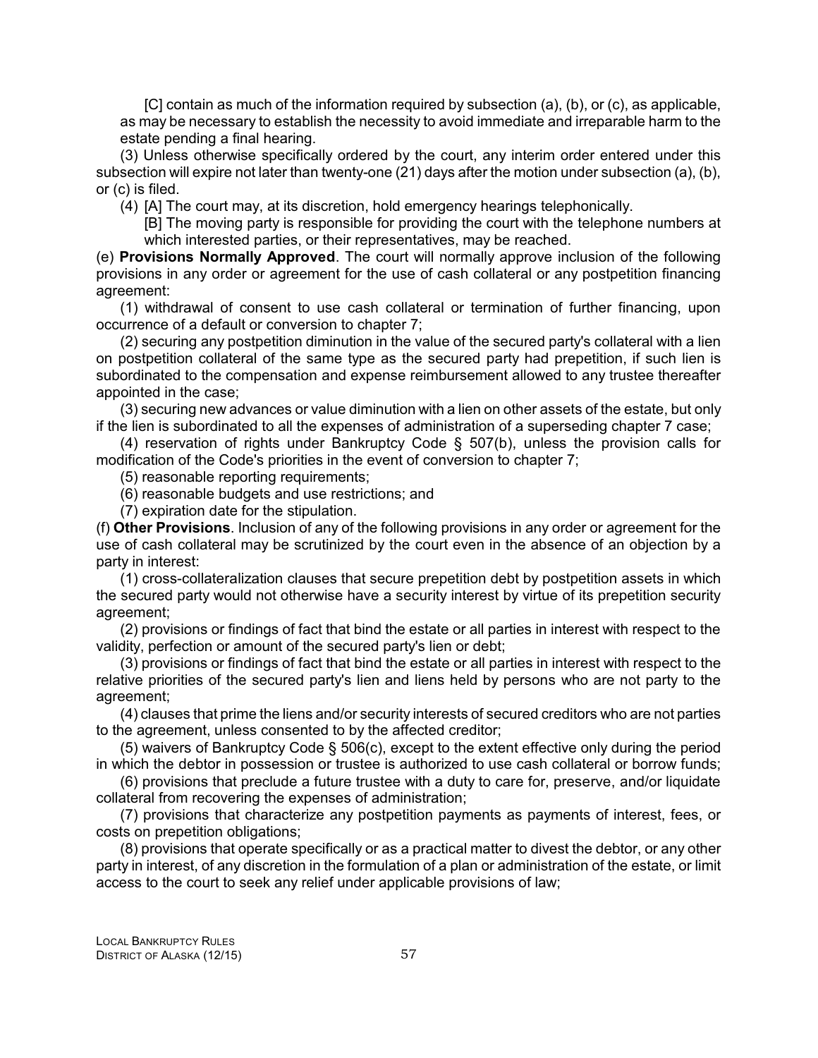[C] contain as much of the information required by subsection (a), (b), or (c), as applicable, as may be necessary to establish the necessity to avoid immediate and irreparable harm to the estate pending a final hearing.

(3) Unless otherwise specifically ordered by the court, any interim order entered under this subsection will expire not later than twenty-one (21) days after the motion under subsection (a), (b), or (c) is filed.

(4) [A] The court may, at its discretion, hold emergency hearings telephonically.

[B] The moving party is responsible for providing the court with the telephone numbers at which interested parties, or their representatives, may be reached.

(e) **Provisions Normally Approved**. The court will normally approve inclusion of the following provisions in any order or agreement for the use of cash collateral or any postpetition financing agreement:

(1) withdrawal of consent to use cash collateral or termination of further financing, upon occurrence of a default or conversion to chapter 7;

(2) securing any postpetition diminution in the value of the secured party's collateral with a lien on postpetition collateral of the same type as the secured party had prepetition, if such lien is subordinated to the compensation and expense reimbursement allowed to any trustee thereafter appointed in the case;

(3) securing new advances or value diminution with a lien on other assets of the estate, but only if the lien is subordinated to all the expenses of administration of a superseding chapter 7 case;

(4) reservation of rights under Bankruptcy Code § 507(b), unless the provision calls for modification of the Code's priorities in the event of conversion to chapter 7;

(5) reasonable reporting requirements;

(6) reasonable budgets and use restrictions; and

(7) expiration date for the stipulation.

(f) **Other Provisions**. Inclusion of any of the following provisions in any order or agreement for the use of cash collateral may be scrutinized by the court even in the absence of an objection by a party in interest:

(1) cross-collateralization clauses that secure prepetition debt by postpetition assets in which the secured party would not otherwise have a security interest by virtue of its prepetition security agreement;

(2) provisions or findings of fact that bind the estate or all parties in interest with respect to the validity, perfection or amount of the secured party's lien or debt;

(3) provisions or findings of fact that bind the estate or all parties in interest with respect to the relative priorities of the secured party's lien and liens held by persons who are not party to the agreement;

(4) clauses that prime the liens and/or security interests of secured creditors who are not parties to the agreement, unless consented to by the affected creditor;

(5) waivers of Bankruptcy Code § 506(c), except to the extent effective only during the period in which the debtor in possession or trustee is authorized to use cash collateral or borrow funds;

(6) provisions that preclude a future trustee with a duty to care for, preserve, and/or liquidate collateral from recovering the expenses of administration;

(7) provisions that characterize any postpetition payments as payments of interest, fees, or costs on prepetition obligations;

(8) provisions that operate specifically or as a practical matter to divest the debtor, or any other party in interest, of any discretion in the formulation of a plan or administration of the estate, or limit access to the court to seek any relief under applicable provisions of law;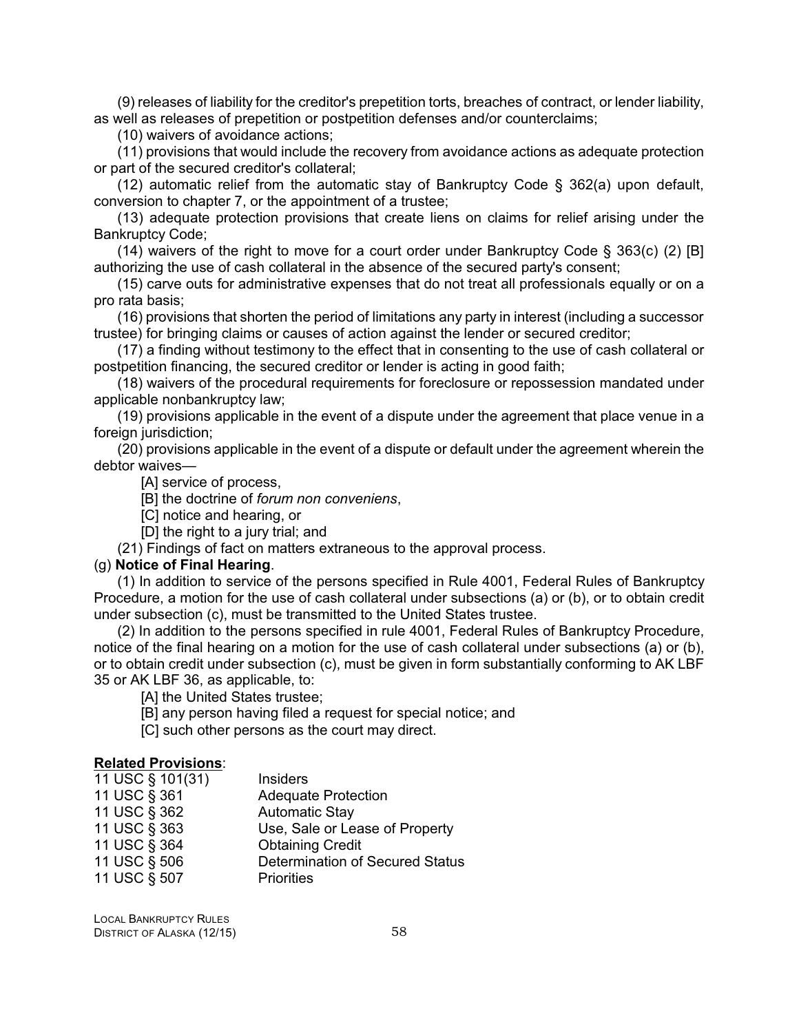(9) releases of liability for the creditor's prepetition torts, breaches of contract, or lender liability, as well as releases of prepetition or postpetition defenses and/or counterclaims;

(10) waivers of avoidance actions;

(11) provisions that would include the recovery from avoidance actions as adequate protection or part of the secured creditor's collateral;

(12) automatic relief from the automatic stay of Bankruptcy Code § 362(a) upon default, conversion to chapter 7, or the appointment of a trustee;

(13) adequate protection provisions that create liens on claims for relief arising under the Bankruptcy Code;

(14) waivers of the right to move for a court order under Bankruptcy Code § 363(c) (2) [B] authorizing the use of cash collateral in the absence of the secured party's consent;

(15) carve outs for administrative expenses that do not treat all professionals equally or on a pro rata basis;

(16) provisions that shorten the period of limitations any party in interest (including a successor trustee) for bringing claims or causes of action against the lender or secured creditor;

(17) a finding without testimony to the effect that in consenting to the use of cash collateral or postpetition financing, the secured creditor or lender is acting in good faith;

(18) waivers of the procedural requirements for foreclosure or repossession mandated under applicable nonbankruptcy law;

(19) provisions applicable in the event of a dispute under the agreement that place venue in a foreign jurisdiction;

(20) provisions applicable in the event of a dispute or default under the agreement wherein the debtor waives—

[A] service of process,

[B] the doctrine of *forum non conveniens*,

[C] notice and hearing, or

[D] the right to a jury trial; and

(21) Findings of fact on matters extraneous to the approval process.

(g) **Notice of Final Hearing**.

(1) In addition to service of the persons specified in Rule 4001, Federal Rules of Bankruptcy Procedure, a motion for the use of cash collateral under subsections (a) or (b), or to obtain credit under subsection (c), must be transmitted to the United States trustee.

(2) In addition to the persons specified in rule 4001, Federal Rules of Bankruptcy Procedure, notice of the final hearing on a motion for the use of cash collateral under subsections (a) or (b), or to obtain credit under subsection (c), must be given in form substantially conforming to AK LBF 35 or AK LBF 36, as applicable, to:

[A] the United States trustee;

[B] any person having filed a request for special notice; and

[C] such other persons as the court may direct.

**Related Provisions**:

| | |
|---|---|
| 11 USC § 101(31) | Insiders |
| 11 USC § 361 | Adequate Protection |
| 11 USC § 362 | Automatic Stay |
| 11 USC § 363 | Use, Sale or Lease of Property |
| 11 USC § 364 | Obtaining Credit |
| 11 USC § 506 | Determination of Secured Status |
| 11 USC § 507 | Priorities |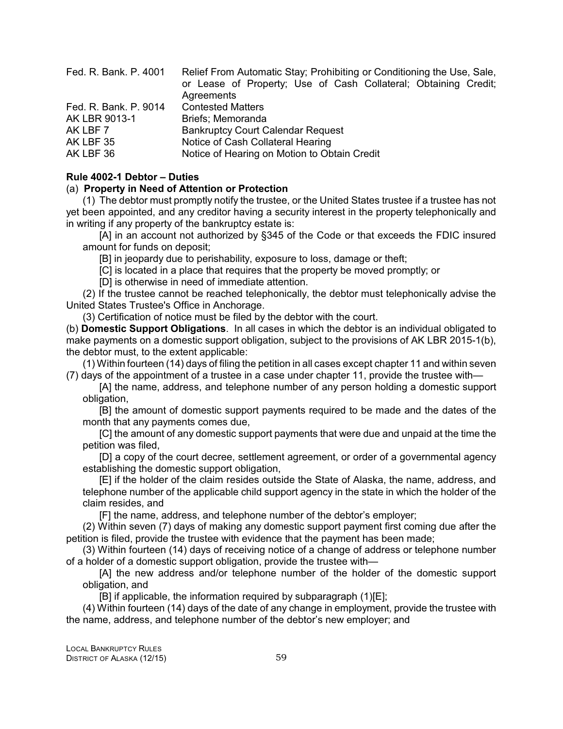| | |
|---|---|
| Fed. R. Bank. P. 4001 | Relief From Automatic Stay; Prohibiting or Conditioning the Use, Sale, or Lease of Property; Use of Cash Collateral; Obtaining Credit; Agreements |
| Fed. R. Bank. P. 9014 | Contested Matters |
| AK LBR 9013-1 | Briefs; Memoranda |
| AK LBF 7 | Bankruptcy Court Calendar Request |
| AK LBF 35 | Notice of Cash Collateral Hearing |
| AK LBF 36 | Notice of Hearing on Motion to Obtain Credit |

## Rule 4002-1 Debtor – Duties

(a) **Property in Need of Attention or Protection**

(1) The debtor must promptly notify the trustee, or the United States trustee if a trustee has not yet been appointed, and any creditor having a security interest in the property telephonically and in writing if any property of the bankruptcy estate is:

[A] in an account not authorized by §345 of the Code or that exceeds the FDIC insured amount for funds on deposit;

[B] in jeopardy due to perishability, exposure to loss, damage or theft;

[C] is located in a place that requires that the property be moved promptly; or

[D] is otherwise in need of immediate attention.

(2) If the trustee cannot be reached telephonically, the debtor must telephonically advise the United States Trustee's Office in Anchorage.

(3) Certification of notice must be filed by the debtor with the court.

(b) **Domestic Support Obligations**. In all cases in which the debtor is an individual obligated to make payments on a domestic support obligation, subject to the provisions of AK LBR 2015-1(b), the debtor must, to the extent applicable:

(1) Within fourteen (14) days of filing the petition in all cases except chapter 11 and within seven (7) days of the appointment of a trustee in a case under chapter 11, provide the trustee with—

[A] the name, address, and telephone number of any person holding a domestic support obligation,

[B] the amount of domestic support payments required to be made and the dates of the month that any payments comes due,

[C] the amount of any domestic support payments that were due and unpaid at the time the petition was filed,

[D] a copy of the court decree, settlement agreement, or order of a governmental agency establishing the domestic support obligation,

[E] if the holder of the claim resides outside the State of Alaska, the name, address, and telephone number of the applicable child support agency in the state in which the holder of the claim resides, and

[F] the name, address, and telephone number of the debtor's employer;

(2) Within seven (7) days of making any domestic support payment first coming due after the petition is filed, provide the trustee with evidence that the payment has been made;

(3) Within fourteen (14) days of receiving notice of a change of address or telephone number of a holder of a domestic support obligation, provide the trustee with—

[A] the new address and/or telephone number of the holder of the domestic support obligation, and

[B] if applicable, the information required by subparagraph (1)[E];

(4) Within fourteen (14) days of the date of any change in employment, provide the trustee with the name, address, and telephone number of the debtor's new employer; and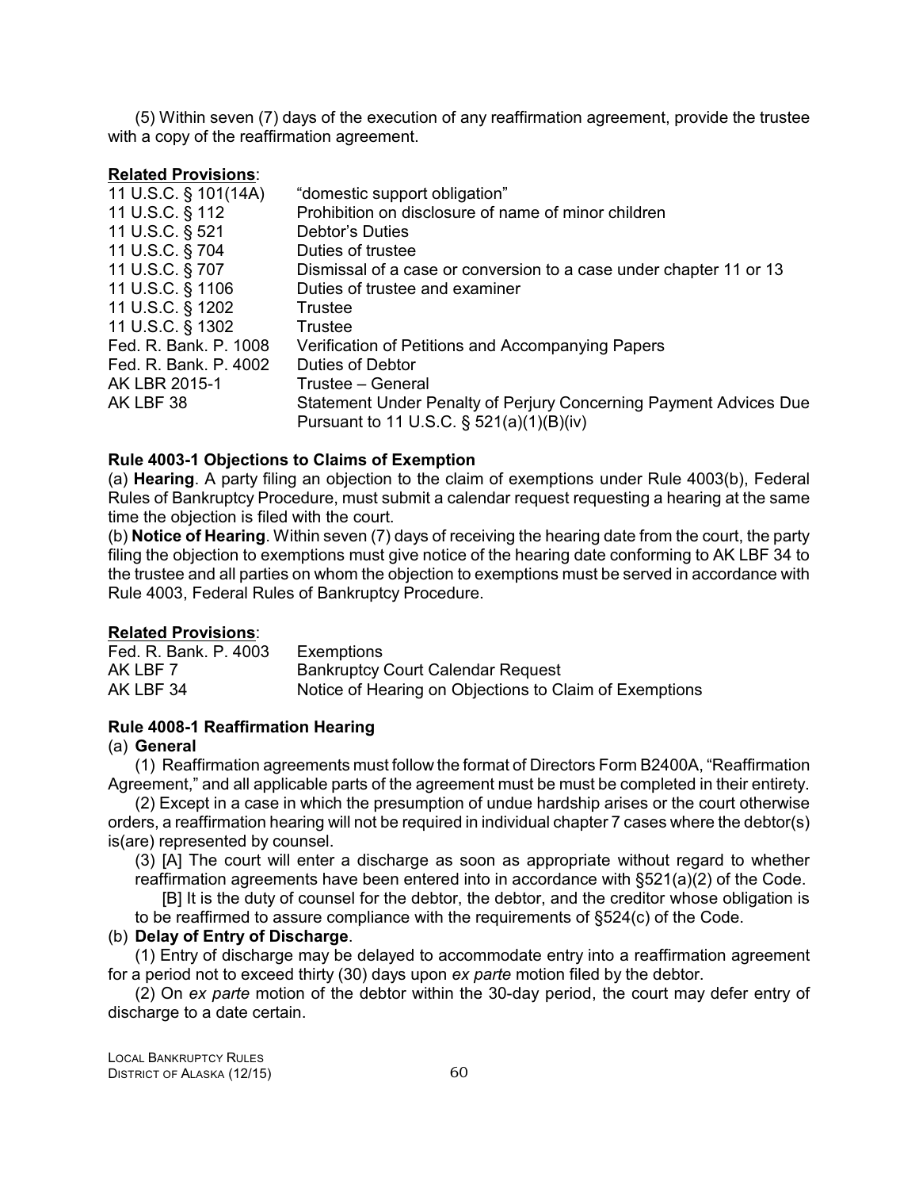(5) Within seven (7) days of the execution of any reaffirmation agreement, provide the trustee with a copy of the reaffirmation agreement.

**Related Provisions**:

| | |
|---|---|
| 11 U.S.C. § 101(14A) | "domestic support obligation" |
| 11 U.S.C. § 112 | Prohibition on disclosure of name of minor children |
| 11 U.S.C. § 521 | Debtor's Duties |
| 11 U.S.C. § 704 | Duties of trustee |
| 11 U.S.C. § 707 | Dismissal of a case or conversion to a case under chapter 11 or 13 |
| 11 U.S.C. § 1106 | Duties of trustee and examiner |
| 11 U.S.C. § 1202 | Trustee |
| 11 U.S.C. § 1302 | Trustee |
| Fed. R. Bank. P. 1008 | Verification of Petitions and Accompanying Papers |
| Fed. R. Bank. P. 4002 | Duties of Debtor |
| AK LBR 2015-1 | Trustee – General |
| AK LBF 38 | Statement Under Penalty of Perjury Concerning Payment Advices Due Pursuant to 11 U.S.C. § 521(a)(1)(B)(iv) |

**Rule 4003-1 Objections to Claims of Exemption**

(a) **Hearing**. A party filing an objection to the claim of exemptions under Rule 4003(b), Federal Rules of Bankruptcy Procedure, must submit a calendar request requesting a hearing at the same time the objection is filed with the court.

(b) **Notice of Hearing**. Within seven (7) days of receiving the hearing date from the court, the party filing the objection to exemptions must give notice of the hearing date conforming to AK LBF 34 to the trustee and all parties on whom the objection to exemptions must be served in accordance with Rule 4003, Federal Rules of Bankruptcy Procedure.

**Related Provisions**:

| | |
|---|---|
| Fed. R. Bank. P. 4003 | Exemptions |
| AK LBF 7 | Bankruptcy Court Calendar Request |
| AK LBF 34 | Notice of Hearing on Objections to Claim of Exemptions |

**Rule 4008-1 Reaffirmation Hearing**

(a) **General**

(1) Reaffirmation agreements must follow the format of Directors Form B2400A, "Reaffirmation Agreement," and all applicable parts of the agreement must be must be completed in their entirety.

(2) Except in a case in which the presumption of undue hardship arises or the court otherwise orders, a reaffirmation hearing will not be required in individual chapter 7 cases where the debtor(s) is(are) represented by counsel.

(3) [A] The court will enter a discharge as soon as appropriate without regard to whether reaffirmation agreements have been entered into in accordance with §521(a)(2) of the Code.

[B] It is the duty of counsel for the debtor, the debtor, and the creditor whose obligation is to be reaffirmed to assure compliance with the requirements of §524(c) of the Code.

(b) **Delay of Entry of Discharge**.

(1) Entry of discharge may be delayed to accommodate entry into a reaffirmation agreement for a period not to exceed thirty (30) days upon *ex parte* motion filed by the debtor.

(2) On *ex parte* motion of the debtor within the 30-day period, the court may defer entry of discharge to a date certain.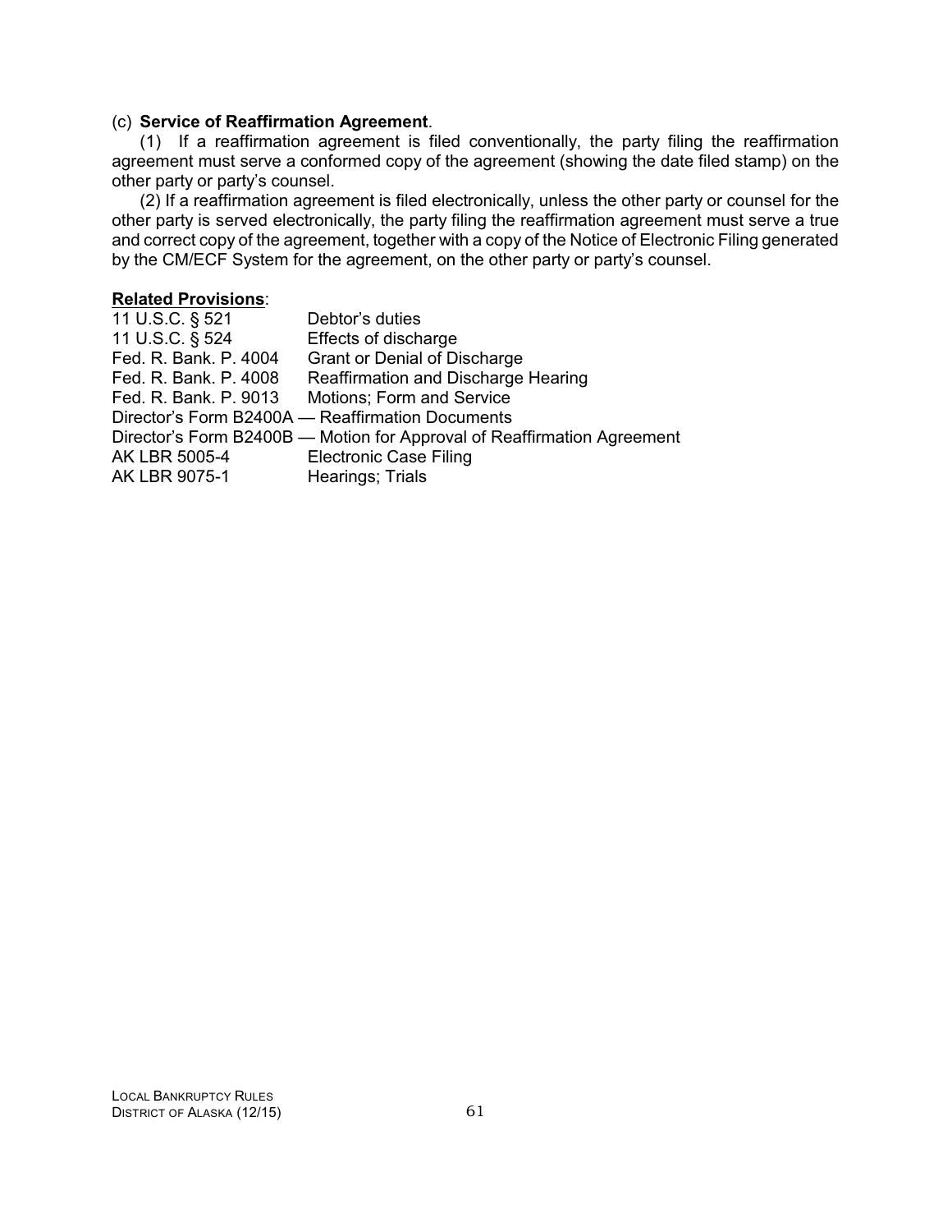(c) **Service of Reaffirmation Agreement**.

(1) If a reaffirmation agreement is filed conventionally, the party filing the reaffirmation agreement must serve a conformed copy of the agreement (showing the date filed stamp) on the other party or party's counsel.

(2) If a reaffirmation agreement is filed electronically, unless the other party or counsel for the other party is served electronically, the party filing the reaffirmation agreement must serve a true and correct copy of the agreement, together with a copy of the Notice of Electronic Filing generated by the CM/ECF System for the agreement, on the other party or party's counsel.

**<u>Related Provisions</u>**:

| | |
|---|---|
| 11 U.S.C. § 521 | Debtor's duties |
| 11 U.S.C. § 524 | Effects of discharge |
| Fed. R. Bank. P. 4004 | Grant or Denial of Discharge |
| Fed. R. Bank. P. 4008 | Reaffirmation and Discharge Hearing |
| Fed. R. Bank. P. 9013 | Motions; Form and Service |

Director's Form B2400A — Reaffirmation Documents
Director's Form B2400B — Motion for Approval of Reaffirmation Agreement

| | |
|---|---|
| AK LBR 5005-4 | Electronic Case Filing |
| AK LBR 9075-1 | Hearings; Trials |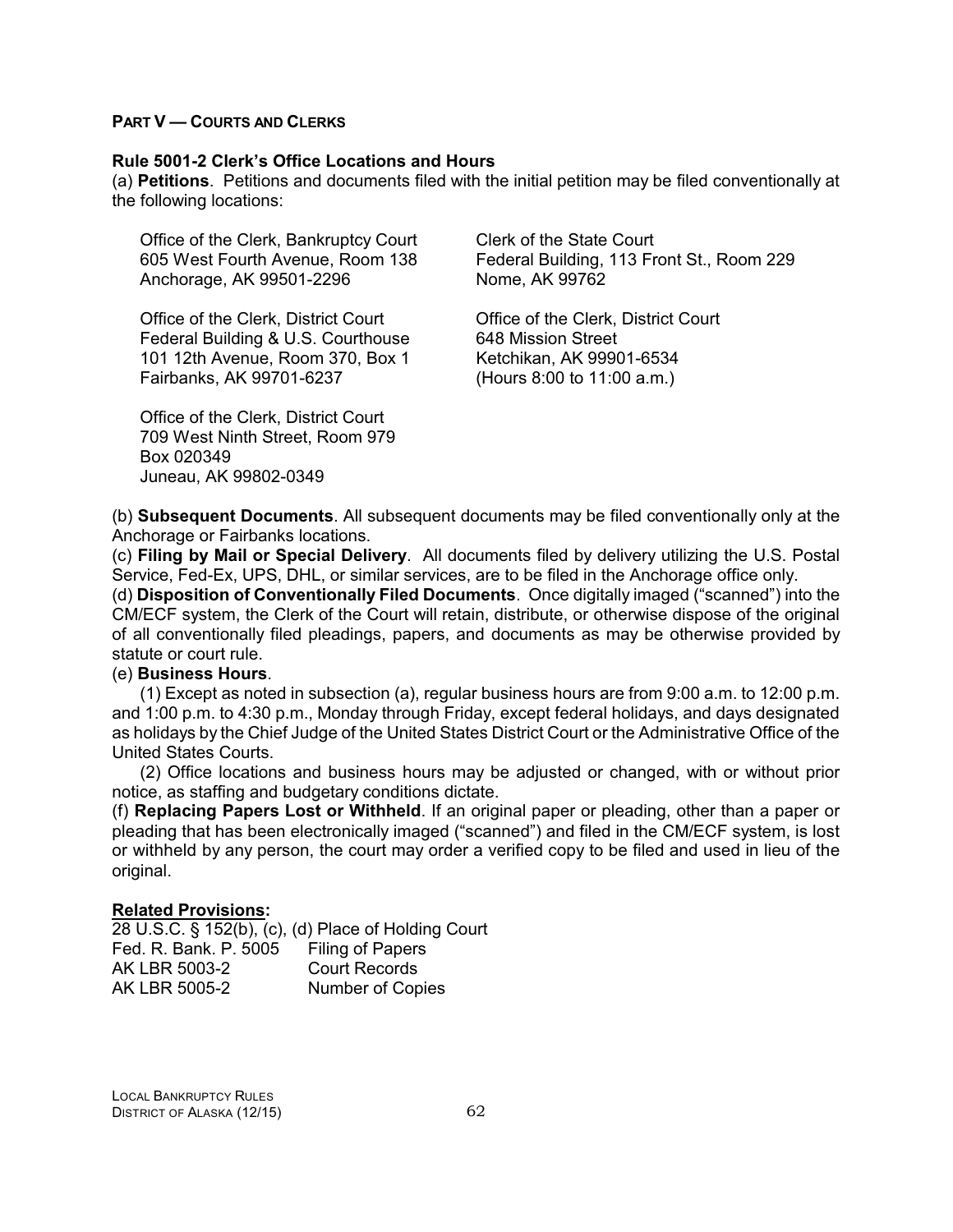## PART V — COURTS AND CLERKS

### Rule 5001-2 Clerk's Office Locations and Hours

(a) **Petitions**. Petitions and documents filed with the initial petition may be filed conventionally at the following locations:

Office of the Clerk, Bankruptcy Court
605 West Fourth Avenue, Room 138
Anchorage, AK 99501-2296

Clerk of the State Court
Federal Building, 113 Front St., Room 229
Nome, AK 99762

Office of the Clerk, District Court
Federal Building & U.S. Courthouse
101 12th Avenue, Room 370, Box 1
Fairbanks, AK 99701-6237

Office of the Clerk, District Court
648 Mission Street
Ketchikan, AK 99901-6534
(Hours 8:00 to 11:00 a.m.)

Office of the Clerk, District Court
709 West Ninth Street, Room 979
Box 020349
Juneau, AK 99802-0349

(b) **Subsequent Documents**. All subsequent documents may be filed conventionally only at the Anchorage or Fairbanks locations.

(c) **Filing by Mail or Special Delivery**. All documents filed by delivery utilizing the U.S. Postal Service, Fed-Ex, UPS, DHL, or similar services, are to be filed in the Anchorage office only.

(d) **Disposition of Conventionally Filed Documents**. Once digitally imaged ("scanned") into the CM/ECF system, the Clerk of the Court will retain, distribute, or otherwise dispose of the original of all conventionally filed pleadings, papers, and documents as may be otherwise provided by statute or court rule.

(e) **Business Hours**.

(1) Except as noted in subsection (a), regular business hours are from 9:00 a.m. to 12:00 p.m. and 1:00 p.m. to 4:30 p.m., Monday through Friday, except federal holidays, and days designated as holidays by the Chief Judge of the United States District Court or the Administrative Office of the United States Courts.

(2) Office locations and business hours may be adjusted or changed, with or without prior notice, as staffing and budgetary conditions dictate.

(f) **Replacing Papers Lost or Withheld**. If an original paper or pleading, other than a paper or pleading that has been electronically imaged ("scanned") and filed in the CM/ECF system, is lost or withheld by any person, the court may order a verified copy to be filed and used in lieu of the original.

**Related Provisions:**

| | |
|---|---|
| 28 U.S.C. § 152(b), (c), (d) | Place of Holding Court |
| Fed. R. Bank. P. 5005 | Filing of Papers |
| AK LBR 5003-2 | Court Records |
| AK LBR 5005-2 | Number of Copies |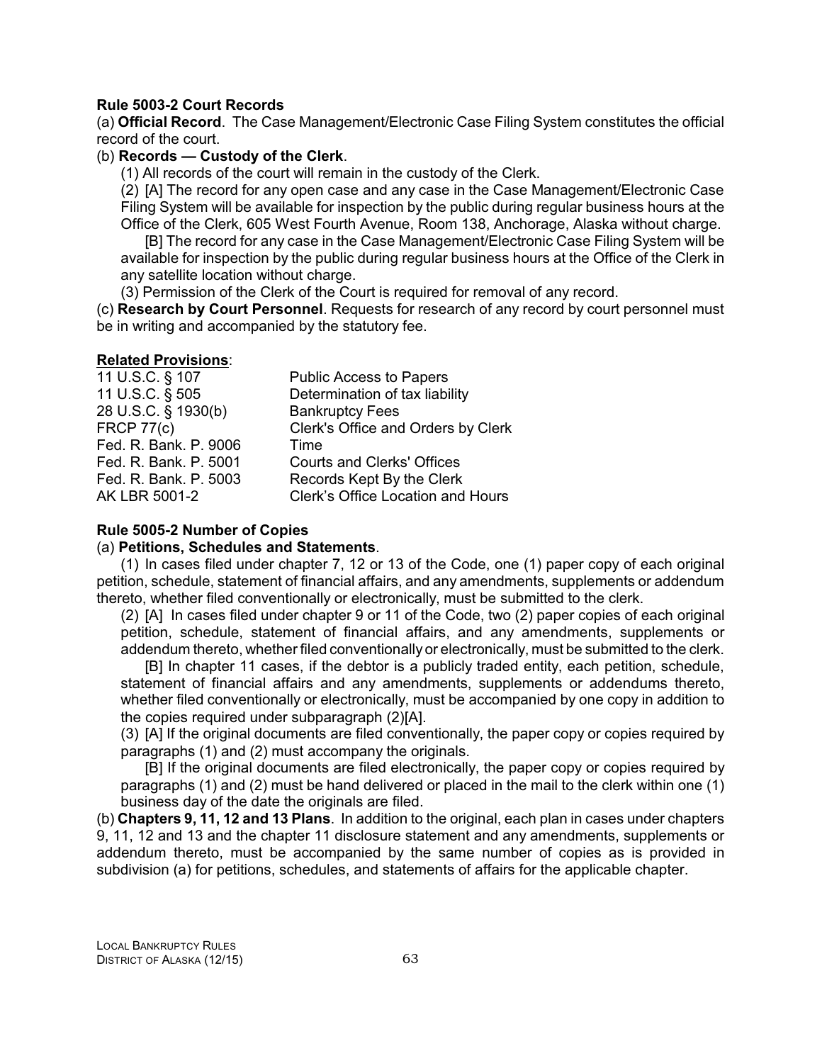**Rule 5003-2 Court Records**

(a) **Official Record**. The Case Management/Electronic Case Filing System constitutes the official record of the court.

(b) **Records — Custody of the Clerk**.

(1) All records of the court will remain in the custody of the Clerk.

(2) [A] The record for any open case and any case in the Case Management/Electronic Case Filing System will be available for inspection by the public during regular business hours at the Office of the Clerk, 605 West Fourth Avenue, Room 138, Anchorage, Alaska without charge.

[B] The record for any case in the Case Management/Electronic Case Filing System will be available for inspection by the public during regular business hours at the Office of the Clerk in any satellite location without charge.

(3) Permission of the Clerk of the Court is required for removal of any record.

(c) **Research by Court Personnel**. Requests for research of any record by court personnel must be in writing and accompanied by the statutory fee.

**Related Provisions**:

| | |
|---|---|
| 11 U.S.C. § 107 | Public Access to Papers |
| 11 U.S.C. § 505 | Determination of tax liability |
| 28 U.S.C. § 1930(b) | Bankruptcy Fees |
| FRCP 77(c) | Clerk's Office and Orders by Clerk |
| Fed. R. Bank. P. 9006 | Time |
| Fed. R. Bank. P. 5001 | Courts and Clerks' Offices |
| Fed. R. Bank. P. 5003 | Records Kept By the Clerk |
| AK LBR 5001-2 | Clerk's Office Location and Hours |

**Rule 5005-2 Number of Copies**

(a) **Petitions, Schedules and Statements**.

(1) In cases filed under chapter 7, 12 or 13 of the Code, one (1) paper copy of each original petition, schedule, statement of financial affairs, and any amendments, supplements or addendum thereto, whether filed conventionally or electronically, must be submitted to the clerk.

(2) [A] In cases filed under chapter 9 or 11 of the Code, two (2) paper copies of each original petition, schedule, statement of financial affairs, and any amendments, supplements or addendum thereto, whether filed conventionally or electronically, must be submitted to the clerk.

[B] In chapter 11 cases, if the debtor is a publicly traded entity, each petition, schedule, statement of financial affairs and any amendments, supplements or addendums thereto, whether filed conventionally or electronically, must be accompanied by one copy in addition to the copies required under subparagraph (2)[A].

(3) [A] If the original documents are filed conventionally, the paper copy or copies required by paragraphs (1) and (2) must accompany the originals.

[B] If the original documents are filed electronically, the paper copy or copies required by paragraphs (1) and (2) must be hand delivered or placed in the mail to the clerk within one (1) business day of the date the originals are filed.

(b) **Chapters 9, 11, 12 and 13 Plans**. In addition to the original, each plan in cases under chapters 9, 11, 12 and 13 and the chapter 11 disclosure statement and any amendments, supplements or addendum thereto, must be accompanied by the same number of copies as is provided in subdivision (a) for petitions, schedules, and statements of affairs for the applicable chapter.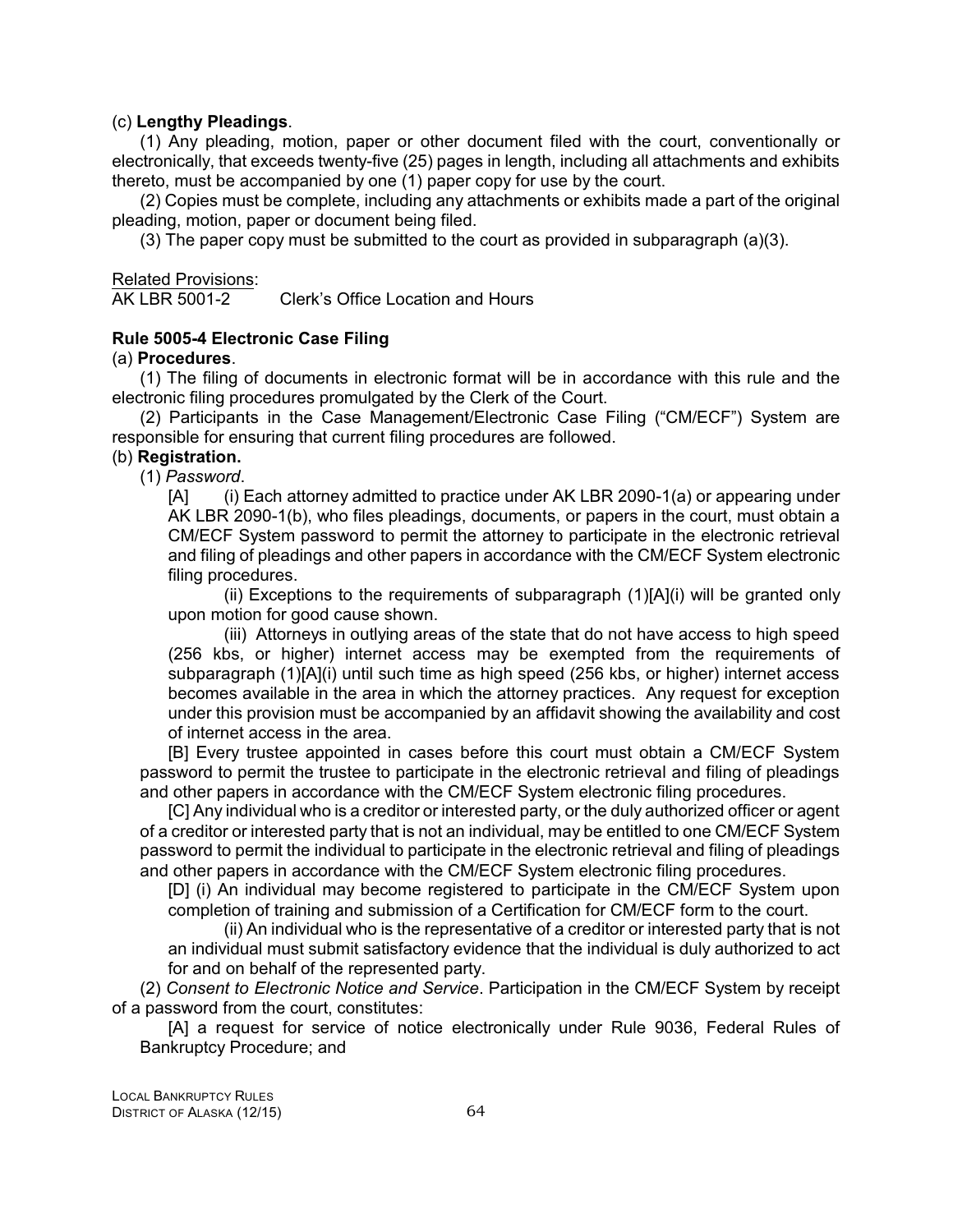(c) **Lengthy Pleadings**.

(1) Any pleading, motion, paper or other document filed with the court, conventionally or electronically, that exceeds twenty-five (25) pages in length, including all attachments and exhibits thereto, must be accompanied by one (1) paper copy for use by the court.

(2) Copies must be complete, including any attachments or exhibits made a part of the original pleading, motion, paper or document being filed.

(3) The paper copy must be submitted to the court as provided in subparagraph (a)(3).

Related Provisions:
AK LBR 5001-2 Clerk's Office Location and Hours

**Rule 5005-4 Electronic Case Filing**

(a) **Procedures**.

(1) The filing of documents in electronic format will be in accordance with this rule and the electronic filing procedures promulgated by the Clerk of the Court.

(2) Participants in the Case Management/Electronic Case Filing ("CM/ECF") System are responsible for ensuring that current filing procedures are followed.

(b) **Registration.**

(1) *Password*.

[A] (i) Each attorney admitted to practice under AK LBR 2090-1(a) or appearing under AK LBR 2090-1(b), who files pleadings, documents, or papers in the court, must obtain a CM/ECF System password to permit the attorney to participate in the electronic retrieval and filing of pleadings and other papers in accordance with the CM/ECF System electronic filing procedures.

(ii) Exceptions to the requirements of subparagraph (1)[A](i) will be granted only upon motion for good cause shown.

(iii) Attorneys in outlying areas of the state that do not have access to high speed (256 kbs, or higher) internet access may be exempted from the requirements of subparagraph (1)[A](i) until such time as high speed (256 kbs, or higher) internet access becomes available in the area in which the attorney practices. Any request for exception under this provision must be accompanied by an affidavit showing the availability and cost of internet access in the area.

[B] Every trustee appointed in cases before this court must obtain a CM/ECF System password to permit the trustee to participate in the electronic retrieval and filing of pleadings and other papers in accordance with the CM/ECF System electronic filing procedures.

[C] Any individual who is a creditor or interested party, or the duly authorized officer or agent of a creditor or interested party that is not an individual, may be entitled to one CM/ECF System password to permit the individual to participate in the electronic retrieval and filing of pleadings and other papers in accordance with the CM/ECF System electronic filing procedures.

[D] (i) An individual may become registered to participate in the CM/ECF System upon completion of training and submission of a Certification for CM/ECF form to the court.

(ii) An individual who is the representative of a creditor or interested party that is not an individual must submit satisfactory evidence that the individual is duly authorized to act for and on behalf of the represented party.

(2) *Consent to Electronic Notice and Service*. Participation in the CM/ECF System by receipt of a password from the court, constitutes:

[A] a request for service of notice electronically under Rule 9036, Federal Rules of Bankruptcy Procedure; and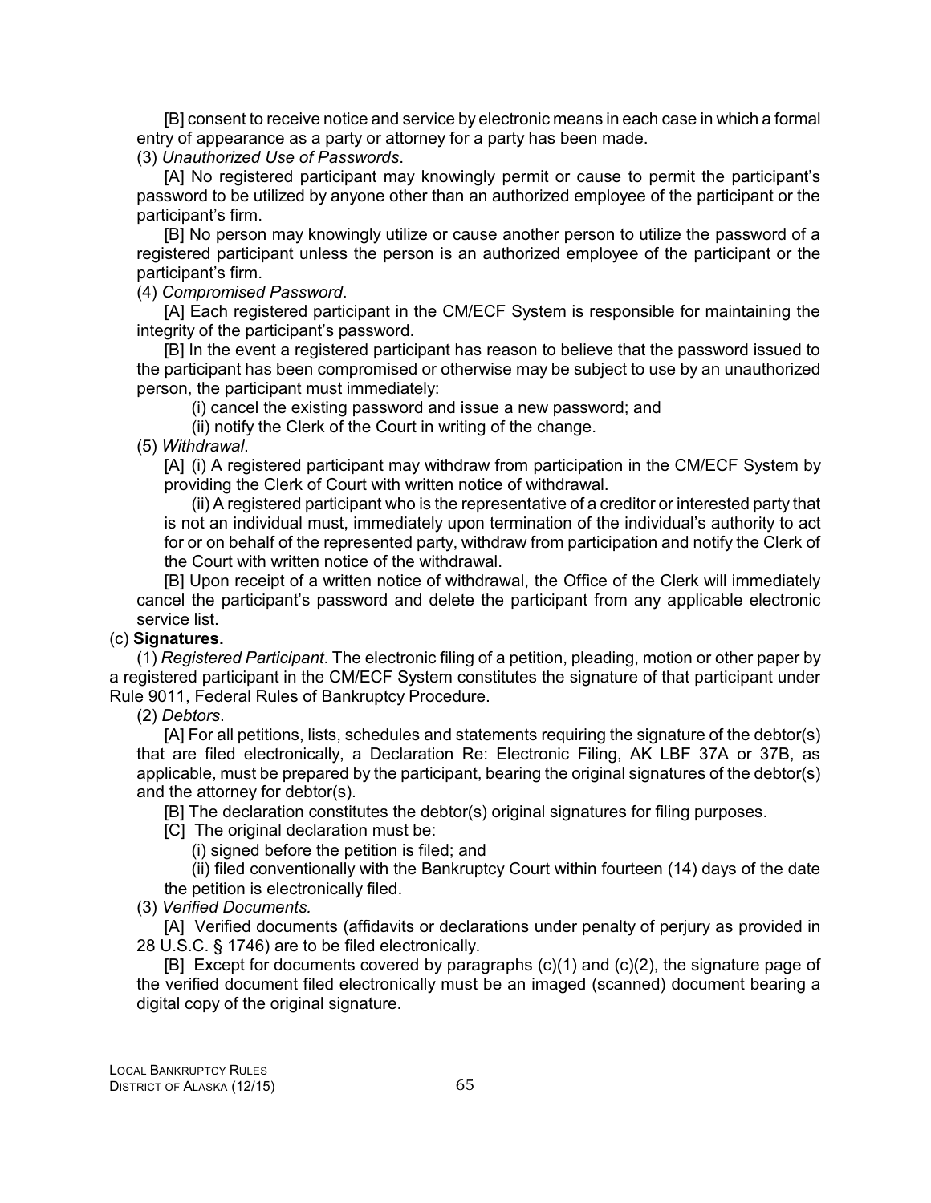[B] consent to receive notice and service by electronic means in each case in which a formal entry of appearance as a party or attorney for a party has been made.

(3) *Unauthorized Use of Passwords*.

[A] No registered participant may knowingly permit or cause to permit the participant's password to be utilized by anyone other than an authorized employee of the participant or the participant's firm.

[B] No person may knowingly utilize or cause another person to utilize the password of a registered participant unless the person is an authorized employee of the participant or the participant's firm.

(4) *Compromised Password*.

[A] Each registered participant in the CM/ECF System is responsible for maintaining the integrity of the participant's password.

[B] In the event a registered participant has reason to believe that the password issued to the participant has been compromised or otherwise may be subject to use by an unauthorized person, the participant must immediately:

(i) cancel the existing password and issue a new password; and

(ii) notify the Clerk of the Court in writing of the change.

(5) *Withdrawal*.

[A] (i) A registered participant may withdraw from participation in the CM/ECF System by providing the Clerk of Court with written notice of withdrawal.

(ii) A registered participant who is the representative of a creditor or interested party that is not an individual must, immediately upon termination of the individual's authority to act for or on behalf of the represented party, withdraw from participation and notify the Clerk of the Court with written notice of the withdrawal.

[B] Upon receipt of a written notice of withdrawal, the Office of the Clerk will immediately cancel the participant's password and delete the participant from any applicable electronic service list.

(c) **Signatures.**

(1) *Registered Participant*. The electronic filing of a petition, pleading, motion or other paper by a registered participant in the CM/ECF System constitutes the signature of that participant under Rule 9011, Federal Rules of Bankruptcy Procedure.

(2) *Debtors*.

[A] For all petitions, lists, schedules and statements requiring the signature of the debtor(s) that are filed electronically, a Declaration Re: Electronic Filing, AK LBF 37A or 37B, as applicable, must be prepared by the participant, bearing the original signatures of the debtor(s) and the attorney for debtor(s).

[B] The declaration constitutes the debtor(s) original signatures for filing purposes.

[C] The original declaration must be:

(i) signed before the petition is filed; and

(ii) filed conventionally with the Bankruptcy Court within fourteen (14) days of the date the petition is electronically filed.

(3) *Verified Documents.*

[A] Verified documents (affidavits or declarations under penalty of perjury as provided in 28 U.S.C. § 1746) are to be filed electronically.

[B] Except for documents covered by paragraphs (c)(1) and (c)(2), the signature page of the verified document filed electronically must be an imaged (scanned) document bearing a digital copy of the original signature.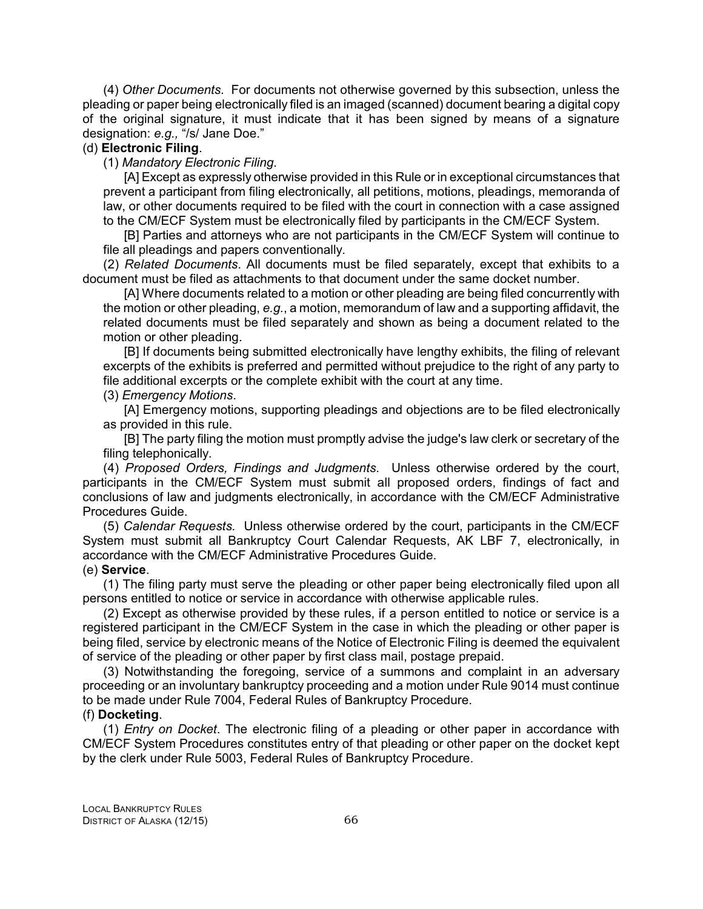(4) *Other Documents.* For documents not otherwise governed by this subsection, unless the pleading or paper being electronically filed is an imaged (scanned) document bearing a digital copy of the original signature, it must indicate that it has been signed by means of a signature designation: *e.g.,* "/s/ Jane Doe."

(d) **Electronic Filing**.

(1) *Mandatory Electronic Filing*.

[A] Except as expressly otherwise provided in this Rule or in exceptional circumstances that prevent a participant from filing electronically, all petitions, motions, pleadings, memoranda of law, or other documents required to be filed with the court in connection with a case assigned to the CM/ECF System must be electronically filed by participants in the CM/ECF System.

[B] Parties and attorneys who are not participants in the CM/ECF System will continue to file all pleadings and papers conventionally.

(2) *Related Documents*. All documents must be filed separately, except that exhibits to a document must be filed as attachments to that document under the same docket number.

[A] Where documents related to a motion or other pleading are being filed concurrently with the motion or other pleading, *e.g.*, a motion, memorandum of law and a supporting affidavit, the related documents must be filed separately and shown as being a document related to the motion or other pleading.

[B] If documents being submitted electronically have lengthy exhibits, the filing of relevant excerpts of the exhibits is preferred and permitted without prejudice to the right of any party to file additional excerpts or the complete exhibit with the court at any time.

(3) *Emergency Motions*.

[A] Emergency motions, supporting pleadings and objections are to be filed electronically as provided in this rule.

[B] The party filing the motion must promptly advise the judge's law clerk or secretary of the filing telephonically.

(4) *Proposed Orders, Findings and Judgments*. Unless otherwise ordered by the court, participants in the CM/ECF System must submit all proposed orders, findings of fact and conclusions of law and judgments electronically, in accordance with the CM/ECF Administrative Procedures Guide.

(5) *Calendar Requests.* Unless otherwise ordered by the court, participants in the CM/ECF System must submit all Bankruptcy Court Calendar Requests, AK LBF 7, electronically, in accordance with the CM/ECF Administrative Procedures Guide.

(e) **Service**.

(1) The filing party must serve the pleading or other paper being electronically filed upon all persons entitled to notice or service in accordance with otherwise applicable rules.

(2) Except as otherwise provided by these rules, if a person entitled to notice or service is a registered participant in the CM/ECF System in the case in which the pleading or other paper is being filed, service by electronic means of the Notice of Electronic Filing is deemed the equivalent of service of the pleading or other paper by first class mail, postage prepaid.

(3) Notwithstanding the foregoing, service of a summons and complaint in an adversary proceeding or an involuntary bankruptcy proceeding and a motion under Rule 9014 must continue to be made under Rule 7004, Federal Rules of Bankruptcy Procedure.

(f) **Docketing**.

(1) *Entry on Docket*. The electronic filing of a pleading or other paper in accordance with CM/ECF System Procedures constitutes entry of that pleading or other paper on the docket kept by the clerk under Rule 5003, Federal Rules of Bankruptcy Procedure.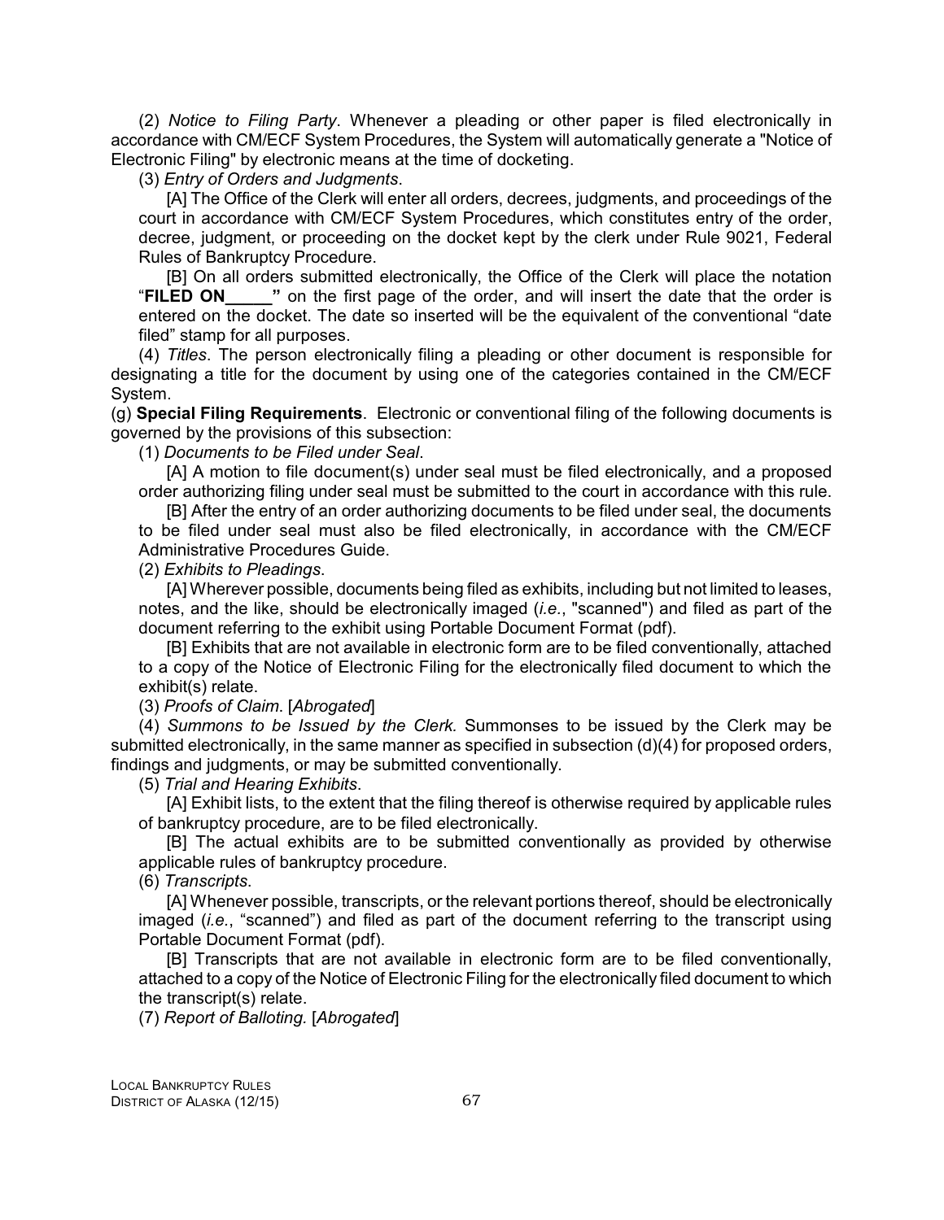(2) *Notice to Filing Party*. Whenever a pleading or other paper is filed electronically in accordance with CM/ECF System Procedures, the System will automatically generate a "Notice of Electronic Filing" by electronic means at the time of docketing.

(3) *Entry of Orders and Judgments*.

[A] The Office of the Clerk will enter all orders, decrees, judgments, and proceedings of the court in accordance with CM/ECF System Procedures, which constitutes entry of the order, decree, judgment, or proceeding on the docket kept by the clerk under Rule 9021, Federal Rules of Bankruptcy Procedure.

[B] On all orders submitted electronically, the Office of the Clerk will place the notation "**FILED ON_____**" on the first page of the order, and will insert the date that the order is entered on the docket. The date so inserted will be the equivalent of the conventional "date filed" stamp for all purposes.

(4) *Titles*. The person electronically filing a pleading or other document is responsible for designating a title for the document by using one of the categories contained in the CM/ECF System.

(g) **Special Filing Requirements**. Electronic or conventional filing of the following documents is governed by the provisions of this subsection:

(1) *Documents to be Filed under Seal*.

[A] A motion to file document(s) under seal must be filed electronically, and a proposed order authorizing filing under seal must be submitted to the court in accordance with this rule.

[B] After the entry of an order authorizing documents to be filed under seal, the documents to be filed under seal must also be filed electronically, in accordance with the CM/ECF Administrative Procedures Guide.

(2) *Exhibits to Pleadings*.

[A] Wherever possible, documents being filed as exhibits, including but not limited to leases, notes, and the like, should be electronically imaged (*i.e.*, "scanned") and filed as part of the document referring to the exhibit using Portable Document Format (pdf).

[B] Exhibits that are not available in electronic form are to be filed conventionally, attached to a copy of the Notice of Electronic Filing for the electronically filed document to which the exhibit(s) relate.

(3) *Proofs of Claim*. [*Abrogated*]

(4) *Summons to be Issued by the Clerk.* Summonses to be issued by the Clerk may be submitted electronically, in the same manner as specified in subsection (d)(4) for proposed orders, findings and judgments, or may be submitted conventionally.

(5) *Trial and Hearing Exhibits*.

[A] Exhibit lists, to the extent that the filing thereof is otherwise required by applicable rules of bankruptcy procedure, are to be filed electronically.

[B] The actual exhibits are to be submitted conventionally as provided by otherwise applicable rules of bankruptcy procedure.

(6) *Transcripts*.

[A] Whenever possible, transcripts, or the relevant portions thereof, should be electronically imaged (*i.e.*, "scanned") and filed as part of the document referring to the transcript using Portable Document Format (pdf).

[B] Transcripts that are not available in electronic form are to be filed conventionally, attached to a copy of the Notice of Electronic Filing for the electronically filed document to which the transcript(s) relate.

(7) *Report of Balloting.* [*Abrogated*]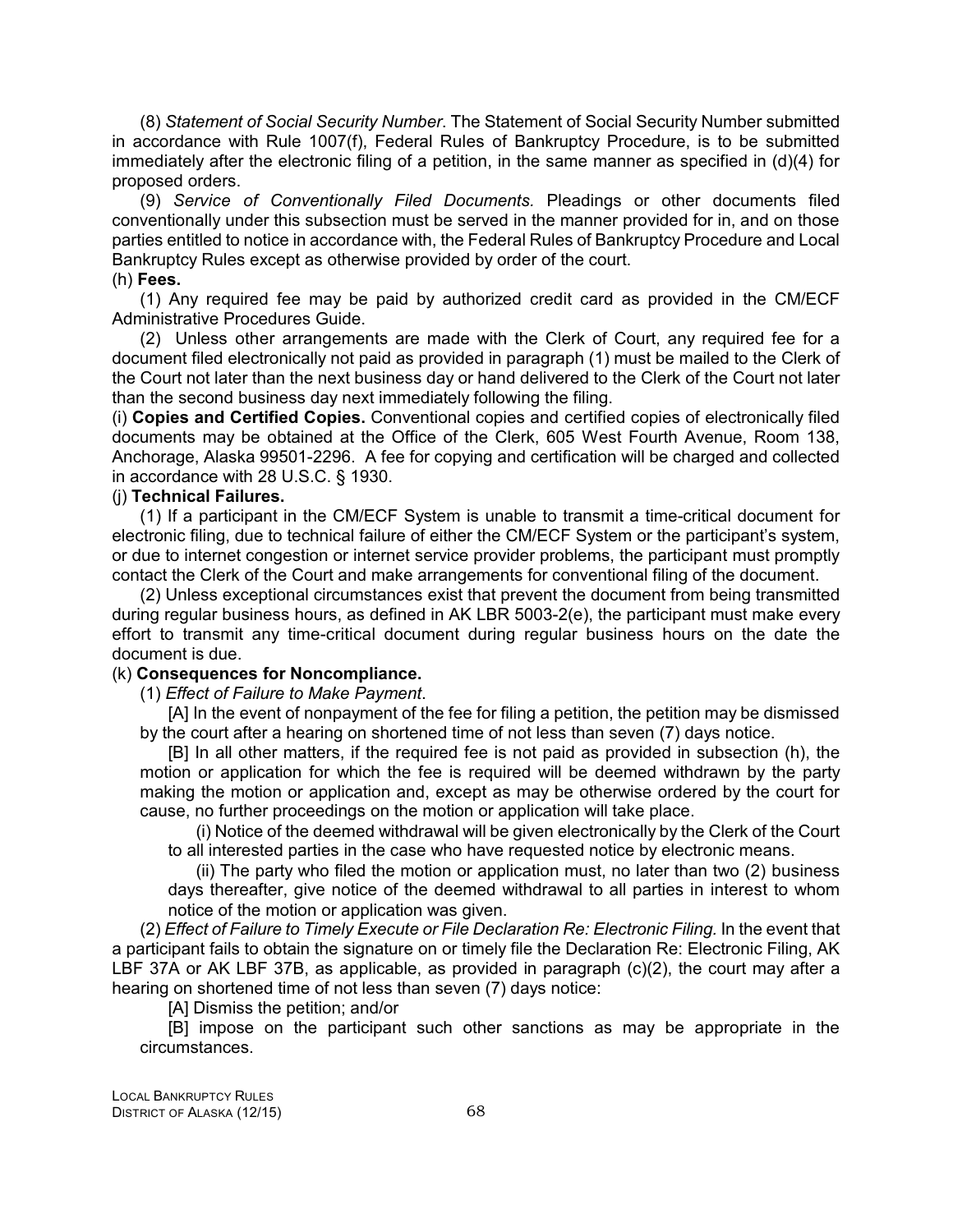(8) *Statement of Social Security Number*. The Statement of Social Security Number submitted in accordance with Rule 1007(f), Federal Rules of Bankruptcy Procedure, is to be submitted immediately after the electronic filing of a petition, in the same manner as specified in (d)(4) for proposed orders.

(9) *Service of Conventionally Filed Documents.* Pleadings or other documents filed conventionally under this subsection must be served in the manner provided for in, and on those parties entitled to notice in accordance with, the Federal Rules of Bankruptcy Procedure and Local Bankruptcy Rules except as otherwise provided by order of the court.

(h) **Fees.**

(1) Any required fee may be paid by authorized credit card as provided in the CM/ECF Administrative Procedures Guide.

(2) Unless other arrangements are made with the Clerk of Court, any required fee for a document filed electronically not paid as provided in paragraph (1) must be mailed to the Clerk of the Court not later than the next business day or hand delivered to the Clerk of the Court not later than the second business day next immediately following the filing.

(i) **Copies and Certified Copies.** Conventional copies and certified copies of electronically filed documents may be obtained at the Office of the Clerk, 605 West Fourth Avenue, Room 138, Anchorage, Alaska 99501-2296. A fee for copying and certification will be charged and collected in accordance with 28 U.S.C. § 1930.

(j) **Technical Failures.**

(1) If a participant in the CM/ECF System is unable to transmit a time-critical document for electronic filing, due to technical failure of either the CM/ECF System or the participant's system, or due to internet congestion or internet service provider problems, the participant must promptly contact the Clerk of the Court and make arrangements for conventional filing of the document.

(2) Unless exceptional circumstances exist that prevent the document from being transmitted during regular business hours, as defined in AK LBR 5003-2(e), the participant must make every effort to transmit any time-critical document during regular business hours on the date the document is due.

(k) **Consequences for Noncompliance.**

(1) *Effect of Failure to Make Payment*.

[A] In the event of nonpayment of the fee for filing a petition, the petition may be dismissed by the court after a hearing on shortened time of not less than seven (7) days notice.

[B] In all other matters, if the required fee is not paid as provided in subsection (h), the motion or application for which the fee is required will be deemed withdrawn by the party making the motion or application and, except as may be otherwise ordered by the court for cause, no further proceedings on the motion or application will take place.

(i) Notice of the deemed withdrawal will be given electronically by the Clerk of the Court to all interested parties in the case who have requested notice by electronic means.

(ii) The party who filed the motion or application must, no later than two (2) business days thereafter, give notice of the deemed withdrawal to all parties in interest to whom notice of the motion or application was given.

(2) *Effect of Failure to Timely Execute or File Declaration Re: Electronic Filing.* In the event that a participant fails to obtain the signature on or timely file the Declaration Re: Electronic Filing, AK LBF 37A or AK LBF 37B, as applicable, as provided in paragraph (c)(2), the court may after a hearing on shortened time of not less than seven (7) days notice:

[A] Dismiss the petition; and/or

[B] impose on the participant such other sanctions as may be appropriate in the circumstances.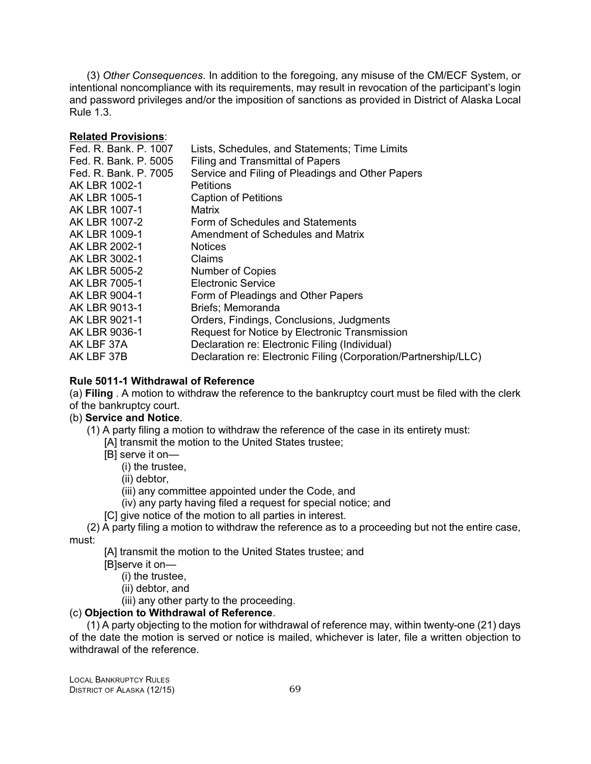(3) *Other Consequences.* In addition to the foregoing, any misuse of the CM/ECF System, or intentional noncompliance with its requirements, may result in revocation of the participant's login and password privileges and/or the imposition of sanctions as provided in District of Alaska Local Rule 1.3.

**Related Provisions**:

| | |
|---|---|
| Fed. R. Bank. P. 1007 | Lists, Schedules, and Statements; Time Limits |
| Fed. R. Bank. P. 5005 | Filing and Transmittal of Papers |
| Fed. R. Bank. P. 7005 | Service and Filing of Pleadings and Other Papers |
| AK LBR 1002-1 | Petitions |
| AK LBR 1005-1 | Caption of Petitions |
| AK LBR 1007-1 | Matrix |
| AK LBR 1007-2 | Form of Schedules and Statements |
| AK LBR 1009-1 | Amendment of Schedules and Matrix |
| AK LBR 2002-1 | Notices |
| AK LBR 3002-1 | Claims |
| AK LBR 5005-2 | Number of Copies |
| AK LBR 7005-1 | Electronic Service |
| AK LBR 9004-1 | Form of Pleadings and Other Papers |
| AK LBR 9013-1 | Briefs; Memoranda |
| AK LBR 9021-1 | Orders, Findings, Conclusions, Judgments |
| AK LBR 9036-1 | Request for Notice by Electronic Transmission |
| AK LBF 37A | Declaration re: Electronic Filing (Individual) |
| AK LBF 37B | Declaration re: Electronic Filing (Corporation/Partnership/LLC) |

**Rule 5011-1 Withdrawal of Reference**

(a) **Filing** . A motion to withdraw the reference to the bankruptcy court must be filed with the clerk of the bankruptcy court.

(b) **Service and Notice**.

(1) A party filing a motion to withdraw the reference of the case in its entirety must:

[A] transmit the motion to the United States trustee;

[B] serve it on—

(i) the trustee,

(ii) debtor,

(iii) any committee appointed under the Code, and

(iv) any party having filed a request for special notice; and

[C] give notice of the motion to all parties in interest.

(2) A party filing a motion to withdraw the reference as to a proceeding but not the entire case, must:

[A] transmit the motion to the United States trustee; and

[B]serve it on—

(i) the trustee,

(ii) debtor, and

(iii) any other party to the proceeding.

(c) **Objection to Withdrawal of Reference**.

(1) A party objecting to the motion for withdrawal of reference may, within twenty-one (21) days of the date the motion is served or notice is mailed, whichever is later, file a written objection to withdrawal of the reference.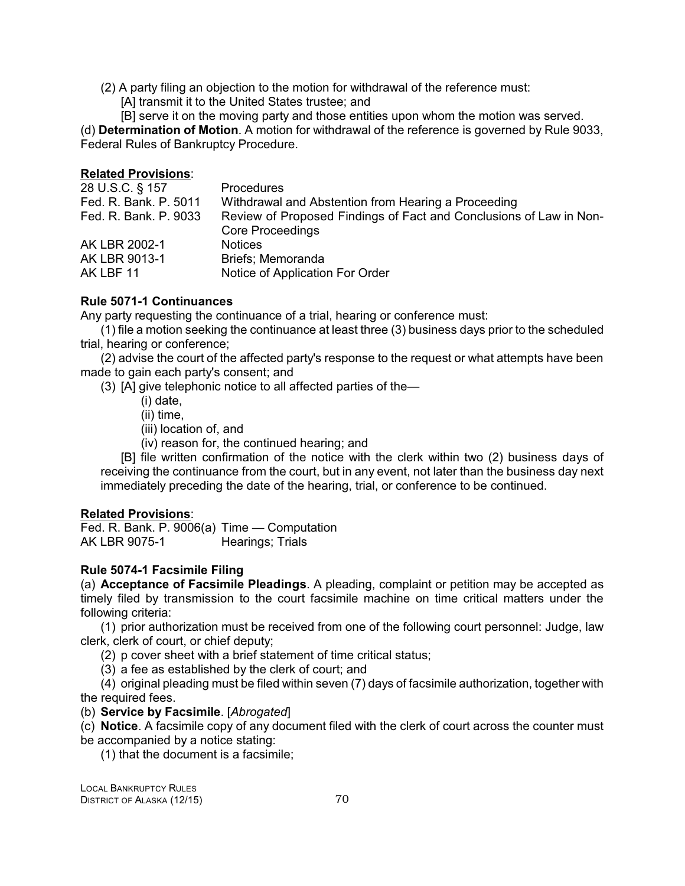(2) A party filing an objection to the motion for withdrawal of the reference must:

[A] transmit it to the United States trustee; and

[B] serve it on the moving party and those entities upon whom the motion was served.

(d) **Determination of Motion**. A motion for withdrawal of the reference is governed by Rule 9033, Federal Rules of Bankruptcy Procedure.

**Related Provisions**:

| | |
|---|---|
| 28 U.S.C. § 157 | Procedures |
| Fed. R. Bank. P. 5011 | Withdrawal and Abstention from Hearing a Proceeding |
| Fed. R. Bank. P. 9033 | Review of Proposed Findings of Fact and Conclusions of Law in Non-Core Proceedings |
| AK LBR 2002-1 | Notices |
| AK LBR 9013-1 | Briefs; Memoranda |
| AK LBF 11 | Notice of Application For Order |

### Rule 5071-1 Continuances

Any party requesting the continuance of a trial, hearing or conference must:

(1) file a motion seeking the continuance at least three (3) business days prior to the scheduled trial, hearing or conference;

(2) advise the court of the affected party's response to the request or what attempts have been made to gain each party's consent; and

(3) [A] give telephonic notice to all affected parties of the—

(i) date,

(ii) time,

(iii) location of, and

(iv) reason for, the continued hearing; and

[B] file written confirmation of the notice with the clerk within two (2) business days of receiving the continuance from the court, but in any event, not later than the business day next immediately preceding the date of the hearing, trial, or conference to be continued.

**Related Provisions**:

| | |
|---|---|
| Fed. R. Bank. P. 9006(a) | Time — Computation |
| AK LBR 9075-1 | Hearings; Trials |

### Rule 5074-1 Facsimile Filing

(a) **Acceptance of Facsimile Pleadings**. A pleading, complaint or petition may be accepted as timely filed by transmission to the court facsimile machine on time critical matters under the following criteria:

(1) prior authorization must be received from one of the following court personnel: Judge, law clerk, clerk of court, or chief deputy;

(2) p cover sheet with a brief statement of time critical status;

(3) a fee as established by the clerk of court; and

(4) original pleading must be filed within seven (7) days of facsimile authorization, together with the required fees.

(b) **Service by Facsimile**. [*Abrogated*]

(c) **Notice**. A facsimile copy of any document filed with the clerk of court across the counter must be accompanied by a notice stating:

(1) that the document is a facsimile;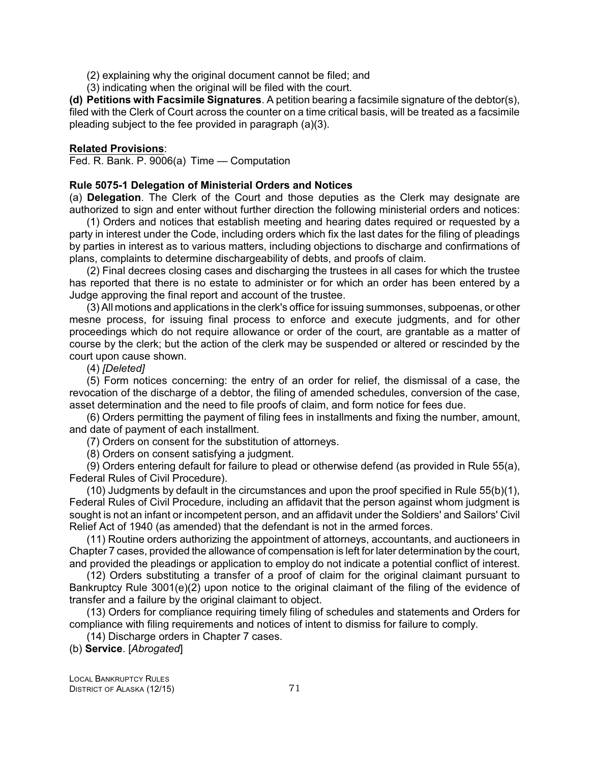(2) explaining why the original document cannot be filed; and

(3) indicating when the original will be filed with the court.

**(d) Petitions with Facsimile Signatures**. A petition bearing a facsimile signature of the debtor(s), filed with the Clerk of Court across the counter on a time critical basis, will be treated as a facsimile pleading subject to the fee provided in paragraph (a)(3).

**Related Provisions**:

Fed. R. Bank. P. 9006(a) Time — Computation

**Rule 5075-1 Delegation of Ministerial Orders and Notices**

(a) **Delegation**. The Clerk of the Court and those deputies as the Clerk may designate are authorized to sign and enter without further direction the following ministerial orders and notices:

(1) Orders and notices that establish meeting and hearing dates required or requested by a party in interest under the Code, including orders which fix the last dates for the filing of pleadings by parties in interest as to various matters, including objections to discharge and confirmations of plans, complaints to determine dischargeability of debts, and proofs of claim.

(2) Final decrees closing cases and discharging the trustees in all cases for which the trustee has reported that there is no estate to administer or for which an order has been entered by a Judge approving the final report and account of the trustee.

(3) All motions and applications in the clerk's office for issuing summonses, subpoenas, or other mesne process, for issuing final process to enforce and execute judgments, and for other proceedings which do not require allowance or order of the court, are grantable as a matter of course by the clerk; but the action of the clerk may be suspended or altered or rescinded by the court upon cause shown.

(4) *[Deleted]*

(5) Form notices concerning: the entry of an order for relief, the dismissal of a case, the revocation of the discharge of a debtor, the filing of amended schedules, conversion of the case, asset determination and the need to file proofs of claim, and form notice for fees due.

(6) Orders permitting the payment of filing fees in installments and fixing the number, amount, and date of payment of each installment.

(7) Orders on consent for the substitution of attorneys.

(8) Orders on consent satisfying a judgment.

(9) Orders entering default for failure to plead or otherwise defend (as provided in Rule 55(a), Federal Rules of Civil Procedure).

(10) Judgments by default in the circumstances and upon the proof specified in Rule 55(b)(1), Federal Rules of Civil Procedure, including an affidavit that the person against whom judgment is sought is not an infant or incompetent person, and an affidavit under the Soldiers' and Sailors' Civil Relief Act of 1940 (as amended) that the defendant is not in the armed forces.

(11) Routine orders authorizing the appointment of attorneys, accountants, and auctioneers in Chapter 7 cases, provided the allowance of compensation is left for later determination by the court, and provided the pleadings or application to employ do not indicate a potential conflict of interest.

(12) Orders substituting a transfer of a proof of claim for the original claimant pursuant to Bankruptcy Rule 3001(e)(2) upon notice to the original claimant of the filing of the evidence of transfer and a failure by the original claimant to object.

(13) Orders for compliance requiring timely filing of schedules and statements and Orders for compliance with filing requirements and notices of intent to dismiss for failure to comply.

(14) Discharge orders in Chapter 7 cases.

(b) **Service**. [*Abrogated*]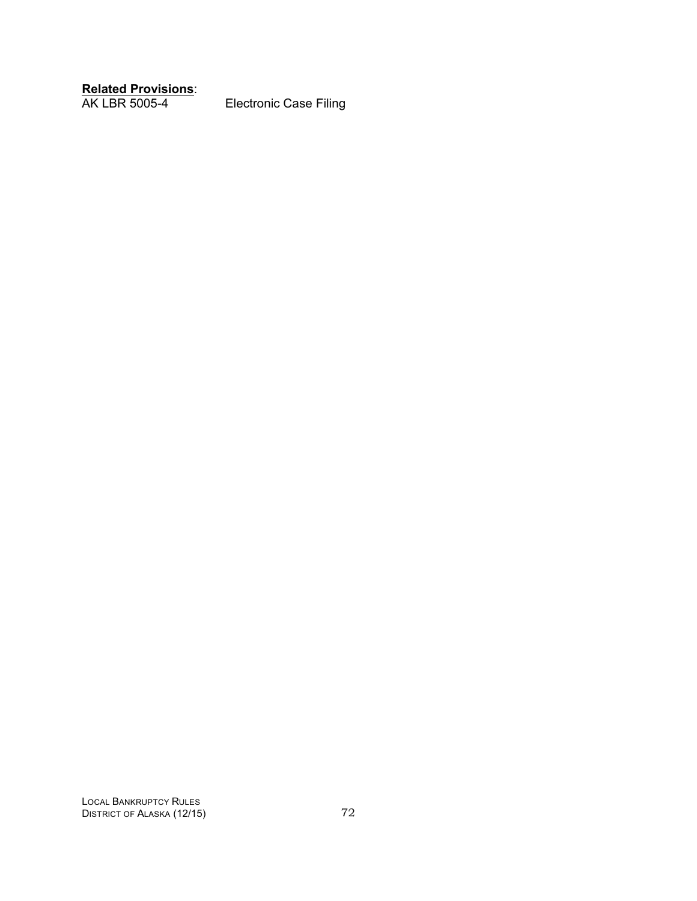**Related Provisions**:

| | |
|---|---|
| AK LBR 5005-4 | Electronic Case Filing |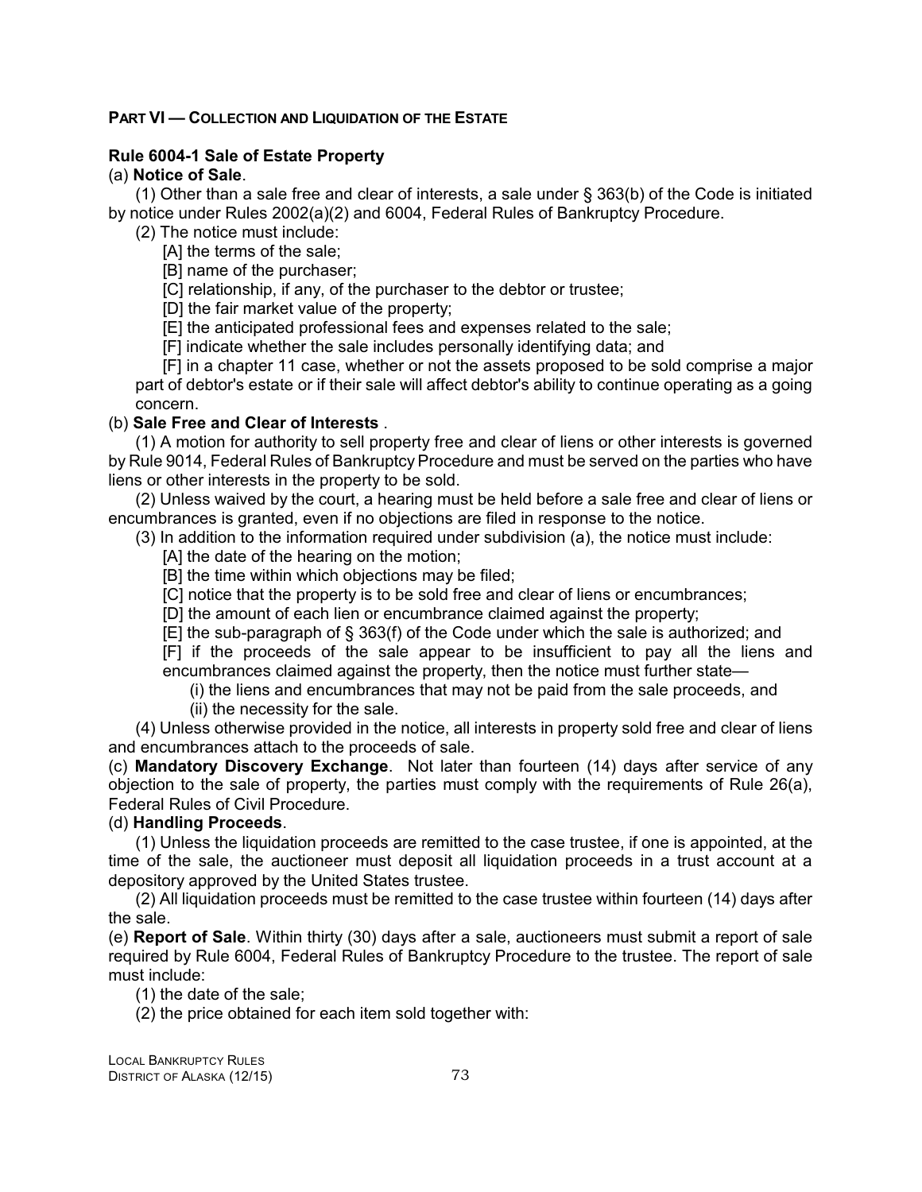**PART VI — COLLECTION AND LIQUIDATION OF THE ESTATE**

**Rule 6004-1 Sale of Estate Property**

(a) **Notice of Sale**.

(1) Other than a sale free and clear of interests, a sale under § 363(b) of the Code is initiated by notice under Rules 2002(a)(2) and 6004, Federal Rules of Bankruptcy Procedure.

(2) The notice must include:

[A] the terms of the sale;

[B] name of the purchaser;

[C] relationship, if any, of the purchaser to the debtor or trustee;

[D] the fair market value of the property;

[E] the anticipated professional fees and expenses related to the sale;

[F] indicate whether the sale includes personally identifying data; and

[F] in a chapter 11 case, whether or not the assets proposed to be sold comprise a major part of debtor's estate or if their sale will affect debtor's ability to continue operating as a going concern.

(b) **Sale Free and Clear of Interests** .

(1) A motion for authority to sell property free and clear of liens or other interests is governed by Rule 9014, Federal Rules of Bankruptcy Procedure and must be served on the parties who have liens or other interests in the property to be sold.

(2) Unless waived by the court, a hearing must be held before a sale free and clear of liens or encumbrances is granted, even if no objections are filed in response to the notice.

(3) In addition to the information required under subdivision (a), the notice must include:

[A] the date of the hearing on the motion;

[B] the time within which objections may be filed;

[C] notice that the property is to be sold free and clear of liens or encumbrances;

[D] the amount of each lien or encumbrance claimed against the property;

[E] the sub-paragraph of § 363(f) of the Code under which the sale is authorized; and

[F] if the proceeds of the sale appear to be insufficient to pay all the liens and encumbrances claimed against the property, then the notice must further state—

(i) the liens and encumbrances that may not be paid from the sale proceeds, and

(ii) the necessity for the sale.

(4) Unless otherwise provided in the notice, all interests in property sold free and clear of liens and encumbrances attach to the proceeds of sale.

(c) **Mandatory Discovery Exchange**. Not later than fourteen (14) days after service of any objection to the sale of property, the parties must comply with the requirements of Rule 26(a), Federal Rules of Civil Procedure.

(d) **Handling Proceeds**.

(1) Unless the liquidation proceeds are remitted to the case trustee, if one is appointed, at the time of the sale, the auctioneer must deposit all liquidation proceeds in a trust account at a depository approved by the United States trustee.

(2) All liquidation proceeds must be remitted to the case trustee within fourteen (14) days after the sale.

(e) **Report of Sale**. Within thirty (30) days after a sale, auctioneers must submit a report of sale required by Rule 6004, Federal Rules of Bankruptcy Procedure to the trustee. The report of sale must include:

(1) the date of the sale;

(2) the price obtained for each item sold together with: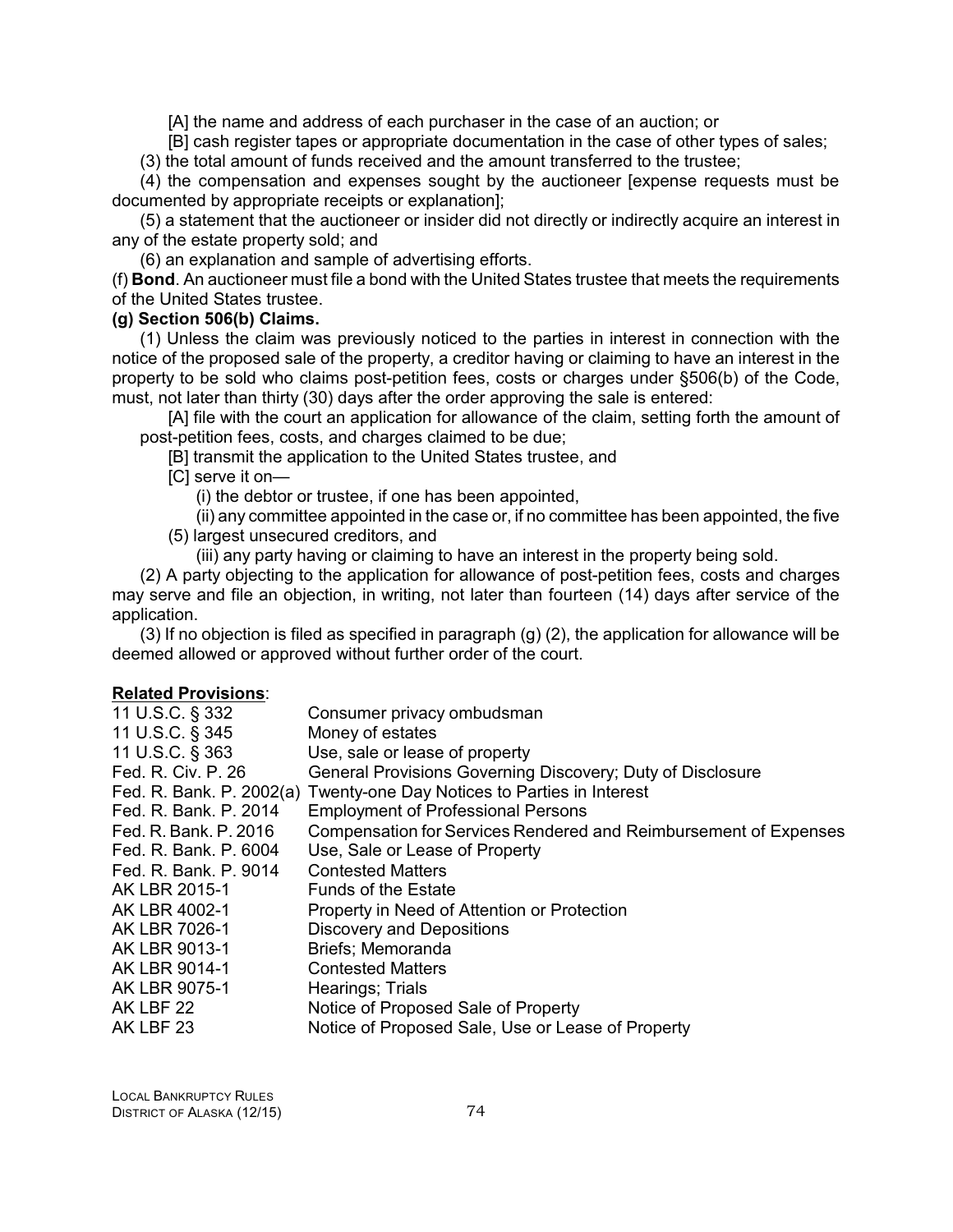[A] the name and address of each purchaser in the case of an auction; or

[B] cash register tapes or appropriate documentation in the case of other types of sales;

(3) the total amount of funds received and the amount transferred to the trustee;

(4) the compensation and expenses sought by the auctioneer [expense requests must be documented by appropriate receipts or explanation];

(5) a statement that the auctioneer or insider did not directly or indirectly acquire an interest in any of the estate property sold; and

(6) an explanation and sample of advertising efforts.

(f) **Bond**. An auctioneer must file a bond with the United States trustee that meets the requirements of the United States trustee.

**(g) Section 506(b) Claims.**

(1) Unless the claim was previously noticed to the parties in interest in connection with the notice of the proposed sale of the property, a creditor having or claiming to have an interest in the property to be sold who claims post-petition fees, costs or charges under §506(b) of the Code, must, not later than thirty (30) days after the order approving the sale is entered:

[A] file with the court an application for allowance of the claim, setting forth the amount of post-petition fees, costs, and charges claimed to be due;

[B] transmit the application to the United States trustee, and

[C] serve it on—

(i) the debtor or trustee, if one has been appointed,

(ii) any committee appointed in the case or, if no committee has been appointed, the five (5) largest unsecured creditors, and

(iii) any party having or claiming to have an interest in the property being sold.

(2) A party objecting to the application for allowance of post-petition fees, costs and charges may serve and file an objection, in writing, not later than fourteen (14) days after service of the application.

(3) If no objection is filed as specified in paragraph (g) (2), the application for allowance will be deemed allowed or approved without further order of the court.

**Related Provisions**:

| | |
|---|---|
| 11 U.S.C. § 332 | Consumer privacy ombudsman |
| 11 U.S.C. § 345 | Money of estates |
| 11 U.S.C. § 363 | Use, sale or lease of property |
| Fed. R. Civ. P. 26 | General Provisions Governing Discovery; Duty of Disclosure |
| Fed. R. Bank. P. 2002(a) | Twenty-one Day Notices to Parties in Interest |
| Fed. R. Bank. P. 2014 | Employment of Professional Persons |
| Fed. R. Bank. P. 2016 | Compensation for Services Rendered and Reimbursement of Expenses |
| Fed. R. Bank. P. 6004 | Use, Sale or Lease of Property |
| Fed. R. Bank. P. 9014 | Contested Matters |
| AK LBR 2015-1 | Funds of the Estate |
| AK LBR 4002-1 | Property in Need of Attention or Protection |
| AK LBR 7026-1 | Discovery and Depositions |
| AK LBR 9013-1 | Briefs; Memoranda |
| AK LBR 9014-1 | Contested Matters |
| AK LBR 9075-1 | Hearings; Trials |
| AK LBF 22 | Notice of Proposed Sale of Property |
| AK LBF 23 | Notice of Proposed Sale, Use or Lease of Property |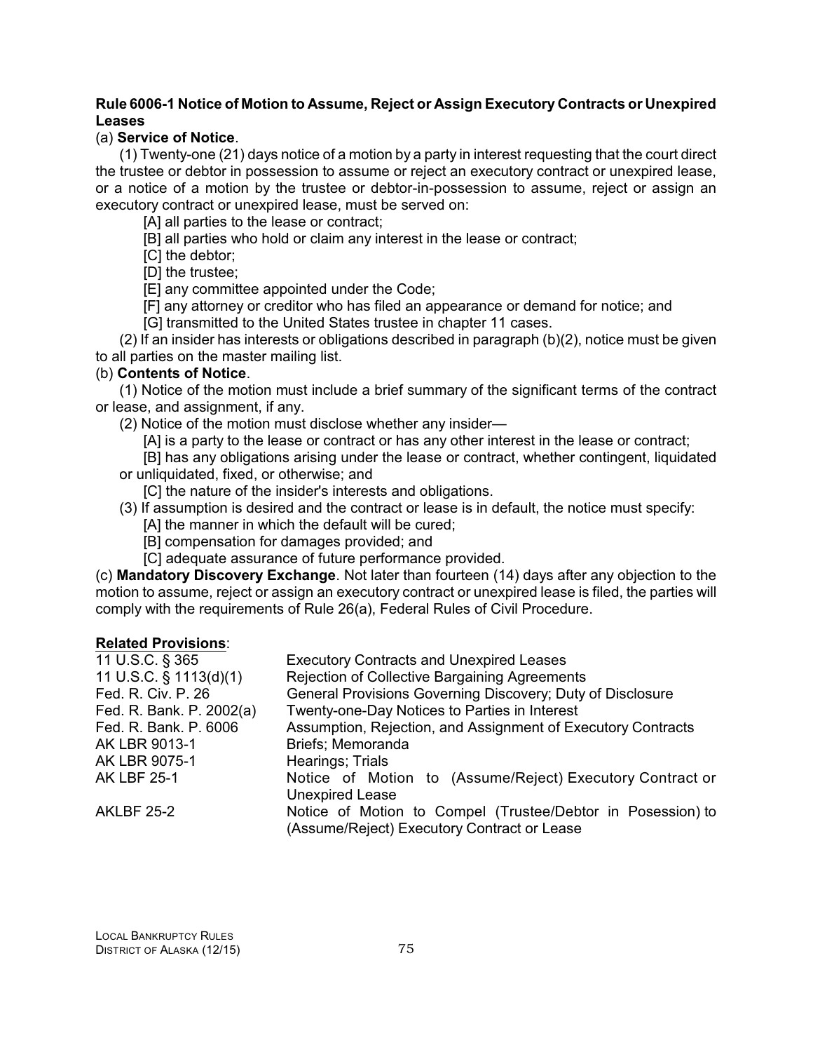### Rule 6006-1 Notice of Motion to Assume, Reject or Assign Executory Contracts or Unexpired Leases

(a) **Service of Notice**.

(1) Twenty-one (21) days notice of a motion by a party in interest requesting that the court direct the trustee or debtor in possession to assume or reject an executory contract or unexpired lease, or a notice of a motion by the trustee or debtor-in-possession to assume, reject or assign an executory contract or unexpired lease, must be served on:

[A] all parties to the lease or contract;

[B] all parties who hold or claim any interest in the lease or contract;

[C] the debtor;

[D] the trustee;

[E] any committee appointed under the Code;

[F] any attorney or creditor who has filed an appearance or demand for notice; and

[G] transmitted to the United States trustee in chapter 11 cases.

(2) If an insider has interests or obligations described in paragraph (b)(2), notice must be given to all parties on the master mailing list.

(b) **Contents of Notice**.

(1) Notice of the motion must include a brief summary of the significant terms of the contract or lease, and assignment, if any.

(2) Notice of the motion must disclose whether any insider—

[A] is a party to the lease or contract or has any other interest in the lease or contract;

[B] has any obligations arising under the lease or contract, whether contingent, liquidated or unliquidated, fixed, or otherwise; and

[C] the nature of the insider's interests and obligations.

(3) If assumption is desired and the contract or lease is in default, the notice must specify:

[A] the manner in which the default will be cured;

[B] compensation for damages provided; and

[C] adequate assurance of future performance provided.

(c) **Mandatory Discovery Exchange**. Not later than fourteen (14) days after any objection to the motion to assume, reject or assign an executory contract or unexpired lease is filed, the parties will comply with the requirements of Rule 26(a), Federal Rules of Civil Procedure.

**Related Provisions**:

| | |
|---|---|
| 11 U.S.C. § 365 | Executory Contracts and Unexpired Leases |
| 11 U.S.C. § 1113(d)(1) | Rejection of Collective Bargaining Agreements |
| Fed. R. Civ. P. 26 | General Provisions Governing Discovery; Duty of Disclosure |
| Fed. R. Bank. P. 2002(a) | Twenty-one-Day Notices to Parties in Interest |
| Fed. R. Bank. P. 6006 | Assumption, Rejection, and Assignment of Executory Contracts |
| AK LBR 9013-1 | Briefs; Memoranda |
| AK LBR 9075-1 | Hearings; Trials |
| AK LBF 25-1 | Notice of Motion to (Assume/Reject) Executory Contract or Unexpired Lease |
| AKLBF 25-2 | Notice of Motion to Compel (Trustee/Debtor in Posession) to (Assume/Reject) Executory Contract or Lease |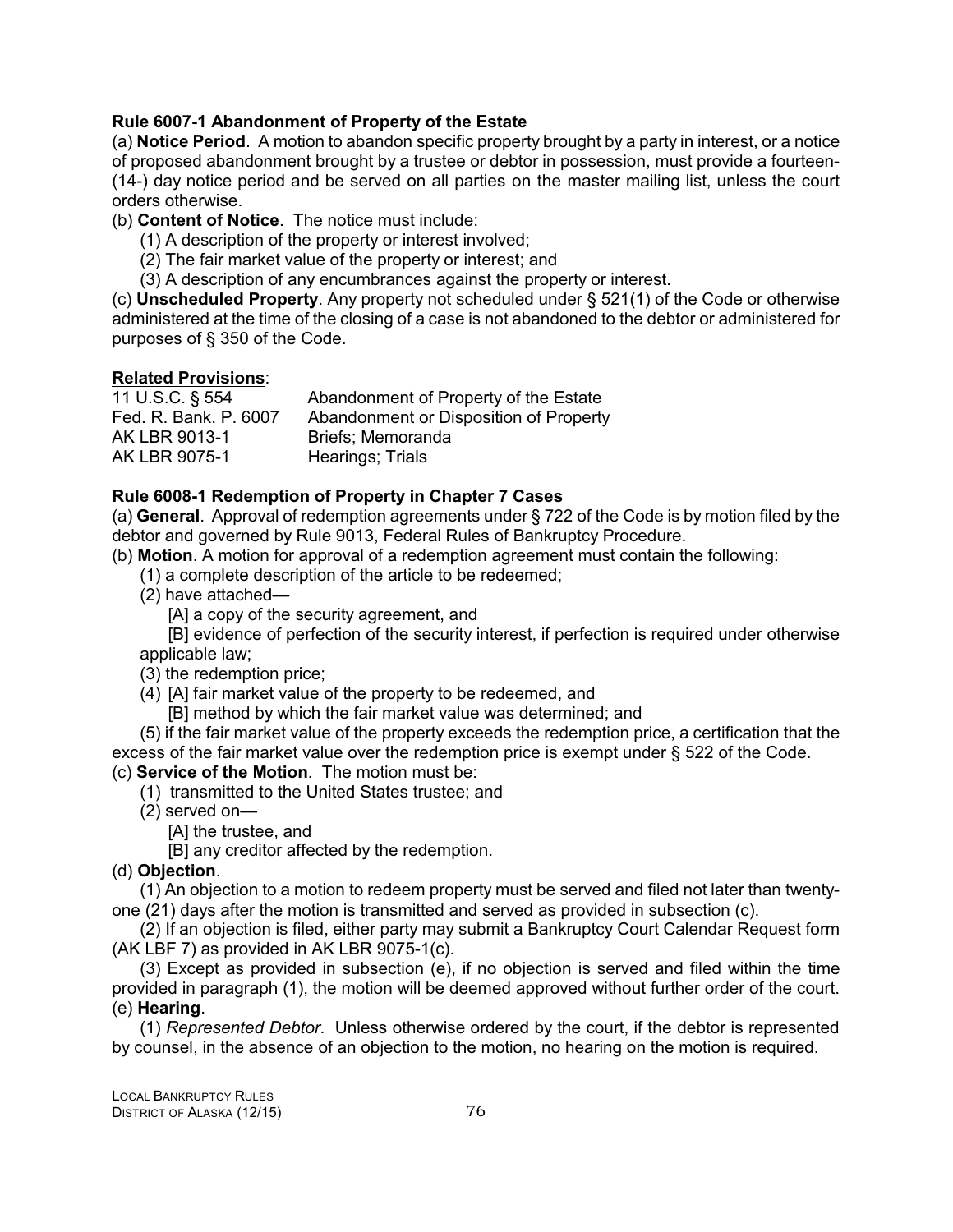**Rule 6007-1 Abandonment of Property of the Estate**

(a) **Notice Period**. A motion to abandon specific property brought by a party in interest, or a notice of proposed abandonment brought by a trustee or debtor in possession, must provide a fourteen- (14-) day notice period and be served on all parties on the master mailing list, unless the court orders otherwise.

(b) **Content of Notice**. The notice must include:

(1) A description of the property or interest involved;

(2) The fair market value of the property or interest; and

(3) A description of any encumbrances against the property or interest.

(c) **Unscheduled Property**. Any property not scheduled under § 521(1) of the Code or otherwise administered at the time of the closing of a case is not abandoned to the debtor or administered for purposes of § 350 of the Code.

**Related Provisions**:

| | |
|---|---|
| 11 U.S.C. § 554 | Abandonment of Property of the Estate |
| Fed. R. Bank. P. 6007 | Abandonment or Disposition of Property |
| AK LBR 9013-1 | Briefs; Memoranda |
| AK LBR 9075-1 | Hearings; Trials |

**Rule 6008-1 Redemption of Property in Chapter 7 Cases**

(a) **General**. Approval of redemption agreements under § 722 of the Code is by motion filed by the debtor and governed by Rule 9013, Federal Rules of Bankruptcy Procedure.

(b) **Motion**. A motion for approval of a redemption agreement must contain the following:

(1) a complete description of the article to be redeemed;

(2) have attached—

[A] a copy of the security agreement, and

[B] evidence of perfection of the security interest, if perfection is required under otherwise applicable law;

(3) the redemption price;

(4) [A] fair market value of the property to be redeemed, and

[B] method by which the fair market value was determined; and

(5) if the fair market value of the property exceeds the redemption price, a certification that the excess of the fair market value over the redemption price is exempt under § 522 of the Code.

(c) **Service of the Motion**. The motion must be:

(1) transmitted to the United States trustee; and

(2) served on—

[A] the trustee, and

[B] any creditor affected by the redemption.

(d) **Objection**.

(1) An objection to a motion to redeem property must be served and filed not later than twenty-one (21) days after the motion is transmitted and served as provided in subsection (c).

(2) If an objection is filed, either party may submit a Bankruptcy Court Calendar Request form (AK LBF 7) as provided in AK LBR 9075-1(c).

(3) Except as provided in subsection (e), if no objection is served and filed within the time provided in paragraph (1), the motion will be deemed approved without further order of the court.

(e) **Hearing**.

(1) *Represented Debtor*. Unless otherwise ordered by the court, if the debtor is represented by counsel, in the absence of an objection to the motion, no hearing on the motion is required.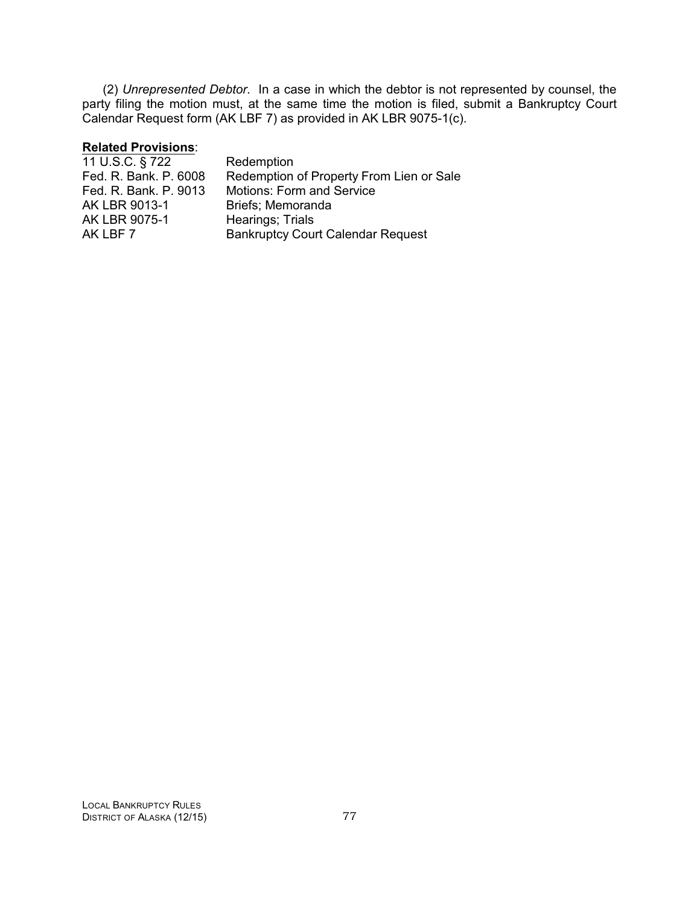(2) *Unrepresented Debtor*. In a case in which the debtor is not represented by counsel, the party filing the motion must, at the same time the motion is filed, submit a Bankruptcy Court Calendar Request form (AK LBF 7) as provided in AK LBR 9075-1(c).

**Related Provisions**:

| | |
|---|---|
| 11 U.S.C. § 722 | Redemption |
| Fed. R. Bank. P. 6008 | Redemption of Property From Lien or Sale |
| Fed. R. Bank. P. 9013 | Motions: Form and Service |
| AK LBR 9013-1 | Briefs; Memoranda |
| AK LBR 9075-1 | Hearings; Trials |
| AK LBF 7 | Bankruptcy Court Calendar Request |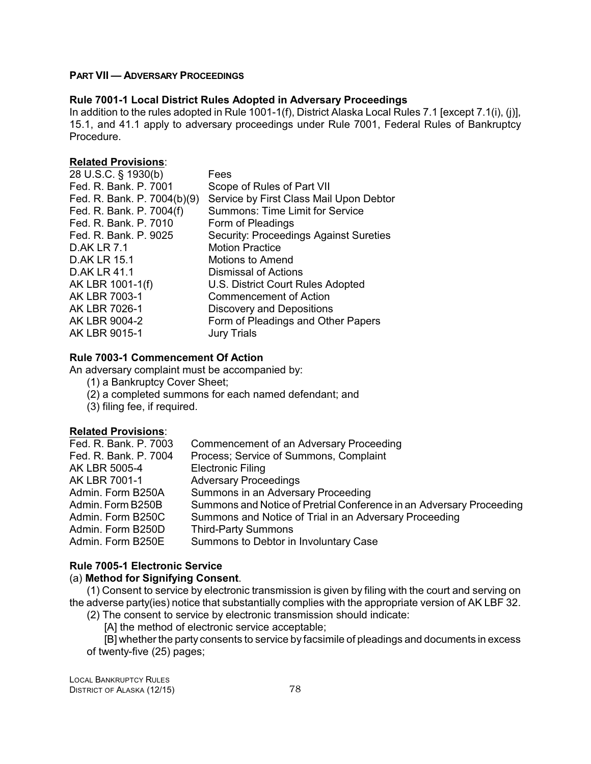**PART VII — ADVERSARY PROCEEDINGS**

**Rule 7001-1 Local District Rules Adopted in Adversary Proceedings**

In addition to the rules adopted in Rule 1001-1(f), District Alaska Local Rules 7.1 [except 7.1(i), (j)], 15.1, and 41.1 apply to adversary proceedings under Rule 7001, Federal Rules of Bankruptcy Procedure.

**Related Provisions**:

| | |
|---|---|
| 28 U.S.C. § 1930(b) | Fees |
| Fed. R. Bank. P. 7001 | Scope of Rules of Part VII |
| Fed. R. Bank. P. 7004(b)(9) | Service by First Class Mail Upon Debtor |
| Fed. R. Bank. P. 7004(f) | Summons: Time Limit for Service |
| Fed. R. Bank. P. 7010 | Form of Pleadings |
| Fed. R. Bank. P. 9025 | Security: Proceedings Against Sureties |
| D.AK LR 7.1 | Motion Practice |
| D.AK LR 15.1 | Motions to Amend |
| D.AK LR 41.1 | Dismissal of Actions |
| AK LBR 1001-1(f) | U.S. District Court Rules Adopted |
| AK LBR 7003-1 | Commencement of Action |
| AK LBR 7026-1 | Discovery and Depositions |
| AK LBR 9004-2 | Form of Pleadings and Other Papers |
| AK LBR 9015-1 | Jury Trials |

**Rule 7003-1 Commencement Of Action**

An adversary complaint must be accompanied by:

(1) a Bankruptcy Cover Sheet;
(2) a completed summons for each named defendant; and
(3) filing fee, if required.

**Related Provisions**:

| | |
|---|---|
| Fed. R. Bank. P. 7003 | Commencement of an Adversary Proceeding |
| Fed. R. Bank. P. 7004 | Process; Service of Summons, Complaint |
| AK LBR 5005-4 | Electronic Filing |
| AK LBR 7001-1 | Adversary Proceedings |
| Admin. Form B250A | Summons in an Adversary Proceeding |
| Admin. Form B250B | Summons and Notice of Pretrial Conference in an Adversary Proceeding |
| Admin. Form B250C | Summons and Notice of Trial in an Adversary Proceeding |
| Admin. Form B250D | Third-Party Summons |
| Admin. Form B250E | Summons to Debtor in Involuntary Case |

**Rule 7005-1 Electronic Service**

(a) **Method for Signifying Consent**.

(1) Consent to service by electronic transmission is given by filing with the court and serving on the adverse party(ies) notice that substantially complies with the appropriate version of AK LBF 32.

(2) The consent to service by electronic transmission should indicate:

[A] the method of electronic service acceptable;

[B] whether the party consents to service by facsimile of pleadings and documents in excess of twenty-five (25) pages;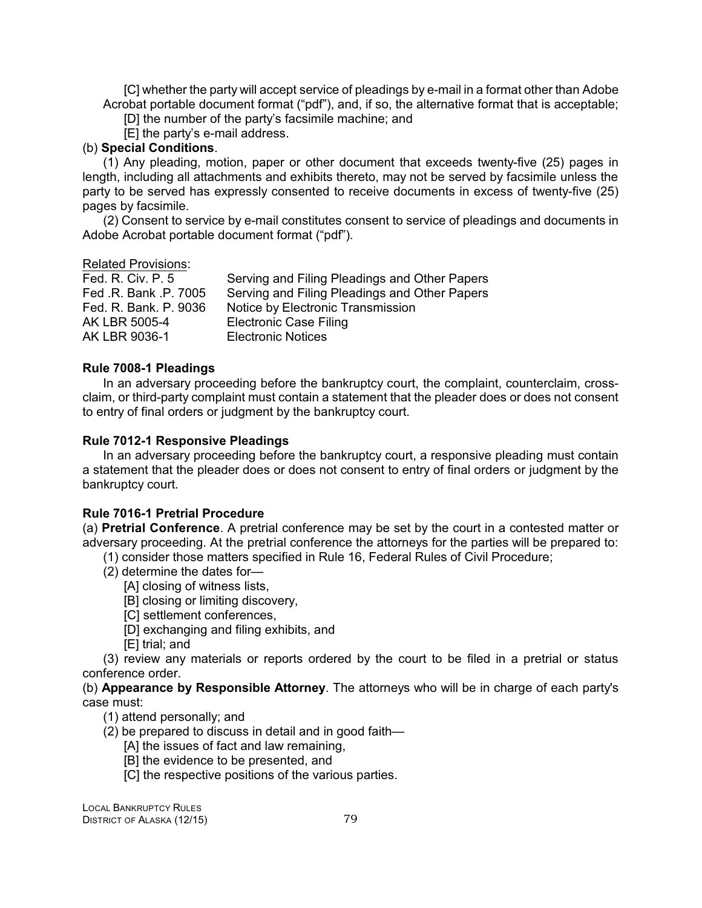[C] whether the party will accept service of pleadings by e-mail in a format other than Adobe Acrobat portable document format ("pdf"), and, if so, the alternative format that is acceptable;

[D] the number of the party's facsimile machine; and

[E] the party's e-mail address.

(b) **Special Conditions**.

(1) Any pleading, motion, paper or other document that exceeds twenty-five (25) pages in length, including all attachments and exhibits thereto, may not be served by facsimile unless the party to be served has expressly consented to receive documents in excess of twenty-five (25) pages by facsimile.

(2) Consent to service by e-mail constitutes consent to service of pleadings and documents in Adobe Acrobat portable document format ("pdf").

Related Provisions:

| | |
|---|---|
| Fed. R. Civ. P. 5 | Serving and Filing Pleadings and Other Papers |
| Fed .R. Bank .P. 7005 | Serving and Filing Pleadings and Other Papers |
| Fed. R. Bank. P. 9036 | Notice by Electronic Transmission |
| AK LBR 5005-4 | Electronic Case Filing |
| AK LBR 9036-1 | Electronic Notices |

### Rule 7008-1 Pleadings

In an adversary proceeding before the bankruptcy court, the complaint, counterclaim, cross-claim, or third-party complaint must contain a statement that the pleader does or does not consent to entry of final orders or judgment by the bankruptcy court.

### Rule 7012-1 Responsive Pleadings

In an adversary proceeding before the bankruptcy court, a responsive pleading must contain a statement that the pleader does or does not consent to entry of final orders or judgment by the bankruptcy court.

### Rule 7016-1 Pretrial Procedure

(a) **Pretrial Conference**. A pretrial conference may be set by the court in a contested matter or adversary proceeding. At the pretrial conference the attorneys for the parties will be prepared to:

(1) consider those matters specified in Rule 16, Federal Rules of Civil Procedure;

(2) determine the dates for—

[A] closing of witness lists,

[B] closing or limiting discovery,

[C] settlement conferences,

[D] exchanging and filing exhibits, and

[E] trial; and

(3) review any materials or reports ordered by the court to be filed in a pretrial or status conference order.

(b) **Appearance by Responsible Attorney**. The attorneys who will be in charge of each party's case must:

(1) attend personally; and

(2) be prepared to discuss in detail and in good faith—

[A] the issues of fact and law remaining,

[B] the evidence to be presented, and

[C] the respective positions of the various parties.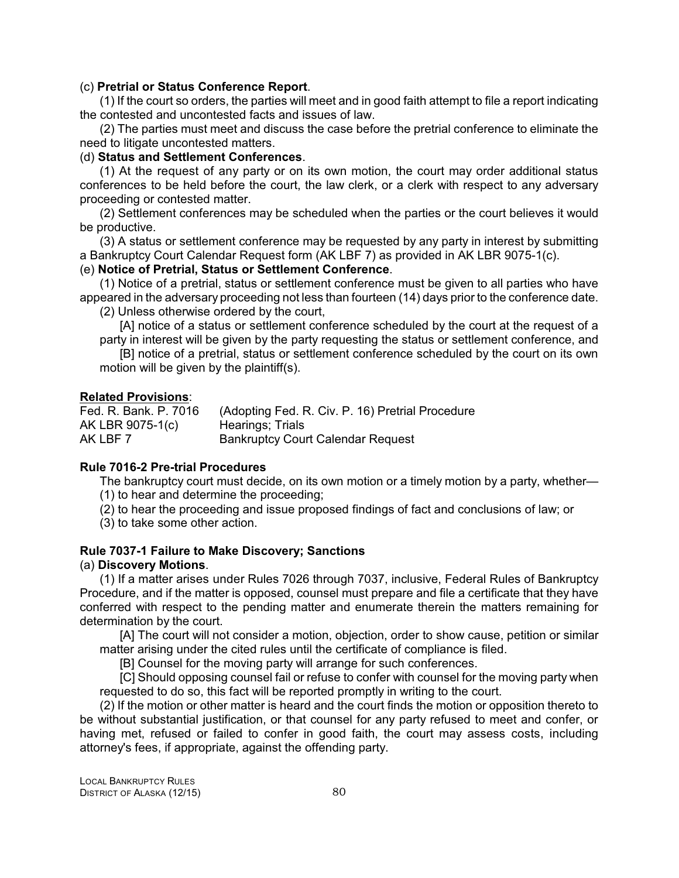(c) **Pretrial or Status Conference Report**.

(1) If the court so orders, the parties will meet and in good faith attempt to file a report indicating the contested and uncontested facts and issues of law.

(2) The parties must meet and discuss the case before the pretrial conference to eliminate the need to litigate uncontested matters.

(d) **Status and Settlement Conferences**.

(1) At the request of any party or on its own motion, the court may order additional status conferences to be held before the court, the law clerk, or a clerk with respect to any adversary proceeding or contested matter.

(2) Settlement conferences may be scheduled when the parties or the court believes it would be productive.

(3) A status or settlement conference may be requested by any party in interest by submitting a Bankruptcy Court Calendar Request form (AK LBF 7) as provided in AK LBR 9075-1(c).

(e) **Notice of Pretrial, Status or Settlement Conference**.

(1) Notice of a pretrial, status or settlement conference must be given to all parties who have appeared in the adversary proceeding not less than fourteen (14) days prior to the conference date.

(2) Unless otherwise ordered by the court,

[A] notice of a status or settlement conference scheduled by the court at the request of a party in interest will be given by the party requesting the status or settlement conference, and

[B] notice of a pretrial, status or settlement conference scheduled by the court on its own motion will be given by the plaintiff(s).

**Related Provisions**:

| | |
|---|---|
| Fed. R. Bank. P. 7016 | (Adopting Fed. R. Civ. P. 16) Pretrial Procedure |
| AK LBR 9075-1(c) | Hearings; Trials |
| AK LBF 7 | Bankruptcy Court Calendar Request |

### Rule 7016-2 Pre-trial Procedures

The bankruptcy court must decide, on its own motion or a timely motion by a party, whether—

(1) to hear and determine the proceeding;

(2) to hear the proceeding and issue proposed findings of fact and conclusions of law; or

(3) to take some other action.

### Rule 7037-1 Failure to Make Discovery; Sanctions

(a) **Discovery Motions**.

(1) If a matter arises under Rules 7026 through 7037, inclusive, Federal Rules of Bankruptcy Procedure, and if the matter is opposed, counsel must prepare and file a certificate that they have conferred with respect to the pending matter and enumerate therein the matters remaining for determination by the court.

[A] The court will not consider a motion, objection, order to show cause, petition or similar matter arising under the cited rules until the certificate of compliance is filed.

[B] Counsel for the moving party will arrange for such conferences.

[C] Should opposing counsel fail or refuse to confer with counsel for the moving party when requested to do so, this fact will be reported promptly in writing to the court.

(2) If the motion or other matter is heard and the court finds the motion or opposition thereto to be without substantial justification, or that counsel for any party refused to meet and confer, or having met, refused or failed to confer in good faith, the court may assess costs, including attorney's fees, if appropriate, against the offending party.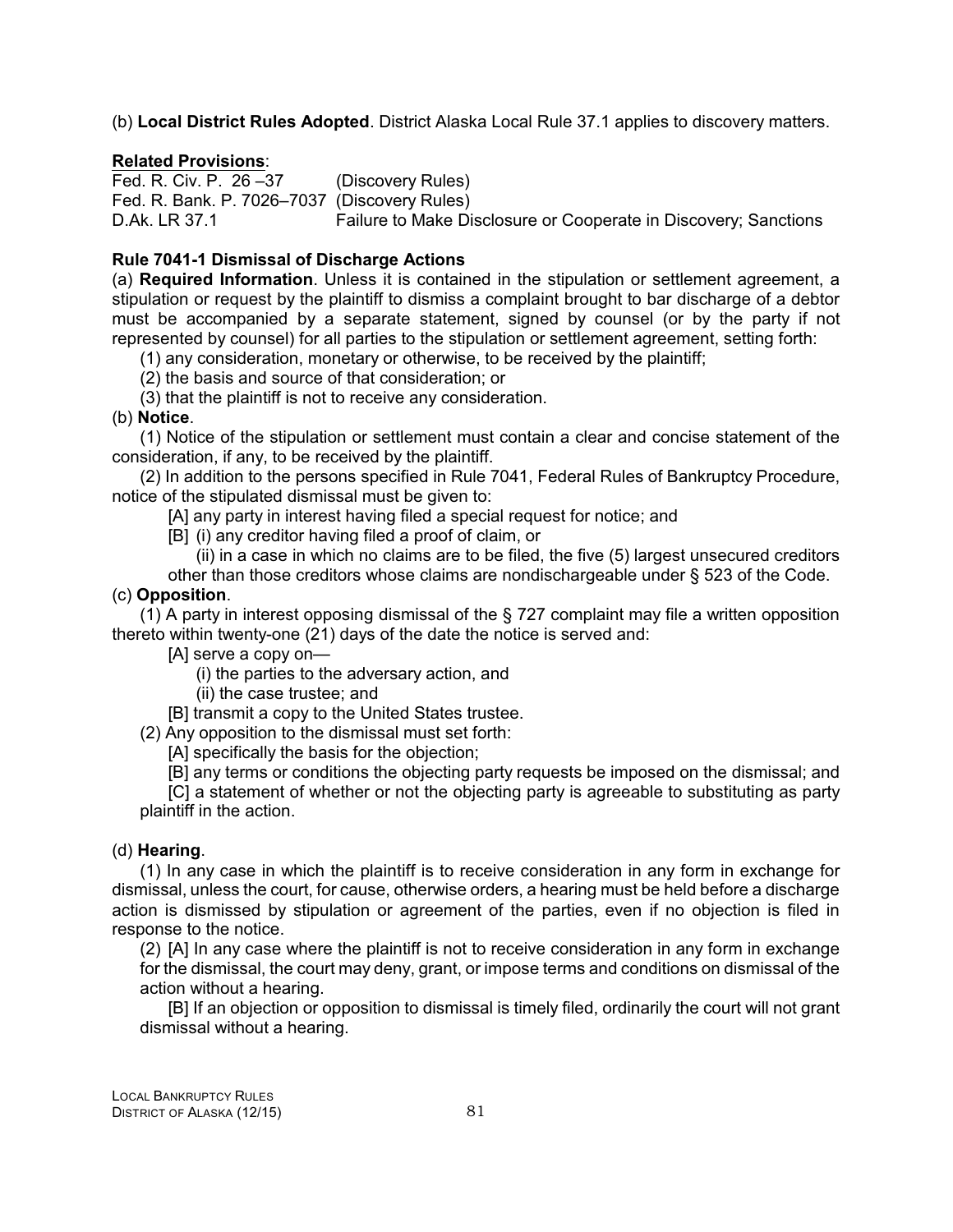(b) **Local District Rules Adopted**. District Alaska Local Rule 37.1 applies to discovery matters.

**Related Provisions**:

| | |
|---|---|
| Fed. R. Civ. P. 26 –37 | (Discovery Rules) |
| Fed. R. Bank. P. 7026–7037 | (Discovery Rules) |
| D.Ak. LR 37.1 | Failure to Make Disclosure or Cooperate in Discovery; Sanctions |

### Rule 7041-1 Dismissal of Discharge Actions

(a) **Required Information**. Unless it is contained in the stipulation or settlement agreement, a stipulation or request by the plaintiff to dismiss a complaint brought to bar discharge of a debtor must be accompanied by a separate statement, signed by counsel (or by the party if not represented by counsel) for all parties to the stipulation or settlement agreement, setting forth:

(1) any consideration, monetary or otherwise, to be received by the plaintiff;

(2) the basis and source of that consideration; or

(3) that the plaintiff is not to receive any consideration.

(b) **Notice**.

(1) Notice of the stipulation or settlement must contain a clear and concise statement of the consideration, if any, to be received by the plaintiff.

(2) In addition to the persons specified in Rule 7041, Federal Rules of Bankruptcy Procedure, notice of the stipulated dismissal must be given to:

[A] any party in interest having filed a special request for notice; and

[B] (i) any creditor having filed a proof of claim, or

(ii) in a case in which no claims are to be filed, the five (5) largest unsecured creditors other than those creditors whose claims are nondischargeable under § 523 of the Code.

(c) **Opposition**.

(1) A party in interest opposing dismissal of the § 727 complaint may file a written opposition thereto within twenty-one (21) days of the date the notice is served and:

[A] serve a copy on—

(i) the parties to the adversary action, and

(ii) the case trustee; and

[B] transmit a copy to the United States trustee.

(2) Any opposition to the dismissal must set forth:

[A] specifically the basis for the objection;

[B] any terms or conditions the objecting party requests be imposed on the dismissal; and

[C] a statement of whether or not the objecting party is agreeable to substituting as party plaintiff in the action.

(d) **Hearing**.

(1) In any case in which the plaintiff is to receive consideration in any form in exchange for dismissal, unless the court, for cause, otherwise orders, a hearing must be held before a discharge action is dismissed by stipulation or agreement of the parties, even if no objection is filed in response to the notice.

(2) [A] In any case where the plaintiff is not to receive consideration in any form in exchange for the dismissal, the court may deny, grant, or impose terms and conditions on dismissal of the action without a hearing.

[B] If an objection or opposition to dismissal is timely filed, ordinarily the court will not grant dismissal without a hearing.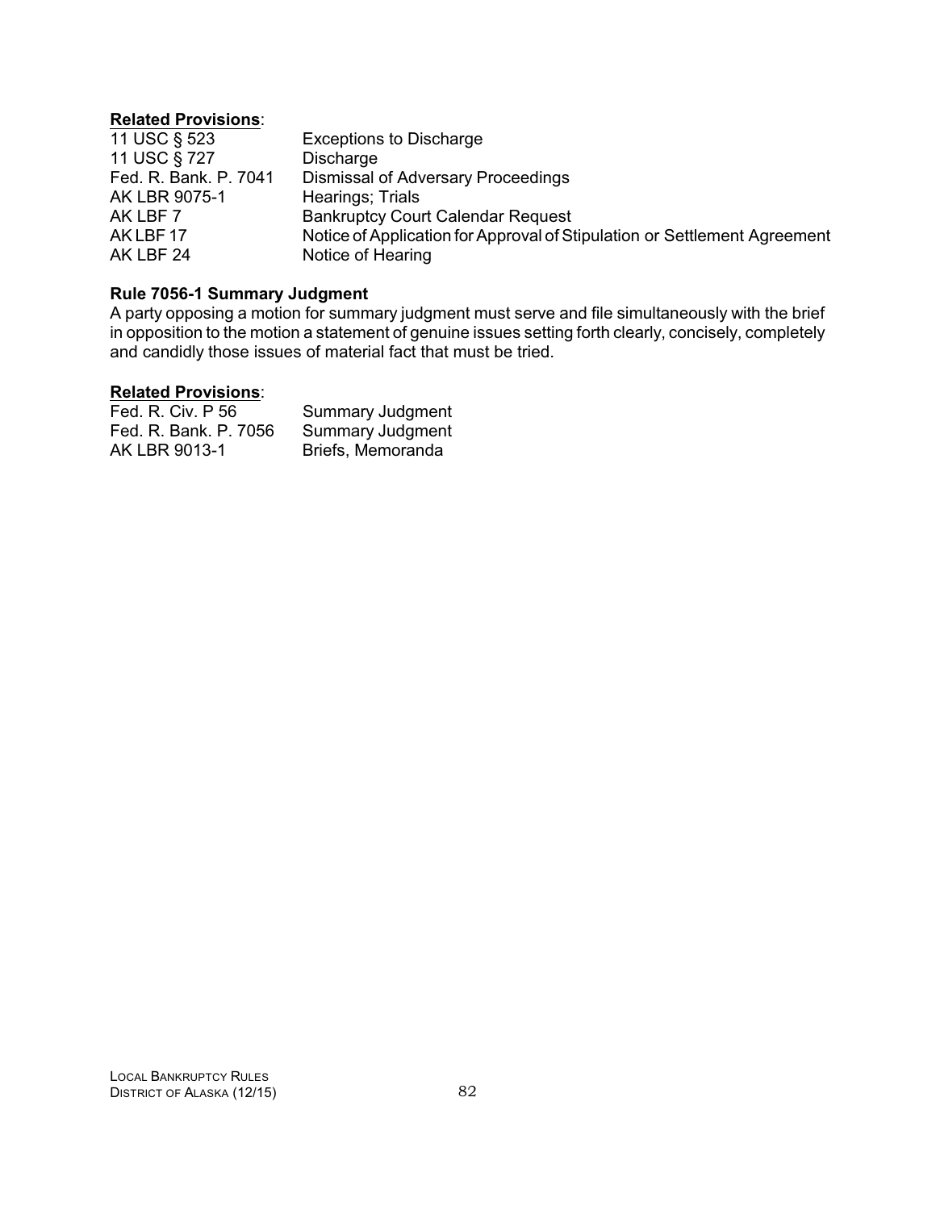**Related Provisions**:

| | |
|---|---|
| 11 USC § 523 | Exceptions to Discharge |
| 11 USC § 727 | Discharge |
| Fed. R. Bank. P. 7041 | Dismissal of Adversary Proceedings |
| AK LBR 9075-1 | Hearings; Trials |
| AK LBF 7 | Bankruptcy Court Calendar Request |
| AK LBF 17 | Notice of Application for Approval of Stipulation or Settlement Agreement |
| AK LBF 24 | Notice of Hearing |

**Rule 7056-1 Summary Judgment**

A party opposing a motion for summary judgment must serve and file simultaneously with the brief in opposition to the motion a statement of genuine issues setting forth clearly, concisely, completely and candidly those issues of material fact that must be tried.

**Related Provisions**:

| | |
|---|---|
| Fed. R. Civ. P 56 | Summary Judgment |
| Fed. R. Bank. P. 7056 | Summary Judgment |
| AK LBR 9013-1 | Briefs, Memoranda |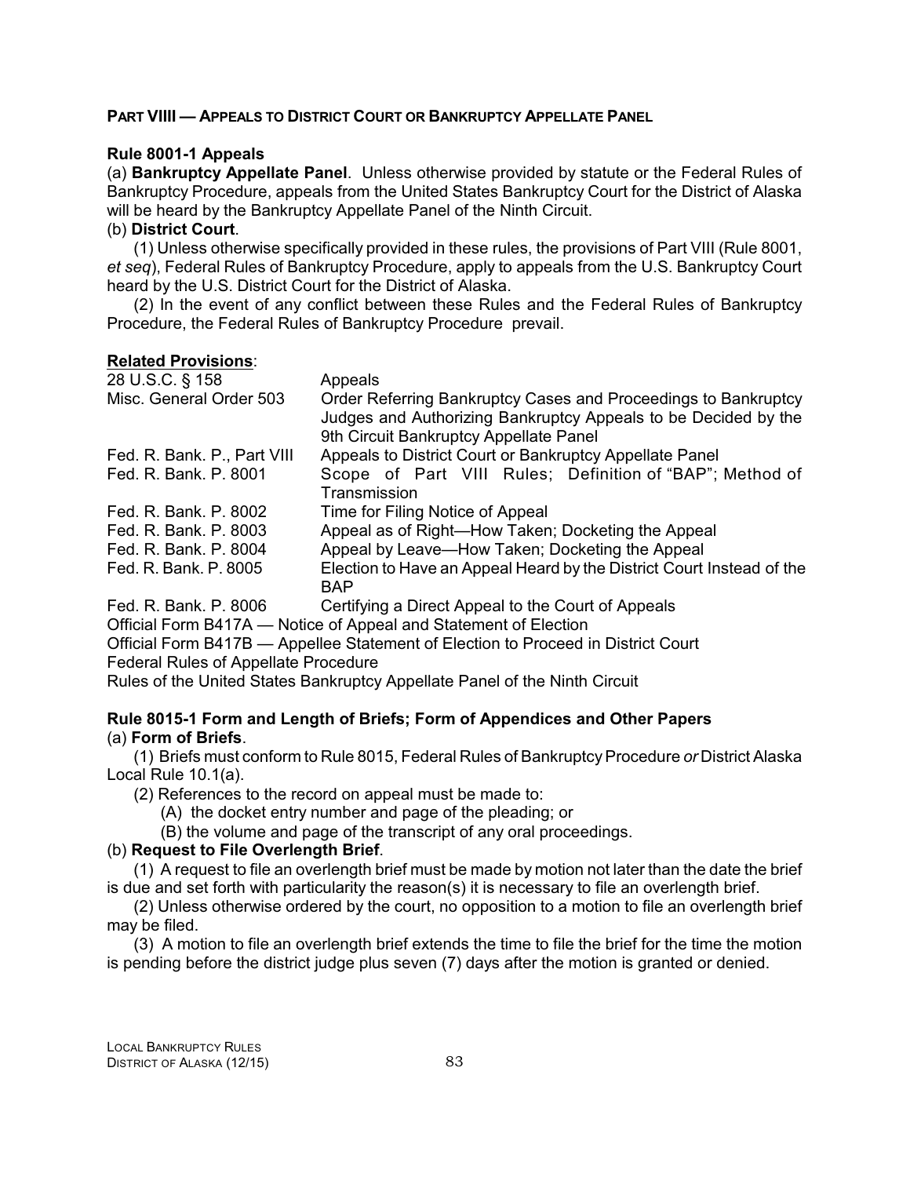## PART VIIII — APPEALS TO DISTRICT COURT OR BANKRUPTCY APPELLATE PANEL

### Rule 8001-1 Appeals

(a) **Bankruptcy Appellate Panel**. Unless otherwise provided by statute or the Federal Rules of Bankruptcy Procedure, appeals from the United States Bankruptcy Court for the District of Alaska will be heard by the Bankruptcy Appellate Panel of the Ninth Circuit.

(b) **District Court**.

(1) Unless otherwise specifically provided in these rules, the provisions of Part VIII (Rule 8001, *et seq*), Federal Rules of Bankruptcy Procedure, apply to appeals from the U.S. Bankruptcy Court heard by the U.S. District Court for the District of Alaska.

(2) In the event of any conflict between these Rules and the Federal Rules of Bankruptcy Procedure, the Federal Rules of Bankruptcy Procedure prevail.

**Related Provisions**:

| | |
|---|---|
| 28 U.S.C. § 158 | Appeals |
| Misc. General Order 503 | Order Referring Bankruptcy Cases and Proceedings to Bankruptcy Judges and Authorizing Bankruptcy Appeals to be Decided by the 9th Circuit Bankruptcy Appellate Panel |
| Fed. R. Bank. P., Part VIII | Appeals to District Court or Bankruptcy Appellate Panel |
| Fed. R. Bank. P. 8001 | Scope of Part VIII Rules; Definition of "BAP"; Method of Transmission |
| Fed. R. Bank. P. 8002 | Time for Filing Notice of Appeal |
| Fed. R. Bank. P. 8003 | Appeal as of Right—How Taken; Docketing the Appeal |
| Fed. R. Bank. P. 8004 | Appeal by Leave—How Taken; Docketing the Appeal |
| Fed. R. Bank. P. 8005 | Election to Have an Appeal Heard by the District Court Instead of the BAP |
| Fed. R. Bank. P. 8006 | Certifying a Direct Appeal to the Court of Appeals |

Official Form B417A — Notice of Appeal and Statement of Election

Official Form B417B — Appellee Statement of Election to Proceed in District Court

Federal Rules of Appellate Procedure

Rules of the United States Bankruptcy Appellate Panel of the Ninth Circuit

### Rule 8015-1 Form and Length of Briefs; Form of Appendices and Other Papers

(a) **Form of Briefs**.

(1) Briefs must conform to Rule 8015, Federal Rules of Bankruptcy Procedure *or* District Alaska Local Rule 10.1(a).

(2) References to the record on appeal must be made to:

(A) the docket entry number and page of the pleading; or

(B) the volume and page of the transcript of any oral proceedings.

(b) **Request to File Overlength Brief**.

(1) A request to file an overlength brief must be made by motion not later than the date the brief is due and set forth with particularity the reason(s) it is necessary to file an overlength brief.

(2) Unless otherwise ordered by the court, no opposition to a motion to file an overlength brief may be filed.

(3) A motion to file an overlength brief extends the time to file the brief for the time the motion is pending before the district judge plus seven (7) days after the motion is granted or denied.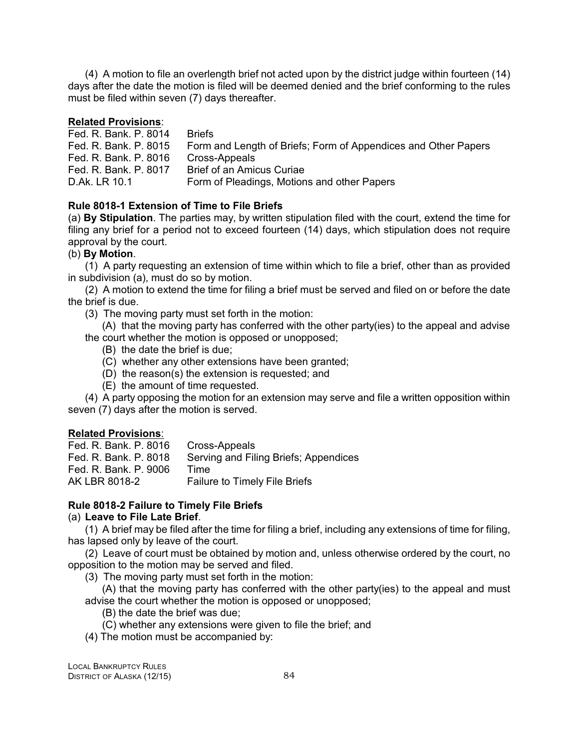(4) A motion to file an overlength brief not acted upon by the district judge within fourteen (14) days after the date the motion is filed will be deemed denied and the brief conforming to the rules must be filed within seven (7) days thereafter.

**Related Provisions**:

| | |
|---|---|
| Fed. R. Bank. P. 8014 | Briefs |
| Fed. R. Bank. P. 8015 | Form and Length of Briefs; Form of Appendices and Other Papers |
| Fed. R. Bank. P. 8016 | Cross-Appeals |
| Fed. R. Bank. P. 8017 | Brief of an Amicus Curiae |
| D.Ak. LR 10.1 | Form of Pleadings, Motions and other Papers |

**Rule 8018-1 Extension of Time to File Briefs**

(a) **By Stipulation**. The parties may, by written stipulation filed with the court, extend the time for filing any brief for a period not to exceed fourteen (14) days, which stipulation does not require approval by the court.

(b) **By Motion**.

(1) A party requesting an extension of time within which to file a brief, other than as provided in subdivision (a), must do so by motion.

(2) A motion to extend the time for filing a brief must be served and filed on or before the date the brief is due.

(3) The moving party must set forth in the motion:

(A) that the moving party has conferred with the other party(ies) to the appeal and advise the court whether the motion is opposed or unopposed;

(B) the date the brief is due;

(C) whether any other extensions have been granted;

(D) the reason(s) the extension is requested; and

(E) the amount of time requested.

(4) A party opposing the motion for an extension may serve and file a written opposition within seven (7) days after the motion is served.

**Related Provisions**:

| | |
|---|---|
| Fed. R. Bank. P. 8016 | Cross-Appeals |
| Fed. R. Bank. P. 8018 | Serving and Filing Briefs; Appendices |
| Fed. R. Bank. P. 9006 | Time |
| AK LBR 8018-2 | Failure to Timely File Briefs |

**Rule 8018-2 Failure to Timely File Briefs**

(a) **Leave to File Late Brief**.

(1) A brief may be filed after the time for filing a brief, including any extensions of time for filing, has lapsed only by leave of the court.

(2) Leave of court must be obtained by motion and, unless otherwise ordered by the court, no opposition to the motion may be served and filed.

(3) The moving party must set forth in the motion:

(A) that the moving party has conferred with the other party(ies) to the appeal and must advise the court whether the motion is opposed or unopposed;

(B) the date the brief was due;

(C) whether any extensions were given to file the brief; and

(4) The motion must be accompanied by: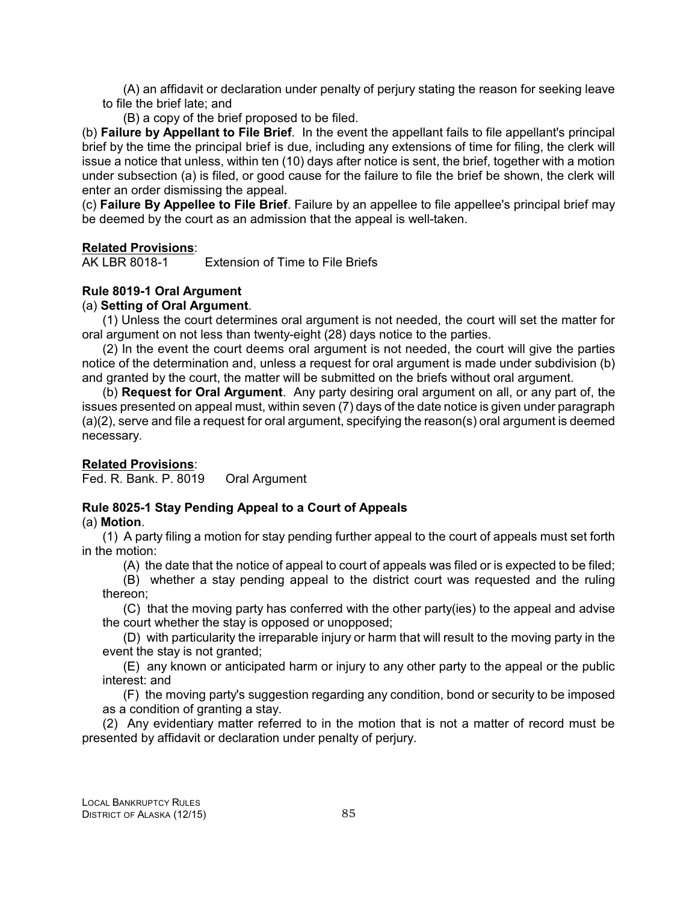(A) an affidavit or declaration under penalty of perjury stating the reason for seeking leave to file the brief late; and

(B) a copy of the brief proposed to be filed.

(b) **Failure by Appellant to File Brief**. In the event the appellant fails to file appellant's principal brief by the time the principal brief is due, including any extensions of time for filing, the clerk will issue a notice that unless, within ten (10) days after notice is sent, the brief, together with a motion under subsection (a) is filed, or good cause for the failure to file the brief be shown, the clerk will enter an order dismissing the appeal.

(c) **Failure By Appellee to File Brief**. Failure by an appellee to file appellee's principal brief may be deemed by the court as an admission that the appeal is well-taken.

**Related Provisions**:

AK LBR 8018-1 Extension of Time to File Briefs

### Rule 8019-1 Oral Argument

(a) **Setting of Oral Argument**.

(1) Unless the court determines oral argument is not needed, the court will set the matter for oral argument on not less than twenty-eight (28) days notice to the parties.

(2) In the event the court deems oral argument is not needed, the court will give the parties notice of the determination and, unless a request for oral argument is made under subdivision (b) and granted by the court, the matter will be submitted on the briefs without oral argument.

(b) **Request for Oral Argument**. Any party desiring oral argument on all, or any part of, the issues presented on appeal must, within seven (7) days of the date notice is given under paragraph (a)(2), serve and file a request for oral argument, specifying the reason(s) oral argument is deemed necessary.

**Related Provisions**:

Fed. R. Bank. P. 8019 Oral Argument

### Rule 8025-1 Stay Pending Appeal to a Court of Appeals

(a) **Motion**.

(1) A party filing a motion for stay pending further appeal to the court of appeals must set forth in the motion:

(A) the date that the notice of appeal to court of appeals was filed or is expected to be filed;

(B) whether a stay pending appeal to the district court was requested and the ruling thereon;

(C) that the moving party has conferred with the other party(ies) to the appeal and advise the court whether the stay is opposed or unopposed;

(D) with particularity the irreparable injury or harm that will result to the moving party in the event the stay is not granted;

(E) any known or anticipated harm or injury to any other party to the appeal or the public interest: and

(F) the moving party's suggestion regarding any condition, bond or security to be imposed as a condition of granting a stay.

(2) Any evidentiary matter referred to in the motion that is not a matter of record must be presented by affidavit or declaration under penalty of perjury.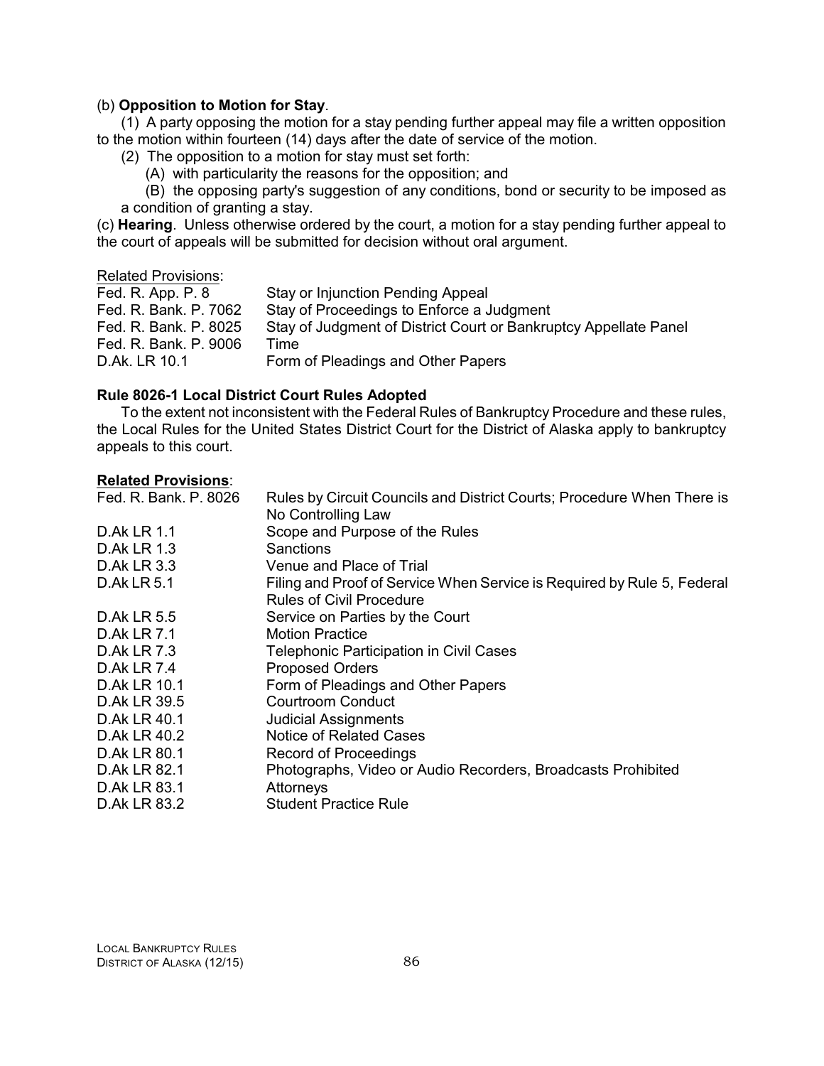(b) **Opposition to Motion for Stay**.

(1) A party opposing the motion for a stay pending further appeal may file a written opposition to the motion within fourteen (14) days after the date of service of the motion.

(2) The opposition to a motion for stay must set forth:

(A) with particularity the reasons for the opposition; and

(B) the opposing party's suggestion of any conditions, bond or security to be imposed as a condition of granting a stay.

(c) **Hearing**. Unless otherwise ordered by the court, a motion for a stay pending further appeal to the court of appeals will be submitted for decision without oral argument.

Related Provisions:

| | |
|---|---|
| Fed. R. App. P. 8 | Stay or Injunction Pending Appeal |
| Fed. R. Bank. P. 7062 | Stay of Proceedings to Enforce a Judgment |
| Fed. R. Bank. P. 8025 | Stay of Judgment of District Court or Bankruptcy Appellate Panel |
| Fed. R. Bank. P. 9006 | Time |
| D.Ak. LR 10.1 | Form of Pleadings and Other Papers |

**Rule 8026-1 Local District Court Rules Adopted**

To the extent not inconsistent with the Federal Rules of Bankruptcy Procedure and these rules, the Local Rules for the United States District Court for the District of Alaska apply to bankruptcy appeals to this court.

**Related Provisions**:

| | |
|---|---|
| Fed. R. Bank. P. 8026 | Rules by Circuit Councils and District Courts; Procedure When There is No Controlling Law |
| D.Ak LR 1.1 | Scope and Purpose of the Rules |
| D.Ak LR 1.3 | Sanctions |
| D.Ak LR 3.3 | Venue and Place of Trial |
| D.Ak LR 5.1 | Filing and Proof of Service When Service is Required by Rule 5, Federal Rules of Civil Procedure |
| D.Ak LR 5.5 | Service on Parties by the Court |
| D.Ak LR 7.1 | Motion Practice |
| D.Ak LR 7.3 | Telephonic Participation in Civil Cases |
| D.Ak LR 7.4 | Proposed Orders |
| D.Ak LR 10.1 | Form of Pleadings and Other Papers |
| D.Ak LR 39.5 | Courtroom Conduct |
| D.Ak LR 40.1 | Judicial Assignments |
| D.Ak LR 40.2 | Notice of Related Cases |
| D.Ak LR 80.1 | Record of Proceedings |
| D.Ak LR 82.1 | Photographs, Video or Audio Recorders, Broadcasts Prohibited |
| D.Ak LR 83.1 | Attorneys |
| D.Ak LR 83.2 | Student Practice Rule |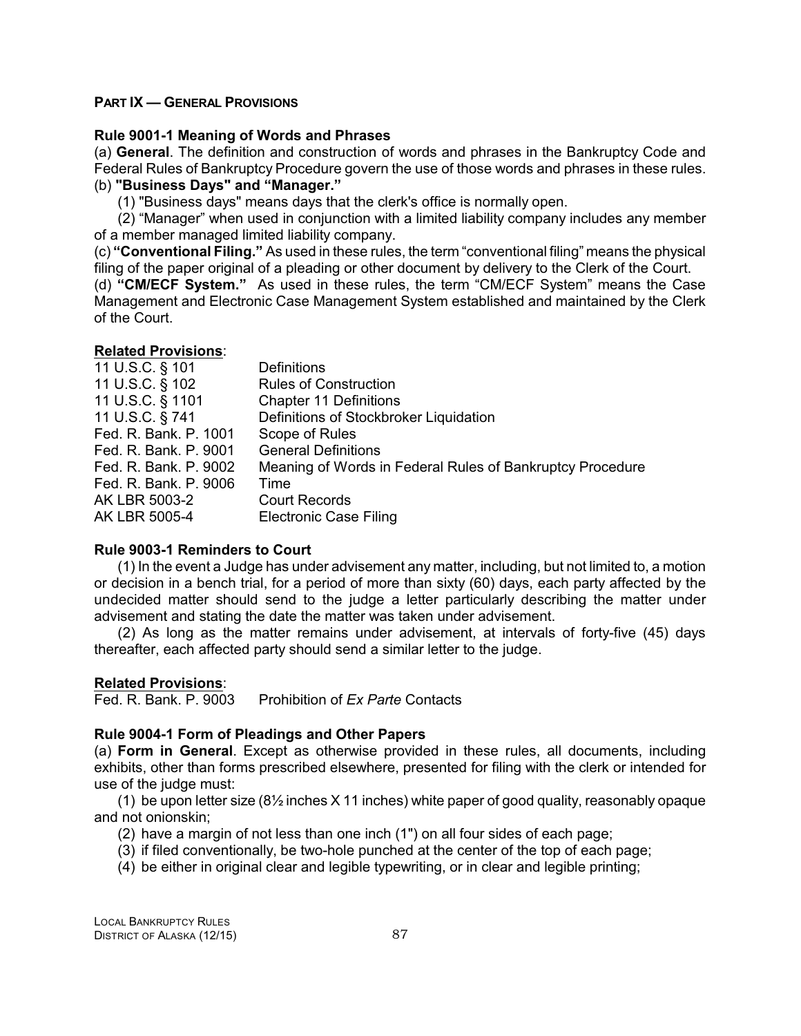## PART IX — GENERAL PROVISIONS

### Rule 9001-1 Meaning of Words and Phrases

(a) **General**. The definition and construction of words and phrases in the Bankruptcy Code and Federal Rules of Bankruptcy Procedure govern the use of those words and phrases in these rules.

(b) **"Business Days" and "Manager."**

(1) "Business days" means days that the clerk's office is normally open.

(2) "Manager" when used in conjunction with a limited liability company includes any member of a member managed limited liability company.

(c) **"Conventional Filing."** As used in these rules, the term "conventional filing" means the physical filing of the paper original of a pleading or other document by delivery to the Clerk of the Court.

(d) **"CM/ECF System."** As used in these rules, the term "CM/ECF System" means the Case Management and Electronic Case Management System established and maintained by the Clerk of the Court.

**Related Provisions**:

| | |
|---|---|
| 11 U.S.C. § 101 | Definitions |
| 11 U.S.C. § 102 | Rules of Construction |
| 11 U.S.C. § 1101 | Chapter 11 Definitions |
| 11 U.S.C. § 741 | Definitions of Stockbroker Liquidation |
| Fed. R. Bank. P. 1001 | Scope of Rules |
| Fed. R. Bank. P. 9001 | General Definitions |
| Fed. R. Bank. P. 9002 | Meaning of Words in Federal Rules of Bankruptcy Procedure |
| Fed. R. Bank. P. 9006 | Time |
| AK LBR 5003-2 | Court Records |
| AK LBR 5005-4 | Electronic Case Filing |

### Rule 9003-1 Reminders to Court

(1) In the event a Judge has under advisement any matter, including, but not limited to, a motion or decision in a bench trial, for a period of more than sixty (60) days, each party affected by the undecided matter should send to the judge a letter particularly describing the matter under advisement and stating the date the matter was taken under advisement.

(2) As long as the matter remains under advisement, at intervals of forty-five (45) days thereafter, each affected party should send a similar letter to the judge.

**Related Provisions**:

Fed. R. Bank. P. 9003 Prohibition of *Ex Parte* Contacts

### Rule 9004-1 Form of Pleadings and Other Papers

(a) **Form in General**. Except as otherwise provided in these rules, all documents, including exhibits, other than forms prescribed elsewhere, presented for filing with the clerk or intended for use of the judge must:

(1) be upon letter size (8½ inches X 11 inches) white paper of good quality, reasonably opaque and not onionskin;

(2) have a margin of not less than one inch (1") on all four sides of each page;

(3) if filed conventionally, be two-hole punched at the center of the top of each page;

(4) be either in original clear and legible typewriting, or in clear and legible printing;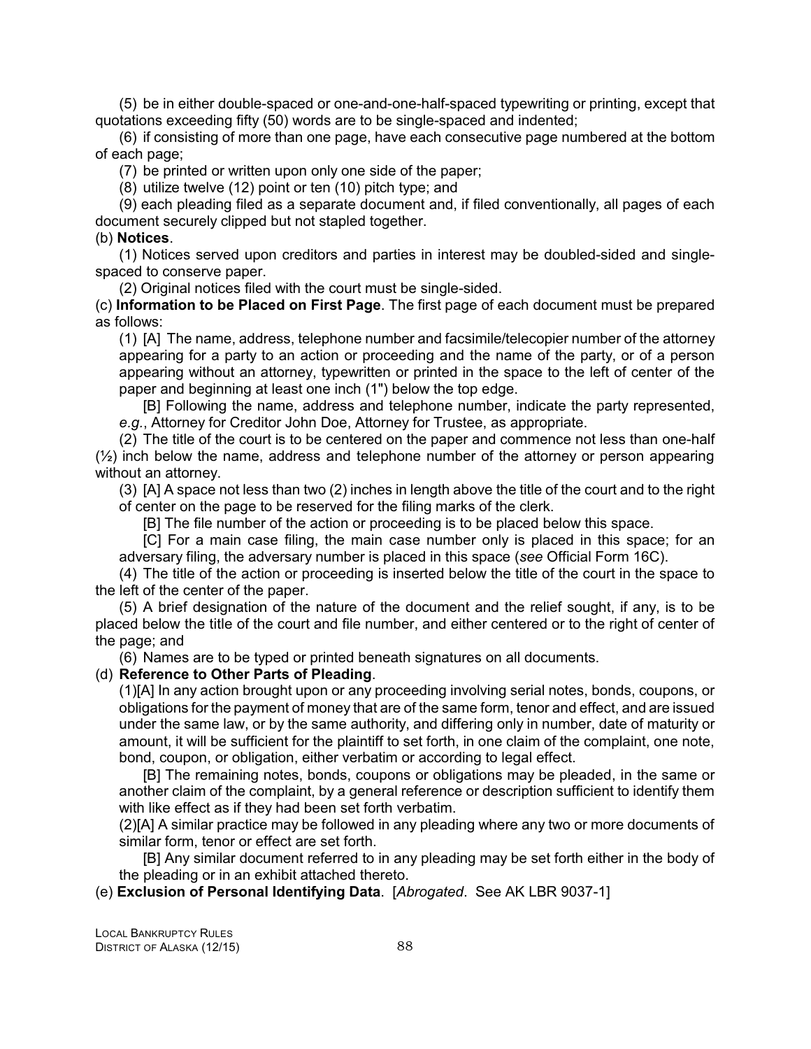(5) be in either double-spaced or one-and-one-half-spaced typewriting or printing, except that quotations exceeding fifty (50) words are to be single-spaced and indented;

(6) if consisting of more than one page, have each consecutive page numbered at the bottom of each page;

(7) be printed or written upon only one side of the paper;

(8) utilize twelve (12) point or ten (10) pitch type; and

(9) each pleading filed as a separate document and, if filed conventionally, all pages of each document securely clipped but not stapled together.

(b) **Notices**.

(1) Notices served upon creditors and parties in interest may be doubled-sided and single-spaced to conserve paper.

(2) Original notices filed with the court must be single-sided.

(c) **Information to be Placed on First Page**. The first page of each document must be prepared as follows:

(1) [A] The name, address, telephone number and facsimile/telecopier number of the attorney appearing for a party to an action or proceeding and the name of the party, or of a person appearing without an attorney, typewritten or printed in the space to the left of center of the paper and beginning at least one inch (1") below the top edge.

[B] Following the name, address and telephone number, indicate the party represented, *e.g.*, Attorney for Creditor John Doe, Attorney for Trustee, as appropriate.

(2) The title of the court is to be centered on the paper and commence not less than one-half (½) inch below the name, address and telephone number of the attorney or person appearing without an attorney.

(3) [A] A space not less than two (2) inches in length above the title of the court and to the right of center on the page to be reserved for the filing marks of the clerk.

[B] The file number of the action or proceeding is to be placed below this space.

[C] For a main case filing, the main case number only is placed in this space; for an adversary filing, the adversary number is placed in this space (*see* Official Form 16C).

(4) The title of the action or proceeding is inserted below the title of the court in the space to the left of the center of the paper.

(5) A brief designation of the nature of the document and the relief sought, if any, is to be placed below the title of the court and file number, and either centered or to the right of center of the page; and

(6) Names are to be typed or printed beneath signatures on all documents.

(d) **Reference to Other Parts of Pleading**.

(1)[A] In any action brought upon or any proceeding involving serial notes, bonds, coupons, or obligations for the payment of money that are of the same form, tenor and effect, and are issued under the same law, or by the same authority, and differing only in number, date of maturity or amount, it will be sufficient for the plaintiff to set forth, in one claim of the complaint, one note, bond, coupon, or obligation, either verbatim or according to legal effect.

[B] The remaining notes, bonds, coupons or obligations may be pleaded, in the same or another claim of the complaint, by a general reference or description sufficient to identify them with like effect as if they had been set forth verbatim.

(2)[A] A similar practice may be followed in any pleading where any two or more documents of similar form, tenor or effect are set forth.

[B] Any similar document referred to in any pleading may be set forth either in the body of the pleading or in an exhibit attached thereto.

(e) **Exclusion of Personal Identifying Data**. [*Abrogated*. See AK LBR 9037-1]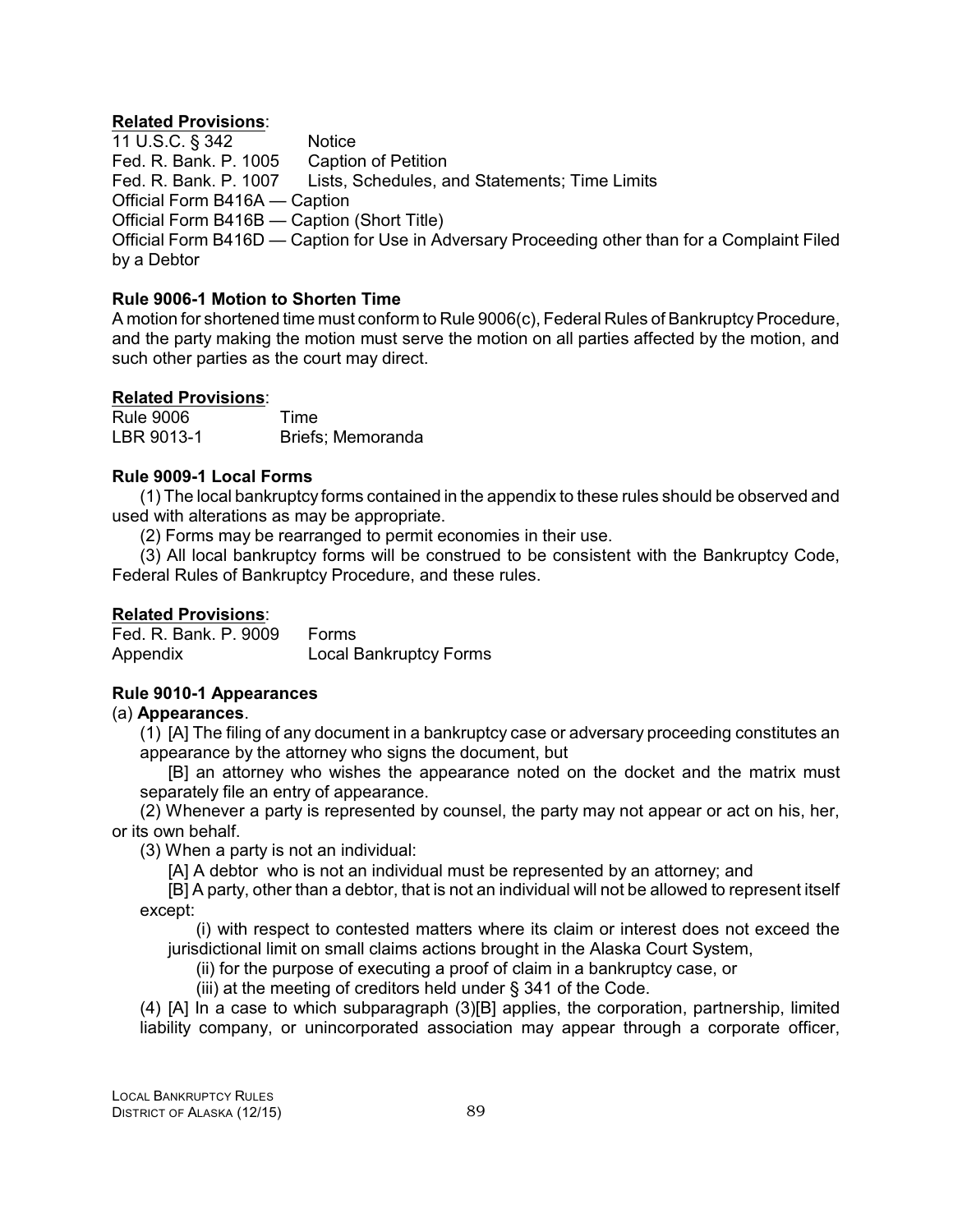**Related Provisions**:

| | |
|---|---|
| 11 U.S.C. § 342 | Notice |
| Fed. R. Bank. P. 1005 | Caption of Petition |
| Fed. R. Bank. P. 1007 | Lists, Schedules, and Statements; Time Limits |

Official Form B416A — Caption
Official Form B416B — Caption (Short Title)
Official Form B416D — Caption for Use in Adversary Proceeding other than for a Complaint Filed by a Debtor

**Rule 9006-1 Motion to Shorten Time**

A motion for shortened time must conform to Rule 9006(c), Federal Rules of Bankruptcy Procedure, and the party making the motion must serve the motion on all parties affected by the motion, and such other parties as the court may direct.

**Related Provisions**:

| | |
|---|---|
| Rule 9006 | Time |
| LBR 9013-1 | Briefs; Memoranda |

**Rule 9009-1 Local Forms**

(1) The local bankruptcy forms contained in the appendix to these rules should be observed and used with alterations as may be appropriate.

(2) Forms may be rearranged to permit economies in their use.

(3) All local bankruptcy forms will be construed to be consistent with the Bankruptcy Code, Federal Rules of Bankruptcy Procedure, and these rules.

**Related Provisions**:

| | |
|---|---|
| Fed. R. Bank. P. 9009 | Forms |
| Appendix | Local Bankruptcy Forms |

**Rule 9010-1 Appearances**

(a) **Appearances**.

(1) [A] The filing of any document in a bankruptcy case or adversary proceeding constitutes an appearance by the attorney who signs the document, but

[B] an attorney who wishes the appearance noted on the docket and the matrix must separately file an entry of appearance.

(2) Whenever a party is represented by counsel, the party may not appear or act on his, her, or its own behalf.

(3) When a party is not an individual:

[A] A debtor who is not an individual must be represented by an attorney; and

[B] A party, other than a debtor, that is not an individual will not be allowed to represent itself except:

(i) with respect to contested matters where its claim or interest does not exceed the jurisdictional limit on small claims actions brought in the Alaska Court System,

(ii) for the purpose of executing a proof of claim in a bankruptcy case, or

(iii) at the meeting of creditors held under § 341 of the Code.

(4) [A] In a case to which subparagraph (3)[B] applies, the corporation, partnership, limited liability company, or unincorporated association may appear through a corporate officer,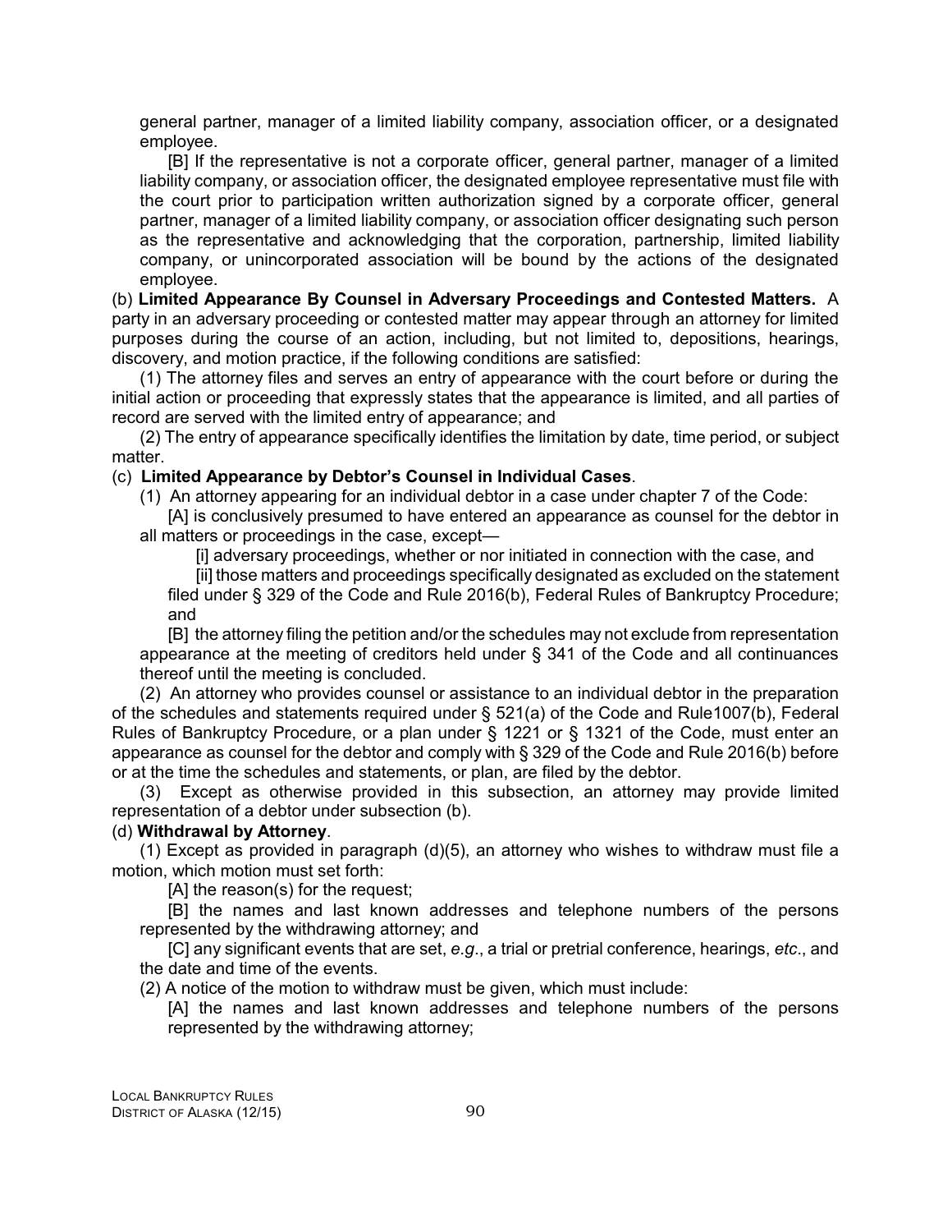general partner, manager of a limited liability company, association officer, or a designated employee.

[B] If the representative is not a corporate officer, general partner, manager of a limited liability company, or association officer, the designated employee representative must file with the court prior to participation written authorization signed by a corporate officer, general partner, manager of a limited liability company, or association officer designating such person as the representative and acknowledging that the corporation, partnership, limited liability company, or unincorporated association will be bound by the actions of the designated employee.

(b) **Limited Appearance By Counsel in Adversary Proceedings and Contested Matters.** A party in an adversary proceeding or contested matter may appear through an attorney for limited purposes during the course of an action, including, but not limited to, depositions, hearings, discovery, and motion practice, if the following conditions are satisfied:

(1) The attorney files and serves an entry of appearance with the court before or during the initial action or proceeding that expressly states that the appearance is limited, and all parties of record are served with the limited entry of appearance; and

(2) The entry of appearance specifically identifies the limitation by date, time period, or subject matter.

(c) **Limited Appearance by Debtor's Counsel in Individual Cases**.

(1) An attorney appearing for an individual debtor in a case under chapter 7 of the Code:

[A] is conclusively presumed to have entered an appearance as counsel for the debtor in all matters or proceedings in the case, except—

[i] adversary proceedings, whether or nor initiated in connection with the case, and

[ii] those matters and proceedings specifically designated as excluded on the statement filed under § 329 of the Code and Rule 2016(b), Federal Rules of Bankruptcy Procedure; and

[B] the attorney filing the petition and/or the schedules may not exclude from representation appearance at the meeting of creditors held under § 341 of the Code and all continuances thereof until the meeting is concluded.

(2) An attorney who provides counsel or assistance to an individual debtor in the preparation of the schedules and statements required under § 521(a) of the Code and Rule1007(b), Federal Rules of Bankruptcy Procedure, or a plan under § 1221 or § 1321 of the Code, must enter an appearance as counsel for the debtor and comply with § 329 of the Code and Rule 2016(b) before or at the time the schedules and statements, or plan, are filed by the debtor.

(3) Except as otherwise provided in this subsection, an attorney may provide limited representation of a debtor under subsection (b).

(d) **Withdrawal by Attorney**.

(1) Except as provided in paragraph (d)(5), an attorney who wishes to withdraw must file a motion, which motion must set forth:

[A] the reason(s) for the request;

[B] the names and last known addresses and telephone numbers of the persons represented by the withdrawing attorney; and

[C] any significant events that are set, *e.g.*, a trial or pretrial conference, hearings, *etc*., and the date and time of the events.

(2) A notice of the motion to withdraw must be given, which must include:

[A] the names and last known addresses and telephone numbers of the persons represented by the withdrawing attorney;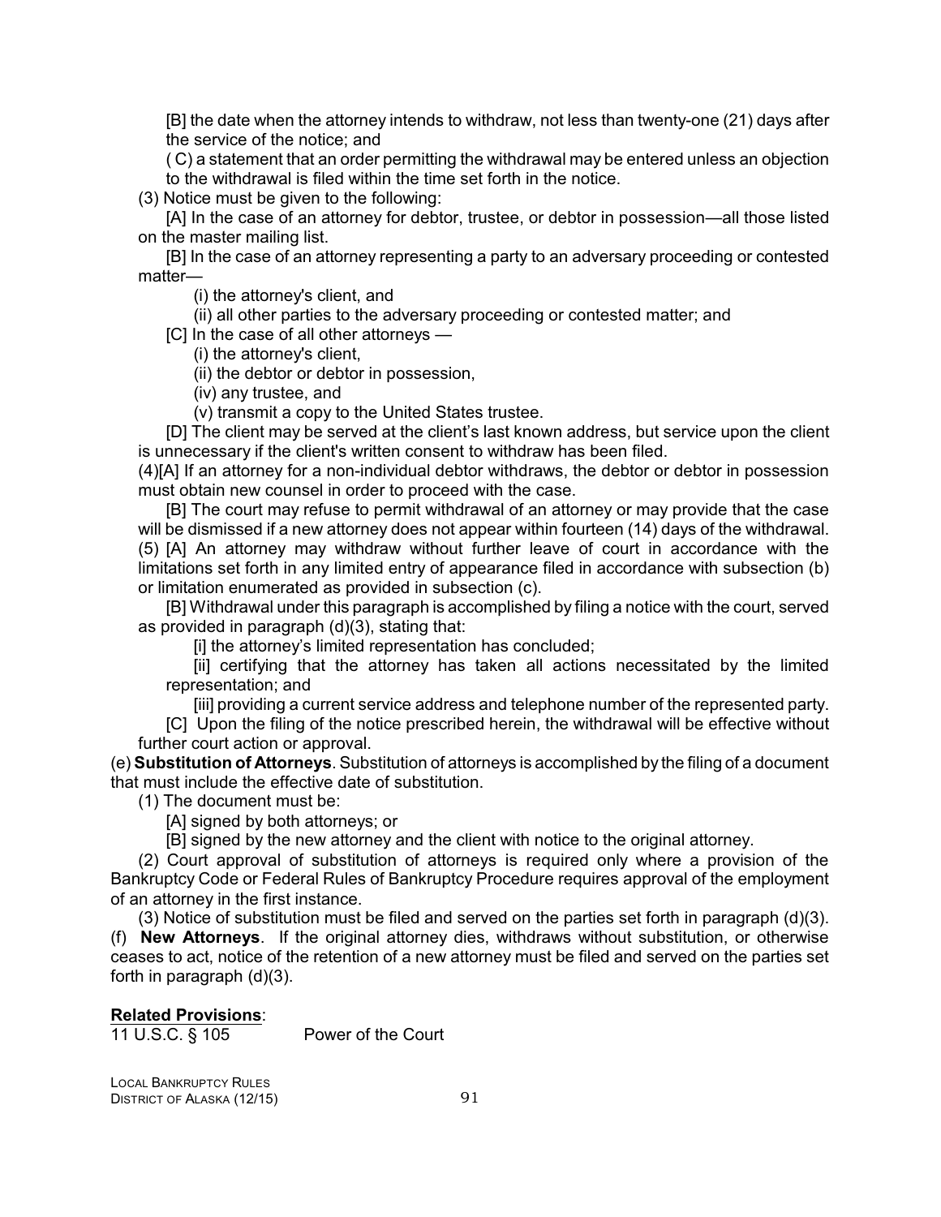[B] the date when the attorney intends to withdraw, not less than twenty-one (21) days after the service of the notice; and

( C) a statement that an order permitting the withdrawal may be entered unless an objection to the withdrawal is filed within the time set forth in the notice.

(3) Notice must be given to the following:

[A] In the case of an attorney for debtor, trustee, or debtor in possession—all those listed on the master mailing list.

[B] In the case of an attorney representing a party to an adversary proceeding or contested matter—

(i) the attorney's client, and

(ii) all other parties to the adversary proceeding or contested matter; and

[C] In the case of all other attorneys —

(i) the attorney's client,

(ii) the debtor or debtor in possession,

(iv) any trustee, and

(v) transmit a copy to the United States trustee.

[D] The client may be served at the client's last known address, but service upon the client is unnecessary if the client's written consent to withdraw has been filed.

(4)[A] If an attorney for a non-individual debtor withdraws, the debtor or debtor in possession must obtain new counsel in order to proceed with the case.

[B] The court may refuse to permit withdrawal of an attorney or may provide that the case will be dismissed if a new attorney does not appear within fourteen (14) days of the withdrawal.

(5) [A] An attorney may withdraw without further leave of court in accordance with the limitations set forth in any limited entry of appearance filed in accordance with subsection (b) or limitation enumerated as provided in subsection (c).

[B] Withdrawal under this paragraph is accomplished by filing a notice with the court, served as provided in paragraph (d)(3), stating that:

[i] the attorney's limited representation has concluded;

[ii] certifying that the attorney has taken all actions necessitated by the limited representation; and

[iii] providing a current service address and telephone number of the represented party.

[C] Upon the filing of the notice prescribed herein, the withdrawal will be effective without further court action or approval.

(e) **Substitution of Attorneys**. Substitution of attorneys is accomplished by the filing of a document that must include the effective date of substitution.

(1) The document must be:

[A] signed by both attorneys; or

[B] signed by the new attorney and the client with notice to the original attorney.

(2) Court approval of substitution of attorneys is required only where a provision of the Bankruptcy Code or Federal Rules of Bankruptcy Procedure requires approval of the employment of an attorney in the first instance.

(3) Notice of substitution must be filed and served on the parties set forth in paragraph (d)(3).

(f) **New Attorneys**. If the original attorney dies, withdraws without substitution, or otherwise ceases to act, notice of the retention of a new attorney must be filed and served on the parties set forth in paragraph (d)(3).

**Related Provisions**:

11 U.S.C. § 105 Power of the Court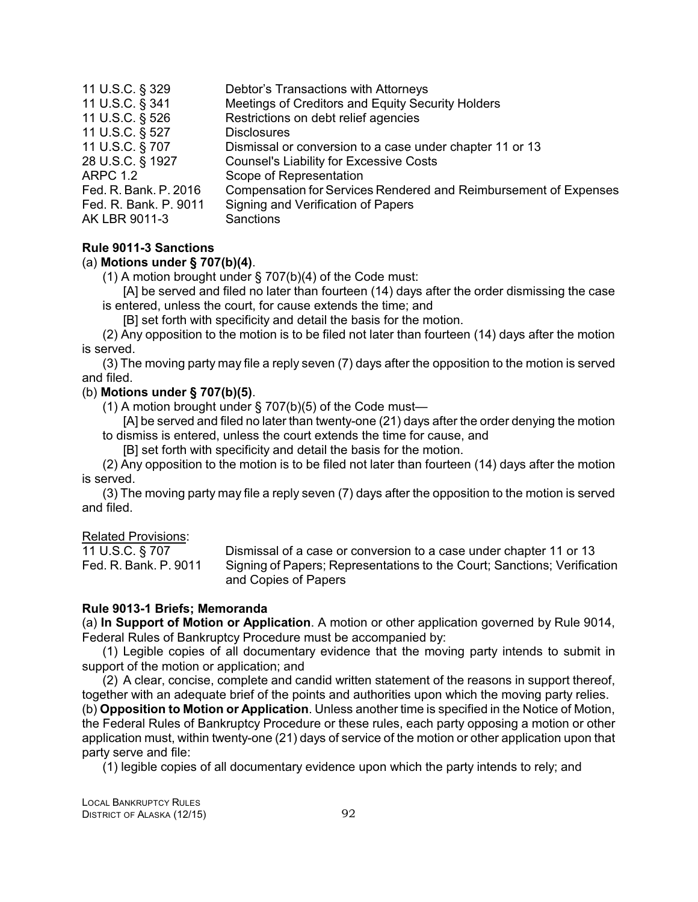| | |
|---|---|
| 11 U.S.C. § 329 | Debtor's Transactions with Attorneys |
| 11 U.S.C. § 341 | Meetings of Creditors and Equity Security Holders |
| 11 U.S.C. § 526 | Restrictions on debt relief agencies |
| 11 U.S.C. § 527 | Disclosures |
| 11 U.S.C. § 707 | Dismissal or conversion to a case under chapter 11 or 13 |
| 28 U.S.C. § 1927 | Counsel's Liability for Excessive Costs |
| ARPC 1.2 | Scope of Representation |
| Fed. R. Bank. P. 2016 | Compensation for Services Rendered and Reimbursement of Expenses |
| Fed. R. Bank. P. 9011 | Signing and Verification of Papers |
| AK LBR 9011-3 | Sanctions |

### Rule 9011-3 Sanctions

(a) **Motions under § 707(b)(4)**.

(1) A motion brought under § 707(b)(4) of the Code must:

[A] be served and filed no later than fourteen (14) days after the order dismissing the case is entered, unless the court, for cause extends the time; and

[B] set forth with specificity and detail the basis for the motion.

(2) Any opposition to the motion is to be filed not later than fourteen (14) days after the motion is served.

(3) The moving party may file a reply seven (7) days after the opposition to the motion is served and filed.

(b) **Motions under § 707(b)(5)**.

(1) A motion brought under § 707(b)(5) of the Code must—

[A] be served and filed no later than twenty-one (21) days after the order denying the motion to dismiss is entered, unless the court extends the time for cause, and

[B] set forth with specificity and detail the basis for the motion.

(2) Any opposition to the motion is to be filed not later than fourteen (14) days after the motion is served.

(3) The moving party may file a reply seven (7) days after the opposition to the motion is served and filed.

Related Provisions:

| | |
|---|---|
| 11 U.S.C. § 707 | Dismissal of a case or conversion to a case under chapter 11 or 13 |
| Fed. R. Bank. P. 9011 | Signing of Papers; Representations to the Court; Sanctions; Verification and Copies of Papers |

### Rule 9013-1 Briefs; Memoranda

(a) **In Support of Motion or Application**. A motion or other application governed by Rule 9014, Federal Rules of Bankruptcy Procedure must be accompanied by:

(1) Legible copies of all documentary evidence that the moving party intends to submit in support of the motion or application; and

(2) A clear, concise, complete and candid written statement of the reasons in support thereof, together with an adequate brief of the points and authorities upon which the moving party relies.

(b) **Opposition to Motion or Application**. Unless another time is specified in the Notice of Motion, the Federal Rules of Bankruptcy Procedure or these rules, each party opposing a motion or other application must, within twenty-one (21) days of service of the motion or other application upon that party serve and file:

(1) legible copies of all documentary evidence upon which the party intends to rely; and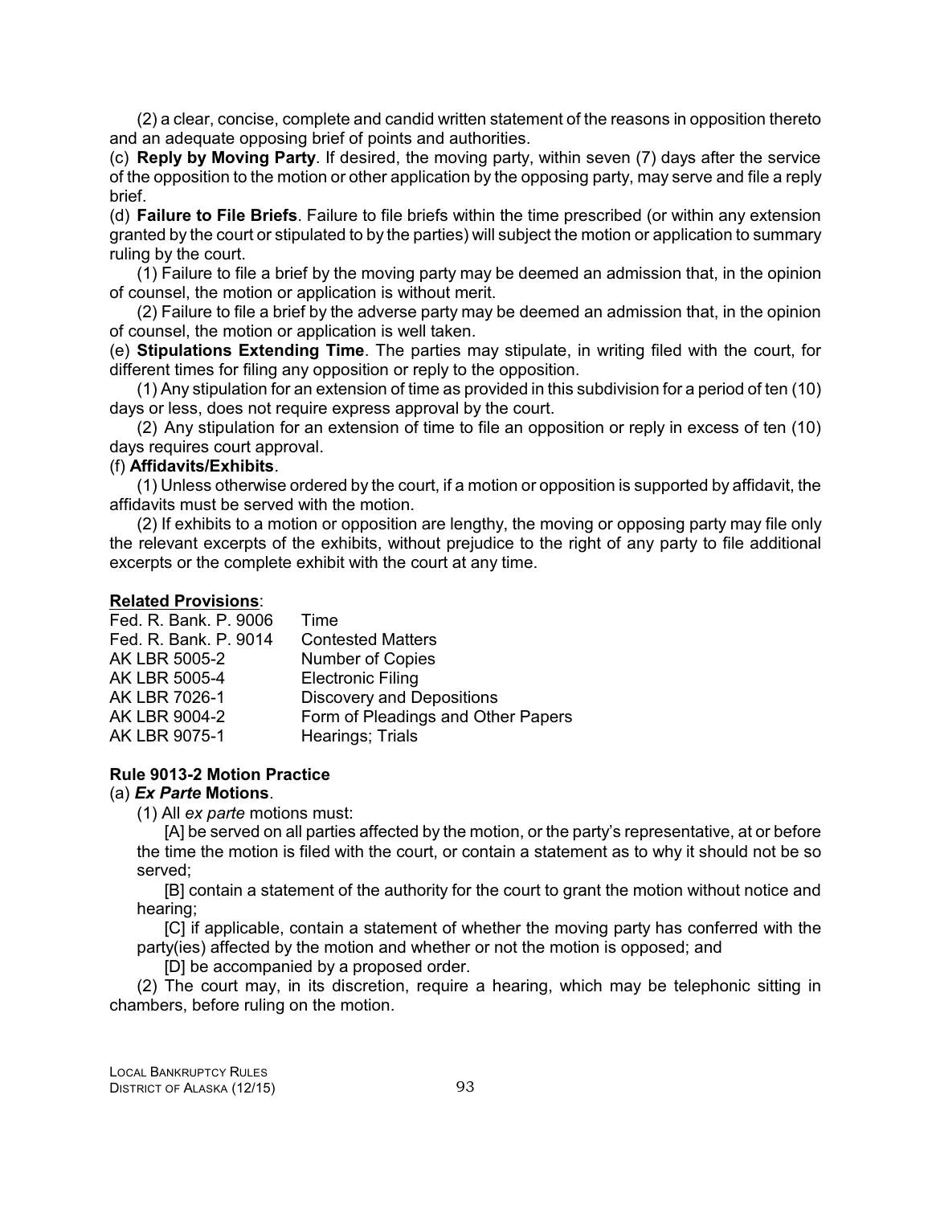(2) a clear, concise, complete and candid written statement of the reasons in opposition thereto and an adequate opposing brief of points and authorities.

(c) **Reply by Moving Party**. If desired, the moving party, within seven (7) days after the service of the opposition to the motion or other application by the opposing party, may serve and file a reply brief.

(d) **Failure to File Briefs**. Failure to file briefs within the time prescribed (or within any extension granted by the court or stipulated to by the parties) will subject the motion or application to summary ruling by the court.

(1) Failure to file a brief by the moving party may be deemed an admission that, in the opinion of counsel, the motion or application is without merit.

(2) Failure to file a brief by the adverse party may be deemed an admission that, in the opinion of counsel, the motion or application is well taken.

(e) **Stipulations Extending Time**. The parties may stipulate, in writing filed with the court, for different times for filing any opposition or reply to the opposition.

(1) Any stipulation for an extension of time as provided in this subdivision for a period of ten (10) days or less, does not require express approval by the court.

(2) Any stipulation for an extension of time to file an opposition or reply in excess of ten (10) days requires court approval.

(f) **Affidavits/Exhibits**.

(1) Unless otherwise ordered by the court, if a motion or opposition is supported by affidavit, the affidavits must be served with the motion.

(2) If exhibits to a motion or opposition are lengthy, the moving or opposing party may file only the relevant excerpts of the exhibits, without prejudice to the right of any party to file additional excerpts or the complete exhibit with the court at any time.

**Related Provisions**:

| | |
|---|---|
| Fed. R. Bank. P. 9006 | Time |
| Fed. R. Bank. P. 9014 | Contested Matters |
| AK LBR 5005-2 | Number of Copies |
| AK LBR 5005-4 | Electronic Filing |
| AK LBR 7026-1 | Discovery and Depositions |
| AK LBR 9004-2 | Form of Pleadings and Other Papers |
| AK LBR 9075-1 | Hearings; Trials |

**Rule 9013-2 Motion Practice**

(a) ***Ex Parte* Motions**.

(1) All *ex parte* motions must:

[A] be served on all parties affected by the motion, or the party's representative, at or before the time the motion is filed with the court, or contain a statement as to why it should not be so served;

[B] contain a statement of the authority for the court to grant the motion without notice and hearing;

[C] if applicable, contain a statement of whether the moving party has conferred with the party(ies) affected by the motion and whether or not the motion is opposed; and

[D] be accompanied by a proposed order.

(2) The court may, in its discretion, require a hearing, which may be telephonic sitting in chambers, before ruling on the motion.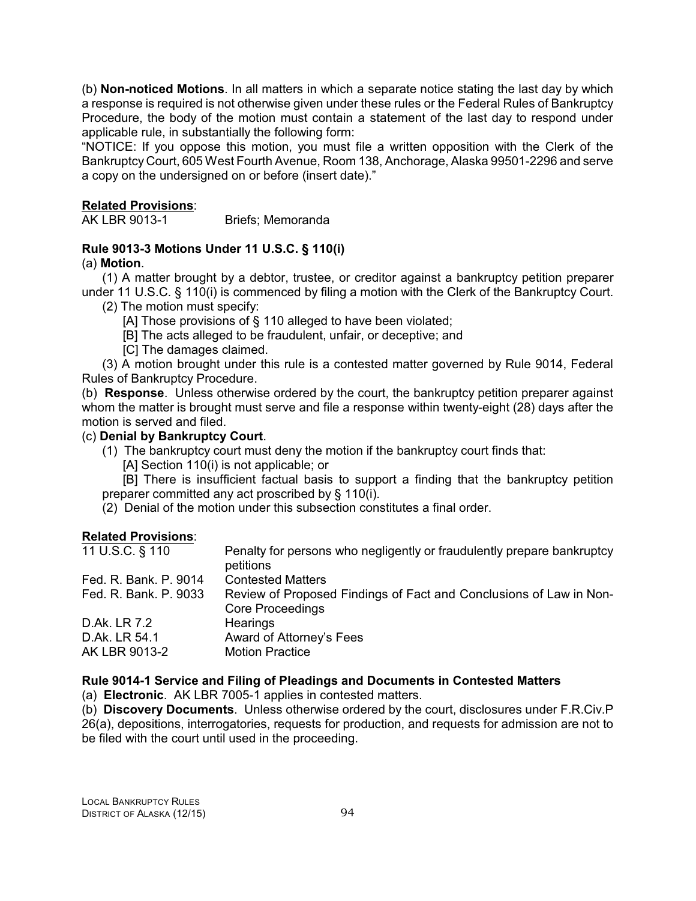(b) **Non-noticed Motions**. In all matters in which a separate notice stating the last day by which a response is required is not otherwise given under these rules or the Federal Rules of Bankruptcy Procedure, the body of the motion must contain a statement of the last day to respond under applicable rule, in substantially the following form:

"NOTICE: If you oppose this motion, you must file a written opposition with the Clerk of the Bankruptcy Court, 605 West Fourth Avenue, Room 138, Anchorage, Alaska 99501-2296 and serve a copy on the undersigned on or before (insert date)."

**Related Provisions**:

| | |
|---|---|
| AK LBR 9013-1 | Briefs; Memoranda |

### Rule 9013-3 Motions Under 11 U.S.C. § 110(i)

(a) **Motion**.

(1) A matter brought by a debtor, trustee, or creditor against a bankruptcy petition preparer under 11 U.S.C. § 110(i) is commenced by filing a motion with the Clerk of the Bankruptcy Court.

(2) The motion must specify:

[A] Those provisions of § 110 alleged to have been violated;

[B] The acts alleged to be fraudulent, unfair, or deceptive; and

[C] The damages claimed.

(3) A motion brought under this rule is a contested matter governed by Rule 9014, Federal Rules of Bankruptcy Procedure.

(b) **Response**. Unless otherwise ordered by the court, the bankruptcy petition preparer against whom the matter is brought must serve and file a response within twenty-eight (28) days after the motion is served and filed.

(c) **Denial by Bankruptcy Court**.

(1) The bankruptcy court must deny the motion if the bankruptcy court finds that:

[A] Section 110(i) is not applicable; or

[B] There is insufficient factual basis to support a finding that the bankruptcy petition preparer committed any act proscribed by § 110(i).

(2) Denial of the motion under this subsection constitutes a final order.

**Related Provisions**:

| | |
|---|---|
| 11 U.S.C. § 110 | Penalty for persons who negligently or fraudulently prepare bankruptcy petitions |
| Fed. R. Bank. P. 9014 | Contested Matters |
| Fed. R. Bank. P. 9033 | Review of Proposed Findings of Fact and Conclusions of Law in Non-Core Proceedings |
| D.Ak. LR 7.2 | Hearings |
| D.Ak. LR 54.1 | Award of Attorney's Fees |
| AK LBR 9013-2 | Motion Practice |

### Rule 9014-1 Service and Filing of Pleadings and Documents in Contested Matters

(a) **Electronic**. AK LBR 7005-1 applies in contested matters.

(b) **Discovery Documents**. Unless otherwise ordered by the court, disclosures under F.R.Civ.P 26(a), depositions, interrogatories, requests for production, and requests for admission are not to be filed with the court until used in the proceeding.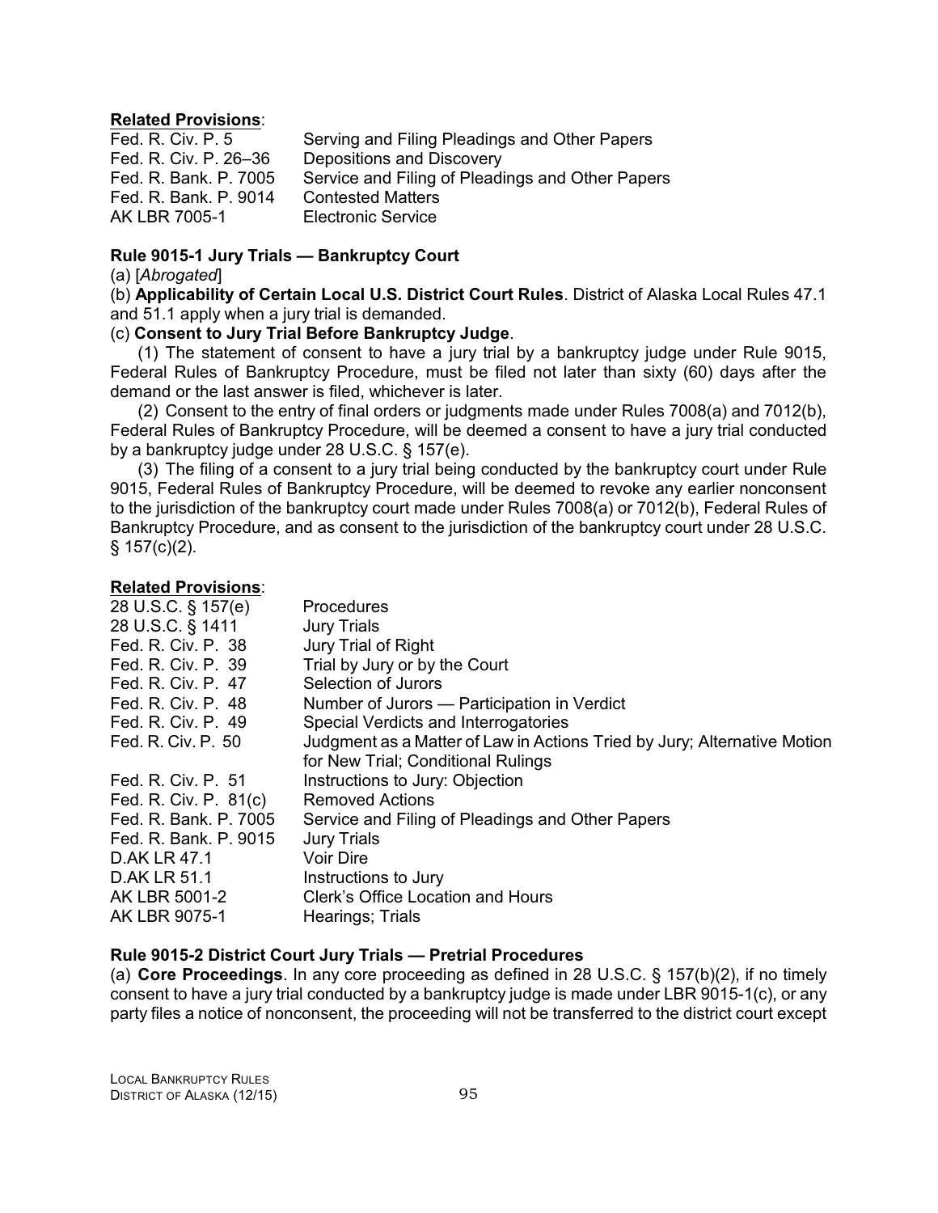**Related Provisions**:

| | |
|---|---|
| Fed. R. Civ. P. 5 | Serving and Filing Pleadings and Other Papers |
| Fed. R. Civ. P. 26–36 | Depositions and Discovery |
| Fed. R. Bank. P. 7005 | Service and Filing of Pleadings and Other Papers |
| Fed. R. Bank. P. 9014 | Contested Matters |
| AK LBR 7005-1 | Electronic Service |

### Rule 9015-1 Jury Trials — Bankruptcy Court

(a) [*Abrogated*]

(b) **Applicability of Certain Local U.S. District Court Rules**. District of Alaska Local Rules 47.1 and 51.1 apply when a jury trial is demanded.

(c) **Consent to Jury Trial Before Bankruptcy Judge**.

(1) The statement of consent to have a jury trial by a bankruptcy judge under Rule 9015, Federal Rules of Bankruptcy Procedure, must be filed not later than sixty (60) days after the demand or the last answer is filed, whichever is later.

(2) Consent to the entry of final orders or judgments made under Rules 7008(a) and 7012(b), Federal Rules of Bankruptcy Procedure, will be deemed a consent to have a jury trial conducted by a bankruptcy judge under 28 U.S.C. § 157(e).

(3) The filing of a consent to a jury trial being conducted by the bankruptcy court under Rule 9015, Federal Rules of Bankruptcy Procedure, will be deemed to revoke any earlier nonconsent to the jurisdiction of the bankruptcy court made under Rules 7008(a) or 7012(b), Federal Rules of Bankruptcy Procedure, and as consent to the jurisdiction of the bankruptcy court under 28 U.S.C. § 157(c)(2).

**Related Provisions**:

| | |
|---|---|
| 28 U.S.C. § 157(e) | Procedures |
| 28 U.S.C. § 1411 | Jury Trials |
| Fed. R. Civ. P. 38 | Jury Trial of Right |
| Fed. R. Civ. P. 39 | Trial by Jury or by the Court |
| Fed. R. Civ. P. 47 | Selection of Jurors |
| Fed. R. Civ. P. 48 | Number of Jurors — Participation in Verdict |
| Fed. R. Civ. P. 49 | Special Verdicts and Interrogatories |
| Fed. R. Civ. P. 50 | Judgment as a Matter of Law in Actions Tried by Jury; Alternative Motion for New Trial; Conditional Rulings |
| Fed. R. Civ. P. 51 | Instructions to Jury: Objection |
| Fed. R. Civ. P. 81(c) | Removed Actions |
| Fed. R. Bank. P. 7005 | Service and Filing of Pleadings and Other Papers |
| Fed. R. Bank. P. 9015 | Jury Trials |
| D.AK LR 47.1 | Voir Dire |
| D.AK LR 51.1 | Instructions to Jury |
| AK LBR 5001-2 | Clerk's Office Location and Hours |
| AK LBR 9075-1 | Hearings; Trials |

### Rule 9015-2 District Court Jury Trials — Pretrial Procedures

(a) **Core Proceedings**. In any core proceeding as defined in 28 U.S.C. § 157(b)(2), if no timely consent to have a jury trial conducted by a bankruptcy judge is made under LBR 9015-1(c), or any party files a notice of nonconsent, the proceeding will not be transferred to the district court except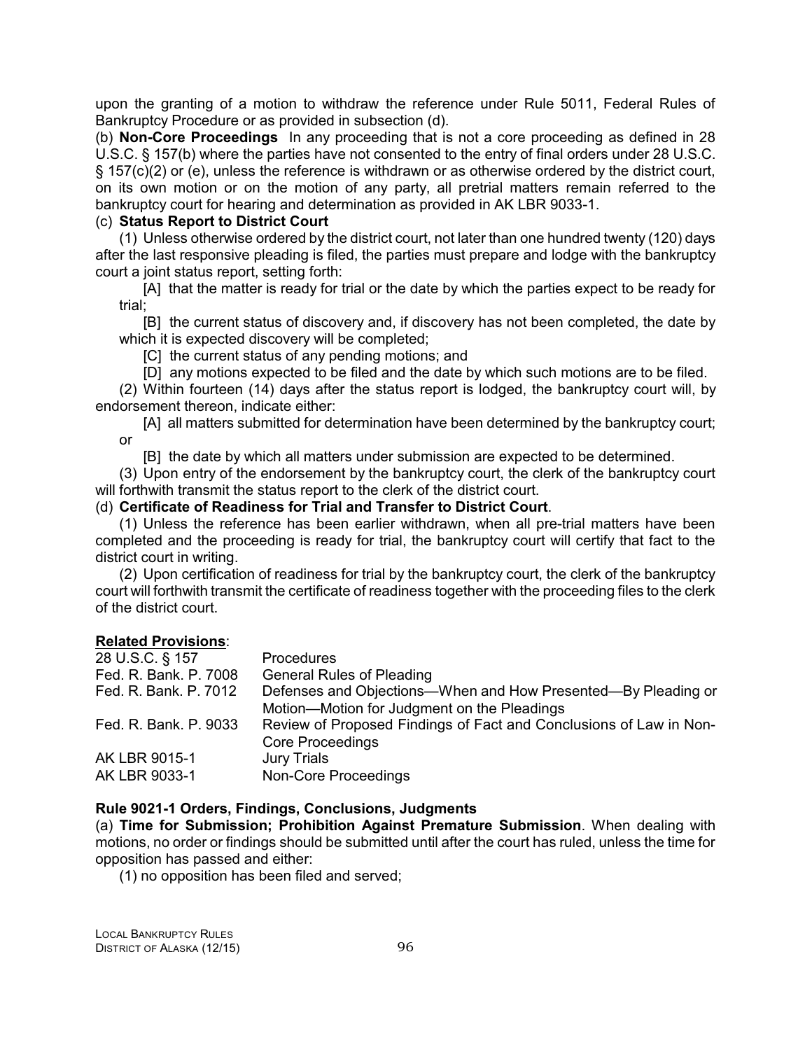upon the granting of a motion to withdraw the reference under Rule 5011, Federal Rules of Bankruptcy Procedure or as provided in subsection (d).

(b) **Non-Core Proceedings** In any proceeding that is not a core proceeding as defined in 28 U.S.C. § 157(b) where the parties have not consented to the entry of final orders under 28 U.S.C. § 157(c)(2) or (e), unless the reference is withdrawn or as otherwise ordered by the district court, on its own motion or on the motion of any party, all pretrial matters remain referred to the bankruptcy court for hearing and determination as provided in AK LBR 9033-1.

(c) **Status Report to District Court**

(1) Unless otherwise ordered by the district court, not later than one hundred twenty (120) days after the last responsive pleading is filed, the parties must prepare and lodge with the bankruptcy court a joint status report, setting forth:

[A] that the matter is ready for trial or the date by which the parties expect to be ready for trial;

[B] the current status of discovery and, if discovery has not been completed, the date by which it is expected discovery will be completed;

[C] the current status of any pending motions; and

[D] any motions expected to be filed and the date by which such motions are to be filed.

(2) Within fourteen (14) days after the status report is lodged, the bankruptcy court will, by endorsement thereon, indicate either:

[A] all matters submitted for determination have been determined by the bankruptcy court; or

[B] the date by which all matters under submission are expected to be determined.

(3) Upon entry of the endorsement by the bankruptcy court, the clerk of the bankruptcy court will forthwith transmit the status report to the clerk of the district court.

(d) **Certificate of Readiness for Trial and Transfer to District Court**.

(1) Unless the reference has been earlier withdrawn, when all pre-trial matters have been completed and the proceeding is ready for trial, the bankruptcy court will certify that fact to the district court in writing.

(2) Upon certification of readiness for trial by the bankruptcy court, the clerk of the bankruptcy court will forthwith transmit the certificate of readiness together with the proceeding files to the clerk of the district court.

**Related Provisions**:

| | |
|---|---|
| 28 U.S.C. § 157 | Procedures |
| Fed. R. Bank. P. 7008 | General Rules of Pleading |
| Fed. R. Bank. P. 7012 | Defenses and Objections—When and How Presented—By Pleading or Motion—Motion for Judgment on the Pleadings |
| Fed. R. Bank. P. 9033 | Review of Proposed Findings of Fact and Conclusions of Law in Non-Core Proceedings |
| AK LBR 9015-1 | Jury Trials |
| AK LBR 9033-1 | Non-Core Proceedings |

### Rule 9021-1 Orders, Findings, Conclusions, Judgments

(a) **Time for Submission; Prohibition Against Premature Submission**. When dealing with motions, no order or findings should be submitted until after the court has ruled, unless the time for opposition has passed and either:

(1) no opposition has been filed and served;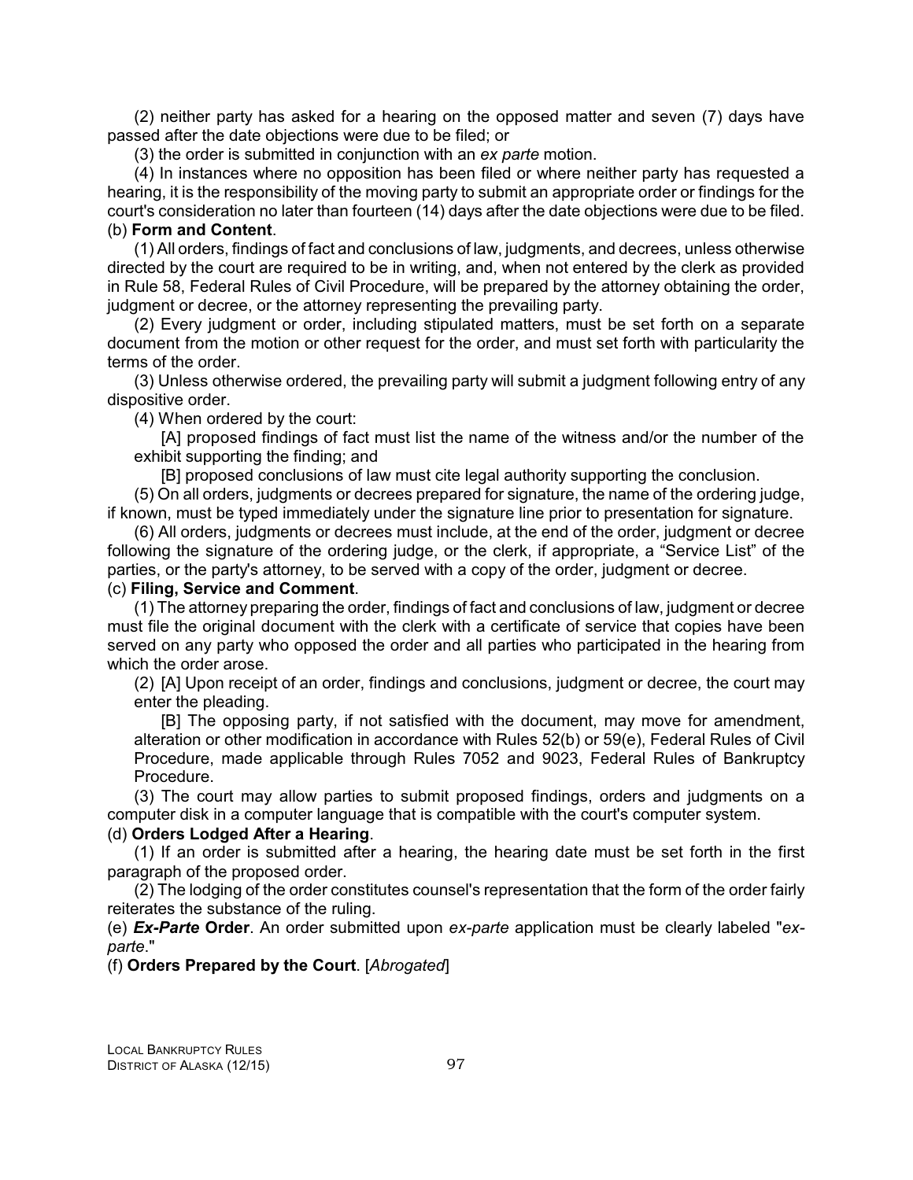(2) neither party has asked for a hearing on the opposed matter and seven (7) days have passed after the date objections were due to be filed; or

(3) the order is submitted in conjunction with an *ex parte* motion.

(4) In instances where no opposition has been filed or where neither party has requested a hearing, it is the responsibility of the moving party to submit an appropriate order or findings for the court's consideration no later than fourteen (14) days after the date objections were due to be filed.

(b) **Form and Content**.

(1) All orders, findings of fact and conclusions of law, judgments, and decrees, unless otherwise directed by the court are required to be in writing, and, when not entered by the clerk as provided in Rule 58, Federal Rules of Civil Procedure, will be prepared by the attorney obtaining the order, judgment or decree, or the attorney representing the prevailing party.

(2) Every judgment or order, including stipulated matters, must be set forth on a separate document from the motion or other request for the order, and must set forth with particularity the terms of the order.

(3) Unless otherwise ordered, the prevailing party will submit a judgment following entry of any dispositive order.

(4) When ordered by the court:

[A] proposed findings of fact must list the name of the witness and/or the number of the exhibit supporting the finding; and

[B] proposed conclusions of law must cite legal authority supporting the conclusion.

(5) On all orders, judgments or decrees prepared for signature, the name of the ordering judge, if known, must be typed immediately under the signature line prior to presentation for signature.

(6) All orders, judgments or decrees must include, at the end of the order, judgment or decree following the signature of the ordering judge, or the clerk, if appropriate, a "Service List" of the parties, or the party's attorney, to be served with a copy of the order, judgment or decree.

(c) **Filing, Service and Comment**.

(1) The attorney preparing the order, findings of fact and conclusions of law, judgment or decree must file the original document with the clerk with a certificate of service that copies have been served on any party who opposed the order and all parties who participated in the hearing from which the order arose.

(2) [A] Upon receipt of an order, findings and conclusions, judgment or decree, the court may enter the pleading.

[B] The opposing party, if not satisfied with the document, may move for amendment, alteration or other modification in accordance with Rules 52(b) or 59(e), Federal Rules of Civil Procedure, made applicable through Rules 7052 and 9023, Federal Rules of Bankruptcy Procedure.

(3) The court may allow parties to submit proposed findings, orders and judgments on a computer disk in a computer language that is compatible with the court's computer system.

(d) **Orders Lodged After a Hearing**.

(1) If an order is submitted after a hearing, the hearing date must be set forth in the first paragraph of the proposed order.

(2) The lodging of the order constitutes counsel's representation that the form of the order fairly reiterates the substance of the ruling.

(e) ***Ex-Parte* Order**. An order submitted upon *ex-parte* application must be clearly labeled "*ex-parte*."

(f) **Orders Prepared by the Court**. [*Abrogated*]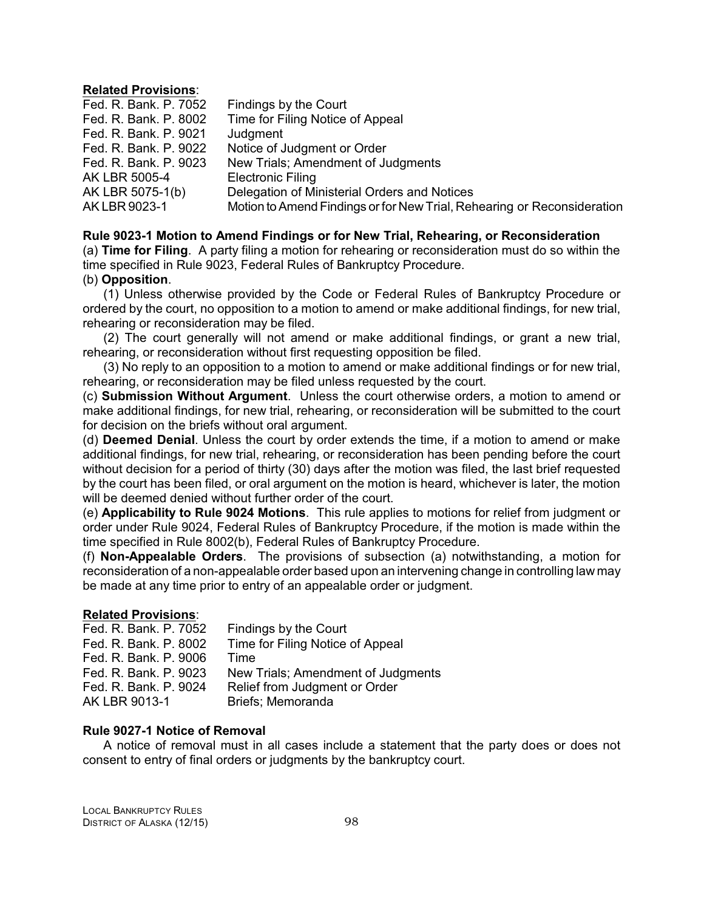**Related Provisions**:

| | |
|---|---|
| Fed. R. Bank. P. 7052 | Findings by the Court |
| Fed. R. Bank. P. 8002 | Time for Filing Notice of Appeal |
| Fed. R. Bank. P. 9021 | Judgment |
| Fed. R. Bank. P. 9022 | Notice of Judgment or Order |
| Fed. R. Bank. P. 9023 | New Trials; Amendment of Judgments |
| AK LBR 5005-4 | Electronic Filing |
| AK LBR 5075-1(b) | Delegation of Ministerial Orders and Notices |
| AK LBR 9023-1 | Motion to Amend Findings or for New Trial, Rehearing or Reconsideration |

**Rule 9023-1 Motion to Amend Findings or for New Trial, Rehearing, or Reconsideration**

(a) **Time for Filing**. A party filing a motion for rehearing or reconsideration must do so within the time specified in Rule 9023, Federal Rules of Bankruptcy Procedure.

(b) **Opposition**.

(1) Unless otherwise provided by the Code or Federal Rules of Bankruptcy Procedure or ordered by the court, no opposition to a motion to amend or make additional findings, for new trial, rehearing or reconsideration may be filed.

(2) The court generally will not amend or make additional findings, or grant a new trial, rehearing, or reconsideration without first requesting opposition be filed.

(3) No reply to an opposition to a motion to amend or make additional findings or for new trial, rehearing, or reconsideration may be filed unless requested by the court.

(c) **Submission Without Argument**. Unless the court otherwise orders, a motion to amend or make additional findings, for new trial, rehearing, or reconsideration will be submitted to the court for decision on the briefs without oral argument.

(d) **Deemed Denial**. Unless the court by order extends the time, if a motion to amend or make additional findings, for new trial, rehearing, or reconsideration has been pending before the court without decision for a period of thirty (30) days after the motion was filed, the last brief requested by the court has been filed, or oral argument on the motion is heard, whichever is later, the motion will be deemed denied without further order of the court.

(e) **Applicability to Rule 9024 Motions**. This rule applies to motions for relief from judgment or order under Rule 9024, Federal Rules of Bankruptcy Procedure, if the motion is made within the time specified in Rule 8002(b), Federal Rules of Bankruptcy Procedure.

(f) **Non-Appealable Orders**. The provisions of subsection (a) notwithstanding, a motion for reconsideration of a non-appealable order based upon an intervening change in controlling law may be made at any time prior to entry of an appealable order or judgment.

**Related Provisions**:

| | |
|---|---|
| Fed. R. Bank. P. 7052 | Findings by the Court |
| Fed. R. Bank. P. 8002 | Time for Filing Notice of Appeal |
| Fed. R. Bank. P. 9006 | Time |
| Fed. R. Bank. P. 9023 | New Trials; Amendment of Judgments |
| Fed. R. Bank. P. 9024 | Relief from Judgment or Order |
| AK LBR 9013-1 | Briefs; Memoranda |

**Rule 9027-1 Notice of Removal**

A notice of removal must in all cases include a statement that the party does or does not consent to entry of final orders or judgments by the bankruptcy court.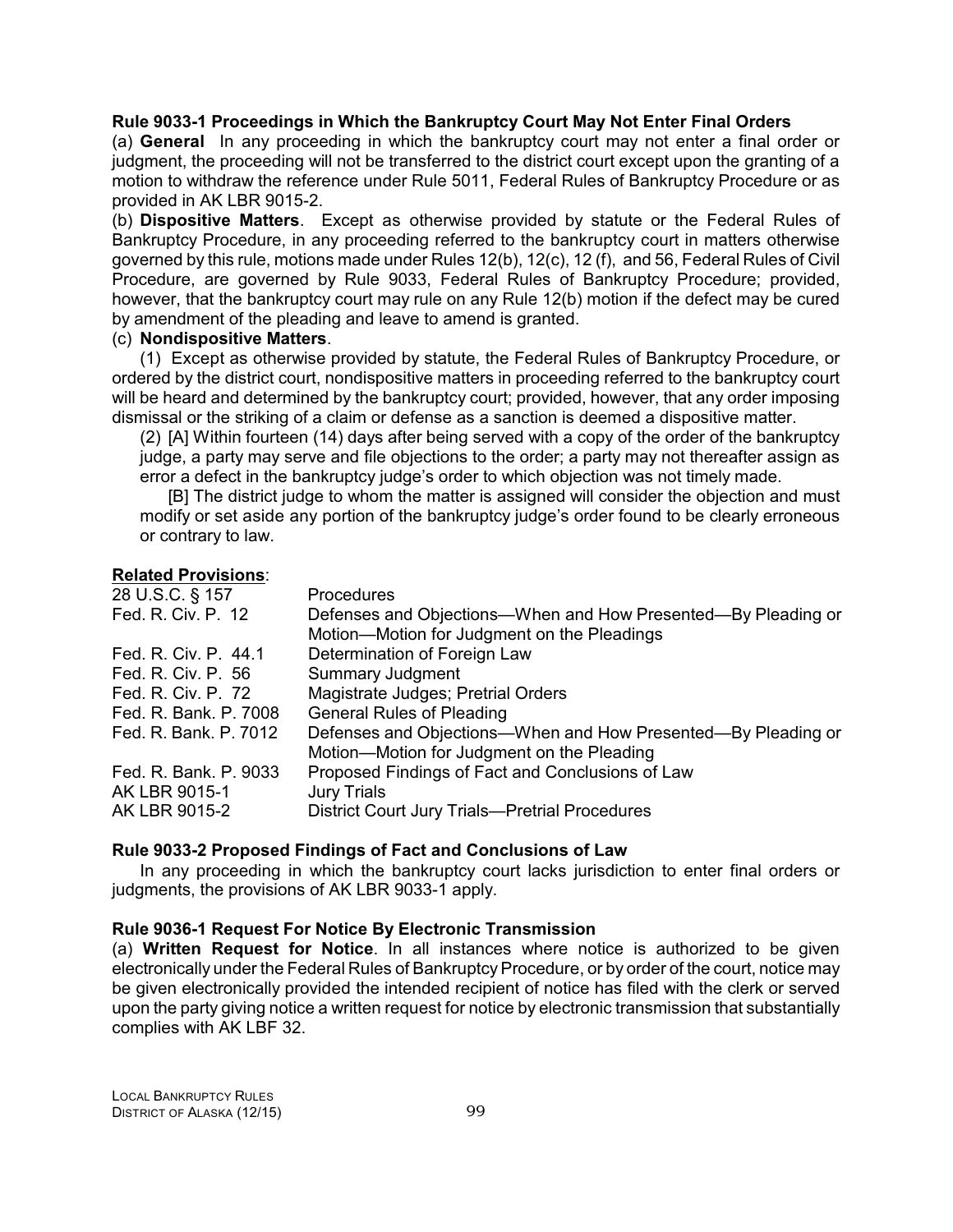**Rule 9033-1 Proceedings in Which the Bankruptcy Court May Not Enter Final Orders**

(a) **General** In any proceeding in which the bankruptcy court may not enter a final order or judgment, the proceeding will not be transferred to the district court except upon the granting of a motion to withdraw the reference under Rule 5011, Federal Rules of Bankruptcy Procedure or as provided in AK LBR 9015-2.

(b) **Dispositive Matters**. Except as otherwise provided by statute or the Federal Rules of Bankruptcy Procedure, in any proceeding referred to the bankruptcy court in matters otherwise governed by this rule, motions made under Rules 12(b), 12(c), 12 (f), and 56, Federal Rules of Civil Procedure, are governed by Rule 9033, Federal Rules of Bankruptcy Procedure; provided, however, that the bankruptcy court may rule on any Rule 12(b) motion if the defect may be cured by amendment of the pleading and leave to amend is granted.

(c) **Nondispositive Matters**.

(1) Except as otherwise provided by statute, the Federal Rules of Bankruptcy Procedure, or ordered by the district court, nondispositive matters in proceeding referred to the bankruptcy court will be heard and determined by the bankruptcy court; provided, however, that any order imposing dismissal or the striking of a claim or defense as a sanction is deemed a dispositive matter.

(2) [A] Within fourteen (14) days after being served with a copy of the order of the bankruptcy judge, a party may serve and file objections to the order; a party may not thereafter assign as error a defect in the bankruptcy judge's order to which objection was not timely made.

[B] The district judge to whom the matter is assigned will consider the objection and must modify or set aside any portion of the bankruptcy judge's order found to be clearly erroneous or contrary to law.

**Related Provisions**:

| | |
|---|---|
| 28 U.S.C. § 157 | Procedures |
| Fed. R. Civ. P. 12 | Defenses and Objections—When and How Presented—By Pleading or Motion—Motion for Judgment on the Pleadings |
| Fed. R. Civ. P. 44.1 | Determination of Foreign Law |
| Fed. R. Civ. P. 56 | Summary Judgment |
| Fed. R. Civ. P. 72 | Magistrate Judges; Pretrial Orders |
| Fed. R. Bank. P. 7008 | General Rules of Pleading |
| Fed. R. Bank. P. 7012 | Defenses and Objections—When and How Presented—By Pleading or Motion—Motion for Judgment on the Pleading |
| Fed. R. Bank. P. 9033 | Proposed Findings of Fact and Conclusions of Law |
| AK LBR 9015-1 | Jury Trials |
| AK LBR 9015-2 | District Court Jury Trials—Pretrial Procedures |

**Rule 9033-2 Proposed Findings of Fact and Conclusions of Law**

In any proceeding in which the bankruptcy court lacks jurisdiction to enter final orders or judgments, the provisions of AK LBR 9033-1 apply.

**Rule 9036-1 Request For Notice By Electronic Transmission**

(a) **Written Request for Notice**. In all instances where notice is authorized to be given electronically under the Federal Rules of Bankruptcy Procedure, or by order of the court, notice may be given electronically provided the intended recipient of notice has filed with the clerk or served upon the party giving notice a written request for notice by electronic transmission that substantially complies with AK LBF 32.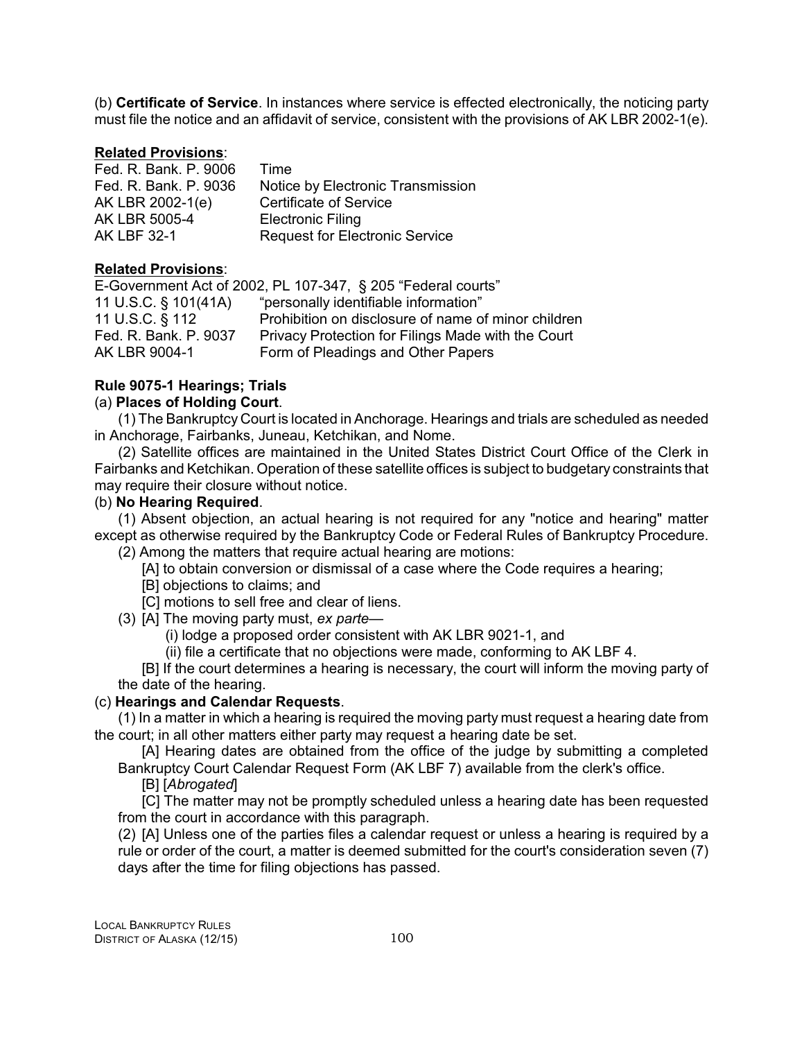(b) **Certificate of Service**. In instances where service is effected electronically, the noticing party must file the notice and an affidavit of service, consistent with the provisions of AK LBR 2002-1(e).

**Related Provisions**:

| | |
|---|---|
| Fed. R. Bank. P. 9006 | Time |
| Fed. R. Bank. P. 9036 | Notice by Electronic Transmission |
| AK LBR 2002-1(e) | Certificate of Service |
| AK LBR 5005-4 | Electronic Filing |
| AK LBF 32-1 | Request for Electronic Service |

**Related Provisions**:

E-Government Act of 2002, PL 107-347, § 205 "Federal courts"

| | |
|---|---|
| 11 U.S.C. § 101(41A) | "personally identifiable information" |
| 11 U.S.C. § 112 | Prohibition on disclosure of name of minor children |
| Fed. R. Bank. P. 9037 | Privacy Protection for Filings Made with the Court |
| AK LBR 9004-1 | Form of Pleadings and Other Papers |

### Rule 9075-1 Hearings; Trials

(a) **Places of Holding Court**.

(1) The Bankruptcy Court is located in Anchorage. Hearings and trials are scheduled as needed in Anchorage, Fairbanks, Juneau, Ketchikan, and Nome.

(2) Satellite offices are maintained in the United States District Court Office of the Clerk in Fairbanks and Ketchikan. Operation of these satellite offices is subject to budgetary constraints that may require their closure without notice.

(b) **No Hearing Required**.

(1) Absent objection, an actual hearing is not required for any "notice and hearing" matter except as otherwise required by the Bankruptcy Code or Federal Rules of Bankruptcy Procedure.

(2) Among the matters that require actual hearing are motions:

[A] to obtain conversion or dismissal of a case where the Code requires a hearing;

[B] objections to claims; and

[C] motions to sell free and clear of liens.

(3) [A] The moving party must, *ex parte*—

(i) lodge a proposed order consistent with AK LBR 9021-1, and

(ii) file a certificate that no objections were made, conforming to AK LBF 4.

[B] If the court determines a hearing is necessary, the court will inform the moving party of the date of the hearing.

(c) **Hearings and Calendar Requests**.

(1) In a matter in which a hearing is required the moving party must request a hearing date from the court; in all other matters either party may request a hearing date be set.

[A] Hearing dates are obtained from the office of the judge by submitting a completed Bankruptcy Court Calendar Request Form (AK LBF 7) available from the clerk's office.

[B] [*Abrogated*]

[C] The matter may not be promptly scheduled unless a hearing date has been requested from the court in accordance with this paragraph.

(2) [A] Unless one of the parties files a calendar request or unless a hearing is required by a rule or order of the court, a matter is deemed submitted for the court's consideration seven (7) days after the time for filing objections has passed.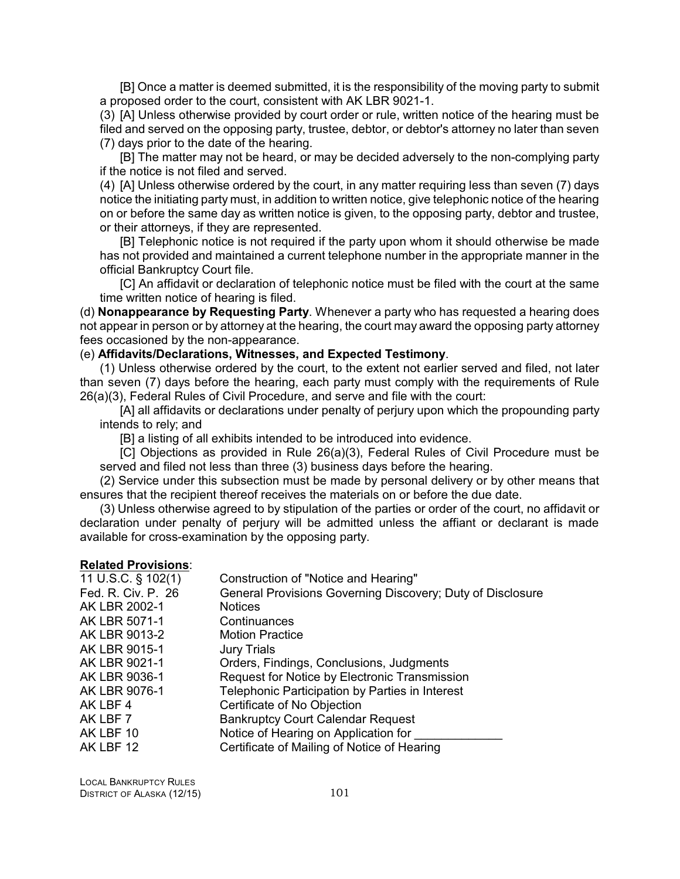[B] Once a matter is deemed submitted, it is the responsibility of the moving party to submit a proposed order to the court, consistent with AK LBR 9021-1.

(3) [A] Unless otherwise provided by court order or rule, written notice of the hearing must be filed and served on the opposing party, trustee, debtor, or debtor's attorney no later than seven (7) days prior to the date of the hearing.

[B] The matter may not be heard, or may be decided adversely to the non-complying party if the notice is not filed and served.

(4) [A] Unless otherwise ordered by the court, in any matter requiring less than seven (7) days notice the initiating party must, in addition to written notice, give telephonic notice of the hearing on or before the same day as written notice is given, to the opposing party, debtor and trustee, or their attorneys, if they are represented.

[B] Telephonic notice is not required if the party upon whom it should otherwise be made has not provided and maintained a current telephone number in the appropriate manner in the official Bankruptcy Court file.

[C] An affidavit or declaration of telephonic notice must be filed with the court at the same time written notice of hearing is filed.

(d) **Nonappearance by Requesting Party**. Whenever a party who has requested a hearing does not appear in person or by attorney at the hearing, the court may award the opposing party attorney fees occasioned by the non-appearance.

(e) **Affidavits/Declarations, Witnesses, and Expected Testimony**.

(1) Unless otherwise ordered by the court, to the extent not earlier served and filed, not later than seven (7) days before the hearing, each party must comply with the requirements of Rule 26(a)(3), Federal Rules of Civil Procedure, and serve and file with the court:

[A] all affidavits or declarations under penalty of perjury upon which the propounding party intends to rely; and

[B] a listing of all exhibits intended to be introduced into evidence.

[C] Objections as provided in Rule 26(a)(3), Federal Rules of Civil Procedure must be served and filed not less than three (3) business days before the hearing.

(2) Service under this subsection must be made by personal delivery or by other means that ensures that the recipient thereof receives the materials on or before the due date.

(3) Unless otherwise agreed to by stipulation of the parties or order of the court, no affidavit or declaration under penalty of perjury will be admitted unless the affiant or declarant is made available for cross-examination by the opposing party.

**Related Provisions**:

| | |
|---|---|
| 11 U.S.C. § 102(1) | Construction of "Notice and Hearing" |
| Fed. R. Civ. P. 26 | General Provisions Governing Discovery; Duty of Disclosure |
| AK LBR 2002-1 | Notices |
| AK LBR 5071-1 | Continuances |
| AK LBR 9013-2 | Motion Practice |
| AK LBR 9015-1 | Jury Trials |
| AK LBR 9021-1 | Orders, Findings, Conclusions, Judgments |
| AK LBR 9036-1 | Request for Notice by Electronic Transmission |
| AK LBR 9076-1 | Telephonic Participation by Parties in Interest |
| AK LBF 4 | Certificate of No Objection |
| AK LBF 7 | Bankruptcy Court Calendar Request |
| AK LBF 10 | Notice of Hearing on Application for _____________ |
| AK LBF 12 | Certificate of Mailing of Notice of Hearing |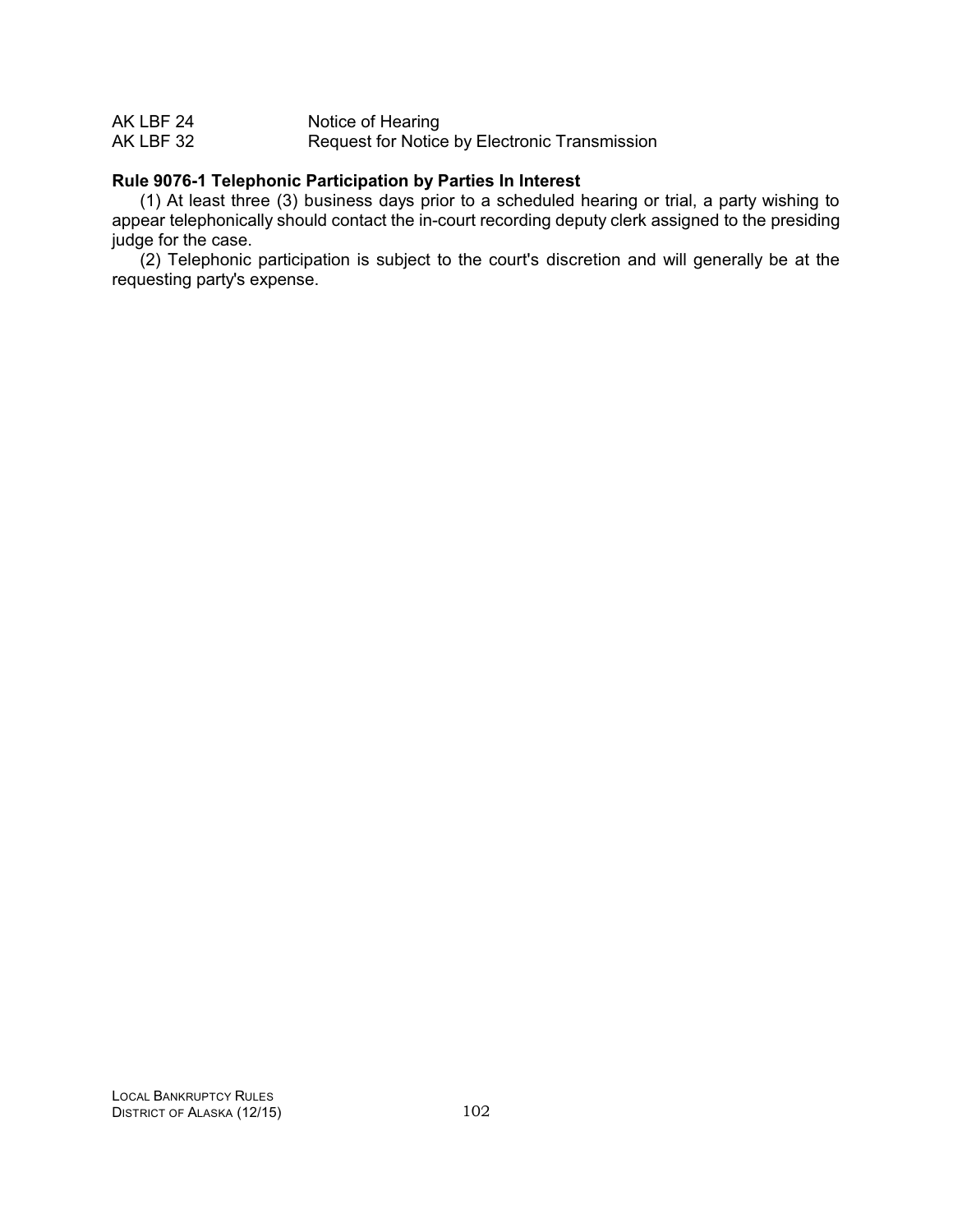| | |
|---|---|
| AK LBF 24 | Notice of Hearing |
| AK LBF 32 | Request for Notice by Electronic Transmission |

**Rule 9076-1 Telephonic Participation by Parties In Interest**

(1) At least three (3) business days prior to a scheduled hearing or trial, a party wishing to appear telephonically should contact the in-court recording deputy clerk assigned to the presiding judge for the case.

(2) Telephonic participation is subject to the court's discretion and will generally be at the requesting party's expense.